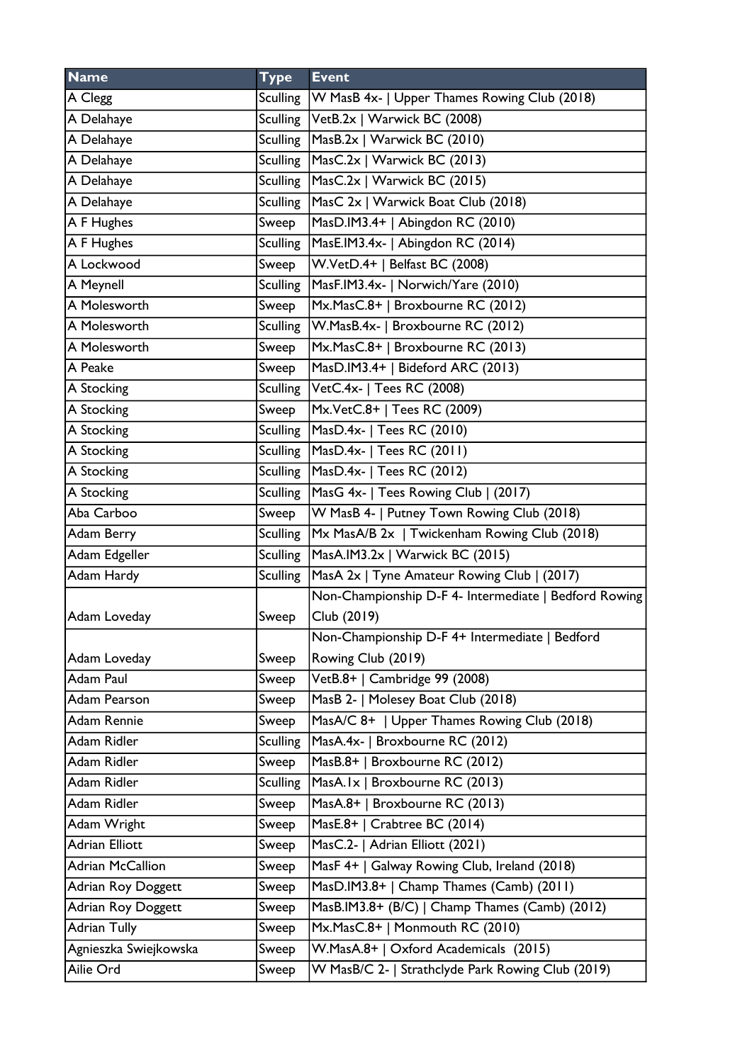| Name | Type | Event |
|---|---|---|
| A Clegg | Sculling | W MasB 4x- \| Upper Thames Rowing Club (2018) |
| A Delahaye | Sculling | VetB.2x \| Warwick BC (2008) |
| A Delahaye | Sculling | MasB.2x \| Warwick BC (2010) |
| A Delahaye | Sculling | MasC.2x \| Warwick BC (2013) |
| A Delahaye | Sculling | MasC.2x \| Warwick BC (2015) |
| A Delahaye | Sculling | MasC 2x \| Warwick Boat Club (2018) |
| A F Hughes | Sweep | MasD.IM3.4+ \| Abingdon RC (2010) |
| A F Hughes | Sculling | MasE.IM3.4x- \| Abingdon RC (2014) |
| A Lockwood | Sweep | W.VetD.4+ \| Belfast BC (2008) |
| A Meynell | Sculling | MasF.IM3.4x- \| Norwich/Yare (2010) |
| A Molesworth | Sweep | Mx.MasC.8+ \| Broxbourne RC (2012) |
| A Molesworth | Sculling | W.MasB.4x- \| Broxbourne RC (2012) |
| A Molesworth | Sweep | Mx.MasC.8+ \| Broxbourne RC (2013) |
| A Peake | Sweep | MasD.IM3.4+ \| Bideford ARC (2013) |
| A Stocking | Sculling | VetC.4x- \| Tees RC (2008) |
| A Stocking | Sweep | Mx.VetC.8+ \| Tees RC (2009) |
| A Stocking | Sculling | MasD.4x- \| Tees RC (2010) |
| A Stocking | Sculling | MasD.4x- \| Tees RC (2011) |
| A Stocking | Sculling | MasD.4x- \| Tees RC (2012) |
| A Stocking | Sculling | MasG 4x- \| Tees Rowing Club \| (2017) |
| Aba Carboo | Sweep | W MasB 4- \| Putney Town Rowing Club (2018) |
| Adam Berry | Sculling | Mx MasA/B 2x \| Twickenham Rowing Club (2018) |
| Adam Edgeller | Sculling | MasA.IM3.2x \| Warwick BC (2015) |
| Adam Hardy | Sculling | MasA 2x \| Tyne Amateur Rowing Club \| (2017) |
| Adam Loveday | Sweep | Non-Championship D-F 4- Intermediate \| Bedford Rowing Club (2019) |
| Adam Loveday | Sweep | Non-Championship D-F 4+ Intermediate \| Bedford Rowing Club (2019) |
| Adam Paul | Sweep | VetB.8+ \| Cambridge 99 (2008) |
| Adam Pearson | Sweep | MasB 2- \| Molesey Boat Club (2018) |
| Adam Rennie | Sweep | MasA/C 8+ \| Upper Thames Rowing Club (2018) |
| Adam Ridler | Sculling | MasA.4x- \| Broxbourne RC (2012) |
| Adam Ridler | Sweep | MasB.8+ \| Broxbourne RC (2012) |
| Adam Ridler | Sculling | MasA.1x \| Broxbourne RC (2013) |
| Adam Ridler | Sweep | MasA.8+ \| Broxbourne RC (2013) |
| Adam Wright | Sweep | MasE.8+ \| Crabtree BC (2014) |
| Adrian Elliott | Sweep | MasC.2- \| Adrian Elliott (2021) |
| Adrian McCallion | Sweep | MasF 4+ \| Galway Rowing Club, Ireland (2018) |
| Adrian Roy Doggett | Sweep | MasD.IM3.8+ \| Champ Thames (Camb) (2011) |
| Adrian Roy Doggett | Sweep | MasB.IM3.8+ (B/C) \| Champ Thames (Camb) (2012) |
| Adrian Tully | Sweep | Mx.MasC.8+ \| Monmouth RC (2010) |
| Agnieszka Swiejkowska | Sweep | W.MasA.8+ \| Oxford Academicals (2015) |
| Ailie Ord | Sweep | W MasB/C 2- \| Strathclyde Park Rowing Club (2019) |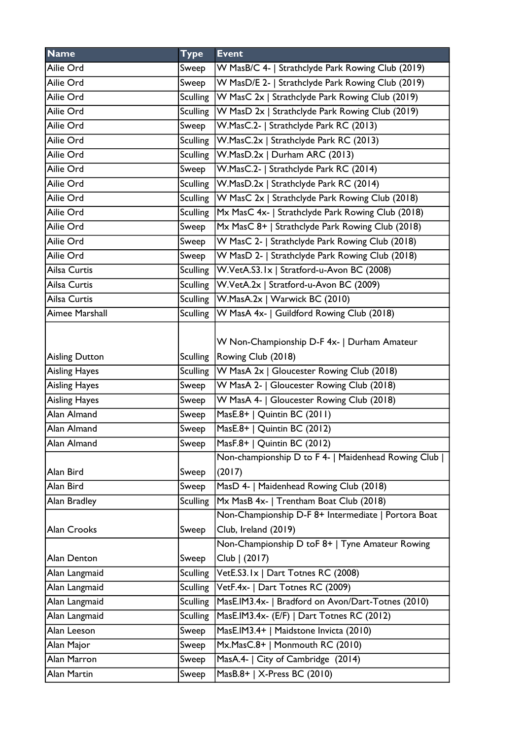| Name | Type | Event |
|---|---|---|
| Ailie Ord | Sweep | W MasB/C 4- \| Strathclyde Park Rowing Club (2019) |
| Ailie Ord | Sweep | W MasD/E 2- \| Strathclyde Park Rowing Club (2019) |
| Ailie Ord | Sculling | W MasC 2x \| Strathclyde Park Rowing Club (2019) |
| Ailie Ord | Sculling | W MasD 2x \| Strathclyde Park Rowing Club (2019) |
| Ailie Ord | Sweep | W.MasC.2- \| Strathclyde Park RC (2013) |
| Ailie Ord | Sculling | W.MasC.2x \| Strathclyde Park RC (2013) |
| Ailie Ord | Sculling | W.MasD.2x \| Durham ARC (2013) |
| Ailie Ord | Sweep | W.MasC.2- \| Strathclyde Park RC (2014) |
| Ailie Ord | Sculling | W.MasD.2x \| Strathclyde Park RC (2014) |
| Ailie Ord | Sculling | W MasC 2x \| Strathclyde Park Rowing Club (2018) |
| Ailie Ord | Sculling | Mx MasC 4x- \| Strathclyde Park Rowing Club (2018) |
| Ailie Ord | Sweep | Mx MasC 8+ \| Strathclyde Park Rowing Club (2018) |
| Ailie Ord | Sweep | W MasC 2- \| Strathclyde Park Rowing Club (2018) |
| Ailie Ord | Sweep | W MasD 2- \| Strathclyde Park Rowing Club (2018) |
| Ailsa Curtis | Sculling | W.VetA.S3.1x \| Stratford-u-Avon BC (2008) |
| Ailsa Curtis | Sculling | W.VetA.2x \| Stratford-u-Avon BC (2009) |
| Ailsa Curtis | Sculling | W.MasA.2x \| Warwick BC (2010) |
| Aimee Marshall | Sculling | W MasA 4x- \| Guildford Rowing Club (2018) |
| Aisling Dutton | Sculling | W Non-Championship D-F 4x- \| Durham Amateur Rowing Club (2018) |
| Aisling Hayes | Sculling | W MasA 2x \| Gloucester Rowing Club (2018) |
| Aisling Hayes | Sweep | W MasA 2- \| Gloucester Rowing Club (2018) |
| Aisling Hayes | Sweep | W MasA 4- \| Gloucester Rowing Club (2018) |
| Alan Almand | Sweep | MasE.8+ \| Quintin BC (2011) |
| Alan Almand | Sweep | MasE.8+ \| Quintin BC (2012) |
| Alan Almand | Sweep | MasF.8+ \| Quintin BC (2012) |
| Alan Bird | Sweep | Non-championship D to F 4- \| Maidenhead Rowing Club \| (2017) |
| Alan Bird | Sweep | MasD 4- \| Maidenhead Rowing Club (2018) |
| Alan Bradley | Sculling | Mx MasB 4x- \| Trentham Boat Club (2018) |
| Alan Crooks | Sweep | Non-Championship D-F 8+ Intermediate \| Portora Boat Club, Ireland (2019) |
| Alan Denton | Sweep | Non-Championship D toF 8+ \| Tyne Amateur Rowing Club \| (2017) |
| Alan Langmaid | Sculling | VetE.S3.1x \| Dart Totnes RC (2008) |
| Alan Langmaid | Sculling | VetF.4x- \| Dart Totnes RC (2009) |
| Alan Langmaid | Sculling | MasE.IM3.4x- \| Bradford on Avon/Dart-Totnes (2010) |
| Alan Langmaid | Sculling | MasE.IM3.4x- (E/F) \| Dart Totnes RC (2012) |
| Alan Leeson | Sweep | MasE.IM3.4+ \| Maidstone Invicta (2010) |
| Alan Major | Sweep | Mx.MasC.8+ \| Monmouth RC (2010) |
| Alan Marron | Sweep | MasA.4- \| City of Cambridge (2014) |
| Alan Martin | Sweep | MasB.8+ \| X-Press BC (2010) |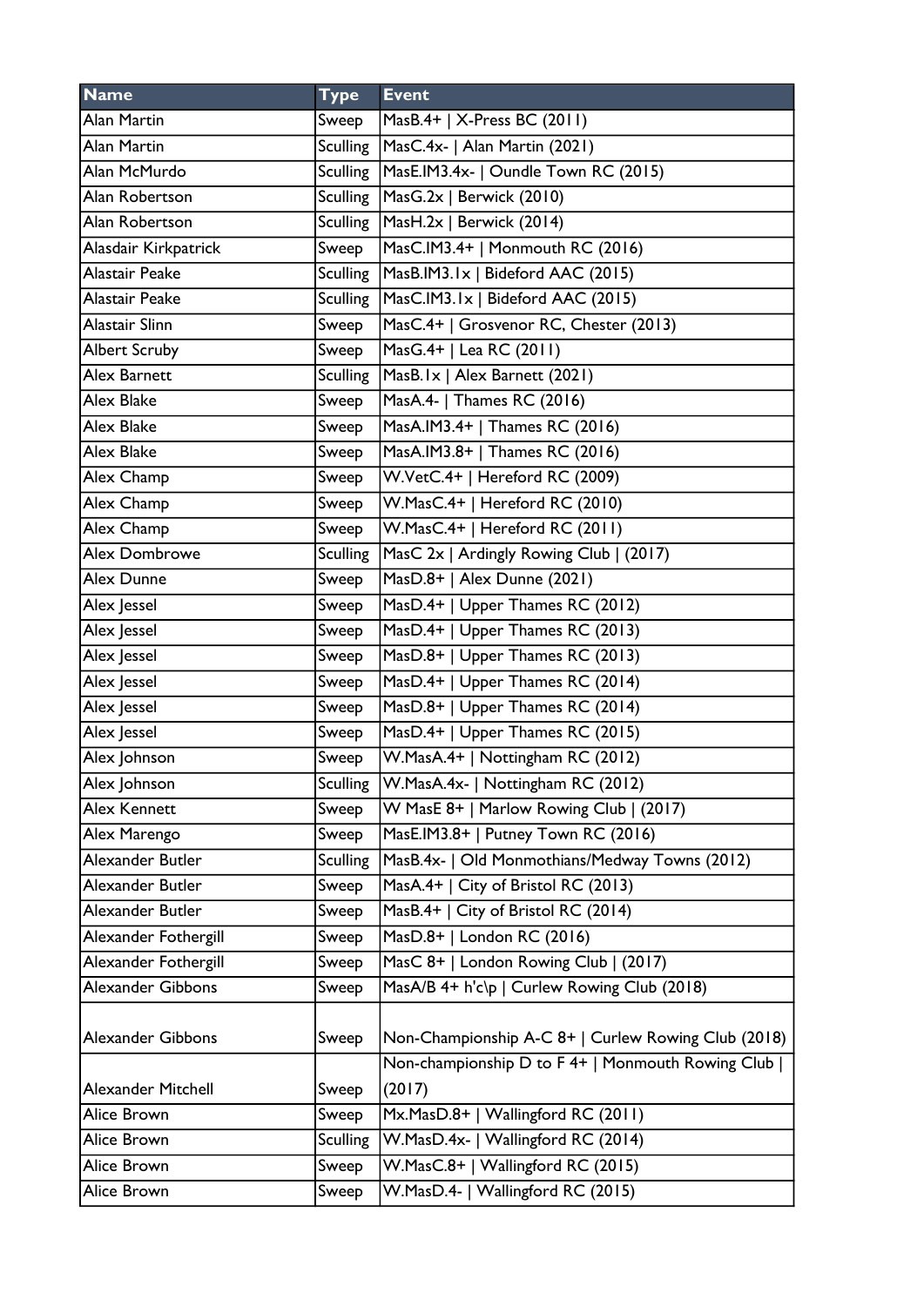| Name | Type | Event |
|---|---|---|
| Alan Martin | Sweep | MasB.4+ \| X-Press BC (2011) |
| Alan Martin | Sculling | MasC.4x- \| Alan Martin (2021) |
| Alan McMurdo | Sculling | MasE.IM3.4x- \| Oundle Town RC (2015) |
| Alan Robertson | Sculling | MasG.2x \| Berwick (2010) |
| Alan Robertson | Sculling | MasH.2x \| Berwick (2014) |
| Alasdair Kirkpatrick | Sweep | MasC.IM3.4+ \| Monmouth RC (2016) |
| Alastair Peake | Sculling | MasB.IM3.1x \| Bideford AAC (2015) |
| Alastair Peake | Sculling | MasC.IM3.1x \| Bideford AAC (2015) |
| Alastair Slinn | Sweep | MasC.4+ \| Grosvenor RC, Chester (2013) |
| Albert Scruby | Sweep | MasG.4+ \| Lea RC (2011) |
| Alex Barnett | Sculling | MasB.1x \| Alex Barnett (2021) |
| Alex Blake | Sweep | MasA.4- \| Thames RC (2016) |
| Alex Blake | Sweep | MasA.IM3.4+ \| Thames RC (2016) |
| Alex Blake | Sweep | MasA.IM3.8+ \| Thames RC (2016) |
| Alex Champ | Sweep | W.VetC.4+ \| Hereford RC (2009) |
| Alex Champ | Sweep | W.MasC.4+ \| Hereford RC (2010) |
| Alex Champ | Sweep | W.MasC.4+ \| Hereford RC (2011) |
| Alex Dombrowe | Sculling | MasC 2x \| Ardingly Rowing Club \| (2017) |
| Alex Dunne | Sweep | MasD.8+ \| Alex Dunne (2021) |
| Alex Jessel | Sweep | MasD.4+ \| Upper Thames RC (2012) |
| Alex Jessel | Sweep | MasD.4+ \| Upper Thames RC (2013) |
| Alex Jessel | Sweep | MasD.8+ \| Upper Thames RC (2013) |
| Alex Jessel | Sweep | MasD.4+ \| Upper Thames RC (2014) |
| Alex Jessel | Sweep | MasD.8+ \| Upper Thames RC (2014) |
| Alex Jessel | Sweep | MasD.4+ \| Upper Thames RC (2015) |
| Alex Johnson | Sweep | W.MasA.4+ \| Nottingham RC (2012) |
| Alex Johnson | Sculling | W.MasA.4x- \| Nottingham RC (2012) |
| Alex Kennett | Sweep | W MasE 8+ \| Marlow Rowing Club \| (2017) |
| Alex Marengo | Sweep | MasE.IM3.8+ \| Putney Town RC (2016) |
| Alexander Butler | Sculling | MasB.4x- \| Old Monmothians/Medway Towns (2012) |
| Alexander Butler | Sweep | MasA.4+ \| City of Bristol RC (2013) |
| Alexander Butler | Sweep | MasB.4+ \| City of Bristol RC (2014) |
| Alexander Fothergill | Sweep | MasD.8+ \| London RC (2016) |
| Alexander Fothergill | Sweep | MasC 8+ \| London Rowing Club \| (2017) |
| Alexander Gibbons | Sweep | MasA/B 4+ h'c\p \| Curlew Rowing Club (2018) |
| Alexander Gibbons | Sweep | Non-Championship A-C 8+ \| Curlew Rowing Club (2018) |
| Alexander Mitchell | Sweep | Non-championship D to F 4+ \| Monmouth Rowing Club \| (2017) |
| Alice Brown | Sweep | Mx.MasD.8+ \| Wallingford RC (2011) |
| Alice Brown | Sculling | W.MasD.4x- \| Wallingford RC (2014) |
| Alice Brown | Sweep | W.MasC.8+ \| Wallingford RC (2015) |
| Alice Brown | Sweep | W.MasD.4- \| Wallingford RC (2015) |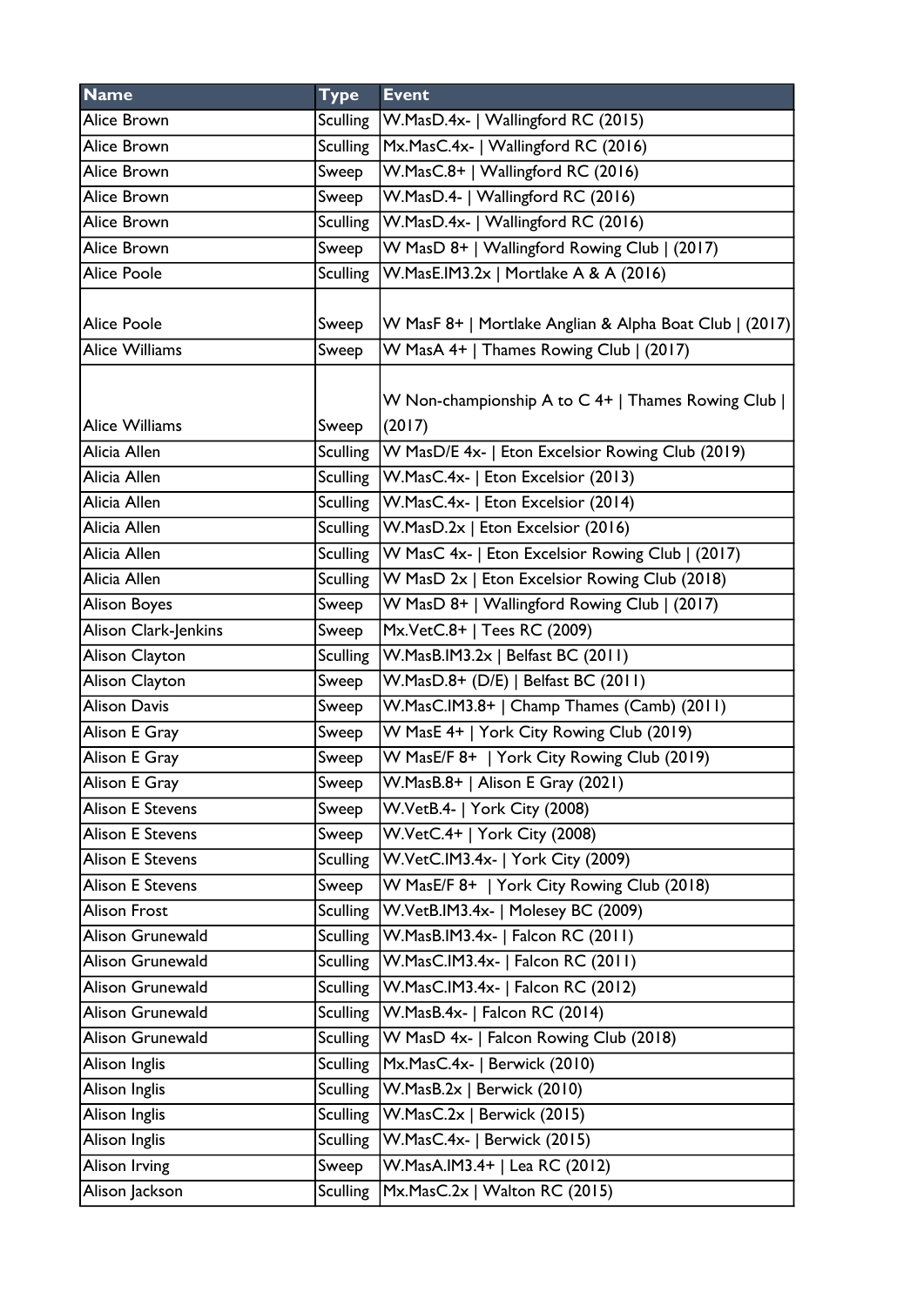| Name | Type | Event |
|---|---|---|
| Alice Brown | Sculling | W.MasD.4x- \| Wallingford RC (2015) |
| Alice Brown | Sculling | Mx.MasC.4x- \| Wallingford RC (2016) |
| Alice Brown | Sweep | W.MasC.8+ \| Wallingford RC (2016) |
| Alice Brown | Sweep | W.MasD.4- \| Wallingford RC (2016) |
| Alice Brown | Sculling | W.MasD.4x- \| Wallingford RC (2016) |
| Alice Brown | Sweep | W MasD 8+ \| Wallingford Rowing Club \| (2017) |
| Alice Poole | Sculling | W.MasE.IM3.2x \| Mortlake A & A (2016) |
| Alice Poole | Sweep | W MasF 8+ \| Mortlake Anglian & Alpha Boat Club \| (2017) |
| Alice Williams | Sweep | W MasA 4+ \| Thames Rowing Club \| (2017) |
| Alice Williams | Sweep | W Non-championship A to C 4+ \| Thames Rowing Club \| (2017) |
| Alicia Allen | Sculling | W MasD/E 4x- \| Eton Excelsior Rowing Club (2019) |
| Alicia Allen | Sculling | W.MasC.4x- \| Eton Excelsior (2013) |
| Alicia Allen | Sculling | W.MasC.4x- \| Eton Excelsior (2014) |
| Alicia Allen | Sculling | W.MasD.2x \| Eton Excelsior (2016) |
| Alicia Allen | Sculling | W MasC 4x- \| Eton Excelsior Rowing Club \| (2017) |
| Alicia Allen | Sculling | W MasD 2x \| Eton Excelsior Rowing Club (2018) |
| Alison Boyes | Sweep | W MasD 8+ \| Wallingford Rowing Club \| (2017) |
| Alison Clark-Jenkins | Sweep | Mx.VetC.8+ \| Tees RC (2009) |
| Alison Clayton | Sculling | W.MasB.IM3.2x \| Belfast BC (2011) |
| Alison Clayton | Sweep | W.MasD.8+ (D/E) \| Belfast BC (2011) |
| Alison Davis | Sweep | W.MasC.IM3.8+ \| Champ Thames (Camb) (2011) |
| Alison E Gray | Sweep | W MasE 4+ \| York City Rowing Club (2019) |
| Alison E Gray | Sweep | W MasE/F 8+ \| York City Rowing Club (2019) |
| Alison E Gray | Sweep | W.MasB.8+ \| Alison E Gray (2021) |
| Alison E Stevens | Sweep | W.VetB.4- \| York City (2008) |
| Alison E Stevens | Sweep | W.VetC.4+ \| York City (2008) |
| Alison E Stevens | Sculling | W.VetC.IM3.4x- \| York City (2009) |
| Alison E Stevens | Sweep | W MasE/F 8+ \| York City Rowing Club (2018) |
| Alison Frost | Sculling | W.VetB.IM3.4x- \| Molesey BC (2009) |
| Alison Grunewald | Sculling | W.MasB.IM3.4x- \| Falcon RC (2011) |
| Alison Grunewald | Sculling | W.MasC.IM3.4x- \| Falcon RC (2011) |
| Alison Grunewald | Sculling | W.MasC.IM3.4x- \| Falcon RC (2012) |
| Alison Grunewald | Sculling | W.MasB.4x- \| Falcon RC (2014) |
| Alison Grunewald | Sculling | W MasD 4x- \| Falcon Rowing Club (2018) |
| Alison Inglis | Sculling | Mx.MasC.4x- \| Berwick (2010) |
| Alison Inglis | Sculling | W.MasB.2x \| Berwick (2010) |
| Alison Inglis | Sculling | W.MasC.2x \| Berwick (2015) |
| Alison Inglis | Sculling | W.MasC.4x- \| Berwick (2015) |
| Alison Irving | Sweep | W.MasA.IM3.4+ \| Lea RC (2012) |
| Alison Jackson | Sculling | Mx.MasC.2x \| Walton RC (2015) |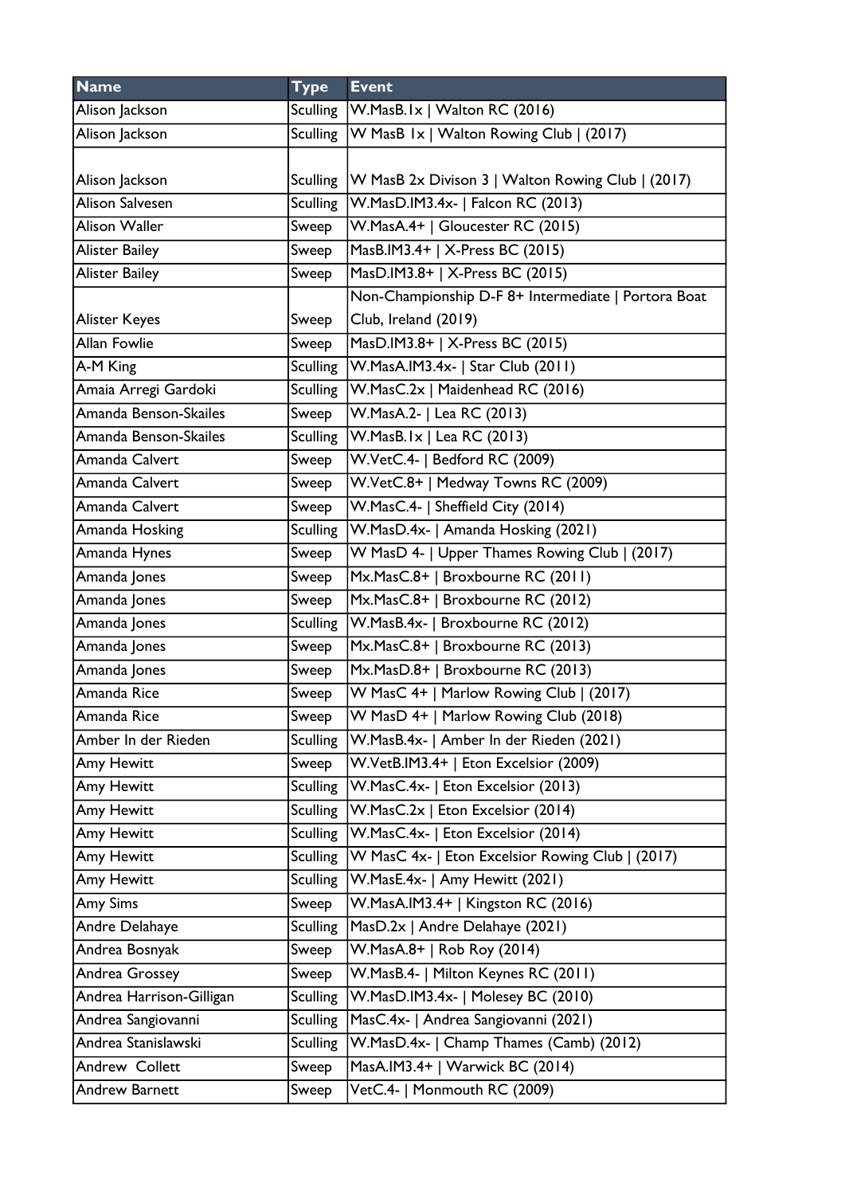| Name | Type | Event |
|---|---|---|
| Alison Jackson | Sculling | W.MasB.1x \| Walton RC (2016) |
| Alison Jackson | Sculling | W MasB 1x \| Walton Rowing Club \| (2017) |
| Alison Jackson | Sculling | W MasB 2x Divison 3 \| Walton Rowing Club \| (2017) |
| Alison Salvesen | Sculling | W.MasD.IM3.4x- \| Falcon RC (2013) |
| Alison Waller | Sweep | W.MasA.4+ \| Gloucester RC (2015) |
| Alister Bailey | Sweep | MasB.IM3.4+ \| X-Press BC (2015) |
| Alister Bailey | Sweep | MasD.IM3.8+ \| X-Press BC (2015) |
| Alister Keyes | Sweep | Non-Championship D-F 8+ Intermediate \| Portora Boat Club, Ireland (2019) |
| Allan Fowlie | Sweep | MasD.IM3.8+ \| X-Press BC (2015) |
| A-M King | Sculling | W.MasA.IM3.4x- \| Star Club (2011) |
| Amaia Arregi Gardoki | Sculling | W.MasC.2x \| Maidenhead RC (2016) |
| Amanda Benson-Skailes | Sweep | W.MasA.2- \| Lea RC (2013) |
| Amanda Benson-Skailes | Sculling | W.MasB.1x \| Lea RC (2013) |
| Amanda Calvert | Sweep | W.VetC.4- \| Bedford RC (2009) |
| Amanda Calvert | Sweep | W.VetC.8+ \| Medway Towns RC (2009) |
| Amanda Calvert | Sweep | W.MasC.4- \| Sheffield City (2014) |
| Amanda Hosking | Sculling | W.MasD.4x- \| Amanda Hosking (2021) |
| Amanda Hynes | Sweep | W MasD 4- \| Upper Thames Rowing Club \| (2017) |
| Amanda Jones | Sweep | Mx.MasC.8+ \| Broxbourne RC (2011) |
| Amanda Jones | Sweep | Mx.MasC.8+ \| Broxbourne RC (2012) |
| Amanda Jones | Sculling | W.MasB.4x- \| Broxbourne RC (2012) |
| Amanda Jones | Sweep | Mx.MasC.8+ \| Broxbourne RC (2013) |
| Amanda Jones | Sweep | Mx.MasD.8+ \| Broxbourne RC (2013) |
| Amanda Rice | Sweep | W MasC 4+ \| Marlow Rowing Club \| (2017) |
| Amanda Rice | Sweep | W MasD 4+ \| Marlow Rowing Club (2018) |
| Amber In der Rieden | Sculling | W.MasB.4x- \| Amber In der Rieden (2021) |
| Amy Hewitt | Sweep | W.VetB.IM3.4+ \| Eton Excelsior (2009) |
| Amy Hewitt | Sculling | W.MasC.4x- \| Eton Excelsior (2013) |
| Amy Hewitt | Sculling | W.MasC.2x \| Eton Excelsior (2014) |
| Amy Hewitt | Sculling | W.MasC.4x- \| Eton Excelsior (2014) |
| Amy Hewitt | Sculling | W MasC 4x- \| Eton Excelsior Rowing Club \| (2017) |
| Amy Hewitt | Sculling | W.MasE.4x- \| Amy Hewitt (2021) |
| Amy Sims | Sweep | W.MasA.IM3.4+ \| Kingston RC (2016) |
| Andre Delahaye | Sculling | MasD.2x \| Andre Delahaye (2021) |
| Andrea Bosnyak | Sweep | W.MasA.8+ \| Rob Roy (2014) |
| Andrea Grossey | Sweep | W.MasB.4- \| Milton Keynes RC (2011) |
| Andrea Harrison-Gilligan | Sculling | W.MasD.IM3.4x- \| Molesey BC (2010) |
| Andrea Sangiovanni | Sculling | MasC.4x- \| Andrea Sangiovanni (2021) |
| Andrea Stanislawski | Sculling | W.MasD.4x- \| Champ Thames (Camb) (2012) |
| Andrew  Collett | Sweep | MasA.IM3.4+ \| Warwick BC (2014) |
| Andrew Barnett | Sweep | VetC.4- \| Monmouth RC (2009) |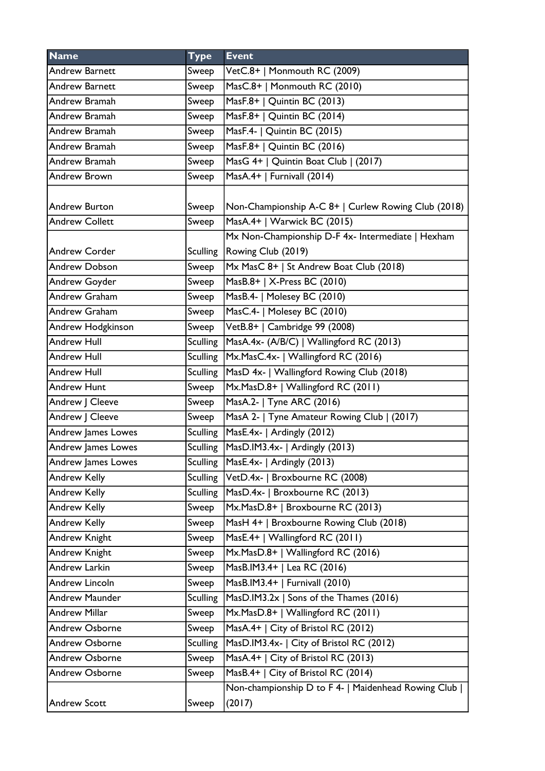| Name | Type | Event |
|---|---|---|
| Andrew Barnett | Sweep | VetC.8+ \| Monmouth RC (2009) |
| Andrew Barnett | Sweep | MasC.8+ \| Monmouth RC (2010) |
| Andrew Bramah | Sweep | MasF.8+ \| Quintin BC (2013) |
| Andrew Bramah | Sweep | MasF.8+ \| Quintin BC (2014) |
| Andrew Bramah | Sweep | MasF.4- \| Quintin BC (2015) |
| Andrew Bramah | Sweep | MasF.8+ \| Quintin BC (2016) |
| Andrew Bramah | Sweep | MasG 4+ \| Quintin Boat Club \| (2017) |
| Andrew Brown | Sweep | MasA.4+ \| Furnivall (2014) |
| Andrew Burton | Sweep | Non-Championship A-C 8+ \| Curlew Rowing Club (2018) |
| Andrew Collett | Sweep | MasA.4+ \| Warwick BC (2015) |
| Andrew Corder | Sculling | Mx Non-Championship D-F 4x- Intermediate \| Hexham Rowing Club (2019) |
| Andrew Dobson | Sweep | Mx MasC 8+ \| St Andrew Boat Club (2018) |
| Andrew Goyder | Sweep | MasB.8+ \| X-Press BC (2010) |
| Andrew Graham | Sweep | MasB.4- \| Molesey BC (2010) |
| Andrew Graham | Sweep | MasC.4- \| Molesey BC (2010) |
| Andrew Hodgkinson | Sweep | VetB.8+ \| Cambridge 99 (2008) |
| Andrew Hull | Sculling | MasA.4x- (A/B/C) \| Wallingford RC (2013) |
| Andrew Hull | Sculling | Mx.MasC.4x- \| Wallingford RC (2016) |
| Andrew Hull | Sculling | MasD 4x- \| Wallingford Rowing Club (2018) |
| Andrew Hunt | Sweep | Mx.MasD.8+ \| Wallingford RC (2011) |
| Andrew J Cleeve | Sweep | MasA.2- \| Tyne ARC (2016) |
| Andrew J Cleeve | Sweep | MasA 2- \| Tyne Amateur Rowing Club \| (2017) |
| Andrew James Lowes | Sculling | MasE.4x- \| Ardingly (2012) |
| Andrew James Lowes | Sculling | MasD.IM3.4x- \| Ardingly (2013) |
| Andrew James Lowes | Sculling | MasE.4x- \| Ardingly (2013) |
| Andrew Kelly | Sculling | VetD.4x- \| Broxbourne RC (2008) |
| Andrew Kelly | Sculling | MasD.4x- \| Broxbourne RC (2013) |
| Andrew Kelly | Sweep | Mx.MasD.8+ \| Broxbourne RC (2013) |
| Andrew Kelly | Sweep | MasH 4+ \| Broxbourne Rowing Club (2018) |
| Andrew Knight | Sweep | MasE.4+ \| Wallingford RC (2011) |
| Andrew Knight | Sweep | Mx.MasD.8+ \| Wallingford RC (2016) |
| Andrew Larkin | Sweep | MasB.IM3.4+ \| Lea RC (2016) |
| Andrew Lincoln | Sweep | MasB.IM3.4+ \| Furnivall (2010) |
| Andrew Maunder | Sculling | MasD.IM3.2x \| Sons of the Thames (2016) |
| Andrew Millar | Sweep | Mx.MasD.8+ \| Wallingford RC (2011) |
| Andrew Osborne | Sweep | MasA.4+ \| City of Bristol RC (2012) |
| Andrew Osborne | Sculling | MasD.IM3.4x- \| City of Bristol RC (2012) |
| Andrew Osborne | Sweep | MasA.4+ \| City of Bristol RC (2013) |
| Andrew Osborne | Sweep | MasB.4+ \| City of Bristol RC (2014) |
| Andrew Scott | Sweep | Non-championship D to F 4- \| Maidenhead Rowing Club \| (2017) |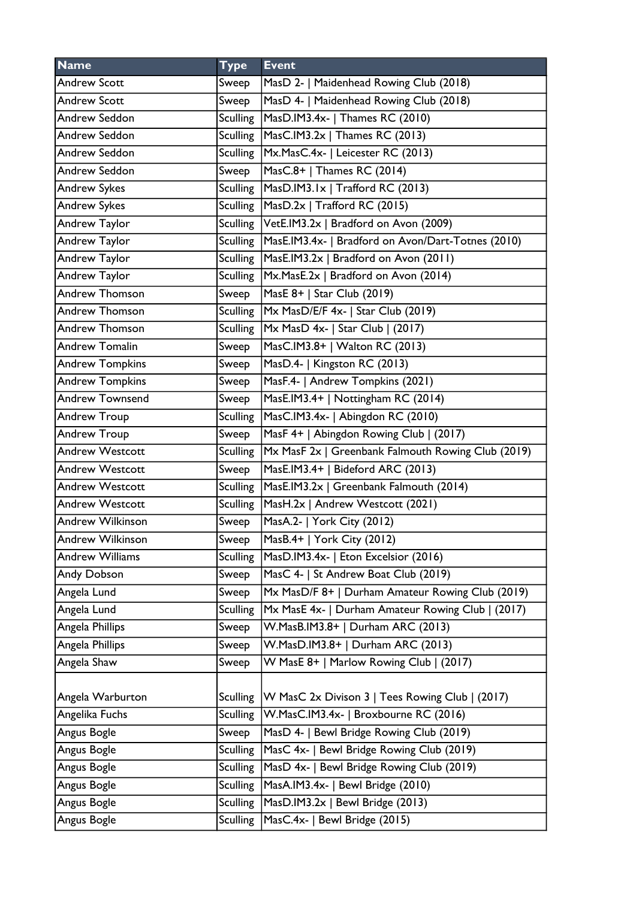| Name | Type | Event |
|---|---|---|
| Andrew Scott | Sweep | MasD 2- \| Maidenhead Rowing Club (2018) |
| Andrew Scott | Sweep | MasD 4- \| Maidenhead Rowing Club (2018) |
| Andrew Seddon | Sculling | MasD.IM3.4x- \| Thames RC (2010) |
| Andrew Seddon | Sculling | MasC.IM3.2x \| Thames RC (2013) |
| Andrew Seddon | Sculling | Mx.MasC.4x- \| Leicester RC (2013) |
| Andrew Seddon | Sweep | MasC.8+ \| Thames RC (2014) |
| Andrew Sykes | Sculling | MasD.IM3.1x \| Trafford RC (2013) |
| Andrew Sykes | Sculling | MasD.2x \| Trafford RC (2015) |
| Andrew Taylor | Sculling | VetE.IM3.2x \| Bradford on Avon (2009) |
| Andrew Taylor | Sculling | MasE.IM3.4x- \| Bradford on Avon/Dart-Totnes (2010) |
| Andrew Taylor | Sculling | MasE.IM3.2x \| Bradford on Avon (2011) |
| Andrew Taylor | Sculling | Mx.MasE.2x \| Bradford on Avon (2014) |
| Andrew Thomson | Sweep | MasE 8+ \| Star Club (2019) |
| Andrew Thomson | Sculling | Mx MasD/E/F 4x- \| Star Club (2019) |
| Andrew Thomson | Sculling | Mx MasD 4x- \| Star Club \| (2017) |
| Andrew Tomalin | Sweep | MasC.IM3.8+ \| Walton RC (2013) |
| Andrew Tompkins | Sweep | MasD.4- \| Kingston RC (2013) |
| Andrew Tompkins | Sweep | MasF.4- \| Andrew Tompkins (2021) |
| Andrew Townsend | Sweep | MasE.IM3.4+ \| Nottingham RC (2014) |
| Andrew Troup | Sculling | MasC.IM3.4x- \| Abingdon RC (2010) |
| Andrew Troup | Sweep | MasF 4+ \| Abingdon Rowing Club \| (2017) |
| Andrew Westcott | Sculling | Mx MasF 2x \| Greenbank Falmouth Rowing Club (2019) |
| Andrew Westcott | Sweep | MasE.IM3.4+ \| Bideford ARC (2013) |
| Andrew Westcott | Sculling | MasE.IM3.2x \| Greenbank Falmouth (2014) |
| Andrew Westcott | Sculling | MasH.2x \| Andrew Westcott (2021) |
| Andrew Wilkinson | Sweep | MasA.2- \| York City (2012) |
| Andrew Wilkinson | Sweep | MasB.4+ \| York City (2012) |
| Andrew Williams | Sculling | MasD.IM3.4x- \| Eton Excelsior (2016) |
| Andy Dobson | Sweep | MasC 4- \| St Andrew Boat Club (2019) |
| Angela Lund | Sweep | Mx MasD/F 8+ \| Durham Amateur Rowing Club (2019) |
| Angela Lund | Sculling | Mx MasE 4x- \| Durham Amateur Rowing Club \| (2017) |
| Angela Phillips | Sweep | W.MasB.IM3.8+ \| Durham ARC (2013) |
| Angela Phillips | Sweep | W.MasD.IM3.8+ \| Durham ARC (2013) |
| Angela Shaw | Sweep | W MasE 8+ \| Marlow Rowing Club \| (2017) |
| Angela Warburton | Sculling | W MasC 2x Divison 3 \| Tees Rowing Club \| (2017) |
| Angelika Fuchs | Sculling | W.MasC.IM3.4x- \| Broxbourne RC (2016) |
| Angus Bogle | Sweep | MasD 4- \| Bewl Bridge Rowing Club (2019) |
| Angus Bogle | Sculling | MasC 4x- \| Bewl Bridge Rowing Club (2019) |
| Angus Bogle | Sculling | MasD 4x- \| Bewl Bridge Rowing Club (2019) |
| Angus Bogle | Sculling | MasA.IM3.4x- \| Bewl Bridge (2010) |
| Angus Bogle | Sculling | MasD.IM3.2x \| Bewl Bridge (2013) |
| Angus Bogle | Sculling | MasC.4x- \| Bewl Bridge (2015) |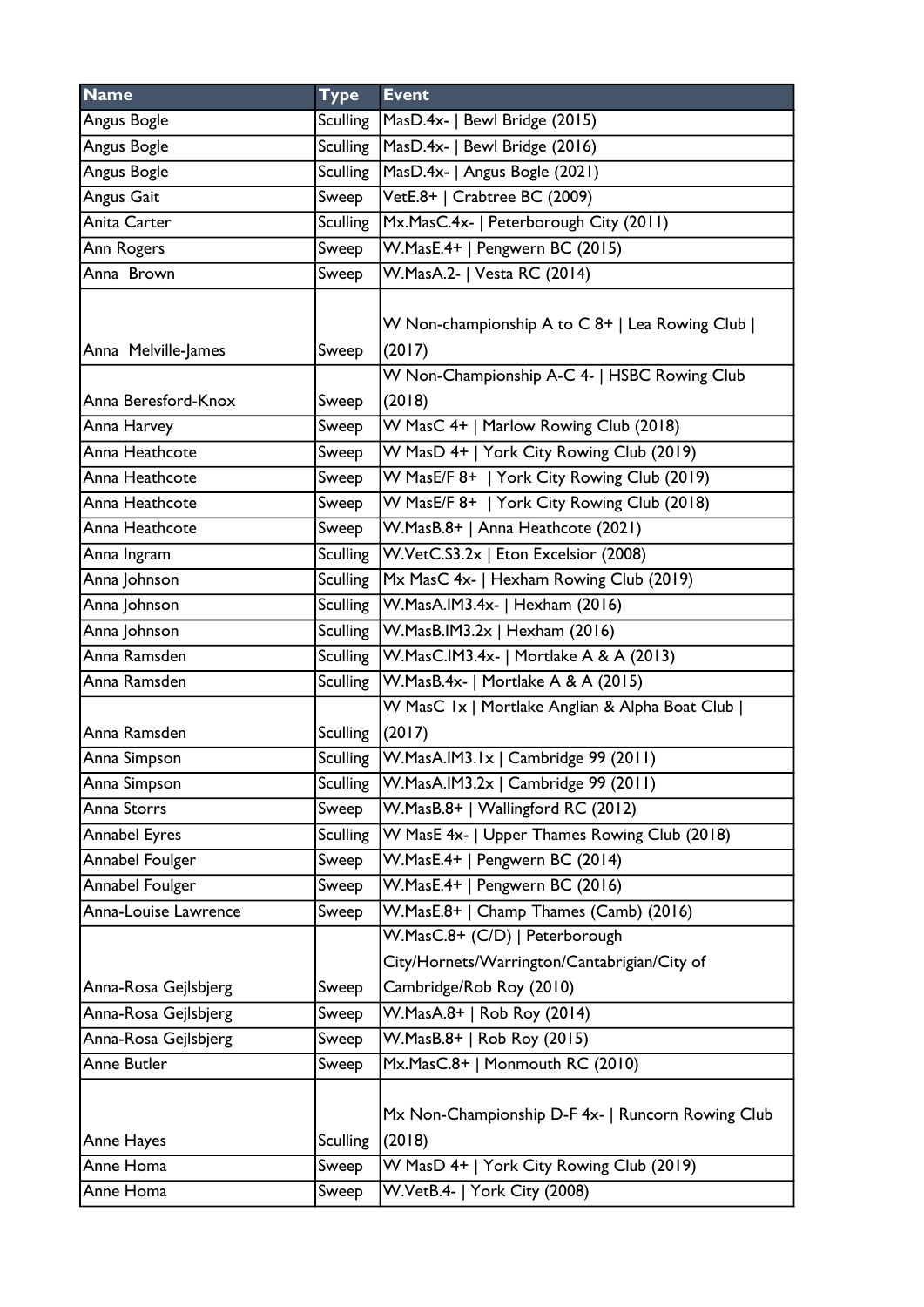| Name | Type | Event |
| --- | --- | --- |
| Angus Bogle | Sculling | MasD.4x- \| Bewl Bridge (2015) |
| Angus Bogle | Sculling | MasD.4x- \| Bewl Bridge (2016) |
| Angus Bogle | Sculling | MasD.4x- \| Angus Bogle (2021) |
| Angus Gait | Sweep | VetE.8+ \| Crabtree BC (2009) |
| Anita Carter | Sculling | Mx.MasC.4x- \| Peterborough City (2011) |
| Ann Rogers | Sweep | W.MasE.4+ \| Pengwern BC (2015) |
| Anna Brown | Sweep | W.MasA.2- \| Vesta RC (2014) |
| Anna Melville-James | Sweep | W Non-championship A to C 8+ \| Lea Rowing Club \| (2017) |
| Anna Beresford-Knox | Sweep | W Non-Championship A-C 4- \| HSBC Rowing Club (2018) |
| Anna Harvey | Sweep | W MasC 4+ \| Marlow Rowing Club (2018) |
| Anna Heathcote | Sweep | W MasD 4+ \| York City Rowing Club (2019) |
| Anna Heathcote | Sweep | W MasE/F 8+ \| York City Rowing Club (2019) |
| Anna Heathcote | Sweep | W MasE/F 8+ \| York City Rowing Club (2018) |
| Anna Heathcote | Sweep | W.MasB.8+ \| Anna Heathcote (2021) |
| Anna Ingram | Sculling | W.VetC.S3.2x \| Eton Excelsior (2008) |
| Anna Johnson | Sculling | Mx MasC 4x- \| Hexham Rowing Club (2019) |
| Anna Johnson | Sculling | W.MasA.IM3.4x- \| Hexham (2016) |
| Anna Johnson | Sculling | W.MasB.IM3.2x \| Hexham (2016) |
| Anna Ramsden | Sculling | W.MasC.IM3.4x- \| Mortlake A & A (2013) |
| Anna Ramsden | Sculling | W.MasB.4x- \| Mortlake A & A (2015) |
| Anna Ramsden | Sculling | W MasC 1x \| Mortlake Anglian & Alpha Boat Club \| (2017) |
| Anna Simpson | Sculling | W.MasA.IM3.1x \| Cambridge 99 (2011) |
| Anna Simpson | Sculling | W.MasA.IM3.2x \| Cambridge 99 (2011) |
| Anna Storrs | Sweep | W.MasB.8+ \| Wallingford RC (2012) |
| Annabel Eyres | Sculling | W MasE 4x- \| Upper Thames Rowing Club (2018) |
| Annabel Foulger | Sweep | W.MasE.4+ \| Pengwern BC (2014) |
| Annabel Foulger | Sweep | W.MasE.4+ \| Pengwern BC (2016) |
| Anna-Louise Lawrence | Sweep | W.MasE.8+ \| Champ Thames (Camb) (2016) |
| Anna-Rosa Gejlsbjerg | Sweep | W.MasC.8+ (C/D) \| Peterborough City/Hornets/Warrington/Cantabrigian/City of Cambridge/Rob Roy (2010) |
| Anna-Rosa Gejlsbjerg | Sweep | W.MasA.8+ \| Rob Roy (2014) |
| Anna-Rosa Gejlsbjerg | Sweep | W.MasB.8+ \| Rob Roy (2015) |
| Anne Butler | Sweep | Mx.MasC.8+ \| Monmouth RC (2010) |
| Anne Hayes | Sculling | Mx Non-Championship D-F 4x- \| Runcorn Rowing Club (2018) |
| Anne Homa | Sweep | W MasD 4+ \| York City Rowing Club (2019) |
| Anne Homa | Sweep | W.VetB.4- \| York City (2008) |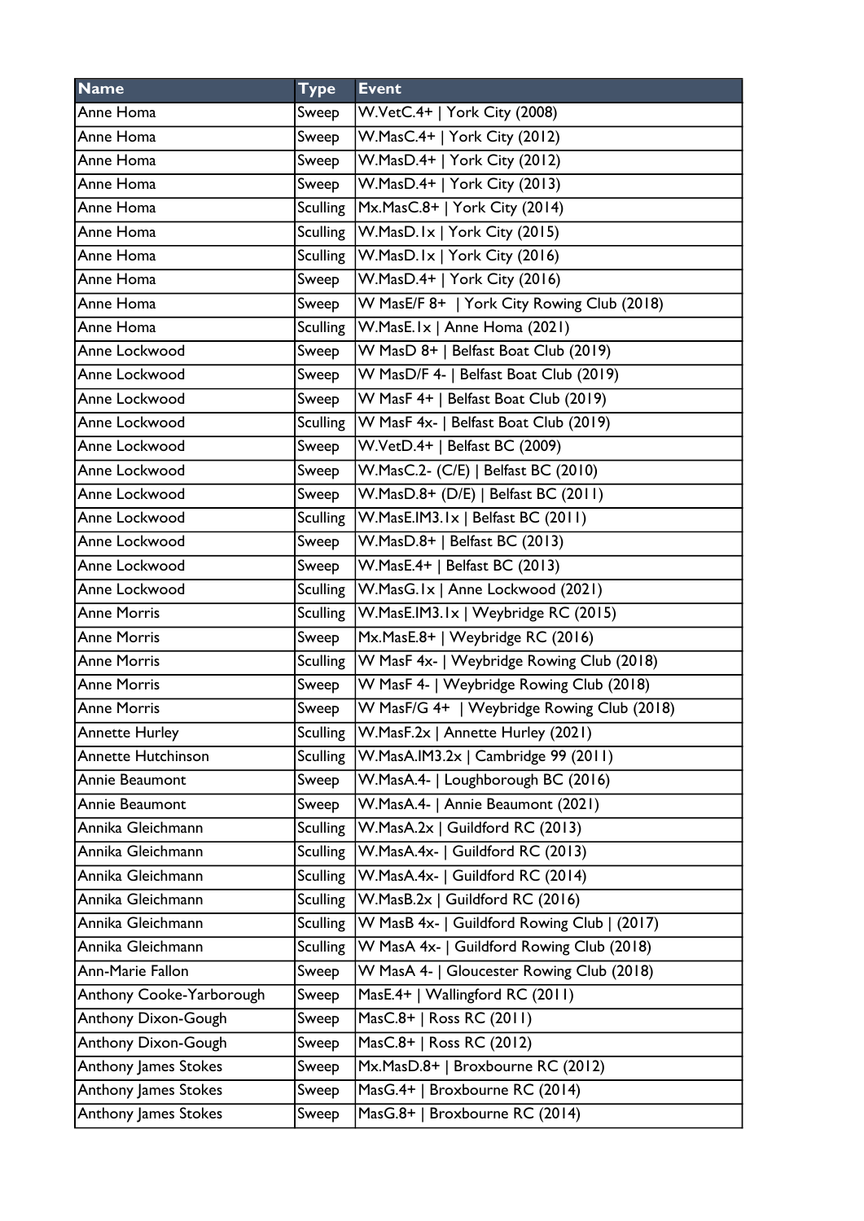| Name | Type | Event |
|---|---|---|
| Anne Homa | Sweep | W.VetC.4+ \| York City (2008) |
| Anne Homa | Sweep | W.MasC.4+ \| York City (2012) |
| Anne Homa | Sweep | W.MasD.4+ \| York City (2012) |
| Anne Homa | Sweep | W.MasD.4+ \| York City (2013) |
| Anne Homa | Sculling | Mx.MasC.8+ \| York City (2014) |
| Anne Homa | Sculling | W.MasD.1x \| York City (2015) |
| Anne Homa | Sculling | W.MasD.1x \| York City (2016) |
| Anne Homa | Sweep | W.MasD.4+ \| York City (2016) |
| Anne Homa | Sweep | W MasE/F 8+ \| York City Rowing Club (2018) |
| Anne Homa | Sculling | W.MasE.1x \| Anne Homa (2021) |
| Anne Lockwood | Sweep | W MasD 8+ \| Belfast Boat Club (2019) |
| Anne Lockwood | Sweep | W MasD/F 4- \| Belfast Boat Club (2019) |
| Anne Lockwood | Sweep | W MasF 4+ \| Belfast Boat Club (2019) |
| Anne Lockwood | Sculling | W MasF 4x- \| Belfast Boat Club (2019) |
| Anne Lockwood | Sweep | W.VetD.4+ \| Belfast BC (2009) |
| Anne Lockwood | Sweep | W.MasC.2- (C/E) \| Belfast BC (2010) |
| Anne Lockwood | Sweep | W.MasD.8+ (D/E) \| Belfast BC (2011) |
| Anne Lockwood | Sculling | W.MasE.IM3.1x \| Belfast BC (2011) |
| Anne Lockwood | Sweep | W.MasD.8+ \| Belfast BC (2013) |
| Anne Lockwood | Sweep | W.MasE.4+ \| Belfast BC (2013) |
| Anne Lockwood | Sculling | W.MasG.1x \| Anne Lockwood (2021) |
| Anne Morris | Sculling | W.MasE.IM3.1x \| Weybridge RC (2015) |
| Anne Morris | Sweep | Mx.MasE.8+ \| Weybridge RC (2016) |
| Anne Morris | Sculling | W MasF 4x- \| Weybridge Rowing Club (2018) |
| Anne Morris | Sweep | W MasF 4- \| Weybridge Rowing Club (2018) |
| Anne Morris | Sweep | W MasF/G 4+ \| Weybridge Rowing Club (2018) |
| Annette Hurley | Sculling | W.MasF.2x \| Annette Hurley (2021) |
| Annette Hutchinson | Sculling | W.MasA.IM3.2x \| Cambridge 99 (2011) |
| Annie Beaumont | Sweep | W.MasA.4- \| Loughborough BC (2016) |
| Annie Beaumont | Sweep | W.MasA.4- \| Annie Beaumont (2021) |
| Annika Gleichmann | Sculling | W.MasA.2x \| Guildford RC (2013) |
| Annika Gleichmann | Sculling | W.MasA.4x- \| Guildford RC (2013) |
| Annika Gleichmann | Sculling | W.MasA.4x- \| Guildford RC (2014) |
| Annika Gleichmann | Sculling | W.MasB.2x \| Guildford RC (2016) |
| Annika Gleichmann | Sculling | W MasB 4x- \| Guildford Rowing Club \| (2017) |
| Annika Gleichmann | Sculling | W MasA 4x- \| Guildford Rowing Club (2018) |
| Ann-Marie Fallon | Sweep | W MasA 4- \| Gloucester Rowing Club (2018) |
| Anthony Cooke-Yarborough | Sweep | MasE.4+ \| Wallingford RC (2011) |
| Anthony Dixon-Gough | Sweep | MasC.8+ \| Ross RC (2011) |
| Anthony Dixon-Gough | Sweep | MasC.8+ \| Ross RC (2012) |
| Anthony James Stokes | Sweep | Mx.MasD.8+ \| Broxbourne RC (2012) |
| Anthony James Stokes | Sweep | MasG.4+ \| Broxbourne RC (2014) |
| Anthony James Stokes | Sweep | MasG.8+ \| Broxbourne RC (2014) |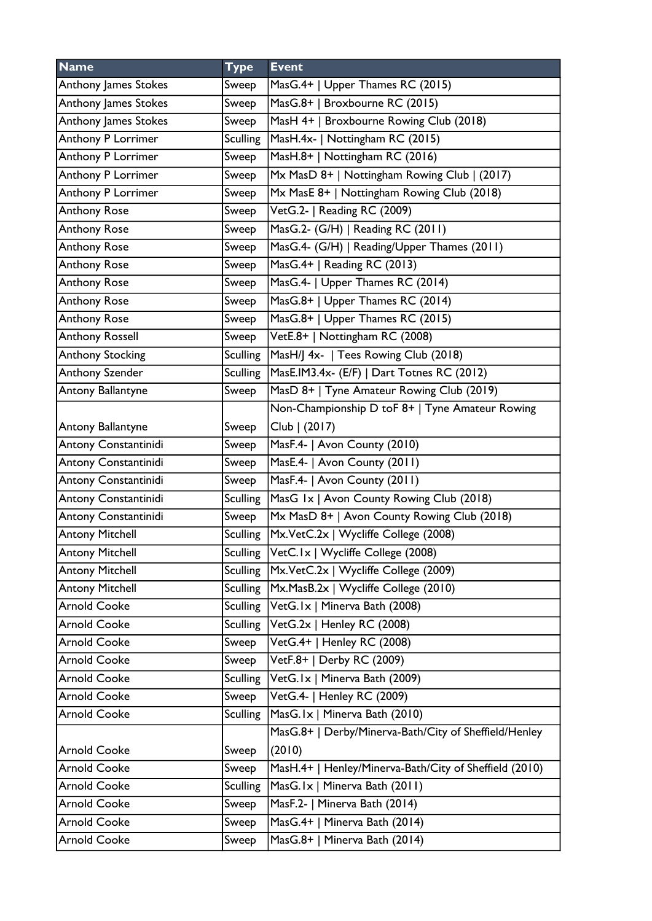| Name | Type | Event |
|---|---|---|
| Anthony James Stokes | Sweep | MasG.4+ \| Upper Thames RC (2015) |
| Anthony James Stokes | Sweep | MasG.8+ \| Broxbourne RC (2015) |
| Anthony James Stokes | Sweep | MasH 4+ \| Broxbourne Rowing Club (2018) |
| Anthony P Lorrimer | Sculling | MasH.4x- \| Nottingham RC (2015) |
| Anthony P Lorrimer | Sweep | MasH.8+ \| Nottingham RC (2016) |
| Anthony P Lorrimer | Sweep | Mx MasD 8+ \| Nottingham Rowing Club \| (2017) |
| Anthony P Lorrimer | Sweep | Mx MasE 8+ \| Nottingham Rowing Club (2018) |
| Anthony Rose | Sweep | VetG.2- \| Reading RC (2009) |
| Anthony Rose | Sweep | MasG.2- (G/H) \| Reading RC (2011) |
| Anthony Rose | Sweep | MasG.4- (G/H) \| Reading/Upper Thames (2011) |
| Anthony Rose | Sweep | MasG.4+ \| Reading RC (2013) |
| Anthony Rose | Sweep | MasG.4- \| Upper Thames RC (2014) |
| Anthony Rose | Sweep | MasG.8+ \| Upper Thames RC (2014) |
| Anthony Rose | Sweep | MasG.8+ \| Upper Thames RC (2015) |
| Anthony Rossell | Sweep | VetE.8+ \| Nottingham RC (2008) |
| Anthony Stocking | Sculling | MasH/J 4x- \| Tees Rowing Club (2018) |
| Anthony Szender | Sculling | MasE.IM3.4x- (E/F) \| Dart Totnes RC (2012) |
| Antony Ballantyne | Sweep | MasD 8+ \| Tyne Amateur Rowing Club (2019) |
| Antony Ballantyne | Sweep | Non-Championship D toF 8+ \| Tyne Amateur Rowing Club \| (2017) |
| Antony Constantinidi | Sweep | MasF.4- \| Avon County (2010) |
| Antony Constantinidi | Sweep | MasE.4- \| Avon County (2011) |
| Antony Constantinidi | Sweep | MasF.4- \| Avon County (2011) |
| Antony Constantinidi | Sculling | MasG 1x \| Avon County Rowing Club (2018) |
| Antony Constantinidi | Sweep | Mx MasD 8+ \| Avon County Rowing Club (2018) |
| Antony Mitchell | Sculling | Mx.VetC.2x \| Wycliffe College (2008) |
| Antony Mitchell | Sculling | VetC.1x \| Wycliffe College (2008) |
| Antony Mitchell | Sculling | Mx.VetC.2x \| Wycliffe College (2009) |
| Antony Mitchell | Sculling | Mx.MasB.2x \| Wycliffe College (2010) |
| Arnold Cooke | Sculling | VetG.1x \| Minerva Bath (2008) |
| Arnold Cooke | Sculling | VetG.2x \| Henley RC (2008) |
| Arnold Cooke | Sweep | VetG.4+ \| Henley RC (2008) |
| Arnold Cooke | Sweep | VetF.8+ \| Derby RC (2009) |
| Arnold Cooke | Sculling | VetG.1x \| Minerva Bath (2009) |
| Arnold Cooke | Sweep | VetG.4- \| Henley RC (2009) |
| Arnold Cooke | Sculling | MasG.1x \| Minerva Bath (2010) |
| Arnold Cooke | Sweep | MasG.8+ \| Derby/Minerva-Bath/City of Sheffield/Henley (2010) |
| Arnold Cooke | Sweep | MasH.4+ \| Henley/Minerva-Bath/City of Sheffield (2010) |
| Arnold Cooke | Sculling | MasG.1x \| Minerva Bath (2011) |
| Arnold Cooke | Sweep | MasF.2- \| Minerva Bath (2014) |
| Arnold Cooke | Sweep | MasG.4+ \| Minerva Bath (2014) |
| Arnold Cooke | Sweep | MasG.8+ \| Minerva Bath (2014) |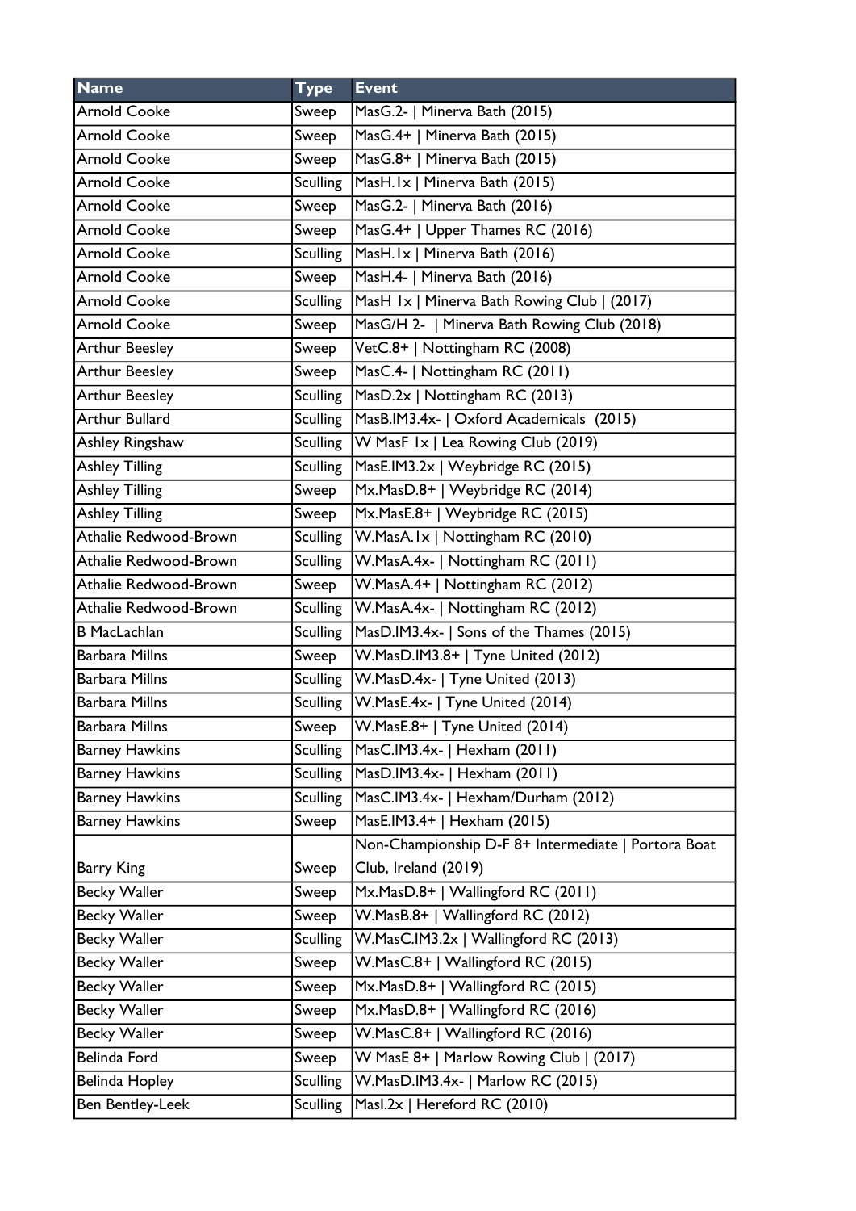| Name | Type | Event |
| --- | --- | --- |
| Arnold Cooke | Sweep | MasG.2- &#124; Minerva Bath (2015) |
| Arnold Cooke | Sweep | MasG.4+ &#124; Minerva Bath (2015) |
| Arnold Cooke | Sweep | MasG.8+ &#124; Minerva Bath (2015) |
| Arnold Cooke | Sculling | MasH.1x &#124; Minerva Bath (2015) |
| Arnold Cooke | Sweep | MasG.2- &#124; Minerva Bath (2016) |
| Arnold Cooke | Sweep | MasG.4+ &#124; Upper Thames RC (2016) |
| Arnold Cooke | Sculling | MasH.1x &#124; Minerva Bath (2016) |
| Arnold Cooke | Sweep | MasH.4- &#124; Minerva Bath (2016) |
| Arnold Cooke | Sculling | MasH 1x &#124; Minerva Bath Rowing Club &#124; (2017) |
| Arnold Cooke | Sweep | MasG/H 2- &#124; Minerva Bath Rowing Club (2018) |
| Arthur Beesley | Sweep | VetC.8+ &#124; Nottingham RC (2008) |
| Arthur Beesley | Sweep | MasC.4- &#124; Nottingham RC (2011) |
| Arthur Beesley | Sculling | MasD.2x &#124; Nottingham RC (2013) |
| Arthur Bullard | Sculling | MasB.IM3.4x- &#124; Oxford Academicals (2015) |
| Ashley Ringshaw | Sculling | W MasF 1x &#124; Lea Rowing Club (2019) |
| Ashley Tilling | Sculling | MasE.IM3.2x &#124; Weybridge RC (2015) |
| Ashley Tilling | Sweep | Mx.MasD.8+ &#124; Weybridge RC (2014) |
| Ashley Tilling | Sweep | Mx.MasE.8+ &#124; Weybridge RC (2015) |
| Athalie Redwood-Brown | Sculling | W.MasA.1x &#124; Nottingham RC (2010) |
| Athalie Redwood-Brown | Sculling | W.MasA.4x- &#124; Nottingham RC (2011) |
| Athalie Redwood-Brown | Sweep | W.MasA.4+ &#124; Nottingham RC (2012) |
| Athalie Redwood-Brown | Sculling | W.MasA.4x- &#124; Nottingham RC (2012) |
| B MacLachlan | Sculling | MasD.IM3.4x- &#124; Sons of the Thames (2015) |
| Barbara Millns | Sweep | W.MasD.IM3.8+ &#124; Tyne United (2012) |
| Barbara Millns | Sculling | W.MasD.4x- &#124; Tyne United (2013) |
| Barbara Millns | Sculling | W.MasE.4x- &#124; Tyne United (2014) |
| Barbara Millns | Sweep | W.MasE.8+ &#124; Tyne United (2014) |
| Barney Hawkins | Sculling | MasC.IM3.4x- &#124; Hexham (2011) |
| Barney Hawkins | Sculling | MasD.IM3.4x- &#124; Hexham (2011) |
| Barney Hawkins | Sculling | MasC.IM3.4x- &#124; Hexham/Durham (2012) |
| Barney Hawkins | Sweep | MasE.IM3.4+ &#124; Hexham (2015) |
| Barry King | Sweep | Non-Championship D-F 8+ Intermediate &#124; Portora Boat Club, Ireland (2019) |
| Becky Waller | Sweep | Mx.MasD.8+ &#124; Wallingford RC (2011) |
| Becky Waller | Sweep | W.MasB.8+ &#124; Wallingford RC (2012) |
| Becky Waller | Sculling | W.MasC.IM3.2x &#124; Wallingford RC (2013) |
| Becky Waller | Sweep | W.MasC.8+ &#124; Wallingford RC (2015) |
| Becky Waller | Sweep | Mx.MasD.8+ &#124; Wallingford RC (2015) |
| Becky Waller | Sweep | Mx.MasD.8+ &#124; Wallingford RC (2016) |
| Becky Waller | Sweep | W.MasC.8+ &#124; Wallingford RC (2016) |
| Belinda Ford | Sweep | W MasE 8+ &#124; Marlow Rowing Club &#124; (2017) |
| Belinda Hopley | Sculling | W.MasD.IM3.4x- &#124; Marlow RC (2015) |
| Ben Bentley-Leek | Sculling | MasI.2x &#124; Hereford RC (2010) |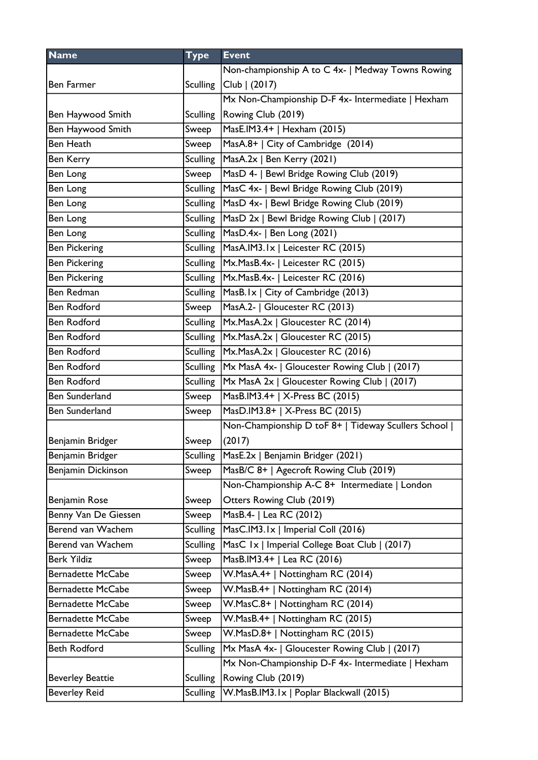| Name | Type | Event |
|---|---|---|
| Ben Farmer | Sculling | Non-championship A to C 4x- \| Medway Towns Rowing Club \| (2017) |
| Ben Haywood Smith | Sculling | Mx Non-Championship D-F 4x- Intermediate \| Hexham Rowing Club (2019) |
| Ben Haywood Smith | Sweep | MasE.IM3.4+ \| Hexham (2015) |
| Ben Heath | Sweep | MasA.8+ \| City of Cambridge (2014) |
| Ben Kerry | Sculling | MasA.2x \| Ben Kerry (2021) |
| Ben Long | Sweep | MasD 4- \| Bewl Bridge Rowing Club (2019) |
| Ben Long | Sculling | MasC 4x- \| Bewl Bridge Rowing Club (2019) |
| Ben Long | Sculling | MasD 4x- \| Bewl Bridge Rowing Club (2019) |
| Ben Long | Sculling | MasD 2x \| Bewl Bridge Rowing Club \| (2017) |
| Ben Long | Sculling | MasD.4x- \| Ben Long (2021) |
| Ben Pickering | Sculling | MasA.IM3.1x \| Leicester RC (2015) |
| Ben Pickering | Sculling | Mx.MasB.4x- \| Leicester RC (2015) |
| Ben Pickering | Sculling | Mx.MasB.4x- \| Leicester RC (2016) |
| Ben Redman | Sculling | MasB.1x \| City of Cambridge (2013) |
| Ben Rodford | Sweep | MasA.2- \| Gloucester RC (2013) |
| Ben Rodford | Sculling | Mx.MasA.2x \| Gloucester RC (2014) |
| Ben Rodford | Sculling | Mx.MasA.2x \| Gloucester RC (2015) |
| Ben Rodford | Sculling | Mx.MasA.2x \| Gloucester RC (2016) |
| Ben Rodford | Sculling | Mx MasA 4x- \| Gloucester Rowing Club \| (2017) |
| Ben Rodford | Sculling | Mx MasA 2x \| Gloucester Rowing Club \| (2017) |
| Ben Sunderland | Sweep | MasB.IM3.4+ \| X-Press BC (2015) |
| Ben Sunderland | Sweep | MasD.IM3.8+ \| X-Press BC (2015) |
| Benjamin Bridger | Sweep | Non-Championship D toF 8+ \| Tideway Scullers School \| (2017) |
| Benjamin Bridger | Sculling | MasE.2x \| Benjamin Bridger (2021) |
| Benjamin Dickinson | Sweep | MasB/C 8+ \| Agecroft Rowing Club (2019) |
| Benjamin Rose | Sweep | Non-Championship A-C 8+ Intermediate \| London Otters Rowing Club (2019) |
| Benny Van De Giessen | Sweep | MasB.4- \| Lea RC (2012) |
| Berend van Wachem | Sculling | MasC.IM3.1x \| Imperial Coll (2016) |
| Berend van Wachem | Sculling | MasC 1x \| Imperial College Boat Club \| (2017) |
| Berk Yildiz | Sweep | MasB.IM3.4+ \| Lea RC (2016) |
| Bernadette McCabe | Sweep | W.MasA.4+ \| Nottingham RC (2014) |
| Bernadette McCabe | Sweep | W.MasB.4+ \| Nottingham RC (2014) |
| Bernadette McCabe | Sweep | W.MasC.8+ \| Nottingham RC (2014) |
| Bernadette McCabe | Sweep | W.MasB.4+ \| Nottingham RC (2015) |
| Bernadette McCabe | Sweep | W.MasD.8+ \| Nottingham RC (2015) |
| Beth Rodford | Sculling | Mx MasA 4x- \| Gloucester Rowing Club \| (2017) |
| Beverley Beattie | Sculling | Mx Non-Championship D-F 4x- Intermediate \| Hexham Rowing Club (2019) |
| Beverley Reid | Sculling | W.MasB.IM3.1x \| Poplar Blackwall (2015) |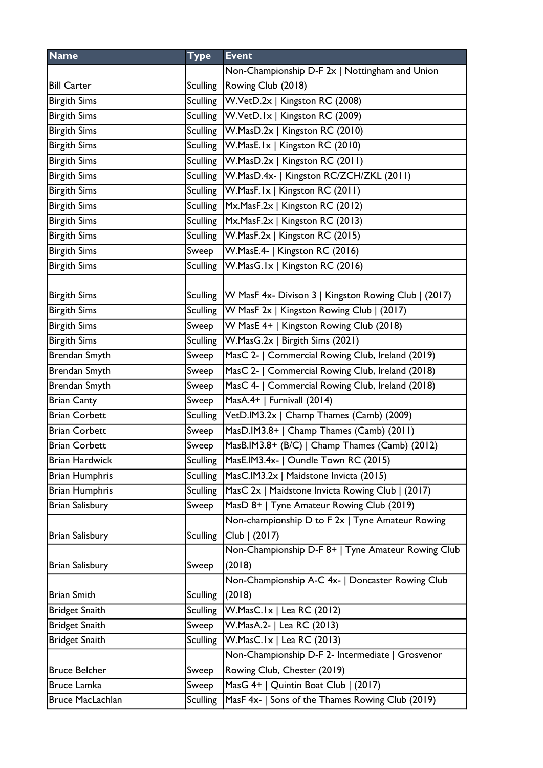| Name | Type | Event |
|---|---|---|
| Bill Carter | Sculling | Non-Championship D-F 2x \| Nottingham and Union Rowing Club (2018) |
| Birgith Sims | Sculling | W.VetD.2x \| Kingston RC (2008) |
| Birgith Sims | Sculling | W.VetD.1x \| Kingston RC (2009) |
| Birgith Sims | Sculling | W.MasD.2x \| Kingston RC (2010) |
| Birgith Sims | Sculling | W.MasE.1x \| Kingston RC (2010) |
| Birgith Sims | Sculling | W.MasD.2x \| Kingston RC (2011) |
| Birgith Sims | Sculling | W.MasD.4x- \| Kingston RC/ZCH/ZKL (2011) |
| Birgith Sims | Sculling | W.MasF.1x \| Kingston RC (2011) |
| Birgith Sims | Sculling | Mx.MasF.2x \| Kingston RC (2012) |
| Birgith Sims | Sculling | Mx.MasF.2x \| Kingston RC (2013) |
| Birgith Sims | Sculling | W.MasF.2x \| Kingston RC (2015) |
| Birgith Sims | Sweep | W.MasE.4- \| Kingston RC (2016) |
| Birgith Sims | Sculling | W.MasG.1x \| Kingston RC (2016) |
| Birgith Sims | Sculling | W MasF 4x- Divison 3 \| Kingston Rowing Club \| (2017) |
| Birgith Sims | Sculling | W MasF 2x \| Kingston Rowing Club \| (2017) |
| Birgith Sims | Sweep | W MasE 4+ \| Kingston Rowing Club (2018) |
| Birgith Sims | Sculling | W.MasG.2x \| Birgith Sims (2021) |
| Brendan Smyth | Sweep | MasC 2- \| Commercial Rowing Club, Ireland (2019) |
| Brendan Smyth | Sweep | MasC 2- \| Commercial Rowing Club, Ireland (2018) |
| Brendan Smyth | Sweep | MasC 4- \| Commercial Rowing Club, Ireland (2018) |
| Brian Canty | Sweep | MasA.4+ \| Furnivall (2014) |
| Brian Corbett | Sculling | VetD.IM3.2x \| Champ Thames (Camb) (2009) |
| Brian Corbett | Sweep | MasD.IM3.8+ \| Champ Thames (Camb) (2011) |
| Brian Corbett | Sweep | MasB.IM3.8+ (B/C) \| Champ Thames (Camb) (2012) |
| Brian Hardwick | Sculling | MasE.IM3.4x- \| Oundle Town RC (2015) |
| Brian Humphris | Sculling | MasC.IM3.2x \| Maidstone Invicta (2015) |
| Brian Humphris | Sculling | MasC 2x \| Maidstone Invicta Rowing Club \| (2017) |
| Brian Salisbury | Sweep | MasD 8+ \| Tyne Amateur Rowing Club (2019) |
| Brian Salisbury | Sculling | Non-championship D to F 2x \| Tyne Amateur Rowing Club \| (2017) |
| Brian Salisbury | Sweep | Non-Championship D-F 8+ \| Tyne Amateur Rowing Club (2018) |
| Brian Smith | Sculling | Non-Championship A-C 4x- \| Doncaster Rowing Club (2018) |
| Bridget Snaith | Sculling | W.MasC.1x \| Lea RC (2012) |
| Bridget Snaith | Sweep | W.MasA.2- \| Lea RC (2013) |
| Bridget Snaith | Sculling | W.MasC.1x \| Lea RC (2013) |
| Bruce Belcher | Sweep | Non-Championship D-F 2- Intermediate \| Grosvenor Rowing Club, Chester (2019) |
| Bruce Lamka | Sweep | MasG 4+ \| Quintin Boat Club \| (2017) |
| Bruce MacLachlan | Sculling | MasF 4x- \| Sons of the Thames Rowing Club (2019) |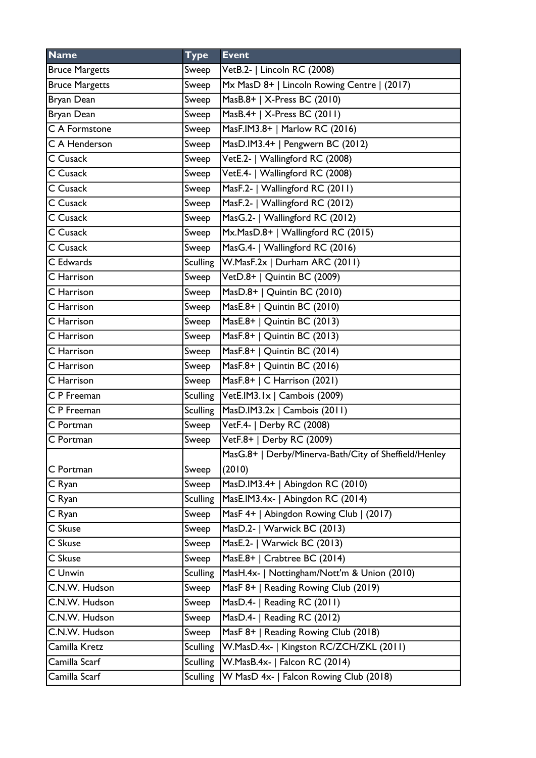| Name | Type | Event |
|---|---|---|
| Bruce Margetts | Sweep | VetB.2- \| Lincoln RC (2008) |
| Bruce Margetts | Sweep | Mx MasD 8+ \| Lincoln Rowing Centre \| (2017) |
| Bryan Dean | Sweep | MasB.8+ \| X-Press BC (2010) |
| Bryan Dean | Sweep | MasB.4+ \| X-Press BC (2011) |
| C A Formstone | Sweep | MasF.IM3.8+ \| Marlow RC (2016) |
| C A Henderson | Sweep | MasD.IM3.4+ \| Pengwern BC (2012) |
| C Cusack | Sweep | VetE.2- \| Wallingford RC (2008) |
| C Cusack | Sweep | VetE.4- \| Wallingford RC (2008) |
| C Cusack | Sweep | MasF.2- \| Wallingford RC (2011) |
| C Cusack | Sweep | MasF.2- \| Wallingford RC (2012) |
| C Cusack | Sweep | MasG.2- \| Wallingford RC (2012) |
| C Cusack | Sweep | Mx.MasD.8+ \| Wallingford RC (2015) |
| C Cusack | Sweep | MasG.4- \| Wallingford RC (2016) |
| C Edwards | Sculling | W.MasF.2x \| Durham ARC (2011) |
| C Harrison | Sweep | VetD.8+ \| Quintin BC (2009) |
| C Harrison | Sweep | MasD.8+ \| Quintin BC (2010) |
| C Harrison | Sweep | MasE.8+ \| Quintin BC (2010) |
| C Harrison | Sweep | MasE.8+ \| Quintin BC (2013) |
| C Harrison | Sweep | MasF.8+ \| Quintin BC (2013) |
| C Harrison | Sweep | MasF.8+ \| Quintin BC (2014) |
| C Harrison | Sweep | MasF.8+ \| Quintin BC (2016) |
| C Harrison | Sweep | MasF.8+ \| C Harrison (2021) |
| C P Freeman | Sculling | VetE.IM3.1x \| Cambois (2009) |
| C P Freeman | Sculling | MasD.IM3.2x \| Cambois (2011) |
| C Portman | Sweep | VetF.4- \| Derby RC (2008) |
| C Portman | Sweep | VetF.8+ \| Derby RC (2009) |
| C Portman | Sweep | MasG.8+ \| Derby/Minerva-Bath/City of Sheffield/Henley (2010) |
| C Ryan | Sweep | MasD.IM3.4+ \| Abingdon RC (2010) |
| C Ryan | Sculling | MasE.IM3.4x- \| Abingdon RC (2014) |
| C Ryan | Sweep | MasF 4+ \| Abingdon Rowing Club \| (2017) |
| C Skuse | Sweep | MasD.2- \| Warwick BC (2013) |
| C Skuse | Sweep | MasE.2- \| Warwick BC (2013) |
| C Skuse | Sweep | MasE.8+ \| Crabtree BC (2014) |
| C Unwin | Sculling | MasH.4x- \| Nottingham/Nott'm & Union (2010) |
| C.N.W. Hudson | Sweep | MasF 8+ \| Reading Rowing Club (2019) |
| C.N.W. Hudson | Sweep | MasD.4- \| Reading RC (2011) |
| C.N.W. Hudson | Sweep | MasD.4- \| Reading RC (2012) |
| C.N.W. Hudson | Sweep | MasF 8+ \| Reading Rowing Club (2018) |
| Camilla Kretz | Sculling | W.MasD.4x- \| Kingston RC/ZCH/ZKL (2011) |
| Camilla Scarf | Sculling | W.MasB.4x- \| Falcon RC (2014) |
| Camilla Scarf | Sculling | W MasD 4x- \| Falcon Rowing Club (2018) |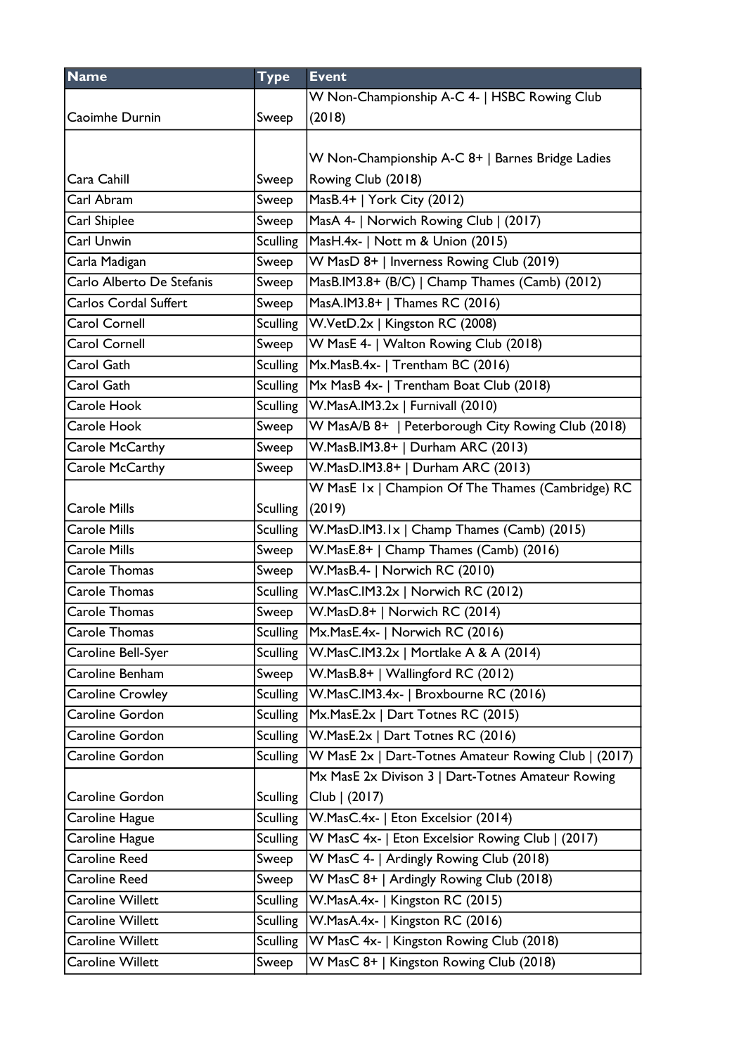| Name | Type | Event |
|---|---|---|
| Caoimhe Durnin | Sweep | W Non-Championship A-C 4- \| HSBC Rowing Club (2018) |
| Cara Cahill | Sweep | W Non-Championship A-C 8+ \| Barnes Bridge Ladies Rowing Club (2018) |
| Carl Abram | Sweep | MasB.4+ \| York City (2012) |
| Carl Shiplee | Sweep | MasA 4- \| Norwich Rowing Club \| (2017) |
| Carl Unwin | Sculling | MasH.4x- \| Nott m & Union (2015) |
| Carla Madigan | Sweep | W MasD 8+ \| Inverness Rowing Club (2019) |
| Carlo Alberto De Stefanis | Sweep | MasB.IM3.8+ (B/C) \| Champ Thames (Camb) (2012) |
| Carlos Cordal Suffert | Sweep | MasA.IM3.8+ \| Thames RC (2016) |
| Carol Cornell | Sculling | W.VetD.2x \| Kingston RC (2008) |
| Carol Cornell | Sweep | W MasE 4- \| Walton Rowing Club (2018) |
| Carol Gath | Sculling | Mx.MasB.4x- \| Trentham BC (2016) |
| Carol Gath | Sculling | Mx MasB 4x- \| Trentham Boat Club (2018) |
| Carole Hook | Sculling | W.MasA.IM3.2x \| Furnivall (2010) |
| Carole Hook | Sweep | W MasA/B 8+ \| Peterborough City Rowing Club (2018) |
| Carole McCarthy | Sweep | W.MasB.IM3.8+ \| Durham ARC (2013) |
| Carole McCarthy | Sweep | W.MasD.IM3.8+ \| Durham ARC (2013) |
| Carole Mills | Sculling | W MasE 1x \| Champion Of The Thames (Cambridge) RC (2019) |
| Carole Mills | Sculling | W.MasD.IM3.1x \| Champ Thames (Camb) (2015) |
| Carole Mills | Sweep | W.MasE.8+ \| Champ Thames (Camb) (2016) |
| Carole Thomas | Sweep | W.MasB.4- \| Norwich RC (2010) |
| Carole Thomas | Sculling | W.MasC.IM3.2x \| Norwich RC (2012) |
| Carole Thomas | Sweep | W.MasD.8+ \| Norwich RC (2014) |
| Carole Thomas | Sculling | Mx.MasE.4x- \| Norwich RC (2016) |
| Caroline Bell-Syer | Sculling | W.MasC.IM3.2x \| Mortlake A & A (2014) |
| Caroline Benham | Sweep | W.MasB.8+ \| Wallingford RC (2012) |
| Caroline Crowley | Sculling | W.MasC.IM3.4x- \| Broxbourne RC (2016) |
| Caroline Gordon | Sculling | Mx.MasE.2x \| Dart Totnes RC (2015) |
| Caroline Gordon | Sculling | W.MasE.2x \| Dart Totnes RC (2016) |
| Caroline Gordon | Sculling | W MasE 2x \| Dart-Totnes Amateur Rowing Club \| (2017) |
| Caroline Gordon | Sculling | Mx MasE 2x Divison 3 \| Dart-Totnes Amateur Rowing Club \| (2017) |
| Caroline Hague | Sculling | W.MasC.4x- \| Eton Excelsior (2014) |
| Caroline Hague | Sculling | W MasC 4x- \| Eton Excelsior Rowing Club \| (2017) |
| Caroline Reed | Sweep | W MasC 4- \| Ardingly Rowing Club (2018) |
| Caroline Reed | Sweep | W MasC 8+ \| Ardingly Rowing Club (2018) |
| Caroline Willett | Sculling | W.MasA.4x- \| Kingston RC (2015) |
| Caroline Willett | Sculling | W.MasA.4x- \| Kingston RC (2016) |
| Caroline Willett | Sculling | W MasC 4x- \| Kingston Rowing Club (2018) |
| Caroline Willett | Sweep | W MasC 8+ \| Kingston Rowing Club (2018) |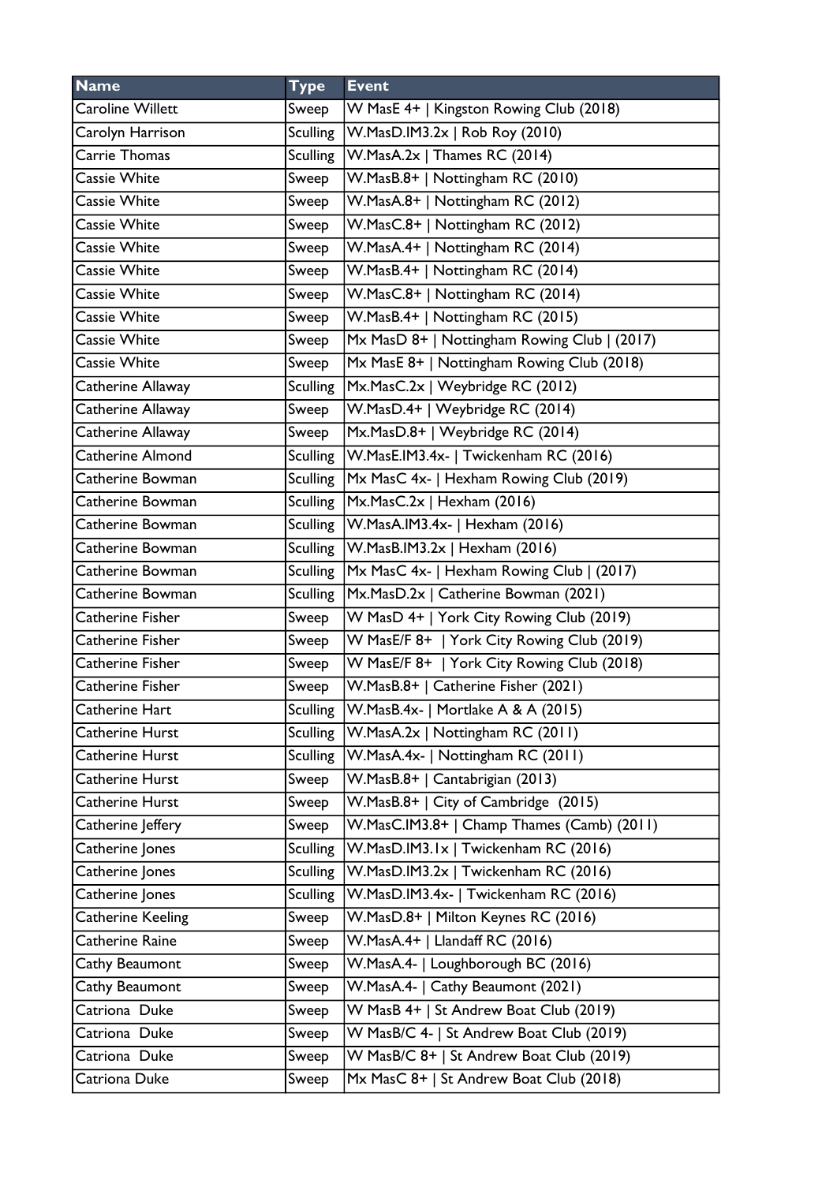| Name | Type | Event |
|---|---|---|
| Caroline Willett | Sweep | W MasE 4+ \| Kingston Rowing Club (2018) |
| Carolyn Harrison | Sculling | W.MasD.IM3.2x \| Rob Roy (2010) |
| Carrie Thomas | Sculling | W.MasA.2x \| Thames RC (2014) |
| Cassie White | Sweep | W.MasB.8+ \| Nottingham RC (2010) |
| Cassie White | Sweep | W.MasA.8+ \| Nottingham RC (2012) |
| Cassie White | Sweep | W.MasC.8+ \| Nottingham RC (2012) |
| Cassie White | Sweep | W.MasA.4+ \| Nottingham RC (2014) |
| Cassie White | Sweep | W.MasB.4+ \| Nottingham RC (2014) |
| Cassie White | Sweep | W.MasC.8+ \| Nottingham RC (2014) |
| Cassie White | Sweep | W.MasB.4+ \| Nottingham RC (2015) |
| Cassie White | Sweep | Mx MasD 8+ \| Nottingham Rowing Club \| (2017) |
| Cassie White | Sweep | Mx MasE 8+ \| Nottingham Rowing Club (2018) |
| Catherine Allaway | Sculling | Mx.MasC.2x \| Weybridge RC (2012) |
| Catherine Allaway | Sweep | W.MasD.4+ \| Weybridge RC (2014) |
| Catherine Allaway | Sweep | Mx.MasD.8+ \| Weybridge RC (2014) |
| Catherine Almond | Sculling | W.MasE.IM3.4x- \| Twickenham RC (2016) |
| Catherine Bowman | Sculling | Mx MasC 4x- \| Hexham Rowing Club (2019) |
| Catherine Bowman | Sculling | Mx.MasC.2x \| Hexham (2016) |
| Catherine Bowman | Sculling | W.MasA.IM3.4x- \| Hexham (2016) |
| Catherine Bowman | Sculling | W.MasB.IM3.2x \| Hexham (2016) |
| Catherine Bowman | Sculling | Mx MasC 4x- \| Hexham Rowing Club \| (2017) |
| Catherine Bowman | Sculling | Mx.MasD.2x \| Catherine Bowman (2021) |
| Catherine Fisher | Sweep | W MasD 4+ \| York City Rowing Club (2019) |
| Catherine Fisher | Sweep | W MasE/F 8+ \| York City Rowing Club (2019) |
| Catherine Fisher | Sweep | W MasE/F 8+ \| York City Rowing Club (2018) |
| Catherine Fisher | Sweep | W.MasB.8+ \| Catherine Fisher (2021) |
| Catherine Hart | Sculling | W.MasB.4x- \| Mortlake A & A (2015) |
| Catherine Hurst | Sculling | W.MasA.2x \| Nottingham RC (2011) |
| Catherine Hurst | Sculling | W.MasA.4x- \| Nottingham RC (2011) |
| Catherine Hurst | Sweep | W.MasB.8+ \| Cantabrigian (2013) |
| Catherine Hurst | Sweep | W.MasB.8+ \| City of Cambridge (2015) |
| Catherine Jeffery | Sweep | W.MasC.IM3.8+ \| Champ Thames (Camb) (2011) |
| Catherine Jones | Sculling | W.MasD.IM3.1x \| Twickenham RC (2016) |
| Catherine Jones | Sculling | W.MasD.IM3.2x \| Twickenham RC (2016) |
| Catherine Jones | Sculling | W.MasD.IM3.4x- \| Twickenham RC (2016) |
| Catherine Keeling | Sweep | W.MasD.8+ \| Milton Keynes RC (2016) |
| Catherine Raine | Sweep | W.MasA.4+ \| Llandaff RC (2016) |
| Cathy Beaumont | Sweep | W.MasA.4- \| Loughborough BC (2016) |
| Cathy Beaumont | Sweep | W.MasA.4- \| Cathy Beaumont (2021) |
| Catriona Duke | Sweep | W MasB 4+ \| St Andrew Boat Club (2019) |
| Catriona Duke | Sweep | W MasB/C 4- \| St Andrew Boat Club (2019) |
| Catriona Duke | Sweep | W MasB/C 8+ \| St Andrew Boat Club (2019) |
| Catriona Duke | Sweep | Mx MasC 8+ \| St Andrew Boat Club (2018) |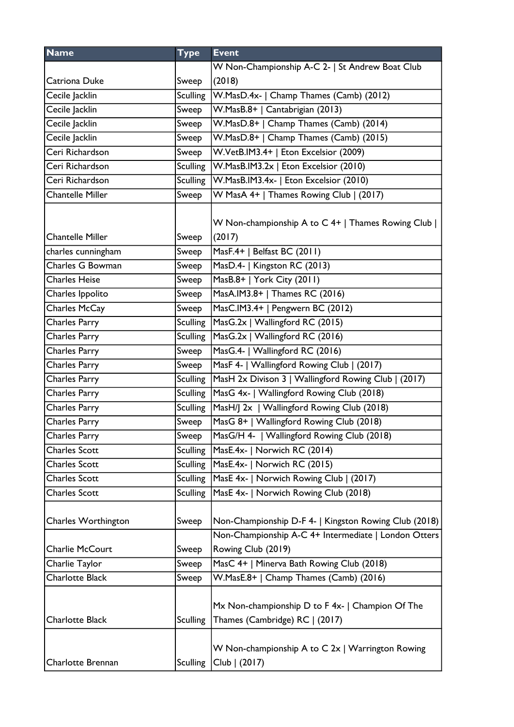| Name | Type | Event |
|---|---|---|
| Catriona Duke | Sweep | W Non-Championship A-C 2- \| St Andrew Boat Club (2018) |
| Cecile Jacklin | Sculling | W.MasD.4x- \| Champ Thames (Camb) (2012) |
| Cecile Jacklin | Sweep | W.MasB.8+ \| Cantabrigian (2013) |
| Cecile Jacklin | Sweep | W.MasD.8+ \| Champ Thames (Camb) (2014) |
| Cecile Jacklin | Sweep | W.MasD.8+ \| Champ Thames (Camb) (2015) |
| Ceri Richardson | Sweep | W.VetB.IM3.4+ \| Eton Excelsior (2009) |
| Ceri Richardson | Sculling | W.MasB.IM3.2x \| Eton Excelsior (2010) |
| Ceri Richardson | Sculling | W.MasB.IM3.4x- \| Eton Excelsior (2010) |
| Chantelle Miller | Sweep | W MasA 4+ \| Thames Rowing Club \| (2017) |
| Chantelle Miller | Sweep | W Non-championship A to C 4+ \| Thames Rowing Club \| (2017) |
| charles cunningham | Sweep | MasF.4+ \| Belfast BC (2011) |
| Charles G Bowman | Sweep | MasD.4- \| Kingston RC (2013) |
| Charles Heise | Sweep | MasB.8+ \| York City (2011) |
| Charles Ippolito | Sweep | MasA.IM3.8+ \| Thames RC (2016) |
| Charles McCay | Sweep | MasC.IM3.4+ \| Pengwern BC (2012) |
| Charles Parry | Sculling | MasG.2x \| Wallingford RC (2015) |
| Charles Parry | Sculling | MasG.2x \| Wallingford RC (2016) |
| Charles Parry | Sweep | MasG.4- \| Wallingford RC (2016) |
| Charles Parry | Sweep | MasF 4- \| Wallingford Rowing Club \| (2017) |
| Charles Parry | Sculling | MasH 2x Divison 3 \| Wallingford Rowing Club \| (2017) |
| Charles Parry | Sculling | MasG 4x- \| Wallingford Rowing Club (2018) |
| Charles Parry | Sculling | MasH/J 2x \| Wallingford Rowing Club (2018) |
| Charles Parry | Sweep | MasG 8+ \| Wallingford Rowing Club (2018) |
| Charles Parry | Sweep | MasG/H 4- \| Wallingford Rowing Club (2018) |
| Charles Scott | Sculling | MasE.4x- \| Norwich RC (2014) |
| Charles Scott | Sculling | MasE.4x- \| Norwich RC (2015) |
| Charles Scott | Sculling | MasE 4x- \| Norwich Rowing Club \| (2017) |
| Charles Scott | Sculling | MasE 4x- \| Norwich Rowing Club (2018) |
| Charles Worthington | Sweep | Non-Championship D-F 4- \| Kingston Rowing Club (2018) |
| Charlie McCourt | Sweep | Non-Championship A-C 4+ Intermediate \| London Otters Rowing Club (2019) |
| Charlie Taylor | Sweep | MasC 4+ \| Minerva Bath Rowing Club (2018) |
| Charlotte Black | Sweep | W.MasE.8+ \| Champ Thames (Camb) (2016) |
| Charlotte Black | Sculling | Mx Non-championship D to F 4x- \| Champion Of The Thames (Cambridge) RC \| (2017) |
| Charlotte Brennan | Sculling | W Non-championship A to C 2x \| Warrington Rowing Club \| (2017) |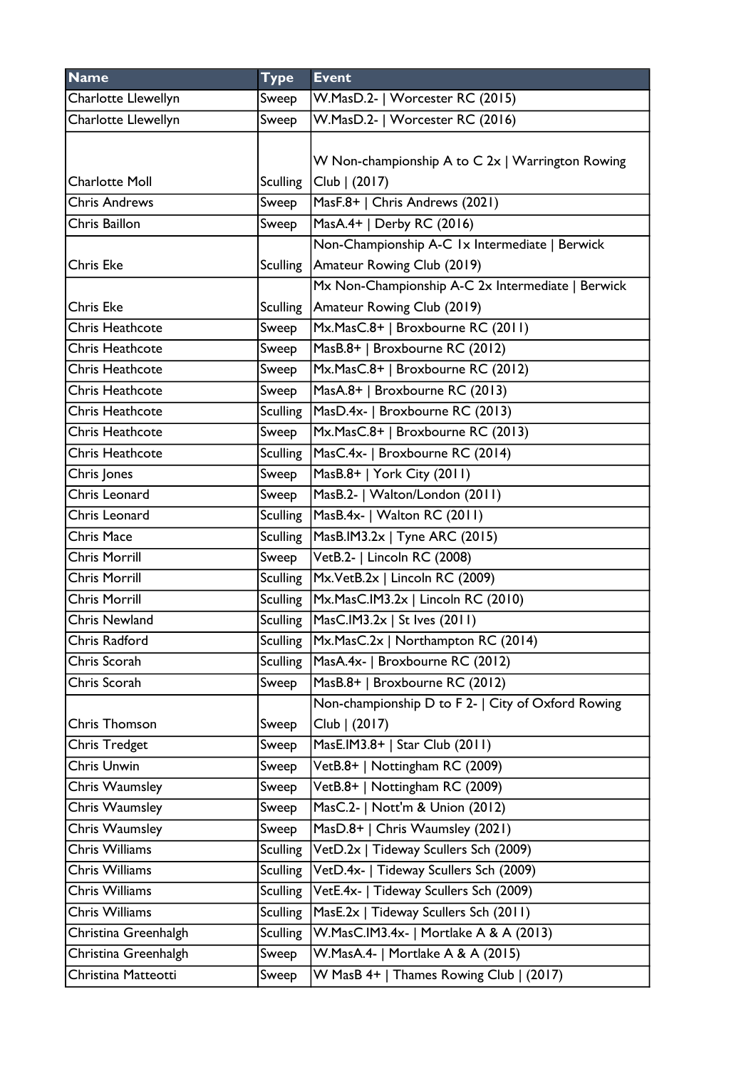| Name | Type | Event |
|---|---|---|
| Charlotte Llewellyn | Sweep | W.MasD.2- \| Worcester RC (2015) |
| Charlotte Llewellyn | Sweep | W.MasD.2- \| Worcester RC (2016) |
| Charlotte Moll | Sculling | W Non-championship A to C 2x \| Warrington Rowing Club \| (2017) |
| Chris Andrews | Sweep | MasF.8+ \| Chris Andrews (2021) |
| Chris Baillon | Sweep | MasA.4+ \| Derby RC (2016) |
| Chris Eke | Sculling | Non-Championship A-C 1x Intermediate \| Berwick Amateur Rowing Club (2019) |
| Chris Eke | Sculling | Mx Non-Championship A-C 2x Intermediate \| Berwick Amateur Rowing Club (2019) |
| Chris Heathcote | Sweep | Mx.MasC.8+ \| Broxbourne RC (2011) |
| Chris Heathcote | Sweep | MasB.8+ \| Broxbourne RC (2012) |
| Chris Heathcote | Sweep | Mx.MasC.8+ \| Broxbourne RC (2012) |
| Chris Heathcote | Sweep | MasA.8+ \| Broxbourne RC (2013) |
| Chris Heathcote | Sculling | MasD.4x- \| Broxbourne RC (2013) |
| Chris Heathcote | Sweep | Mx.MasC.8+ \| Broxbourne RC (2013) |
| Chris Heathcote | Sculling | MasC.4x- \| Broxbourne RC (2014) |
| Chris Jones | Sweep | MasB.8+ \| York City (2011) |
| Chris Leonard | Sweep | MasB.2- \| Walton/London (2011) |
| Chris Leonard | Sculling | MasB.4x- \| Walton RC (2011) |
| Chris Mace | Sculling | MasB.IM3.2x \| Tyne ARC (2015) |
| Chris Morrill | Sweep | VetB.2- \| Lincoln RC (2008) |
| Chris Morrill | Sculling | Mx.VetB.2x \| Lincoln RC (2009) |
| Chris Morrill | Sculling | Mx.MasC.IM3.2x \| Lincoln RC (2010) |
| Chris Newland | Sculling | MasC.IM3.2x \| St Ives (2011) |
| Chris Radford | Sculling | Mx.MasC.2x \| Northampton RC (2014) |
| Chris Scorah | Sculling | MasA.4x- \| Broxbourne RC (2012) |
| Chris Scorah | Sweep | MasB.8+ \| Broxbourne RC (2012) |
| Chris Thomson | Sweep | Non-championship D to F 2- \| City of Oxford Rowing Club \| (2017) |
| Chris Tredget | Sweep | MasE.IM3.8+ \| Star Club (2011) |
| Chris Unwin | Sweep | VetB.8+ \| Nottingham RC (2009) |
| Chris Waumsley | Sweep | VetB.8+ \| Nottingham RC (2009) |
| Chris Waumsley | Sweep | MasC.2- \| Nott'm & Union (2012) |
| Chris Waumsley | Sweep | MasD.8+ \| Chris Waumsley (2021) |
| Chris Williams | Sculling | VetD.2x \| Tideway Scullers Sch (2009) |
| Chris Williams | Sculling | VetD.4x- \| Tideway Scullers Sch (2009) |
| Chris Williams | Sculling | VetE.4x- \| Tideway Scullers Sch (2009) |
| Chris Williams | Sculling | MasE.2x \| Tideway Scullers Sch (2011) |
| Christina Greenhalgh | Sculling | W.MasC.IM3.4x- \| Mortlake A & A (2013) |
| Christina Greenhalgh | Sweep | W.MasA.4- \| Mortlake A & A (2015) |
| Christina Matteotti | Sweep | W MasB 4+ \| Thames Rowing Club \| (2017) |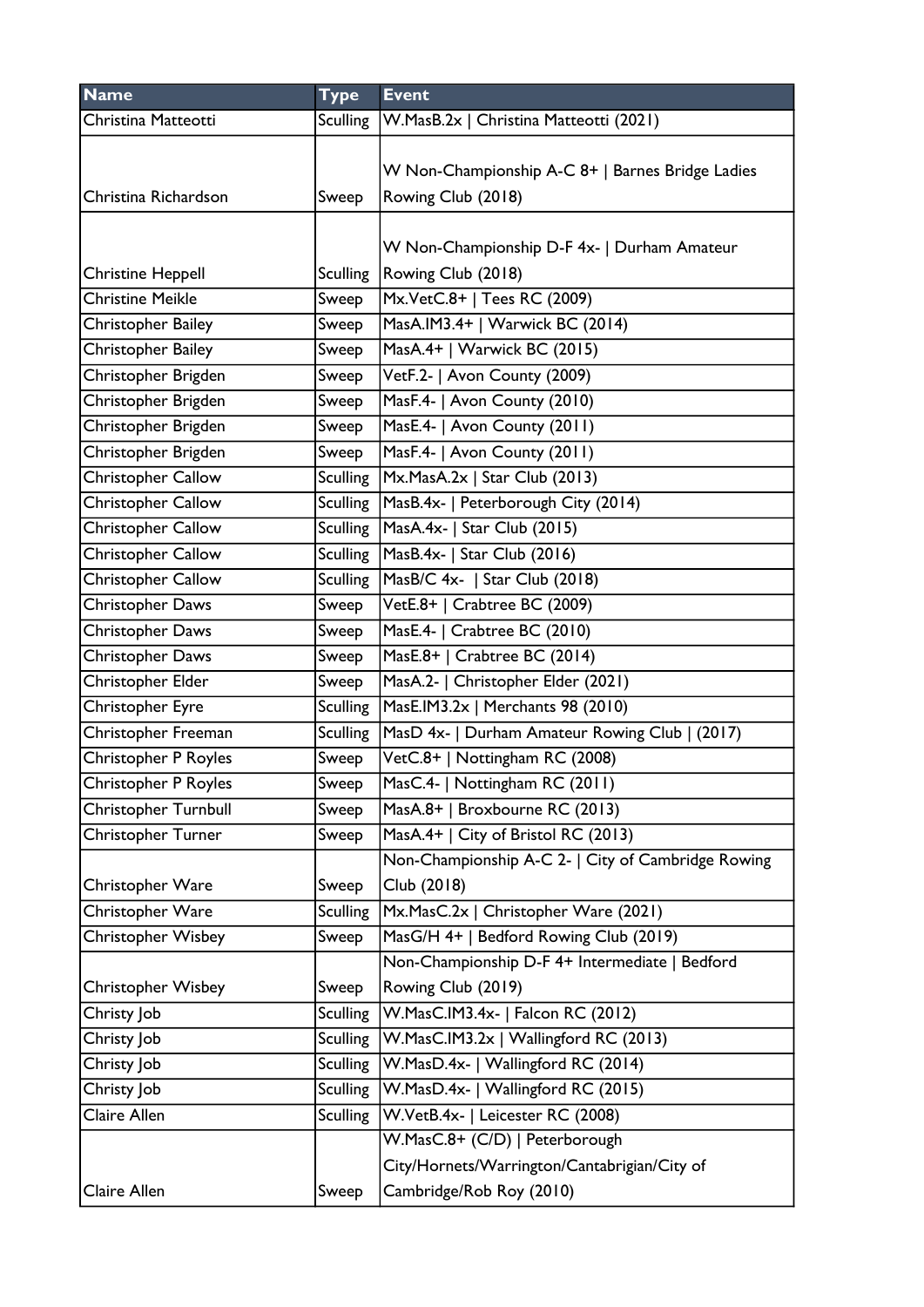| Name | Type | Event |
|---|---|---|
| Christina Matteotti | Sculling | W.MasB.2x \| Christina Matteotti (2021) |
| Christina Richardson | Sweep | W Non-Championship A-C 8+ \| Barnes Bridge Ladies Rowing Club (2018) |
| Christine Heppell | Sculling | W Non-Championship D-F 4x- \| Durham Amateur Rowing Club (2018) |
| Christine Meikle | Sweep | Mx.VetC.8+ \| Tees RC (2009) |
| Christopher Bailey | Sweep | MasA.IM3.4+ \| Warwick BC (2014) |
| Christopher Bailey | Sweep | MasA.4+ \| Warwick BC (2015) |
| Christopher Brigden | Sweep | VetF.2- \| Avon County (2009) |
| Christopher Brigden | Sweep | MasF.4- \| Avon County (2010) |
| Christopher Brigden | Sweep | MasE.4- \| Avon County (2011) |
| Christopher Brigden | Sweep | MasF.4- \| Avon County (2011) |
| Christopher Callow | Sculling | Mx.MasA.2x \| Star Club (2013) |
| Christopher Callow | Sculling | MasB.4x- \| Peterborough City (2014) |
| Christopher Callow | Sculling | MasA.4x- \| Star Club (2015) |
| Christopher Callow | Sculling | MasB.4x- \| Star Club (2016) |
| Christopher Callow | Sculling | MasB/C 4x- \| Star Club (2018) |
| Christopher Daws | Sweep | VetE.8+ \| Crabtree BC (2009) |
| Christopher Daws | Sweep | MasE.4- \| Crabtree BC (2010) |
| Christopher Daws | Sweep | MasE.8+ \| Crabtree BC (2014) |
| Christopher Elder | Sweep | MasA.2- \| Christopher Elder (2021) |
| Christopher Eyre | Sculling | MasE.IM3.2x \| Merchants 98 (2010) |
| Christopher Freeman | Sculling | MasD 4x- \| Durham Amateur Rowing Club \| (2017) |
| Christopher P Royles | Sweep | VetC.8+ \| Nottingham RC (2008) |
| Christopher P Royles | Sweep | MasC.4- \| Nottingham RC (2011) |
| Christopher Turnbull | Sweep | MasA.8+ \| Broxbourne RC (2013) |
| Christopher Turner | Sweep | MasA.4+ \| City of Bristol RC (2013) |
| Christopher Ware | Sweep | Non-Championship A-C 2- \| City of Cambridge Rowing Club (2018) |
| Christopher Ware | Sculling | Mx.MasC.2x \| Christopher Ware (2021) |
| Christopher Wisbey | Sweep | MasG/H 4+ \| Bedford Rowing Club (2019) |
| Christopher Wisbey | Sweep | Non-Championship D-F 4+ Intermediate \| Bedford Rowing Club (2019) |
| Christy Job | Sculling | W.MasC.IM3.4x- \| Falcon RC (2012) |
| Christy Job | Sculling | W.MasC.IM3.2x \| Wallingford RC (2013) |
| Christy Job | Sculling | W.MasD.4x- \| Wallingford RC (2014) |
| Christy Job | Sculling | W.MasD.4x- \| Wallingford RC (2015) |
| Claire Allen | Sculling | W.VetB.4x- \| Leicester RC (2008) |
| Claire Allen | Sweep | W.MasC.8+ (C/D) \| Peterborough City/Hornets/Warrington/Cantabrigian/City of Cambridge/Rob Roy (2010) |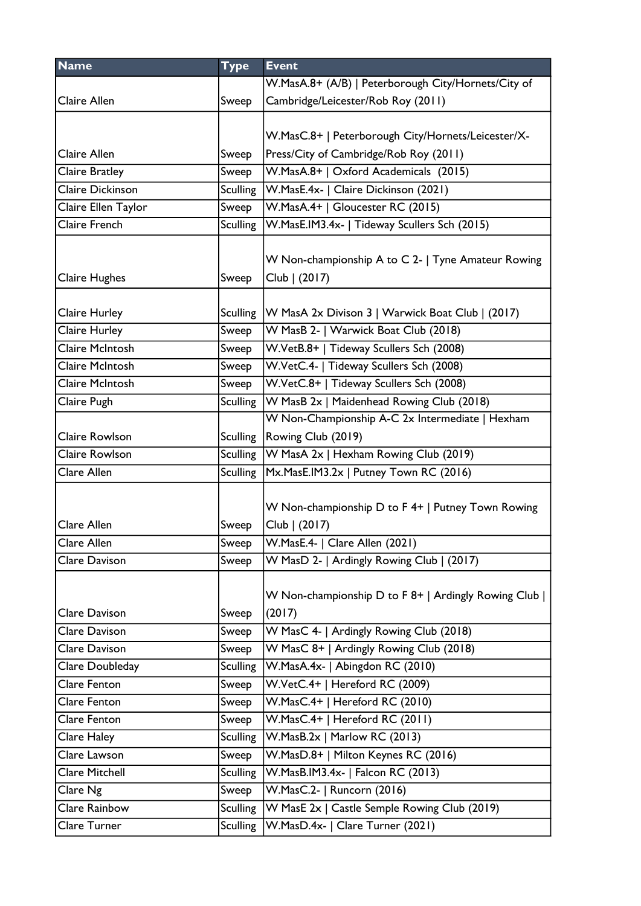| Name | Type | Event |
|---|---|---|
| Claire Allen | Sweep | W.MasA.8+ (A/B) \| Peterborough City/Hornets/City of Cambridge/Leicester/Rob Roy (2011) |
| Claire Allen | Sweep | W.MasC.8+ \| Peterborough City/Hornets/Leicester/X-Press/City of Cambridge/Rob Roy (2011) |
| Claire Bratley | Sweep | W.MasA.8+ \| Oxford Academicals (2015) |
| Claire Dickinson | Sculling | W.MasE.4x- \| Claire Dickinson (2021) |
| Claire Ellen Taylor | Sweep | W.MasA.4+ \| Gloucester RC (2015) |
| Claire French | Sculling | W.MasE.IM3.4x- \| Tideway Scullers Sch (2015) |
| Claire Hughes | Sweep | W Non-championship A to C 2- \| Tyne Amateur Rowing Club \| (2017) |
| Claire Hurley | Sculling | W MasA 2x Divison 3 \| Warwick Boat Club \| (2017) |
| Claire Hurley | Sweep | W MasB 2- \| Warwick Boat Club (2018) |
| Claire McIntosh | Sweep | W.VetB.8+ \| Tideway Scullers Sch (2008) |
| Claire McIntosh | Sweep | W.VetC.4- \| Tideway Scullers Sch (2008) |
| Claire McIntosh | Sweep | W.VetC.8+ \| Tideway Scullers Sch (2008) |
| Claire Pugh | Sculling | W MasB 2x \| Maidenhead Rowing Club (2018) |
| Claire Rowlson | Sculling | W Non-Championship A-C 2x Intermediate \| Hexham Rowing Club (2019) |
| Claire Rowlson | Sculling | W MasA 2x \| Hexham Rowing Club (2019) |
| Clare Allen | Sculling | Mx.MasE.IM3.2x \| Putney Town RC (2016) |
| Clare Allen | Sweep | W Non-championship D to F 4+ \| Putney Town Rowing Club \| (2017) |
| Clare Allen | Sweep | W.MasE.4- \| Clare Allen (2021) |
| Clare Davison | Sweep | W MasD 2- \| Ardingly Rowing Club \| (2017) |
| Clare Davison | Sweep | W Non-championship D to F 8+ \| Ardingly Rowing Club \| (2017) |
| Clare Davison | Sweep | W MasC 4- \| Ardingly Rowing Club (2018) |
| Clare Davison | Sweep | W MasC 8+ \| Ardingly Rowing Club (2018) |
| Clare Doubleday | Sculling | W.MasA.4x- \| Abingdon RC (2010) |
| Clare Fenton | Sweep | W.VetC.4+ \| Hereford RC (2009) |
| Clare Fenton | Sweep | W.MasC.4+ \| Hereford RC (2010) |
| Clare Fenton | Sweep | W.MasC.4+ \| Hereford RC (2011) |
| Clare Haley | Sculling | W.MasB.2x \| Marlow RC (2013) |
| Clare Lawson | Sweep | W.MasD.8+ \| Milton Keynes RC (2016) |
| Clare Mitchell | Sculling | W.MasB.IM3.4x- \| Falcon RC (2013) |
| Clare Ng | Sweep | W.MasC.2- \| Runcorn (2016) |
| Clare Rainbow | Sculling | W MasE 2x \| Castle Semple Rowing Club (2019) |
| Clare Turner | Sculling | W.MasD.4x- \| Clare Turner (2021) |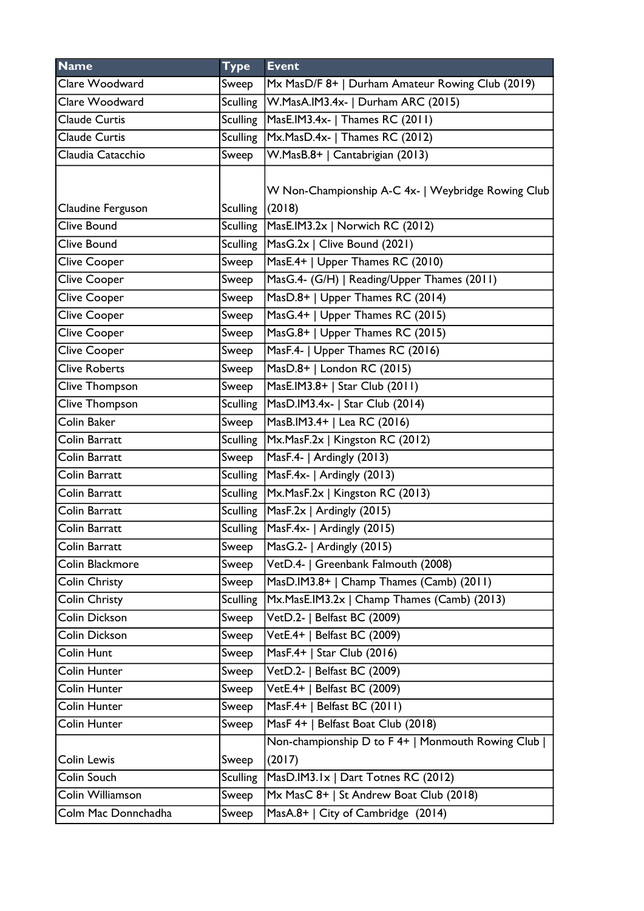| Name | Type | Event |
|---|---|---|
| Clare Woodward | Sweep | Mx MasD/F 8+ \| Durham Amateur Rowing Club (2019) |
| Clare Woodward | Sculling | W.MasA.IM3.4x- \| Durham ARC (2015) |
| Claude Curtis | Sculling | MasE.IM3.4x- \| Thames RC (2011) |
| Claude Curtis | Sculling | Mx.MasD.4x- \| Thames RC (2012) |
| Claudia Catacchio | Sweep | W.MasB.8+ \| Cantabrigian (2013) |
| Claudine Ferguson | Sculling | W Non-Championship A-C 4x- \| Weybridge Rowing Club (2018) |
| Clive Bound | Sculling | MasE.IM3.2x \| Norwich RC (2012) |
| Clive Bound | Sculling | MasG.2x \| Clive Bound (2021) |
| Clive Cooper | Sweep | MasE.4+ \| Upper Thames RC (2010) |
| Clive Cooper | Sweep | MasG.4- (G/H) \| Reading/Upper Thames (2011) |
| Clive Cooper | Sweep | MasD.8+ \| Upper Thames RC (2014) |
| Clive Cooper | Sweep | MasG.4+ \| Upper Thames RC (2015) |
| Clive Cooper | Sweep | MasG.8+ \| Upper Thames RC (2015) |
| Clive Cooper | Sweep | MasF.4- \| Upper Thames RC (2016) |
| Clive Roberts | Sweep | MasD.8+ \| London RC (2015) |
| Clive Thompson | Sweep | MasE.IM3.8+ \| Star Club (2011) |
| Clive Thompson | Sculling | MasD.IM3.4x- \| Star Club (2014) |
| Colin Baker | Sweep | MasB.IM3.4+ \| Lea RC (2016) |
| Colin Barratt | Sculling | Mx.MasF.2x \| Kingston RC (2012) |
| Colin Barratt | Sweep | MasF.4- \| Ardingly (2013) |
| Colin Barratt | Sculling | MasF.4x- \| Ardingly (2013) |
| Colin Barratt | Sculling | Mx.MasF.2x \| Kingston RC (2013) |
| Colin Barratt | Sculling | MasF.2x \| Ardingly (2015) |
| Colin Barratt | Sculling | MasF.4x- \| Ardingly (2015) |
| Colin Barratt | Sweep | MasG.2- \| Ardingly (2015) |
| Colin Blackmore | Sweep | VetD.4- \| Greenbank Falmouth (2008) |
| Colin Christy | Sweep | MasD.IM3.8+ \| Champ Thames (Camb) (2011) |
| Colin Christy | Sculling | Mx.MasE.IM3.2x \| Champ Thames (Camb) (2013) |
| Colin Dickson | Sweep | VetD.2- \| Belfast BC (2009) |
| Colin Dickson | Sweep | VetE.4+ \| Belfast BC (2009) |
| Colin Hunt | Sweep | MasF.4+ \| Star Club (2016) |
| Colin Hunter | Sweep | VetD.2- \| Belfast BC (2009) |
| Colin Hunter | Sweep | VetE.4+ \| Belfast BC (2009) |
| Colin Hunter | Sweep | MasF.4+ \| Belfast BC (2011) |
| Colin Hunter | Sweep | MasF 4+ \| Belfast Boat Club (2018) |
| Colin Lewis | Sweep | Non-championship D to F 4+ \| Monmouth Rowing Club \| (2017) |
| Colin Souch | Sculling | MasD.IM3.1x \| Dart Totnes RC (2012) |
| Colin Williamson | Sweep | Mx MasC 8+ \| St Andrew Boat Club (2018) |
| Colm Mac Donnchadha | Sweep | MasA.8+ \| City of Cambridge (2014) |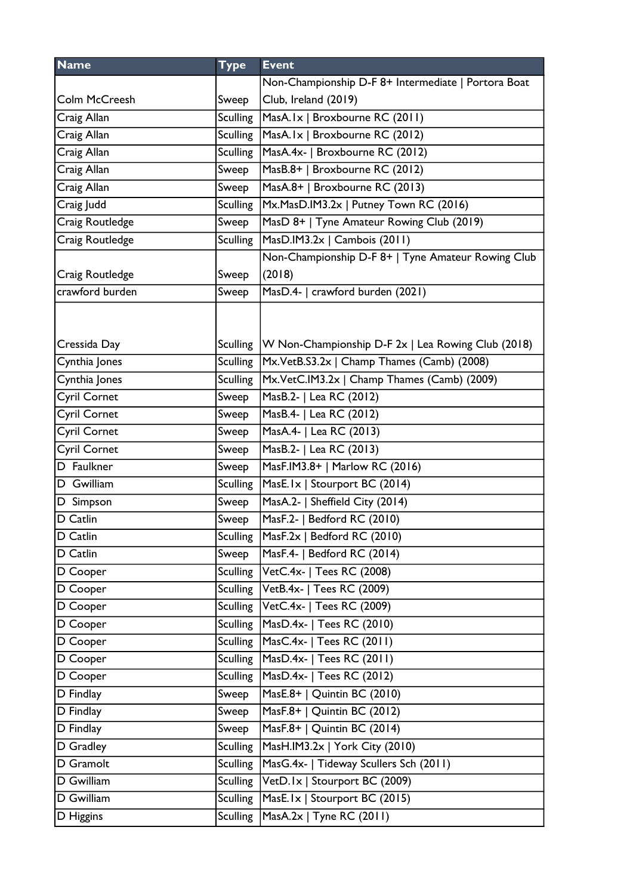| Name | Type | Event |
|---|---|---|
| Colm McCreesh | Sweep | Non-Championship D-F 8+ Intermediate \| Portora Boat Club, Ireland (2019) |
| Craig Allan | Sculling | MasA.1x \| Broxbourne RC (2011) |
| Craig Allan | Sculling | MasA.1x \| Broxbourne RC (2012) |
| Craig Allan | Sculling | MasA.4x- \| Broxbourne RC (2012) |
| Craig Allan | Sweep | MasB.8+ \| Broxbourne RC (2012) |
| Craig Allan | Sweep | MasA.8+ \| Broxbourne RC (2013) |
| Craig Judd | Sculling | Mx.MasD.IM3.2x \| Putney Town RC (2016) |
| Craig Routledge | Sweep | MasD 8+ \| Tyne Amateur Rowing Club (2019) |
| Craig Routledge | Sculling | MasD.IM3.2x \| Cambois (2011) |
| Craig Routledge | Sweep | Non-Championship D-F 8+ \| Tyne Amateur Rowing Club (2018) |
| crawford burden | Sweep | MasD.4- \| crawford burden (2021) |
| Cressida Day | Sculling | W Non-Championship D-F 2x \| Lea Rowing Club (2018) |
| Cynthia Jones | Sculling | Mx.VetB.S3.2x \| Champ Thames (Camb) (2008) |
| Cynthia Jones | Sculling | Mx.VetC.IM3.2x \| Champ Thames (Camb) (2009) |
| Cyril Cornet | Sweep | MasB.2- \| Lea RC (2012) |
| Cyril Cornet | Sweep | MasB.4- \| Lea RC (2012) |
| Cyril Cornet | Sweep | MasA.4- \| Lea RC (2013) |
| Cyril Cornet | Sweep | MasB.2- \| Lea RC (2013) |
| D Faulkner | Sweep | MasF.IM3.8+ \| Marlow RC (2016) |
| D Gwilliam | Sculling | MasE.1x \| Stourport BC (2014) |
| D Simpson | Sweep | MasA.2- \| Sheffield City (2014) |
| D Catlin | Sweep | MasF.2- \| Bedford RC (2010) |
| D Catlin | Sculling | MasF.2x \| Bedford RC (2010) |
| D Catlin | Sweep | MasF.4- \| Bedford RC (2014) |
| D Cooper | Sculling | VetC.4x- \| Tees RC (2008) |
| D Cooper | Sculling | VetB.4x- \| Tees RC (2009) |
| D Cooper | Sculling | VetC.4x- \| Tees RC (2009) |
| D Cooper | Sculling | MasD.4x- \| Tees RC (2010) |
| D Cooper | Sculling | MasC.4x- \| Tees RC (2011) |
| D Cooper | Sculling | MasD.4x- \| Tees RC (2011) |
| D Cooper | Sculling | MasD.4x- \| Tees RC (2012) |
| D Findlay | Sweep | MasE.8+ \| Quintin BC (2010) |
| D Findlay | Sweep | MasF.8+ \| Quintin BC (2012) |
| D Findlay | Sweep | MasF.8+ \| Quintin BC (2014) |
| D Gradley | Sculling | MasH.IM3.2x \| York City (2010) |
| D Gramolt | Sculling | MasG.4x- \| Tideway Scullers Sch (2011) |
| D Gwilliam | Sculling | VetD.1x \| Stourport BC (2009) |
| D Gwilliam | Sculling | MasE.1x \| Stourport BC (2015) |
| D Higgins | Sculling | MasA.2x \| Tyne RC (2011) |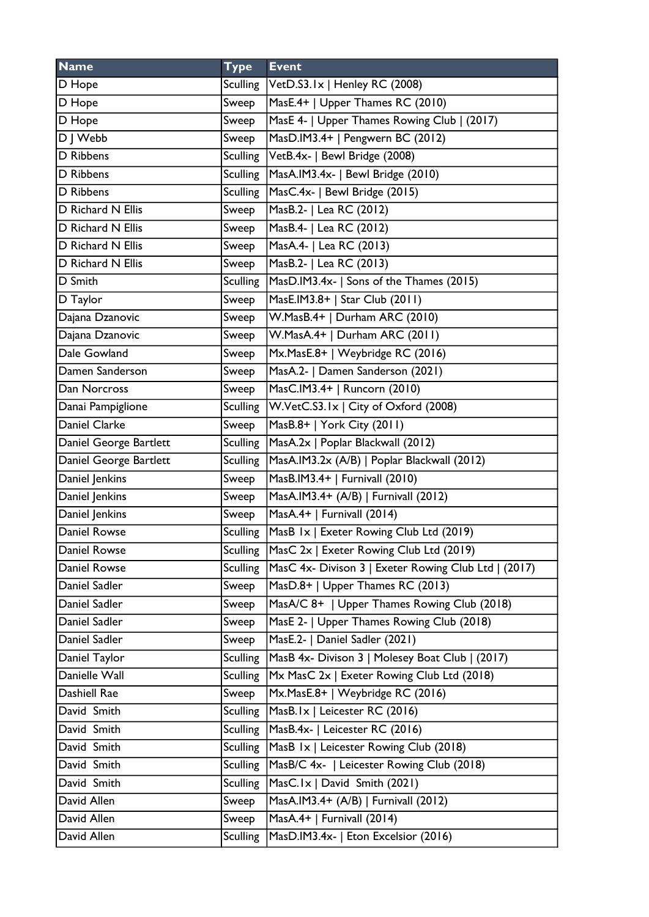| Name | Type | Event |
| --- | --- | --- |
| D Hope | Sculling | VetD.S3.1x \| Henley RC (2008) |
| D Hope | Sweep | MasE.4+ \| Upper Thames RC (2010) |
| D Hope | Sweep | MasE 4- \| Upper Thames Rowing Club \| (2017) |
| D J Webb | Sweep | MasD.IM3.4+ \| Pengwern BC (2012) |
| D Ribbens | Sculling | VetB.4x- \| Bewl Bridge (2008) |
| D Ribbens | Sculling | MasA.IM3.4x- \| Bewl Bridge (2010) |
| D Ribbens | Sculling | MasC.4x- \| Bewl Bridge (2015) |
| D Richard N Ellis | Sweep | MasB.2- \| Lea RC (2012) |
| D Richard N Ellis | Sweep | MasB.4- \| Lea RC (2012) |
| D Richard N Ellis | Sweep | MasA.4- \| Lea RC (2013) |
| D Richard N Ellis | Sweep | MasB.2- \| Lea RC (2013) |
| D Smith | Sculling | MasD.IM3.4x- \| Sons of the Thames (2015) |
| D Taylor | Sweep | MasE.IM3.8+ \| Star Club (2011) |
| Dajana Dzanovic | Sweep | W.MasB.4+ \| Durham ARC (2010) |
| Dajana Dzanovic | Sweep | W.MasA.4+ \| Durham ARC (2011) |
| Dale Gowland | Sweep | Mx.MasE.8+ \| Weybridge RC (2016) |
| Damen Sanderson | Sweep | MasA.2- \| Damen Sanderson (2021) |
| Dan Norcross | Sweep | MasC.IM3.4+ \| Runcorn (2010) |
| Danai Pampiglione | Sculling | W.VetC.S3.1x \| City of Oxford (2008) |
| Daniel Clarke | Sweep | MasB.8+ \| York City (2011) |
| Daniel George Bartlett | Sculling | MasA.2x \| Poplar Blackwall (2012) |
| Daniel George Bartlett | Sculling | MasA.IM3.2x (A/B) \| Poplar Blackwall (2012) |
| Daniel Jenkins | Sweep | MasB.IM3.4+ \| Furnivall (2010) |
| Daniel Jenkins | Sweep | MasA.IM3.4+ (A/B) \| Furnivall (2012) |
| Daniel Jenkins | Sweep | MasA.4+ \| Furnivall (2014) |
| Daniel Rowse | Sculling | MasB 1x \| Exeter Rowing Club Ltd (2019) |
| Daniel Rowse | Sculling | MasC 2x \| Exeter Rowing Club Ltd (2019) |
| Daniel Rowse | Sculling | MasC 4x- Divison 3 \| Exeter Rowing Club Ltd \| (2017) |
| Daniel Sadler | Sweep | MasD.8+ \| Upper Thames RC (2013) |
| Daniel Sadler | Sweep | MasA/C 8+ \| Upper Thames Rowing Club (2018) |
| Daniel Sadler | Sweep | MasE 2- \| Upper Thames Rowing Club (2018) |
| Daniel Sadler | Sweep | MasE.2- \| Daniel Sadler (2021) |
| Daniel Taylor | Sculling | MasB 4x- Divison 3 \| Molesey Boat Club \| (2017) |
| Danielle Wall | Sculling | Mx MasC 2x \| Exeter Rowing Club Ltd (2018) |
| Dashiell Rae | Sweep | Mx.MasE.8+ \| Weybridge RC (2016) |
| David Smith | Sculling | MasB.1x \| Leicester RC (2016) |
| David Smith | Sculling | MasB.4x- \| Leicester RC (2016) |
| David Smith | Sculling | MasB 1x \| Leicester Rowing Club (2018) |
| David Smith | Sculling | MasB/C 4x- \| Leicester Rowing Club (2018) |
| David Smith | Sculling | MasC.1x \| David Smith (2021) |
| David Allen | Sweep | MasA.IM3.4+ (A/B) \| Furnivall (2012) |
| David Allen | Sweep | MasA.4+ \| Furnivall (2014) |
| David Allen | Sculling | MasD.IM3.4x- \| Eton Excelsior (2016) |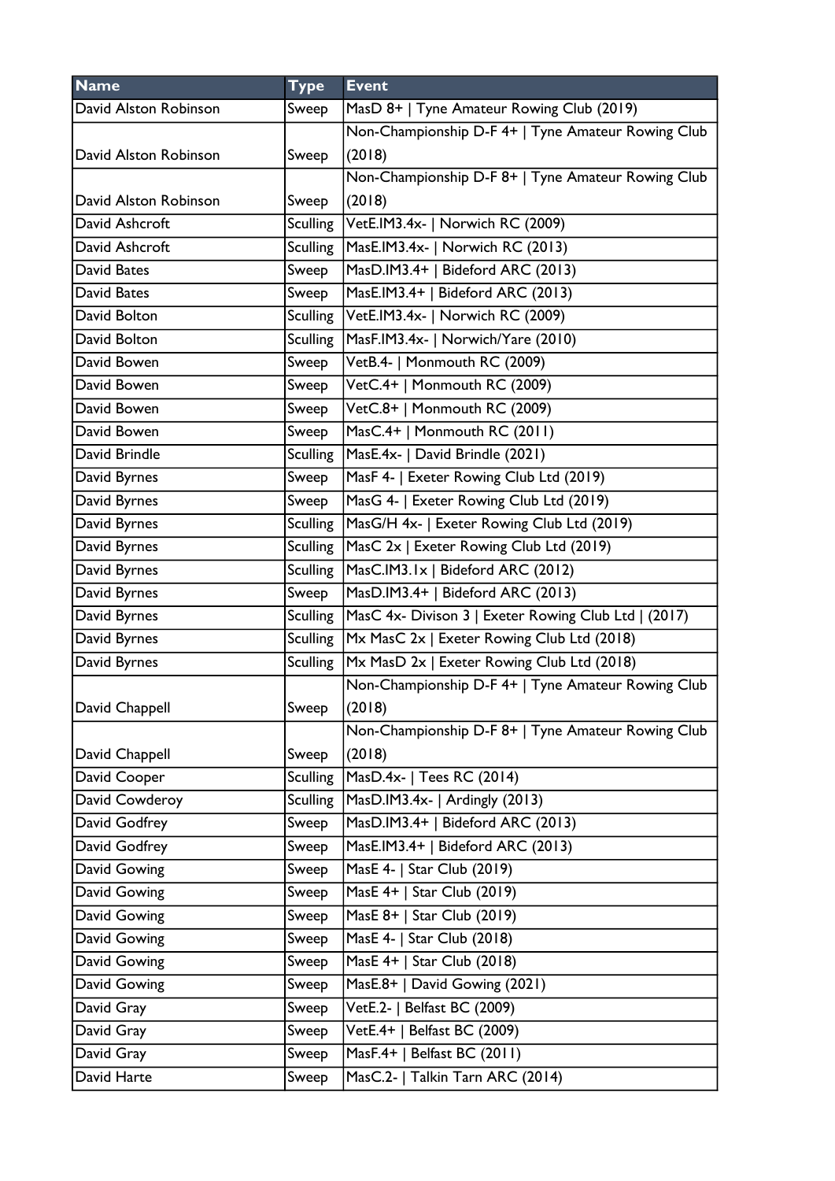| Name | Type | Event |
| --- | --- | --- |
| David Alston Robinson | Sweep | MasD 8+ \| Tyne Amateur Rowing Club (2019) |
| David Alston Robinson | Sweep | Non-Championship D-F 4+ \| Tyne Amateur Rowing Club (2018) |
| David Alston Robinson | Sweep | Non-Championship D-F 8+ \| Tyne Amateur Rowing Club (2018) |
| David Ashcroft | Sculling | VetE.IM3.4x- \| Norwich RC (2009) |
| David Ashcroft | Sculling | MasE.IM3.4x- \| Norwich RC (2013) |
| David Bates | Sweep | MasD.IM3.4+ \| Bideford ARC (2013) |
| David Bates | Sweep | MasE.IM3.4+ \| Bideford ARC (2013) |
| David Bolton | Sculling | VetE.IM3.4x- \| Norwich RC (2009) |
| David Bolton | Sculling | MasF.IM3.4x- \| Norwich/Yare (2010) |
| David Bowen | Sweep | VetB.4- \| Monmouth RC (2009) |
| David Bowen | Sweep | VetC.4+ \| Monmouth RC (2009) |
| David Bowen | Sweep | VetC.8+ \| Monmouth RC (2009) |
| David Bowen | Sweep | MasC.4+ \| Monmouth RC (2011) |
| David Brindle | Sculling | MasE.4x- \| David Brindle (2021) |
| David Byrnes | Sweep | MasF 4- \| Exeter Rowing Club Ltd (2019) |
| David Byrnes | Sweep | MasG 4- \| Exeter Rowing Club Ltd (2019) |
| David Byrnes | Sculling | MasG/H 4x- \| Exeter Rowing Club Ltd (2019) |
| David Byrnes | Sculling | MasC 2x \| Exeter Rowing Club Ltd (2019) |
| David Byrnes | Sculling | MasC.IM3.1x \| Bideford ARC (2012) |
| David Byrnes | Sweep | MasD.IM3.4+ \| Bideford ARC (2013) |
| David Byrnes | Sculling | MasC 4x- Divison 3 \| Exeter Rowing Club Ltd \| (2017) |
| David Byrnes | Sculling | Mx MasC 2x \| Exeter Rowing Club Ltd (2018) |
| David Byrnes | Sculling | Mx MasD 2x \| Exeter Rowing Club Ltd (2018) |
| David Chappell | Sweep | Non-Championship D-F 4+ \| Tyne Amateur Rowing Club (2018) |
| David Chappell | Sweep | Non-Championship D-F 8+ \| Tyne Amateur Rowing Club (2018) |
| David Cooper | Sculling | MasD.4x- \| Tees RC (2014) |
| David Cowderoy | Sculling | MasD.IM3.4x- \| Ardingly (2013) |
| David Godfrey | Sweep | MasD.IM3.4+ \| Bideford ARC (2013) |
| David Godfrey | Sweep | MasE.IM3.4+ \| Bideford ARC (2013) |
| David Gowing | Sweep | MasE 4- \| Star Club (2019) |
| David Gowing | Sweep | MasE 4+ \| Star Club (2019) |
| David Gowing | Sweep | MasE 8+ \| Star Club (2019) |
| David Gowing | Sweep | MasE 4- \| Star Club (2018) |
| David Gowing | Sweep | MasE 4+ \| Star Club (2018) |
| David Gowing | Sweep | MasE.8+ \| David Gowing (2021) |
| David Gray | Sweep | VetE.2- \| Belfast BC (2009) |
| David Gray | Sweep | VetE.4+ \| Belfast BC (2009) |
| David Gray | Sweep | MasF.4+ \| Belfast BC (2011) |
| David Harte | Sweep | MasC.2- \| Talkin Tarn ARC (2014) |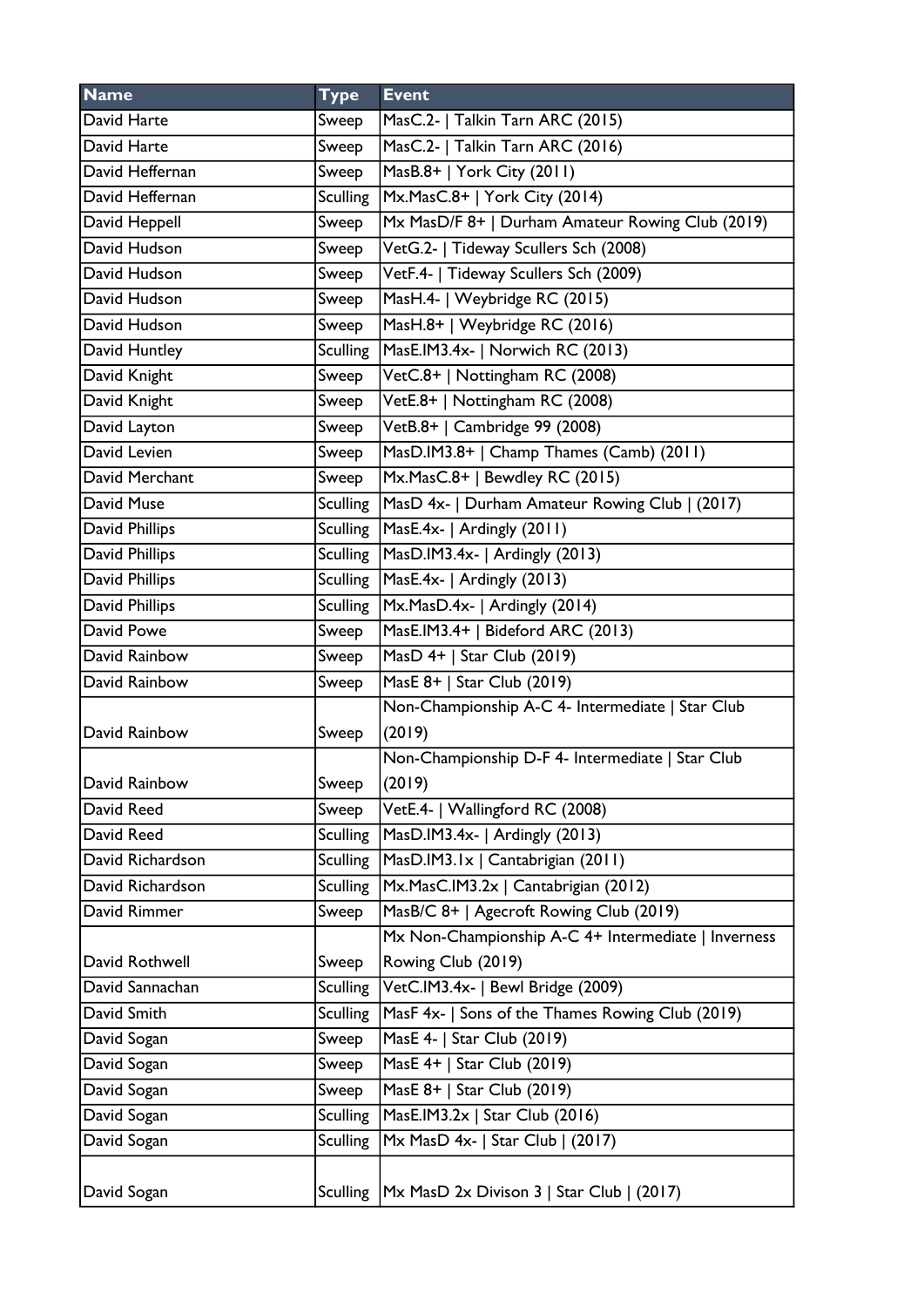| Name | Type | Event |
|---|---|---|
| David Harte | Sweep | MasC.2- \| Talkin Tarn ARC (2015) |
| David Harte | Sweep | MasC.2- \| Talkin Tarn ARC (2016) |
| David Heffernan | Sweep | MasB.8+ \| York City (2011) |
| David Heffernan | Sculling | Mx.MasC.8+ \| York City (2014) |
| David Heppell | Sweep | Mx MasD/F 8+ \| Durham Amateur Rowing Club (2019) |
| David Hudson | Sweep | VetG.2- \| Tideway Scullers Sch (2008) |
| David Hudson | Sweep | VetF.4- \| Tideway Scullers Sch (2009) |
| David Hudson | Sweep | MasH.4- \| Weybridge RC (2015) |
| David Hudson | Sweep | MasH.8+ \| Weybridge RC (2016) |
| David Huntley | Sculling | MasE.IM3.4x- \| Norwich RC (2013) |
| David Knight | Sweep | VetC.8+ \| Nottingham RC (2008) |
| David Knight | Sweep | VetE.8+ \| Nottingham RC (2008) |
| David Layton | Sweep | VetB.8+ \| Cambridge 99 (2008) |
| David Levien | Sweep | MasD.IM3.8+ \| Champ Thames (Camb) (2011) |
| David Merchant | Sweep | Mx.MasC.8+ \| Bewdley RC (2015) |
| David Muse | Sculling | MasD 4x- \| Durham Amateur Rowing Club \| (2017) |
| David Phillips | Sculling | MasE.4x- \| Ardingly (2011) |
| David Phillips | Sculling | MasD.IM3.4x- \| Ardingly (2013) |
| David Phillips | Sculling | MasE.4x- \| Ardingly (2013) |
| David Phillips | Sculling | Mx.MasD.4x- \| Ardingly (2014) |
| David Powe | Sweep | MasE.IM3.4+ \| Bideford ARC (2013) |
| David Rainbow | Sweep | MasD 4+ \| Star Club (2019) |
| David Rainbow | Sweep | MasE 8+ \| Star Club (2019) |
| David Rainbow | Sweep | Non-Championship A-C 4- Intermediate \| Star Club (2019) |
| David Rainbow | Sweep | Non-Championship D-F 4- Intermediate \| Star Club (2019) |
| David Reed | Sweep | VetE.4- \| Wallingford RC (2008) |
| David Reed | Sculling | MasD.IM3.4x- \| Ardingly (2013) |
| David Richardson | Sculling | MasD.IM3.1x \| Cantabrigian (2011) |
| David Richardson | Sculling | Mx.MasC.IM3.2x \| Cantabrigian (2012) |
| David Rimmer | Sweep | MasB/C 8+ \| Agecroft Rowing Club (2019) |
| David Rothwell | Sweep | Mx Non-Championship A-C 4+ Intermediate \| Inverness Rowing Club (2019) |
| David Sannachan | Sculling | VetC.IM3.4x- \| Bewl Bridge (2009) |
| David Smith | Sculling | MasF 4x- \| Sons of the Thames Rowing Club (2019) |
| David Sogan | Sweep | MasE 4- \| Star Club (2019) |
| David Sogan | Sweep | MasE 4+ \| Star Club (2019) |
| David Sogan | Sweep | MasE 8+ \| Star Club (2019) |
| David Sogan | Sculling | MasE.IM3.2x \| Star Club (2016) |
| David Sogan | Sculling | Mx MasD 4x- \| Star Club \| (2017) |
| David Sogan | Sculling | Mx MasD 2x Divison 3 \| Star Club \| (2017) |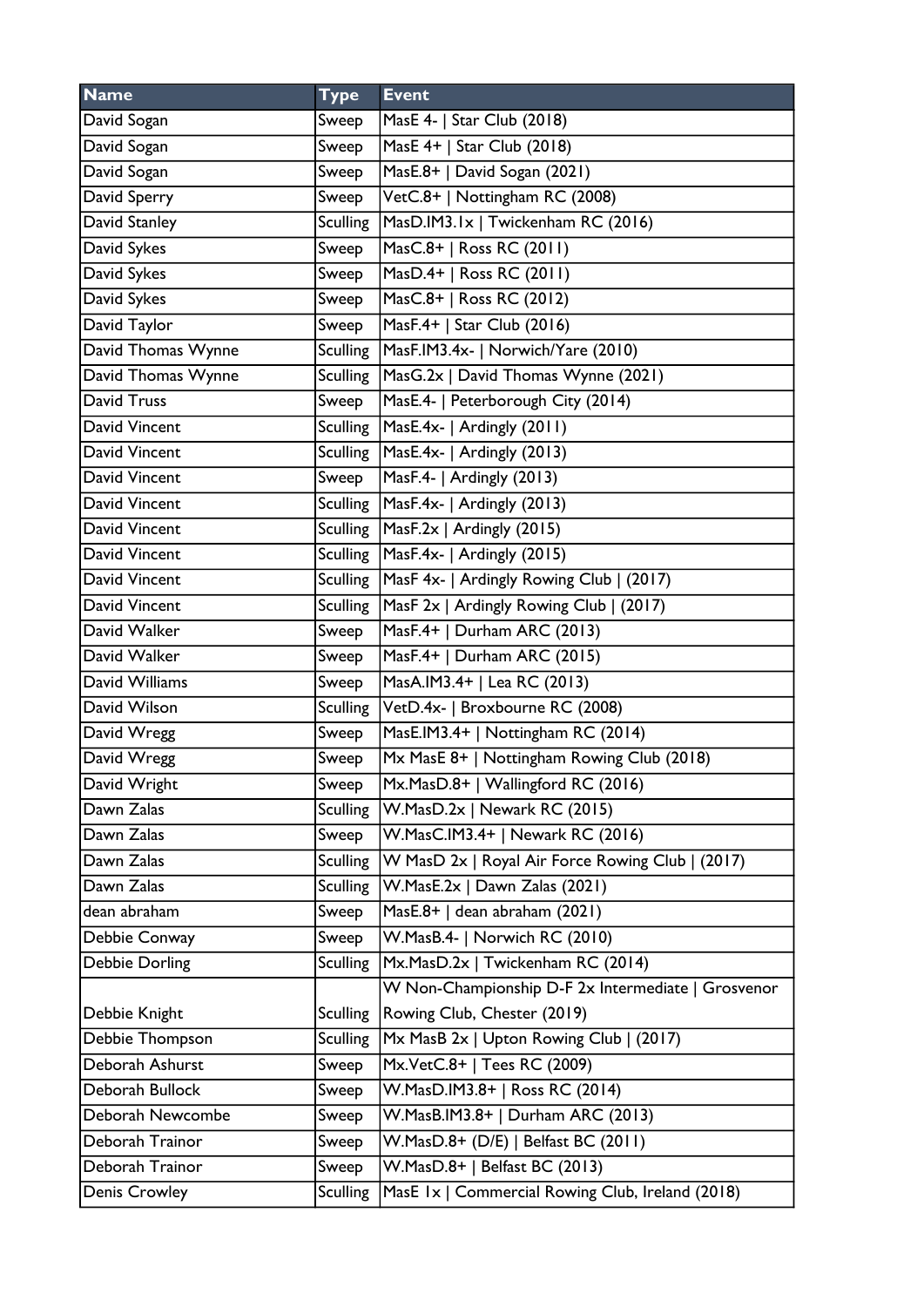| Name | Type | Event |
| --- | --- | --- |
| David Sogan | Sweep | MasE 4- \| Star Club (2018) |
| David Sogan | Sweep | MasE 4+ \| Star Club (2018) |
| David Sogan | Sweep | MasE.8+ \| David Sogan (2021) |
| David Sperry | Sweep | VetC.8+ \| Nottingham RC (2008) |
| David Stanley | Sculling | MasD.IM3.1x \| Twickenham RC (2016) |
| David Sykes | Sweep | MasC.8+ \| Ross RC (2011) |
| David Sykes | Sweep | MasD.4+ \| Ross RC (2011) |
| David Sykes | Sweep | MasC.8+ \| Ross RC (2012) |
| David Taylor | Sweep | MasF.4+ \| Star Club (2016) |
| David Thomas Wynne | Sculling | MasF.IM3.4x- \| Norwich/Yare (2010) |
| David Thomas Wynne | Sculling | MasG.2x \| David Thomas Wynne (2021) |
| David Truss | Sweep | MasE.4- \| Peterborough City (2014) |
| David Vincent | Sculling | MasE.4x- \| Ardingly (2011) |
| David Vincent | Sculling | MasE.4x- \| Ardingly (2013) |
| David Vincent | Sweep | MasF.4- \| Ardingly (2013) |
| David Vincent | Sculling | MasF.4x- \| Ardingly (2013) |
| David Vincent | Sculling | MasF.2x \| Ardingly (2015) |
| David Vincent | Sculling | MasF.4x- \| Ardingly (2015) |
| David Vincent | Sculling | MasF 4x- \| Ardingly Rowing Club \| (2017) |
| David Vincent | Sculling | MasF 2x \| Ardingly Rowing Club \| (2017) |
| David Walker | Sweep | MasF.4+ \| Durham ARC (2013) |
| David Walker | Sweep | MasF.4+ \| Durham ARC (2015) |
| David Williams | Sweep | MasA.IM3.4+ \| Lea RC (2013) |
| David Wilson | Sculling | VetD.4x- \| Broxbourne RC (2008) |
| David Wregg | Sweep | MasE.IM3.4+ \| Nottingham RC (2014) |
| David Wregg | Sweep | Mx MasE 8+ \| Nottingham Rowing Club (2018) |
| David Wright | Sweep | Mx.MasD.8+ \| Wallingford RC (2016) |
| Dawn Zalas | Sculling | W.MasD.2x \| Newark RC (2015) |
| Dawn Zalas | Sweep | W.MasC.IM3.4+ \| Newark RC (2016) |
| Dawn Zalas | Sculling | W MasD 2x \| Royal Air Force Rowing Club \| (2017) |
| Dawn Zalas | Sculling | W.MasE.2x \| Dawn Zalas (2021) |
| dean abraham | Sweep | MasE.8+ \| dean abraham (2021) |
| Debbie Conway | Sweep | W.MasB.4- \| Norwich RC (2010) |
| Debbie Dorling | Sculling | Mx.MasD.2x \| Twickenham RC (2014) |
| Debbie Knight | Sculling | W Non-Championship D-F 2x Intermediate \| Grosvenor Rowing Club, Chester (2019) |
| Debbie Thompson | Sculling | Mx MasB 2x \| Upton Rowing Club \| (2017) |
| Deborah Ashurst | Sweep | Mx.VetC.8+ \| Tees RC (2009) |
| Deborah Bullock | Sweep | W.MasD.IM3.8+ \| Ross RC (2014) |
| Deborah Newcombe | Sweep | W.MasB.IM3.8+ \| Durham ARC (2013) |
| Deborah Trainor | Sweep | W.MasD.8+ (D/E) \| Belfast BC (2011) |
| Deborah Trainor | Sweep | W.MasD.8+ \| Belfast BC (2013) |
| Denis Crowley | Sculling | MasE 1x \| Commercial Rowing Club, Ireland (2018) |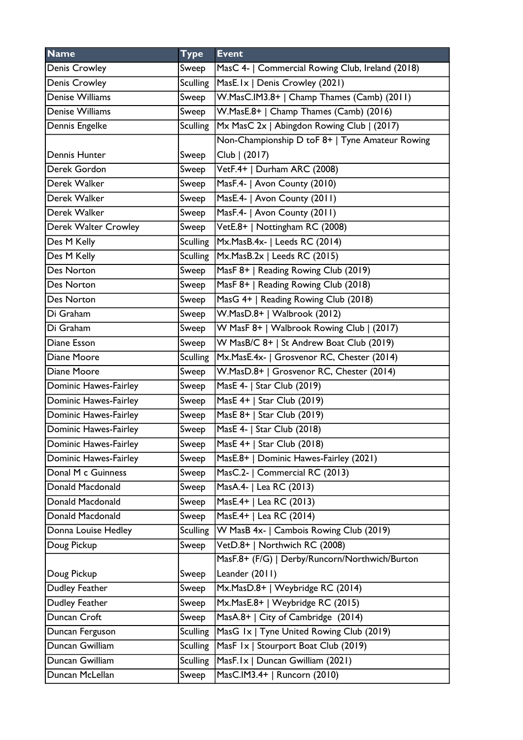| Name | Type | Event |
|---|---|---|
| Denis Crowley | Sweep | MasC 4- \| Commercial Rowing Club, Ireland (2018) |
| Denis Crowley | Sculling | MasE.1x \| Denis Crowley (2021) |
| Denise Williams | Sweep | W.MasC.IM3.8+ \| Champ Thames (Camb) (2011) |
| Denise Williams | Sweep | W.MasE.8+ \| Champ Thames (Camb) (2016) |
| Dennis Engelke | Sculling | Mx MasC 2x \| Abingdon Rowing Club \| (2017) |
| Dennis Hunter | Sweep | Non-Championship D toF 8+ \| Tyne Amateur Rowing Club \| (2017) |
| Derek Gordon | Sweep | VetF.4+ \| Durham ARC (2008) |
| Derek Walker | Sweep | MasF.4- \| Avon County (2010) |
| Derek Walker | Sweep | MasE.4- \| Avon County (2011) |
| Derek Walker | Sweep | MasF.4- \| Avon County (2011) |
| Derek Walter Crowley | Sweep | VetE.8+ \| Nottingham RC (2008) |
| Des M Kelly | Sculling | Mx.MasB.4x- \| Leeds RC (2014) |
| Des M Kelly | Sculling | Mx.MasB.2x \| Leeds RC (2015) |
| Des Norton | Sweep | MasF 8+ \| Reading Rowing Club (2019) |
| Des Norton | Sweep | MasF 8+ \| Reading Rowing Club (2018) |
| Des Norton | Sweep | MasG 4+ \| Reading Rowing Club (2018) |
| Di Graham | Sweep | W.MasD.8+ \| Walbrook (2012) |
| Di Graham | Sweep | W MasF 8+ \| Walbrook Rowing Club \| (2017) |
| Diane Esson | Sweep | W MasB/C 8+ \| St Andrew Boat Club (2019) |
| Diane Moore | Sculling | Mx.MasE.4x- \| Grosvenor RC, Chester (2014) |
| Diane Moore | Sweep | W.MasD.8+ \| Grosvenor RC, Chester (2014) |
| Dominic Hawes-Fairley | Sweep | MasE 4- \| Star Club (2019) |
| Dominic Hawes-Fairley | Sweep | MasE 4+ \| Star Club (2019) |
| Dominic Hawes-Fairley | Sweep | MasE 8+ \| Star Club (2019) |
| Dominic Hawes-Fairley | Sweep | MasE 4- \| Star Club (2018) |
| Dominic Hawes-Fairley | Sweep | MasE 4+ \| Star Club (2018) |
| Dominic Hawes-Fairley | Sweep | MasE.8+ \| Dominic Hawes-Fairley (2021) |
| Donal M c Guinness | Sweep | MasC.2- \| Commercial RC (2013) |
| Donald Macdonald | Sweep | MasA.4- \| Lea RC (2013) |
| Donald Macdonald | Sweep | MasE.4+ \| Lea RC (2013) |
| Donald Macdonald | Sweep | MasE.4+ \| Lea RC (2014) |
| Donna Louise Hedley | Sculling | W MasB 4x- \| Cambois Rowing Club (2019) |
| Doug Pickup | Sweep | VetD.8+ \| Northwich RC (2008) |
| Doug Pickup | Sweep | MasF.8+ (F/G) \| Derby/Runcorn/Northwich/Burton Leander (2011) |
| Dudley Feather | Sweep | Mx.MasD.8+ \| Weybridge RC (2014) |
| Dudley Feather | Sweep | Mx.MasE.8+ \| Weybridge RC (2015) |
| Duncan Croft | Sweep | MasA.8+ \| City of Cambridge (2014) |
| Duncan Ferguson | Sculling | MasG 1x \| Tyne United Rowing Club (2019) |
| Duncan Gwilliam | Sculling | MasF 1x \| Stourport Boat Club (2019) |
| Duncan Gwilliam | Sculling | MasF.1x \| Duncan Gwilliam (2021) |
| Duncan McLellan | Sweep | MasC.IM3.4+ \| Runcorn (2010) |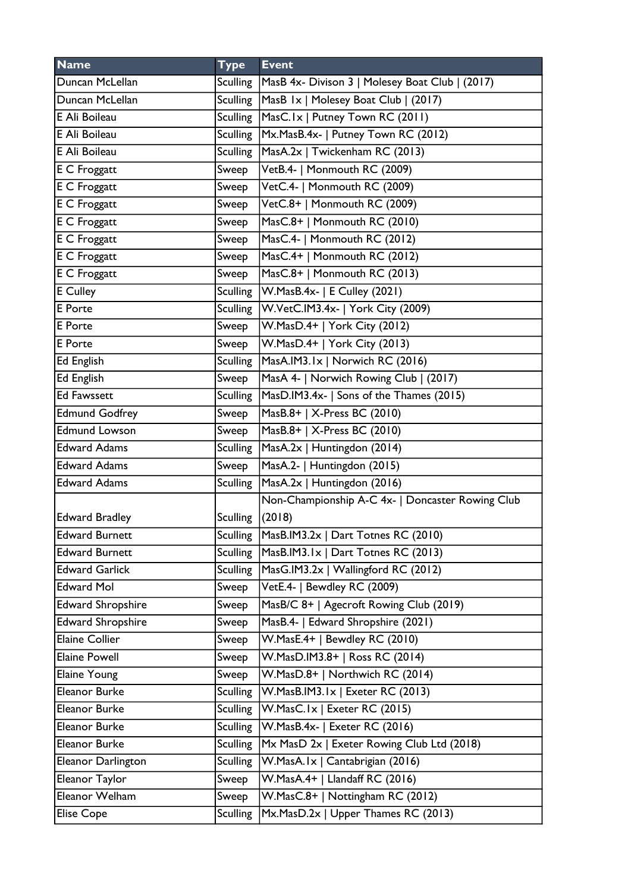| Name | Type | Event |
|---|---|---|
| Duncan McLellan | Sculling | MasB 4x- Divison 3 \| Molesey Boat Club \| (2017) |
| Duncan McLellan | Sculling | MasB 1x \| Molesey Boat Club \| (2017) |
| E Ali Boileau | Sculling | MasC.1x \| Putney Town RC (2011) |
| E Ali Boileau | Sculling | Mx.MasB.4x- \| Putney Town RC (2012) |
| E Ali Boileau | Sculling | MasA.2x \| Twickenham RC (2013) |
| E C Froggatt | Sweep | VetB.4- \| Monmouth RC (2009) |
| E C Froggatt | Sweep | VetC.4- \| Monmouth RC (2009) |
| E C Froggatt | Sweep | VetC.8+ \| Monmouth RC (2009) |
| E C Froggatt | Sweep | MasC.8+ \| Monmouth RC (2010) |
| E C Froggatt | Sweep | MasC.4- \| Monmouth RC (2012) |
| E C Froggatt | Sweep | MasC.4+ \| Monmouth RC (2012) |
| E C Froggatt | Sweep | MasC.8+ \| Monmouth RC (2013) |
| E Culley | Sculling | W.MasB.4x- \| E Culley (2021) |
| E Porte | Sculling | W.VetC.IM3.4x- \| York City (2009) |
| E Porte | Sweep | W.MasD.4+ \| York City (2012) |
| E Porte | Sweep | W.MasD.4+ \| York City (2013) |
| Ed English | Sculling | MasA.IM3.1x \| Norwich RC (2016) |
| Ed English | Sweep | MasA 4- \| Norwich Rowing Club \| (2017) |
| Ed Fawssett | Sculling | MasD.IM3.4x- \| Sons of the Thames (2015) |
| Edmund Godfrey | Sweep | MasB.8+ \| X-Press BC (2010) |
| Edmund Lowson | Sweep | MasB.8+ \| X-Press BC (2010) |
| Edward Adams | Sculling | MasA.2x \| Huntingdon (2014) |
| Edward Adams | Sweep | MasA.2- \| Huntingdon (2015) |
| Edward Adams | Sculling | MasA.2x \| Huntingdon (2016) |
| Edward Bradley | Sculling | Non-Championship A-C 4x- \| Doncaster Rowing Club (2018) |
| Edward Burnett | Sculling | MasB.IM3.2x \| Dart Totnes RC (2010) |
| Edward Burnett | Sculling | MasB.IM3.1x \| Dart Totnes RC (2013) |
| Edward Garlick | Sculling | MasG.IM3.2x \| Wallingford RC (2012) |
| Edward Mol | Sweep | VetE.4- \| Bewdley RC (2009) |
| Edward Shropshire | Sweep | MasB/C 8+ \| Agecroft Rowing Club (2019) |
| Edward Shropshire | Sweep | MasB.4- \| Edward Shropshire (2021) |
| Elaine Collier | Sweep | W.MasE.4+ \| Bewdley RC (2010) |
| Elaine Powell | Sweep | W.MasD.IM3.8+ \| Ross RC (2014) |
| Elaine Young | Sweep | W.MasD.8+ \| Northwich RC (2014) |
| Eleanor Burke | Sculling | W.MasB.IM3.1x \| Exeter RC (2013) |
| Eleanor Burke | Sculling | W.MasC.1x \| Exeter RC (2015) |
| Eleanor Burke | Sculling | W.MasB.4x- \| Exeter RC (2016) |
| Eleanor Burke | Sculling | Mx MasD 2x \| Exeter Rowing Club Ltd (2018) |
| Eleanor Darlington | Sculling | W.MasA.1x \| Cantabrigian (2016) |
| Eleanor Taylor | Sweep | W.MasA.4+ \| Llandaff RC (2016) |
| Eleanor Welham | Sweep | W.MasC.8+ \| Nottingham RC (2012) |
| Elise Cope | Sculling | Mx.MasD.2x \| Upper Thames RC (2013) |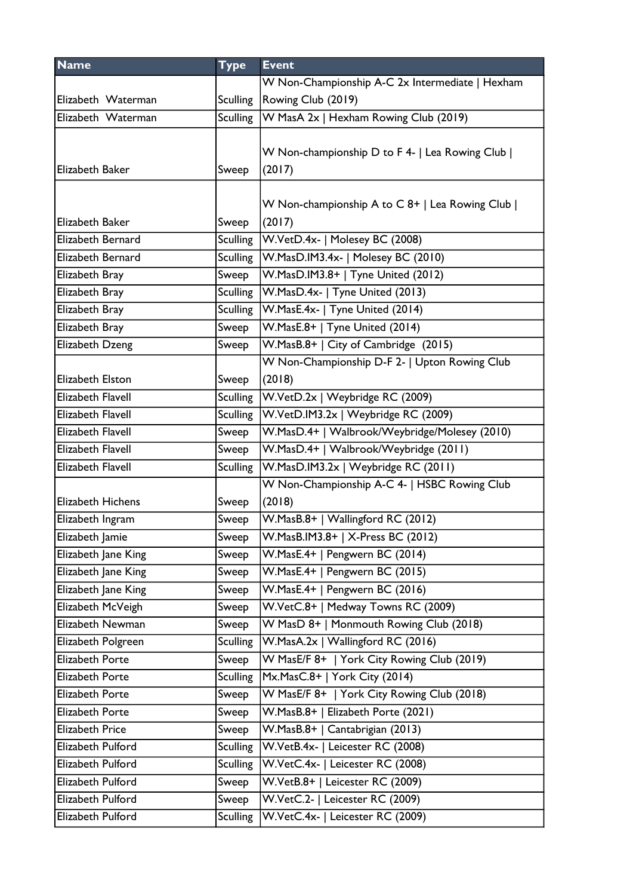| Name | Type | Event |
|---|---|---|
| Elizabeth  Waterman | Sculling | W Non-Championship A-C 2x Intermediate \| Hexham Rowing Club (2019) |
| Elizabeth  Waterman | Sculling | W MasA 2x \| Hexham Rowing Club (2019) |
| Elizabeth Baker | Sweep | W Non-championship D to F 4- \| Lea Rowing Club \| (2017) |
| Elizabeth Baker | Sweep | W Non-championship A to C 8+ \| Lea Rowing Club \| (2017) |
| Elizabeth Bernard | Sculling | W.VetD.4x- \| Molesey BC (2008) |
| Elizabeth Bernard | Sculling | W.MasD.IM3.4x- \| Molesey BC (2010) |
| Elizabeth Bray | Sweep | W.MasD.IM3.8+ \| Tyne United (2012) |
| Elizabeth Bray | Sculling | W.MasD.4x- \| Tyne United (2013) |
| Elizabeth Bray | Sculling | W.MasE.4x- \| Tyne United (2014) |
| Elizabeth Bray | Sweep | W.MasE.8+ \| Tyne United (2014) |
| Elizabeth Dzeng | Sweep | W.MasB.8+ \| City of Cambridge  (2015) |
| Elizabeth Elston | Sweep | W Non-Championship D-F 2- \| Upton Rowing Club (2018) |
| Elizabeth Flavell | Sculling | W.VetD.2x \| Weybridge RC (2009) |
| Elizabeth Flavell | Sculling | W.VetD.IM3.2x \| Weybridge RC (2009) |
| Elizabeth Flavell | Sweep | W.MasD.4+ \| Walbrook/Weybridge/Molesey (2010) |
| Elizabeth Flavell | Sweep | W.MasD.4+ \| Walbrook/Weybridge (2011) |
| Elizabeth Flavell | Sculling | W.MasD.IM3.2x \| Weybridge RC (2011) |
| Elizabeth Hichens | Sweep | W Non-Championship A-C 4- \| HSBC Rowing Club (2018) |
| Elizabeth Ingram | Sweep | W.MasB.8+ \| Wallingford RC (2012) |
| Elizabeth Jamie | Sweep | W.MasB.IM3.8+ \| X-Press BC (2012) |
| Elizabeth Jane King | Sweep | W.MasE.4+ \| Pengwern BC (2014) |
| Elizabeth Jane King | Sweep | W.MasE.4+ \| Pengwern BC (2015) |
| Elizabeth Jane King | Sweep | W.MasE.4+ \| Pengwern BC (2016) |
| Elizabeth McVeigh | Sweep | W.VetC.8+ \| Medway Towns RC (2009) |
| Elizabeth Newman | Sweep | W MasD 8+ \| Monmouth Rowing Club (2018) |
| Elizabeth Polgreen | Sculling | W.MasA.2x \| Wallingford RC (2016) |
| Elizabeth Porte | Sweep | W MasE/F 8+  \| York City Rowing Club (2019) |
| Elizabeth Porte | Sculling | Mx.MasC.8+ \| York City (2014) |
| Elizabeth Porte | Sweep | W MasE/F 8+  \| York City Rowing Club (2018) |
| Elizabeth Porte | Sweep | W.MasB.8+ \| Elizabeth Porte (2021) |
| Elizabeth Price | Sweep | W.MasB.8+ \| Cantabrigian (2013) |
| Elizabeth Pulford | Sculling | W.VetB.4x- \| Leicester RC (2008) |
| Elizabeth Pulford | Sculling | W.VetC.4x- \| Leicester RC (2008) |
| Elizabeth Pulford | Sweep | W.VetB.8+ \| Leicester RC (2009) |
| Elizabeth Pulford | Sweep | W.VetC.2- \| Leicester RC (2009) |
| Elizabeth Pulford | Sculling | W.VetC.4x- \| Leicester RC (2009) |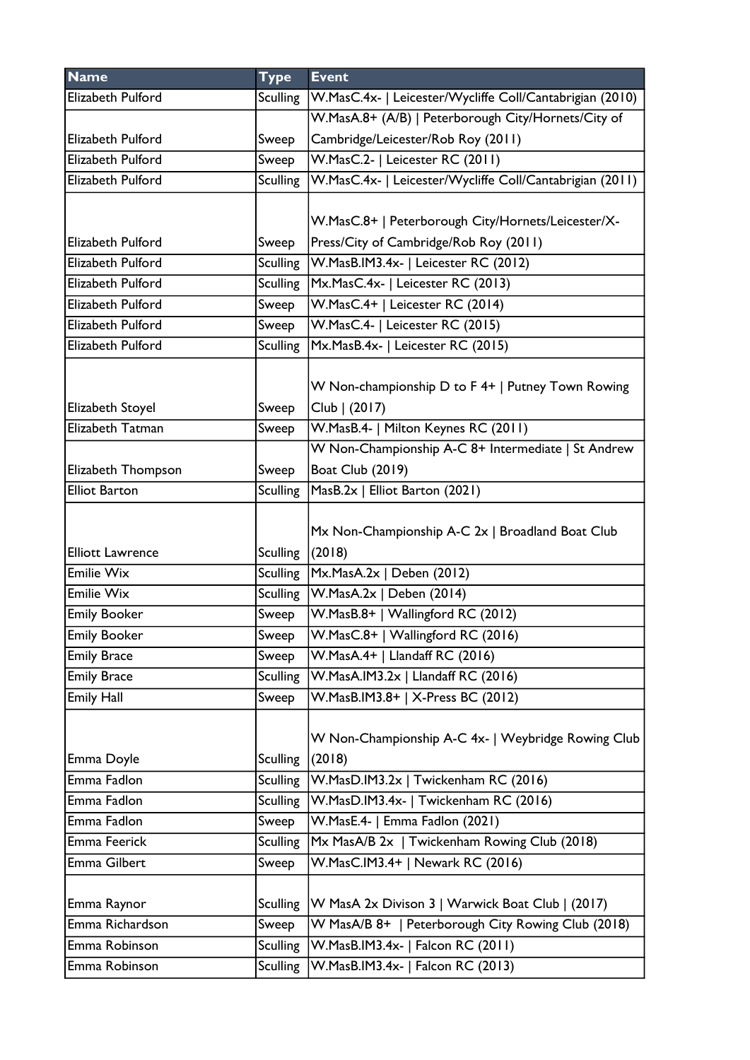| Name | Type | Event |
|---|---|---|
| Elizabeth Pulford | Sculling | W.MasC.4x- \| Leicester/Wycliffe Coll/Cantabrigian (2010) |
| Elizabeth Pulford | Sweep | W.MasA.8+ (A/B) \| Peterborough City/Hornets/City of Cambridge/Leicester/Rob Roy (2011) |
| Elizabeth Pulford | Sweep | W.MasC.2- \| Leicester RC (2011) |
| Elizabeth Pulford | Sculling | W.MasC.4x- \| Leicester/Wycliffe Coll/Cantabrigian (2011) |
| Elizabeth Pulford | Sweep | W.MasC.8+ \| Peterborough City/Hornets/Leicester/X-Press/City of Cambridge/Rob Roy (2011) |
| Elizabeth Pulford | Sculling | W.MasB.IM3.4x- \| Leicester RC (2012) |
| Elizabeth Pulford | Sculling | Mx.MasC.4x- \| Leicester RC (2013) |
| Elizabeth Pulford | Sweep | W.MasC.4+ \| Leicester RC (2014) |
| Elizabeth Pulford | Sweep | W.MasC.4- \| Leicester RC (2015) |
| Elizabeth Pulford | Sculling | Mx.MasB.4x- \| Leicester RC (2015) |
| Elizabeth Stoyel | Sweep | W Non-championship D to F 4+ \| Putney Town Rowing Club \| (2017) |
| Elizabeth Tatman | Sweep | W.MasB.4- \| Milton Keynes RC (2011) |
| Elizabeth Thompson | Sweep | W Non-Championship A-C 8+ Intermediate \| St Andrew Boat Club (2019) |
| Elliot Barton | Sculling | MasB.2x \| Elliot Barton (2021) |
| Elliott Lawrence | Sculling | Mx Non-Championship A-C 2x \| Broadland Boat Club (2018) |
| Emilie Wix | Sculling | Mx.MasA.2x \| Deben (2012) |
| Emilie Wix | Sculling | W.MasA.2x \| Deben (2014) |
| Emily Booker | Sweep | W.MasB.8+ \| Wallingford RC (2012) |
| Emily Booker | Sweep | W.MasC.8+ \| Wallingford RC (2016) |
| Emily Brace | Sweep | W.MasA.4+ \| Llandaff RC (2016) |
| Emily Brace | Sculling | W.MasA.IM3.2x \| Llandaff RC (2016) |
| Emily Hall | Sweep | W.MasB.IM3.8+ \| X-Press BC (2012) |
| Emma Doyle | Sculling | W Non-Championship A-C 4x- \| Weybridge Rowing Club (2018) |
| Emma Fadlon | Sculling | W.MasD.IM3.2x \| Twickenham RC (2016) |
| Emma Fadlon | Sculling | W.MasD.IM3.4x- \| Twickenham RC (2016) |
| Emma Fadlon | Sweep | W.MasE.4- \| Emma Fadlon (2021) |
| Emma Feerick | Sculling | Mx MasA/B 2x \| Twickenham Rowing Club (2018) |
| Emma Gilbert | Sweep | W.MasC.IM3.4+ \| Newark RC (2016) |
| Emma Raynor | Sculling | W MasA 2x Divison 3 \| Warwick Boat Club \| (2017) |
| Emma Richardson | Sweep | W MasA/B 8+ \| Peterborough City Rowing Club (2018) |
| Emma Robinson | Sculling | W.MasB.IM3.4x- \| Falcon RC (2011) |
| Emma Robinson | Sculling | W.MasB.IM3.4x- \| Falcon RC (2013) |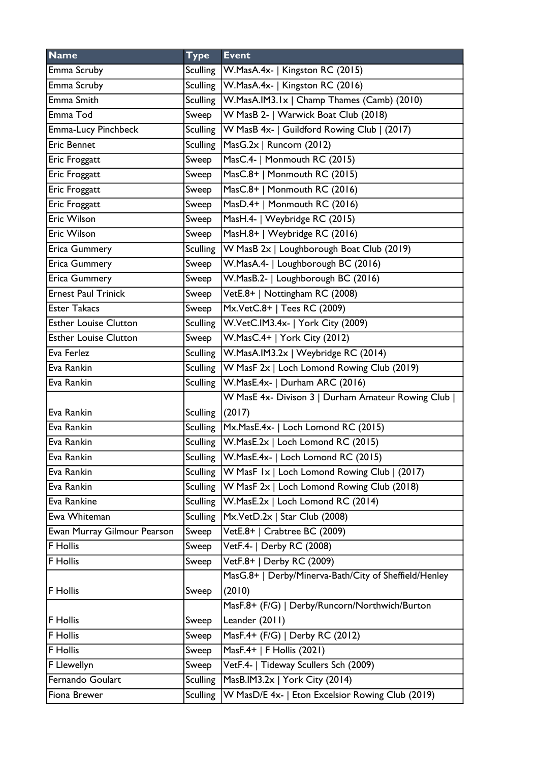| Name | Type | Event |
|---|---|---|
| Emma Scruby | Sculling | W.MasA.4x- \| Kingston RC (2015) |
| Emma Scruby | Sculling | W.MasA.4x- \| Kingston RC (2016) |
| Emma Smith | Sculling | W.MasA.IM3.1x \| Champ Thames (Camb) (2010) |
| Emma Tod | Sweep | W MasB 2- \| Warwick Boat Club (2018) |
| Emma-Lucy Pinchbeck | Sculling | W MasB 4x- \| Guildford Rowing Club \| (2017) |
| Eric Bennet | Sculling | MasG.2x \| Runcorn (2012) |
| Eric Froggatt | Sweep | MasC.4- \| Monmouth RC (2015) |
| Eric Froggatt | Sweep | MasC.8+ \| Monmouth RC (2015) |
| Eric Froggatt | Sweep | MasC.8+ \| Monmouth RC (2016) |
| Eric Froggatt | Sweep | MasD.4+ \| Monmouth RC (2016) |
| Eric Wilson | Sweep | MasH.4- \| Weybridge RC (2015) |
| Eric Wilson | Sweep | MasH.8+ \| Weybridge RC (2016) |
| Erica Gummery | Sculling | W MasB 2x \| Loughborough Boat Club (2019) |
| Erica Gummery | Sweep | W.MasA.4- \| Loughborough BC (2016) |
| Erica Gummery | Sweep | W.MasB.2- \| Loughborough BC (2016) |
| Ernest Paul Trinick | Sweep | VetE.8+ \| Nottingham RC (2008) |
| Ester Takacs | Sweep | Mx.VetC.8+ \| Tees RC (2009) |
| Esther Louise Clutton | Sculling | W.VetC.IM3.4x- \| York City (2009) |
| Esther Louise Clutton | Sweep | W.MasC.4+ \| York City (2012) |
| Eva Ferlez | Sculling | W.MasA.IM3.2x \| Weybridge RC (2014) |
| Eva Rankin | Sculling | W MasF 2x \| Loch Lomond Rowing Club (2019) |
| Eva Rankin | Sculling | W.MasE.4x- \| Durham ARC (2016) |
| Eva Rankin | Sculling | W MasE 4x- Divison 3 \| Durham Amateur Rowing Club \| (2017) |
| Eva Rankin | Sculling | Mx.MasE.4x- \| Loch Lomond RC (2015) |
| Eva Rankin | Sculling | W.MasE.2x \| Loch Lomond RC (2015) |
| Eva Rankin | Sculling | W.MasE.4x- \| Loch Lomond RC (2015) |
| Eva Rankin | Sculling | W MasF 1x \| Loch Lomond Rowing Club \| (2017) |
| Eva Rankin | Sculling | W MasF 2x \| Loch Lomond Rowing Club (2018) |
| Eva Rankine | Sculling | W.MasE.2x \| Loch Lomond RC (2014) |
| Ewa Whiteman | Sculling | Mx.VetD.2x \| Star Club (2008) |
| Ewan Murray Gilmour Pearson | Sweep | VetE.8+ \| Crabtree BC (2009) |
| F Hollis | Sweep | VetF.4- \| Derby RC (2008) |
| F Hollis | Sweep | VetF.8+ \| Derby RC (2009) |
| F Hollis | Sweep | MasG.8+ \| Derby/Minerva-Bath/City of Sheffield/Henley (2010) |
| F Hollis | Sweep | MasF.8+ (F/G) \| Derby/Runcorn/Northwich/Burton Leander (2011) |
| F Hollis | Sweep | MasF.4+ (F/G) \| Derby RC (2012) |
| F Hollis | Sweep | MasF.4+ \| F Hollis (2021) |
| F Llewellyn | Sweep | VetF.4- \| Tideway Scullers Sch (2009) |
| Fernando Goulart | Sculling | MasB.IM3.2x \| York City (2014) |
| Fiona Brewer | Sculling | W MasD/E 4x- \| Eton Excelsior Rowing Club (2019) |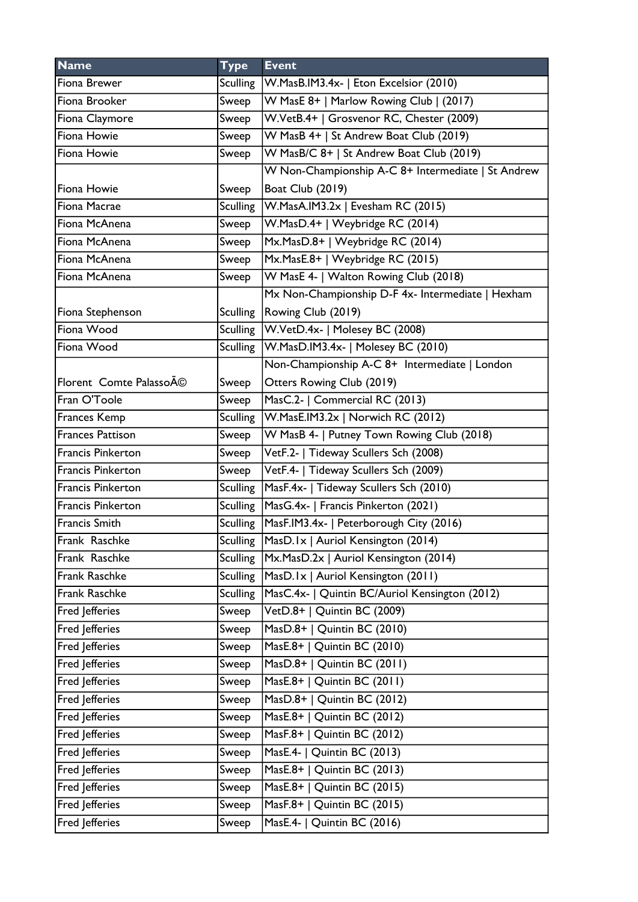| Name | Type | Event |
|---|---|---|
| Fiona Brewer | Sculling | W.MasB.IM3.4x- \| Eton Excelsior (2010) |
| Fiona Brooker | Sweep | W MasE 8+ \| Marlow Rowing Club \| (2017) |
| Fiona Claymore | Sweep | W.VetB.4+ \| Grosvenor RC, Chester (2009) |
| Fiona Howie | Sweep | W MasB 4+ \| St Andrew Boat Club (2019) |
| Fiona Howie | Sweep | W MasB/C 8+ \| St Andrew Boat Club (2019) |
| Fiona Howie | Sweep | W Non-Championship A-C 8+ Intermediate \| St Andrew Boat Club (2019) |
| Fiona Macrae | Sculling | W.MasA.IM3.2x \| Evesham RC (2015) |
| Fiona McAnena | Sweep | W.MasD.4+ \| Weybridge RC (2014) |
| Fiona McAnena | Sweep | Mx.MasD.8+ \| Weybridge RC (2014) |
| Fiona McAnena | Sweep | Mx.MasE.8+ \| Weybridge RC (2015) |
| Fiona McAnena | Sweep | W MasE 4- \| Walton Rowing Club (2018) |
| Fiona Stephenson | Sculling | Mx Non-Championship D-F 4x- Intermediate \| Hexham Rowing Club (2019) |
| Fiona Wood | Sculling | W.VetD.4x- \| Molesey BC (2008) |
| Fiona Wood | Sculling | W.MasD.IM3.4x- \| Molesey BC (2010) |
| Florent Comte PalassoÃ© | Sweep | Non-Championship A-C 8+ Intermediate \| London Otters Rowing Club (2019) |
| Fran O'Toole | Sweep | MasC.2- \| Commercial RC (2013) |
| Frances Kemp | Sculling | W.MasE.IM3.2x \| Norwich RC (2012) |
| Frances Pattison | Sweep | W MasB 4- \| Putney Town Rowing Club (2018) |
| Francis Pinkerton | Sweep | VetF.2- \| Tideway Scullers Sch (2008) |
| Francis Pinkerton | Sweep | VetF.4- \| Tideway Scullers Sch (2009) |
| Francis Pinkerton | Sculling | MasF.4x- \| Tideway Scullers Sch (2010) |
| Francis Pinkerton | Sculling | MasG.4x- \| Francis Pinkerton (2021) |
| Francis Smith | Sculling | MasF.IM3.4x- \| Peterborough City (2016) |
| Frank Raschke | Sculling | MasD.1x \| Auriol Kensington (2014) |
| Frank Raschke | Sculling | Mx.MasD.2x \| Auriol Kensington (2014) |
| Frank Raschke | Sculling | MasD.1x \| Auriol Kensington (2011) |
| Frank Raschke | Sculling | MasC.4x- \| Quintin BC/Auriol Kensington (2012) |
| Fred Jefferies | Sweep | VetD.8+ \| Quintin BC (2009) |
| Fred Jefferies | Sweep | MasD.8+ \| Quintin BC (2010) |
| Fred Jefferies | Sweep | MasE.8+ \| Quintin BC (2010) |
| Fred Jefferies | Sweep | MasD.8+ \| Quintin BC (2011) |
| Fred Jefferies | Sweep | MasE.8+ \| Quintin BC (2011) |
| Fred Jefferies | Sweep | MasD.8+ \| Quintin BC (2012) |
| Fred Jefferies | Sweep | MasE.8+ \| Quintin BC (2012) |
| Fred Jefferies | Sweep | MasF.8+ \| Quintin BC (2012) |
| Fred Jefferies | Sweep | MasE.4- \| Quintin BC (2013) |
| Fred Jefferies | Sweep | MasE.8+ \| Quintin BC (2013) |
| Fred Jefferies | Sweep | MasE.8+ \| Quintin BC (2015) |
| Fred Jefferies | Sweep | MasF.8+ \| Quintin BC (2015) |
| Fred Jefferies | Sweep | MasE.4- \| Quintin BC (2016) |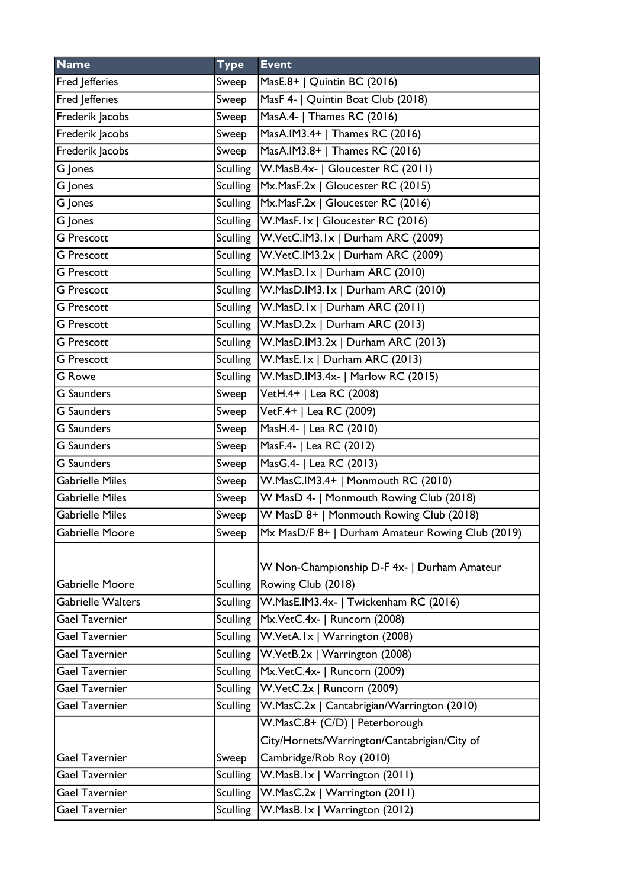| Name | Type | Event |
|---|---|---|
| Fred Jefferies | Sweep | MasE.8+ \| Quintin BC (2016) |
| Fred Jefferies | Sweep | MasF 4- \| Quintin Boat Club (2018) |
| Frederik Jacobs | Sweep | MasA.4- \| Thames RC (2016) |
| Frederik Jacobs | Sweep | MasA.IM3.4+ \| Thames RC (2016) |
| Frederik Jacobs | Sweep | MasA.IM3.8+ \| Thames RC (2016) |
| G Jones | Sculling | W.MasB.4x- \| Gloucester RC (2011) |
| G Jones | Sculling | Mx.MasF.2x \| Gloucester RC (2015) |
| G Jones | Sculling | Mx.MasF.2x \| Gloucester RC (2016) |
| G Jones | Sculling | W.MasF.1x \| Gloucester RC (2016) |
| G Prescott | Sculling | W.VetC.IM3.1x \| Durham ARC (2009) |
| G Prescott | Sculling | W.VetC.IM3.2x \| Durham ARC (2009) |
| G Prescott | Sculling | W.MasD.1x \| Durham ARC (2010) |
| G Prescott | Sculling | W.MasD.IM3.1x \| Durham ARC (2010) |
| G Prescott | Sculling | W.MasD.1x \| Durham ARC (2011) |
| G Prescott | Sculling | W.MasD.2x \| Durham ARC (2013) |
| G Prescott | Sculling | W.MasD.IM3.2x \| Durham ARC (2013) |
| G Prescott | Sculling | W.MasE.1x \| Durham ARC (2013) |
| G Rowe | Sculling | W.MasD.IM3.4x- \| Marlow RC (2015) |
| G Saunders | Sweep | VetH.4+ \| Lea RC (2008) |
| G Saunders | Sweep | VetF.4+ \| Lea RC (2009) |
| G Saunders | Sweep | MasH.4- \| Lea RC (2010) |
| G Saunders | Sweep | MasF.4- \| Lea RC (2012) |
| G Saunders | Sweep | MasG.4- \| Lea RC (2013) |
| Gabrielle Miles | Sweep | W.MasC.IM3.4+ \| Monmouth RC (2010) |
| Gabrielle Miles | Sweep | W MasD 4- \| Monmouth Rowing Club (2018) |
| Gabrielle Miles | Sweep | W MasD 8+ \| Monmouth Rowing Club (2018) |
| Gabrielle Moore | Sweep | Mx MasD/F 8+ \| Durham Amateur Rowing Club (2019) |
| Gabrielle Moore | Sculling | W Non-Championship D-F 4x- \| Durham Amateur Rowing Club (2018) |
| Gabrielle Walters | Sculling | W.MasE.IM3.4x- \| Twickenham RC (2016) |
| Gael Tavernier | Sculling | Mx.VetC.4x- \| Runcorn (2008) |
| Gael Tavernier | Sculling | W.VetA.1x \| Warrington (2008) |
| Gael Tavernier | Sculling | W.VetB.2x \| Warrington (2008) |
| Gael Tavernier | Sculling | Mx.VetC.4x- \| Runcorn (2009) |
| Gael Tavernier | Sculling | W.VetC.2x \| Runcorn (2009) |
| Gael Tavernier | Sculling | W.MasC.2x \| Cantabrigian/Warrington (2010) |
| Gael Tavernier | Sweep | W.MasC.8+ (C/D) \| Peterborough City/Hornets/Warrington/Cantabrigian/City of Cambridge/Rob Roy (2010) |
| Gael Tavernier | Sculling | W.MasB.1x \| Warrington (2011) |
| Gael Tavernier | Sculling | W.MasC.2x \| Warrington (2011) |
| Gael Tavernier | Sculling | W.MasB.1x \| Warrington (2012) |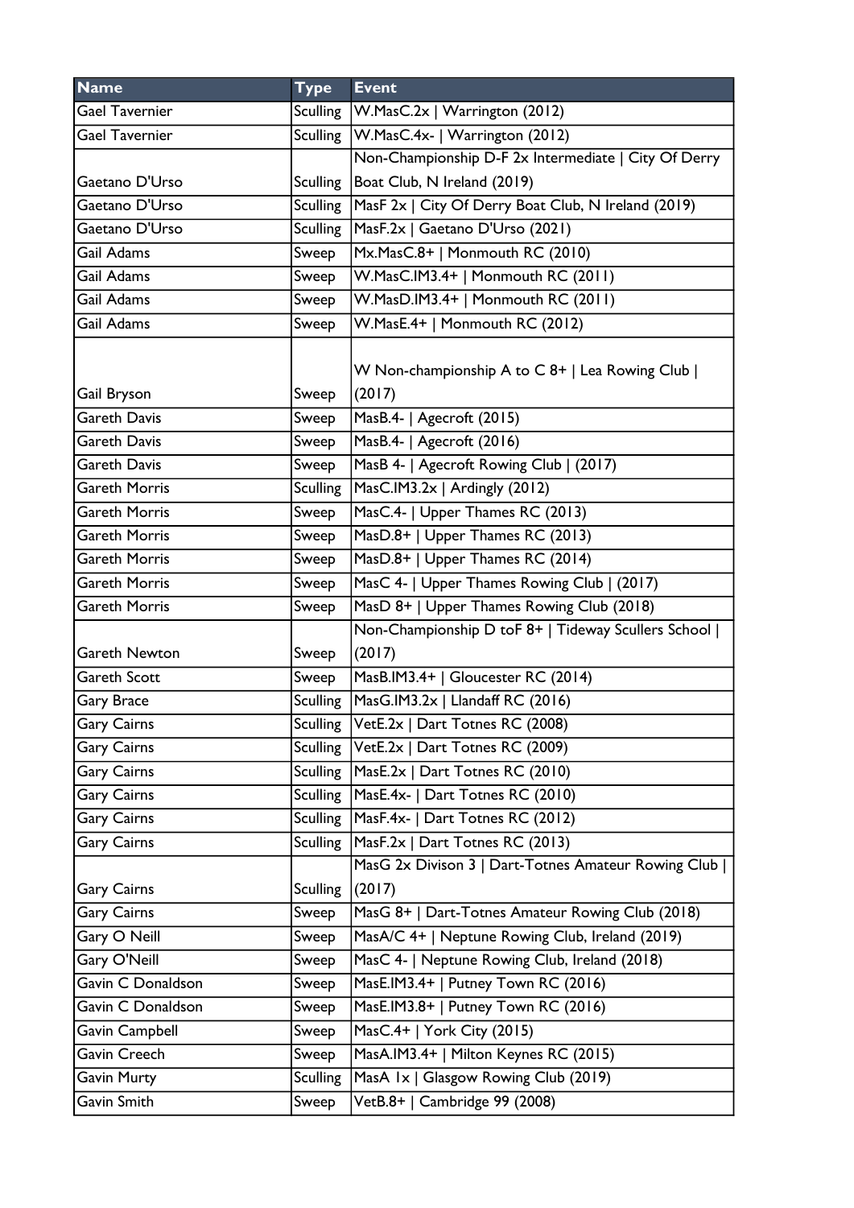| Name | Type | Event |
|---|---|---|
| Gael Tavernier | Sculling | W.MasC.2x \| Warrington (2012) |
| Gael Tavernier | Sculling | W.MasC.4x- \| Warrington (2012) |
| Gaetano D'Urso | Sculling | Non-Championship D-F 2x Intermediate \| City Of Derry Boat Club, N Ireland (2019) |
| Gaetano D'Urso | Sculling | MasF 2x \| City Of Derry Boat Club, N Ireland (2019) |
| Gaetano D'Urso | Sculling | MasF.2x \| Gaetano D'Urso (2021) |
| Gail Adams | Sweep | Mx.MasC.8+ \| Monmouth RC (2010) |
| Gail Adams | Sweep | W.MasC.IM3.4+ \| Monmouth RC (2011) |
| Gail Adams | Sweep | W.MasD.IM3.4+ \| Monmouth RC (2011) |
| Gail Adams | Sweep | W.MasE.4+ \| Monmouth RC (2012) |
| Gail Bryson | Sweep | W Non-championship A to C 8+ \| Lea Rowing Club \| (2017) |
| Gareth Davis | Sweep | MasB.4- \| Agecroft (2015) |
| Gareth Davis | Sweep | MasB.4- \| Agecroft (2016) |
| Gareth Davis | Sweep | MasB 4- \| Agecroft Rowing Club \| (2017) |
| Gareth Morris | Sculling | MasC.IM3.2x \| Ardingly (2012) |
| Gareth Morris | Sweep | MasC.4- \| Upper Thames RC (2013) |
| Gareth Morris | Sweep | MasD.8+ \| Upper Thames RC (2013) |
| Gareth Morris | Sweep | MasD.8+ \| Upper Thames RC (2014) |
| Gareth Morris | Sweep | MasC 4- \| Upper Thames Rowing Club \| (2017) |
| Gareth Morris | Sweep | MasD 8+ \| Upper Thames Rowing Club (2018) |
| Gareth Newton | Sweep | Non-Championship D toF 8+ \| Tideway Scullers School \| (2017) |
| Gareth Scott | Sweep | MasB.IM3.4+ \| Gloucester RC (2014) |
| Gary Brace | Sculling | MasG.IM3.2x \| Llandaff RC (2016) |
| Gary Cairns | Sculling | VetE.2x \| Dart Totnes RC (2008) |
| Gary Cairns | Sculling | VetE.2x \| Dart Totnes RC (2009) |
| Gary Cairns | Sculling | MasE.2x \| Dart Totnes RC (2010) |
| Gary Cairns | Sculling | MasE.4x- \| Dart Totnes RC (2010) |
| Gary Cairns | Sculling | MasF.4x- \| Dart Totnes RC (2012) |
| Gary Cairns | Sculling | MasF.2x \| Dart Totnes RC (2013) |
| Gary Cairns | Sculling | MasG 2x Divison 3 \| Dart-Totnes Amateur Rowing Club \| (2017) |
| Gary Cairns | Sweep | MasG 8+ \| Dart-Totnes Amateur Rowing Club (2018) |
| Gary O Neill | Sweep | MasA/C 4+ \| Neptune Rowing Club, Ireland (2019) |
| Gary O'Neill | Sweep | MasC 4- \| Neptune Rowing Club, Ireland (2018) |
| Gavin C Donaldson | Sweep | MasE.IM3.4+ \| Putney Town RC (2016) |
| Gavin C Donaldson | Sweep | MasE.IM3.8+ \| Putney Town RC (2016) |
| Gavin Campbell | Sweep | MasC.4+ \| York City (2015) |
| Gavin Creech | Sweep | MasA.IM3.4+ \| Milton Keynes RC (2015) |
| Gavin Murty | Sculling | MasA 1x \| Glasgow Rowing Club (2019) |
| Gavin Smith | Sweep | VetB.8+ \| Cambridge 99 (2008) |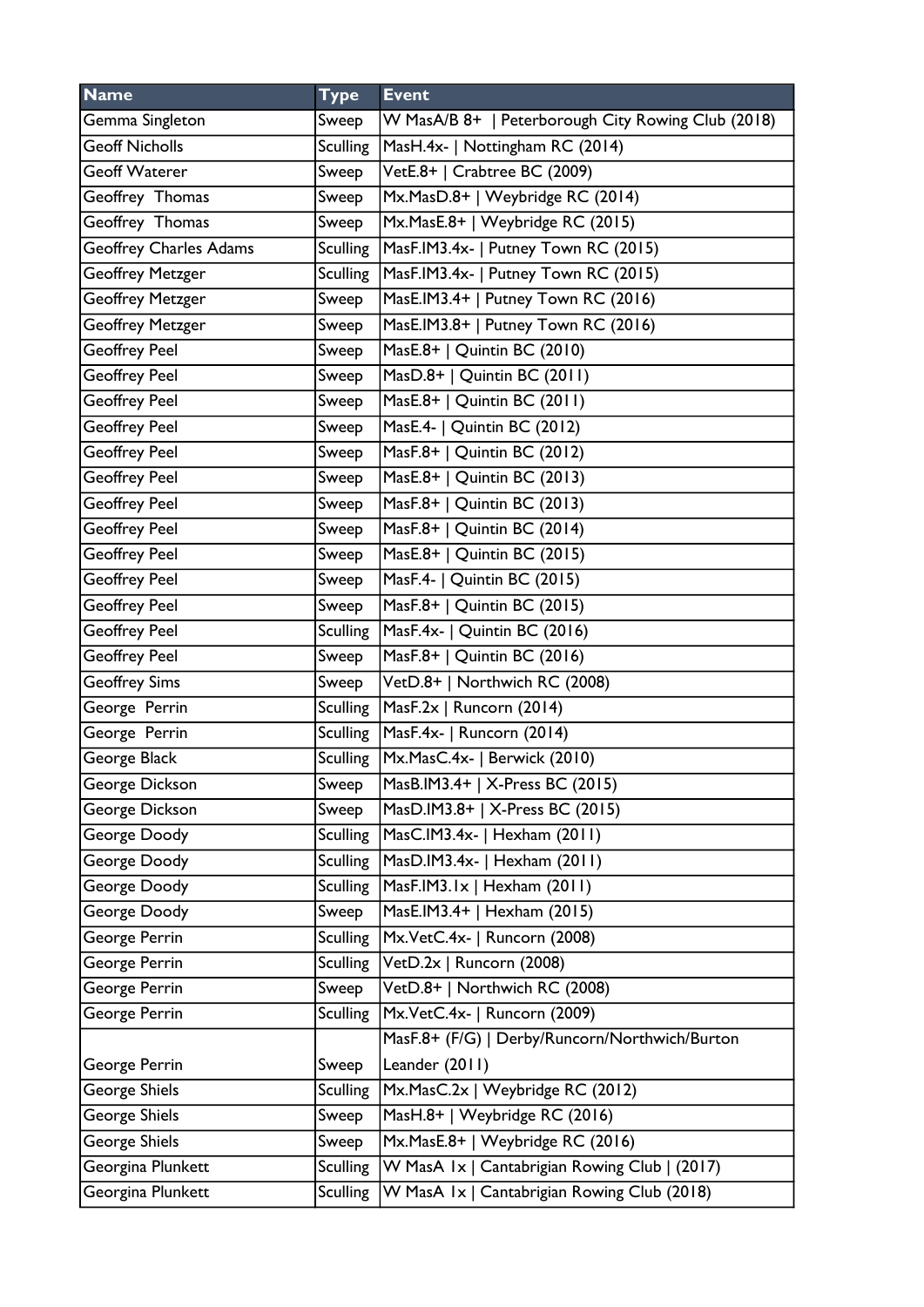| Name | Type | Event |
|---|---|---|
| Gemma Singleton | Sweep | W MasA/B 8+ \| Peterborough City Rowing Club (2018) |
| Geoff Nicholls | Sculling | MasH.4x- \| Nottingham RC (2014) |
| Geoff Waterer | Sweep | VetE.8+ \| Crabtree BC (2009) |
| Geoffrey Thomas | Sweep | Mx.MasD.8+ \| Weybridge RC (2014) |
| Geoffrey Thomas | Sweep | Mx.MasE.8+ \| Weybridge RC (2015) |
| Geoffrey Charles Adams | Sculling | MasF.IM3.4x- \| Putney Town RC (2015) |
| Geoffrey Metzger | Sculling | MasF.IM3.4x- \| Putney Town RC (2015) |
| Geoffrey Metzger | Sweep | MasE.IM3.4+ \| Putney Town RC (2016) |
| Geoffrey Metzger | Sweep | MasE.IM3.8+ \| Putney Town RC (2016) |
| Geoffrey Peel | Sweep | MasE.8+ \| Quintin BC (2010) |
| Geoffrey Peel | Sweep | MasD.8+ \| Quintin BC (2011) |
| Geoffrey Peel | Sweep | MasE.8+ \| Quintin BC (2011) |
| Geoffrey Peel | Sweep | MasE.4- \| Quintin BC (2012) |
| Geoffrey Peel | Sweep | MasF.8+ \| Quintin BC (2012) |
| Geoffrey Peel | Sweep | MasE.8+ \| Quintin BC (2013) |
| Geoffrey Peel | Sweep | MasF.8+ \| Quintin BC (2013) |
| Geoffrey Peel | Sweep | MasF.8+ \| Quintin BC (2014) |
| Geoffrey Peel | Sweep | MasE.8+ \| Quintin BC (2015) |
| Geoffrey Peel | Sweep | MasF.4- \| Quintin BC (2015) |
| Geoffrey Peel | Sweep | MasF.8+ \| Quintin BC (2015) |
| Geoffrey Peel | Sculling | MasF.4x- \| Quintin BC (2016) |
| Geoffrey Peel | Sweep | MasF.8+ \| Quintin BC (2016) |
| Geoffrey Sims | Sweep | VetD.8+ \| Northwich RC (2008) |
| George Perrin | Sculling | MasF.2x \| Runcorn (2014) |
| George Perrin | Sculling | MasF.4x- \| Runcorn (2014) |
| George Black | Sculling | Mx.MasC.4x- \| Berwick (2010) |
| George Dickson | Sweep | MasB.IM3.4+ \| X-Press BC (2015) |
| George Dickson | Sweep | MasD.IM3.8+ \| X-Press BC (2015) |
| George Doody | Sculling | MasC.IM3.4x- \| Hexham (2011) |
| George Doody | Sculling | MasD.IM3.4x- \| Hexham (2011) |
| George Doody | Sculling | MasF.IM3.1x \| Hexham (2011) |
| George Doody | Sweep | MasE.IM3.4+ \| Hexham (2015) |
| George Perrin | Sculling | Mx.VetC.4x- \| Runcorn (2008) |
| George Perrin | Sculling | VetD.2x \| Runcorn (2008) |
| George Perrin | Sweep | VetD.8+ \| Northwich RC (2008) |
| George Perrin | Sculling | Mx.VetC.4x- \| Runcorn (2009) |
| George Perrin | Sweep | MasF.8+ (F/G) \| Derby/Runcorn/Northwich/Burton Leander (2011) |
| George Shiels | Sculling | Mx.MasC.2x \| Weybridge RC (2012) |
| George Shiels | Sweep | MasH.8+ \| Weybridge RC (2016) |
| George Shiels | Sweep | Mx.MasE.8+ \| Weybridge RC (2016) |
| Georgina Plunkett | Sculling | W MasA 1x \| Cantabrigian Rowing Club \| (2017) |
| Georgina Plunkett | Sculling | W MasA 1x \| Cantabrigian Rowing Club (2018) |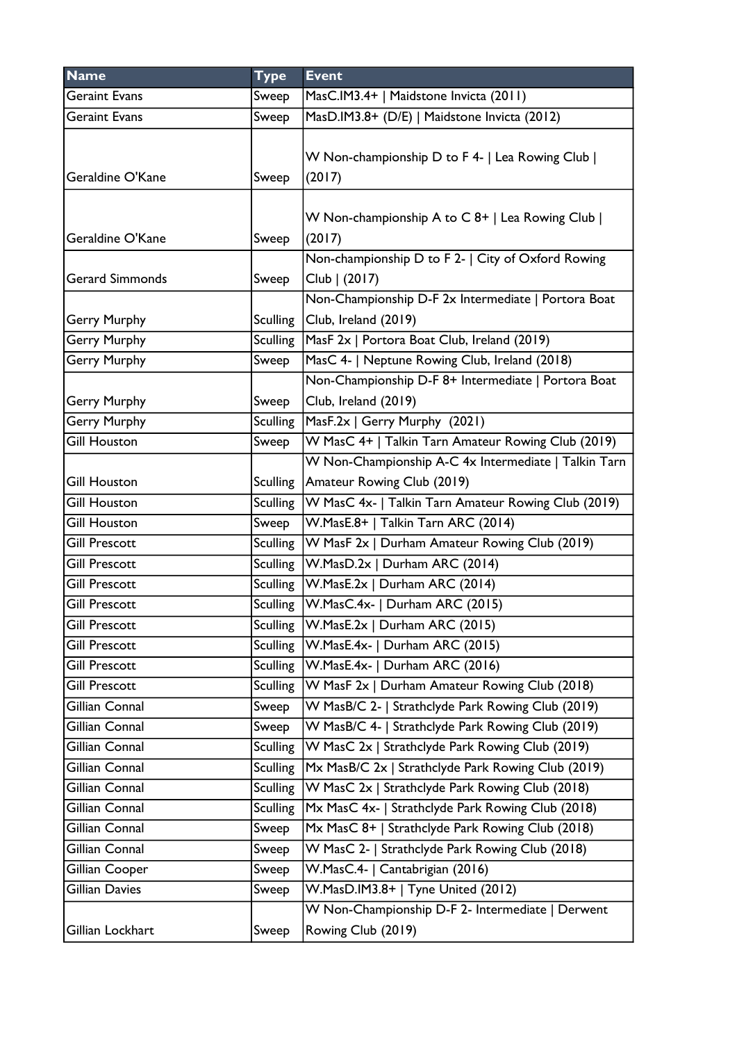| Name | Type | Event |
|---|---|---|
| Geraint Evans | Sweep | MasC.IM3.4+ \| Maidstone Invicta (2011) |
| Geraint Evans | Sweep | MasD.IM3.8+ (D/E) \| Maidstone Invicta (2012) |
| Geraldine O'Kane | Sweep | W Non-championship D to F 4- \| Lea Rowing Club \| (2017) |
| Geraldine O'Kane | Sweep | W Non-championship A to C 8+ \| Lea Rowing Club \| (2017) |
| Gerard Simmonds | Sweep | Non-championship D to F 2- \| City of Oxford Rowing Club \| (2017) |
| Gerry Murphy | Sculling | Non-Championship D-F 2x Intermediate \| Portora Boat Club, Ireland (2019) |
| Gerry Murphy | Sculling | MasF 2x \| Portora Boat Club, Ireland (2019) |
| Gerry Murphy | Sweep | MasC 4- \| Neptune Rowing Club, Ireland (2018) |
| Gerry Murphy | Sweep | Non-Championship D-F 8+ Intermediate \| Portora Boat Club, Ireland (2019) |
| Gerry Murphy | Sculling | MasF.2x \| Gerry Murphy (2021) |
| Gill Houston | Sweep | W MasC 4+ \| Talkin Tarn Amateur Rowing Club (2019) |
| Gill Houston | Sculling | W Non-Championship A-C 4x Intermediate \| Talkin Tarn Amateur Rowing Club (2019) |
| Gill Houston | Sculling | W MasC 4x- \| Talkin Tarn Amateur Rowing Club (2019) |
| Gill Houston | Sweep | W.MasE.8+ \| Talkin Tarn ARC (2014) |
| Gill Prescott | Sculling | W MasF 2x \| Durham Amateur Rowing Club (2019) |
| Gill Prescott | Sculling | W.MasD.2x \| Durham ARC (2014) |
| Gill Prescott | Sculling | W.MasE.2x \| Durham ARC (2014) |
| Gill Prescott | Sculling | W.MasC.4x- \| Durham ARC (2015) |
| Gill Prescott | Sculling | W.MasE.2x \| Durham ARC (2015) |
| Gill Prescott | Sculling | W.MasE.4x- \| Durham ARC (2015) |
| Gill Prescott | Sculling | W.MasE.4x- \| Durham ARC (2016) |
| Gill Prescott | Sculling | W MasF 2x \| Durham Amateur Rowing Club (2018) |
| Gillian Connal | Sweep | W MasB/C 2- \| Strathclyde Park Rowing Club (2019) |
| Gillian Connal | Sweep | W MasB/C 4- \| Strathclyde Park Rowing Club (2019) |
| Gillian Connal | Sculling | W MasC 2x \| Strathclyde Park Rowing Club (2019) |
| Gillian Connal | Sculling | Mx MasB/C 2x \| Strathclyde Park Rowing Club (2019) |
| Gillian Connal | Sculling | W MasC 2x \| Strathclyde Park Rowing Club (2018) |
| Gillian Connal | Sculling | Mx MasC 4x- \| Strathclyde Park Rowing Club (2018) |
| Gillian Connal | Sweep | Mx MasC 8+ \| Strathclyde Park Rowing Club (2018) |
| Gillian Connal | Sweep | W MasC 2- \| Strathclyde Park Rowing Club (2018) |
| Gillian Cooper | Sweep | W.MasC.4- \| Cantabrigian (2016) |
| Gillian Davies | Sweep | W.MasD.IM3.8+ \| Tyne United (2012) |
| Gillian Lockhart | Sweep | W Non-Championship D-F 2- Intermediate \| Derwent Rowing Club (2019) |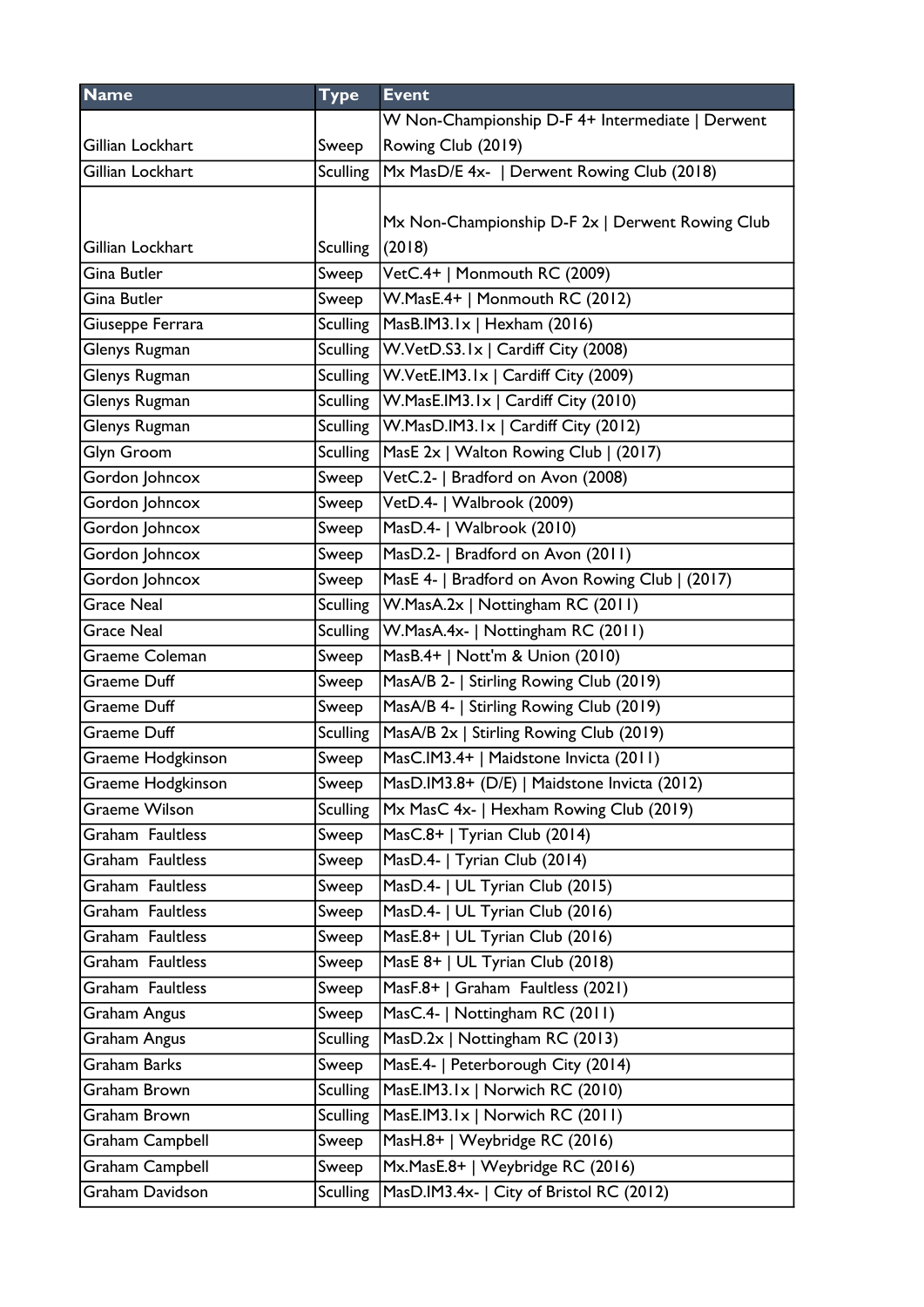| Name | Type | Event |
| --- | --- | --- |
| Gillian Lockhart | Sweep | W Non-Championship D-F 4+ Intermediate \| Derwent Rowing Club (2019) |
| Gillian Lockhart | Sculling | Mx MasD/E 4x- \| Derwent Rowing Club (2018) |
| Gillian Lockhart | Sculling | Mx Non-Championship D-F 2x \| Derwent Rowing Club (2018) |
| Gina Butler | Sweep | VetC.4+ \| Monmouth RC (2009) |
| Gina Butler | Sweep | W.MasE.4+ \| Monmouth RC (2012) |
| Giuseppe Ferrara | Sculling | MasB.IM3.1x \| Hexham (2016) |
| Glenys Rugman | Sculling | W.VetD.S3.1x \| Cardiff City (2008) |
| Glenys Rugman | Sculling | W.VetE.IM3.1x \| Cardiff City (2009) |
| Glenys Rugman | Sculling | W.MasE.IM3.1x \| Cardiff City (2010) |
| Glenys Rugman | Sculling | W.MasD.IM3.1x \| Cardiff City (2012) |
| Glyn Groom | Sculling | MasE 2x \| Walton Rowing Club \| (2017) |
| Gordon Johncox | Sweep | VetC.2- \| Bradford on Avon (2008) |
| Gordon Johncox | Sweep | VetD.4- \| Walbrook (2009) |
| Gordon Johncox | Sweep | MasD.4- \| Walbrook (2010) |
| Gordon Johncox | Sweep | MasD.2- \| Bradford on Avon (2011) |
| Gordon Johncox | Sweep | MasE 4- \| Bradford on Avon Rowing Club \| (2017) |
| Grace Neal | Sculling | W.MasA.2x \| Nottingham RC (2011) |
| Grace Neal | Sculling | W.MasA.4x- \| Nottingham RC (2011) |
| Graeme Coleman | Sweep | MasB.4+ \| Nott'm & Union (2010) |
| Graeme Duff | Sweep | MasA/B 2- \| Stirling Rowing Club (2019) |
| Graeme Duff | Sweep | MasA/B 4- \| Stirling Rowing Club (2019) |
| Graeme Duff | Sculling | MasA/B 2x \| Stirling Rowing Club (2019) |
| Graeme Hodgkinson | Sweep | MasC.IM3.4+ \| Maidstone Invicta (2011) |
| Graeme Hodgkinson | Sweep | MasD.IM3.8+ (D/E) \| Maidstone Invicta (2012) |
| Graeme Wilson | Sculling | Mx MasC 4x- \| Hexham Rowing Club (2019) |
| Graham Faultless | Sweep | MasC.8+ \| Tyrian Club (2014) |
| Graham Faultless | Sweep | MasD.4- \| Tyrian Club (2014) |
| Graham Faultless | Sweep | MasD.4- \| UL Tyrian Club (2015) |
| Graham Faultless | Sweep | MasD.4- \| UL Tyrian Club (2016) |
| Graham Faultless | Sweep | MasE.8+ \| UL Tyrian Club (2016) |
| Graham Faultless | Sweep | MasE 8+ \| UL Tyrian Club (2018) |
| Graham Faultless | Sweep | MasF.8+ \| Graham Faultless (2021) |
| Graham Angus | Sweep | MasC.4- \| Nottingham RC (2011) |
| Graham Angus | Sculling | MasD.2x \| Nottingham RC (2013) |
| Graham Barks | Sweep | MasE.4- \| Peterborough City (2014) |
| Graham Brown | Sculling | MasE.IM3.1x \| Norwich RC (2010) |
| Graham Brown | Sculling | MasE.IM3.1x \| Norwich RC (2011) |
| Graham Campbell | Sweep | MasH.8+ \| Weybridge RC (2016) |
| Graham Campbell | Sweep | Mx.MasE.8+ \| Weybridge RC (2016) |
| Graham Davidson | Sculling | MasD.IM3.4x- \| City of Bristol RC (2012) |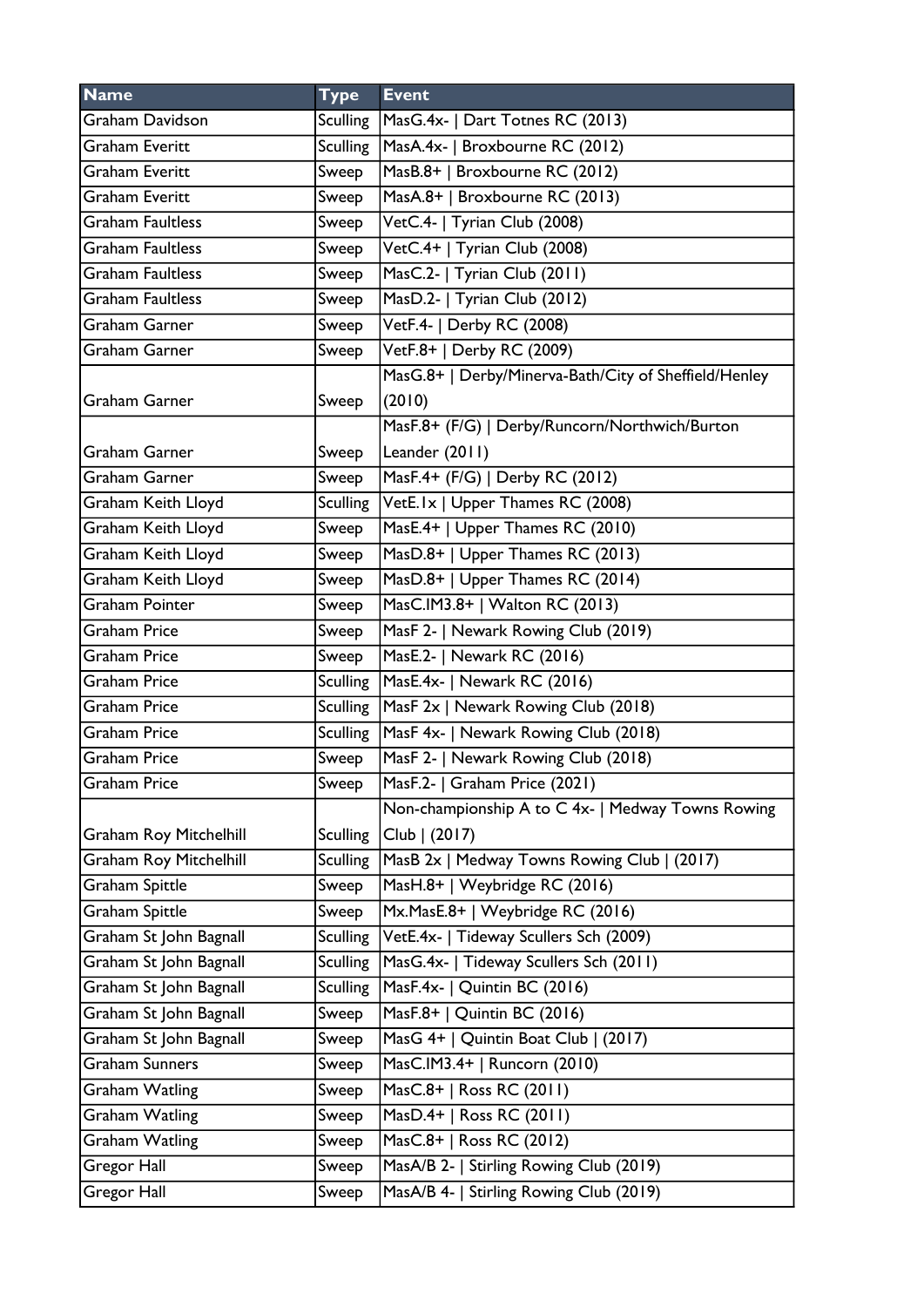| Name | Type | Event |
|---|---|---|
| Graham Davidson | Sculling | MasG.4x- \| Dart Totnes RC (2013) |
| Graham Everitt | Sculling | MasA.4x- \| Broxbourne RC (2012) |
| Graham Everitt | Sweep | MasB.8+ \| Broxbourne RC (2012) |
| Graham Everitt | Sweep | MasA.8+ \| Broxbourne RC (2013) |
| Graham Faultless | Sweep | VetC.4- \| Tyrian Club (2008) |
| Graham Faultless | Sweep | VetC.4+ \| Tyrian Club (2008) |
| Graham Faultless | Sweep | MasC.2- \| Tyrian Club (2011) |
| Graham Faultless | Sweep | MasD.2- \| Tyrian Club (2012) |
| Graham Garner | Sweep | VetF.4- \| Derby RC (2008) |
| Graham Garner | Sweep | VetF.8+ \| Derby RC (2009) |
| Graham Garner | Sweep | MasG.8+ \| Derby/Minerva-Bath/City of Sheffield/Henley (2010) |
| Graham Garner | Sweep | MasF.8+ (F/G) \| Derby/Runcorn/Northwich/Burton Leander (2011) |
| Graham Garner | Sweep | MasF.4+ (F/G) \| Derby RC (2012) |
| Graham Keith Lloyd | Sculling | VetE.1x \| Upper Thames RC (2008) |
| Graham Keith Lloyd | Sweep | MasE.4+ \| Upper Thames RC (2010) |
| Graham Keith Lloyd | Sweep | MasD.8+ \| Upper Thames RC (2013) |
| Graham Keith Lloyd | Sweep | MasD.8+ \| Upper Thames RC (2014) |
| Graham Pointer | Sweep | MasC.IM3.8+ \| Walton RC (2013) |
| Graham Price | Sweep | MasF 2- \| Newark Rowing Club (2019) |
| Graham Price | Sweep | MasE.2- \| Newark RC (2016) |
| Graham Price | Sculling | MasE.4x- \| Newark RC (2016) |
| Graham Price | Sculling | MasF 2x \| Newark Rowing Club (2018) |
| Graham Price | Sculling | MasF 4x- \| Newark Rowing Club (2018) |
| Graham Price | Sweep | MasF 2- \| Newark Rowing Club (2018) |
| Graham Price | Sweep | MasF.2- \| Graham Price (2021) |
| Graham Roy Mitchelhill | Sculling | Non-championship A to C 4x- \| Medway Towns Rowing Club \| (2017) |
| Graham Roy Mitchelhill | Sculling | MasB 2x \| Medway Towns Rowing Club \| (2017) |
| Graham Spittle | Sweep | MasH.8+ \| Weybridge RC (2016) |
| Graham Spittle | Sweep | Mx.MasE.8+ \| Weybridge RC (2016) |
| Graham St John Bagnall | Sculling | VetE.4x- \| Tideway Scullers Sch (2009) |
| Graham St John Bagnall | Sculling | MasG.4x- \| Tideway Scullers Sch (2011) |
| Graham St John Bagnall | Sculling | MasF.4x- \| Quintin BC (2016) |
| Graham St John Bagnall | Sweep | MasF.8+ \| Quintin BC (2016) |
| Graham St John Bagnall | Sweep | MasG 4+ \| Quintin Boat Club \| (2017) |
| Graham Sunners | Sweep | MasC.IM3.4+ \| Runcorn (2010) |
| Graham Watling | Sweep | MasC.8+ \| Ross RC (2011) |
| Graham Watling | Sweep | MasD.4+ \| Ross RC (2011) |
| Graham Watling | Sweep | MasC.8+ \| Ross RC (2012) |
| Gregor Hall | Sweep | MasA/B 2- \| Stirling Rowing Club (2019) |
| Gregor Hall | Sweep | MasA/B 4- \| Stirling Rowing Club (2019) |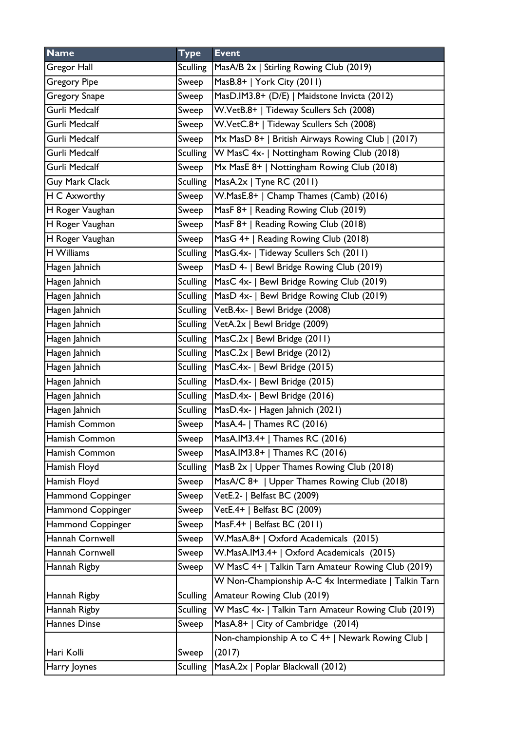| Name | Type | Event |
|---|---|---|
| Gregor Hall | Sculling | MasA/B 2x \| Stirling Rowing Club (2019) |
| Gregory Pipe | Sweep | MasB.8+ \| York City (2011) |
| Gregory Snape | Sweep | MasD.IM3.8+ (D/E) \| Maidstone Invicta (2012) |
| Gurli Medcalf | Sweep | W.VetB.8+ \| Tideway Scullers Sch (2008) |
| Gurli Medcalf | Sweep | W.VetC.8+ \| Tideway Scullers Sch (2008) |
| Gurli Medcalf | Sweep | Mx MasD 8+ \| British Airways Rowing Club \| (2017) |
| Gurli Medcalf | Sculling | W MasC 4x- \| Nottingham Rowing Club (2018) |
| Gurli Medcalf | Sweep | Mx MasE 8+ \| Nottingham Rowing Club (2018) |
| Guy Mark Clack | Sculling | MasA.2x \| Tyne RC (2011) |
| H C Axworthy | Sweep | W.MasE.8+ \| Champ Thames (Camb) (2016) |
| H Roger Vaughan | Sweep | MasF 8+ \| Reading Rowing Club (2019) |
| H Roger Vaughan | Sweep | MasF 8+ \| Reading Rowing Club (2018) |
| H Roger Vaughan | Sweep | MasG 4+ \| Reading Rowing Club (2018) |
| H Williams | Sculling | MasG.4x- \| Tideway Scullers Sch (2011) |
| Hagen Jahnich | Sweep | MasD 4- \| Bewl Bridge Rowing Club (2019) |
| Hagen Jahnich | Sculling | MasC 4x- \| Bewl Bridge Rowing Club (2019) |
| Hagen Jahnich | Sculling | MasD 4x- \| Bewl Bridge Rowing Club (2019) |
| Hagen Jahnich | Sculling | VetB.4x- \| Bewl Bridge (2008) |
| Hagen Jahnich | Sculling | VetA.2x \| Bewl Bridge (2009) |
| Hagen Jahnich | Sculling | MasC.2x \| Bewl Bridge (2011) |
| Hagen Jahnich | Sculling | MasC.2x \| Bewl Bridge (2012) |
| Hagen Jahnich | Sculling | MasC.4x- \| Bewl Bridge (2015) |
| Hagen Jahnich | Sculling | MasD.4x- \| Bewl Bridge (2015) |
| Hagen Jahnich | Sculling | MasD.4x- \| Bewl Bridge (2016) |
| Hagen Jahnich | Sculling | MasD.4x- \| Hagen Jahnich (2021) |
| Hamish Common | Sweep | MasA.4- \| Thames RC (2016) |
| Hamish Common | Sweep | MasA.IM3.4+ \| Thames RC (2016) |
| Hamish Common | Sweep | MasA.IM3.8+ \| Thames RC (2016) |
| Hamish Floyd | Sculling | MasB 2x \| Upper Thames Rowing Club (2018) |
| Hamish Floyd | Sweep | MasA/C 8+ \| Upper Thames Rowing Club (2018) |
| Hammond Coppinger | Sweep | VetE.2- \| Belfast BC (2009) |
| Hammond Coppinger | Sweep | VetE.4+ \| Belfast BC (2009) |
| Hammond Coppinger | Sweep | MasF.4+ \| Belfast BC (2011) |
| Hannah Cornwell | Sweep | W.MasA.8+ \| Oxford Academicals (2015) |
| Hannah Cornwell | Sweep | W.MasA.IM3.4+ \| Oxford Academicals (2015) |
| Hannah Rigby | Sweep | W MasC 4+ \| Talkin Tarn Amateur Rowing Club (2019) |
| Hannah Rigby | Sculling | W Non-Championship A-C 4x Intermediate \| Talkin Tarn Amateur Rowing Club (2019) |
| Hannah Rigby | Sculling | W MasC 4x- \| Talkin Tarn Amateur Rowing Club (2019) |
| Hannes Dinse | Sweep | MasA.8+ \| City of Cambridge (2014) |
| Hari Kolli | Sweep | Non-championship A to C 4+ \| Newark Rowing Club \| (2017) |
| Harry Joynes | Sculling | MasA.2x \| Poplar Blackwall (2012) |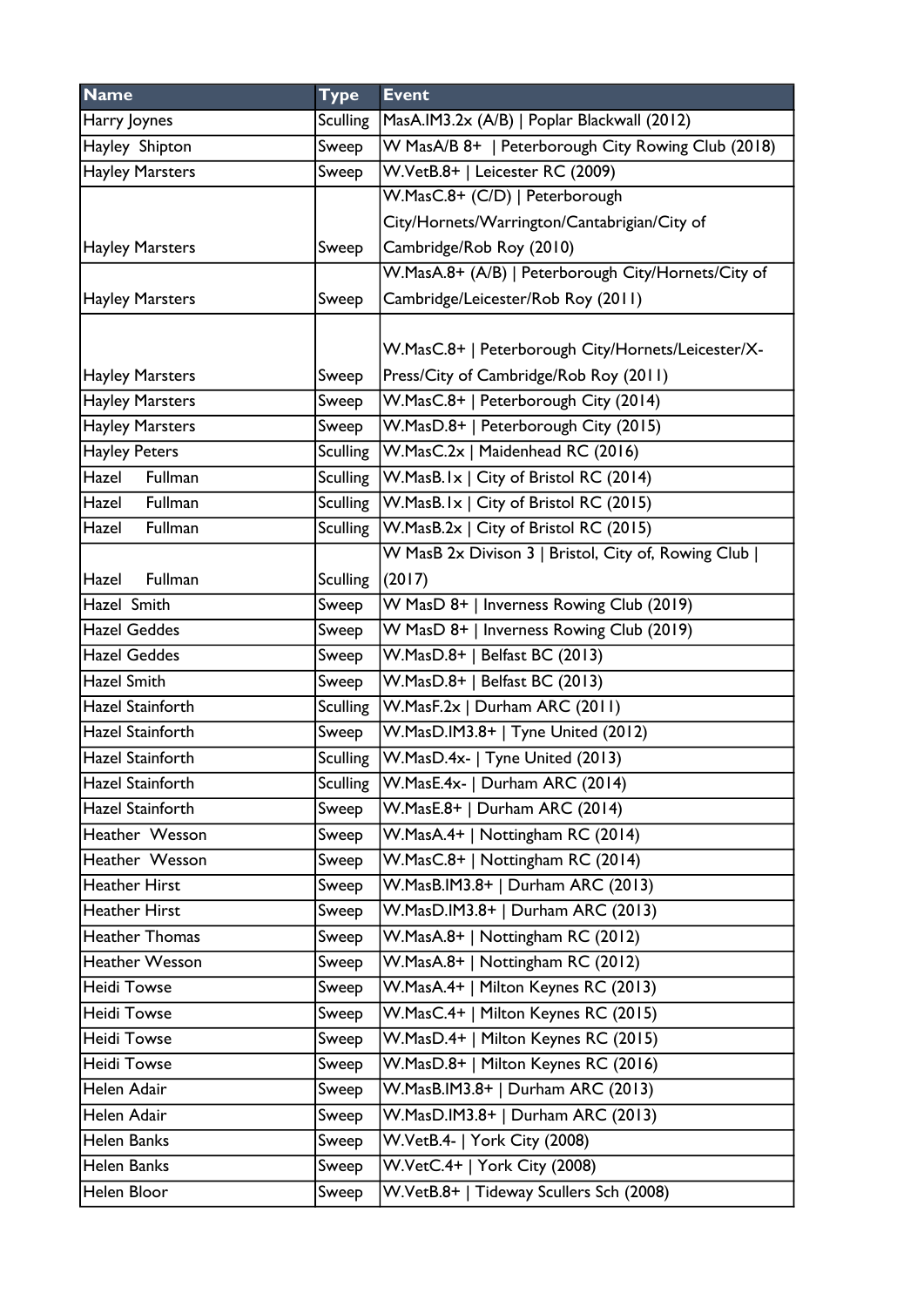| Name | Type | Event |
|---|---|---|
| Harry Joynes | Sculling | MasA.IM3.2x (A/B) \| Poplar Blackwall (2012) |
| Hayley Shipton | Sweep | W MasA/B 8+ \| Peterborough City Rowing Club (2018) |
| Hayley Marsters | Sweep | W.VetB.8+ \| Leicester RC (2009) |
| Hayley Marsters | Sweep | W.MasC.8+ (C/D) \| Peterborough City/Hornets/Warrington/Cantabrigian/City of Cambridge/Rob Roy (2010) |
| Hayley Marsters | Sweep | W.MasA.8+ (A/B) \| Peterborough City/Hornets/City of Cambridge/Leicester/Rob Roy (2011) |
| Hayley Marsters | Sweep | W.MasC.8+ \| Peterborough City/Hornets/Leicester/X-Press/City of Cambridge/Rob Roy (2011) |
| Hayley Marsters | Sweep | W.MasC.8+ \| Peterborough City (2014) |
| Hayley Marsters | Sweep | W.MasD.8+ \| Peterborough City (2015) |
| Hayley Peters | Sculling | W.MasC.2x \| Maidenhead RC (2016) |
| Hazel Fullman | Sculling | W.MasB.1x \| City of Bristol RC (2014) |
| Hazel Fullman | Sculling | W.MasB.1x \| City of Bristol RC (2015) |
| Hazel Fullman | Sculling | W.MasB.2x \| City of Bristol RC (2015) |
| Hazel Fullman | Sculling | W MasB 2x Divison 3 \| Bristol, City of, Rowing Club \| (2017) |
| Hazel Smith | Sweep | W MasD 8+ \| Inverness Rowing Club (2019) |
| Hazel Geddes | Sweep | W MasD 8+ \| Inverness Rowing Club (2019) |
| Hazel Geddes | Sweep | W.MasD.8+ \| Belfast BC (2013) |
| Hazel Smith | Sweep | W.MasD.8+ \| Belfast BC (2013) |
| Hazel Stainforth | Sculling | W.MasF.2x \| Durham ARC (2011) |
| Hazel Stainforth | Sweep | W.MasD.IM3.8+ \| Tyne United (2012) |
| Hazel Stainforth | Sculling | W.MasD.4x- \| Tyne United (2013) |
| Hazel Stainforth | Sculling | W.MasE.4x- \| Durham ARC (2014) |
| Hazel Stainforth | Sweep | W.MasE.8+ \| Durham ARC (2014) |
| Heather Wesson | Sweep | W.MasA.4+ \| Nottingham RC (2014) |
| Heather Wesson | Sweep | W.MasC.8+ \| Nottingham RC (2014) |
| Heather Hirst | Sweep | W.MasB.IM3.8+ \| Durham ARC (2013) |
| Heather Hirst | Sweep | W.MasD.IM3.8+ \| Durham ARC (2013) |
| Heather Thomas | Sweep | W.MasA.8+ \| Nottingham RC (2012) |
| Heather Wesson | Sweep | W.MasA.8+ \| Nottingham RC (2012) |
| Heidi Towse | Sweep | W.MasA.4+ \| Milton Keynes RC (2013) |
| Heidi Towse | Sweep | W.MasC.4+ \| Milton Keynes RC (2015) |
| Heidi Towse | Sweep | W.MasD.4+ \| Milton Keynes RC (2015) |
| Heidi Towse | Sweep | W.MasD.8+ \| Milton Keynes RC (2016) |
| Helen Adair | Sweep | W.MasB.IM3.8+ \| Durham ARC (2013) |
| Helen Adair | Sweep | W.MasD.IM3.8+ \| Durham ARC (2013) |
| Helen Banks | Sweep | W.VetB.4- \| York City (2008) |
| Helen Banks | Sweep | W.VetC.4+ \| York City (2008) |
| Helen Bloor | Sweep | W.VetB.8+ \| Tideway Scullers Sch (2008) |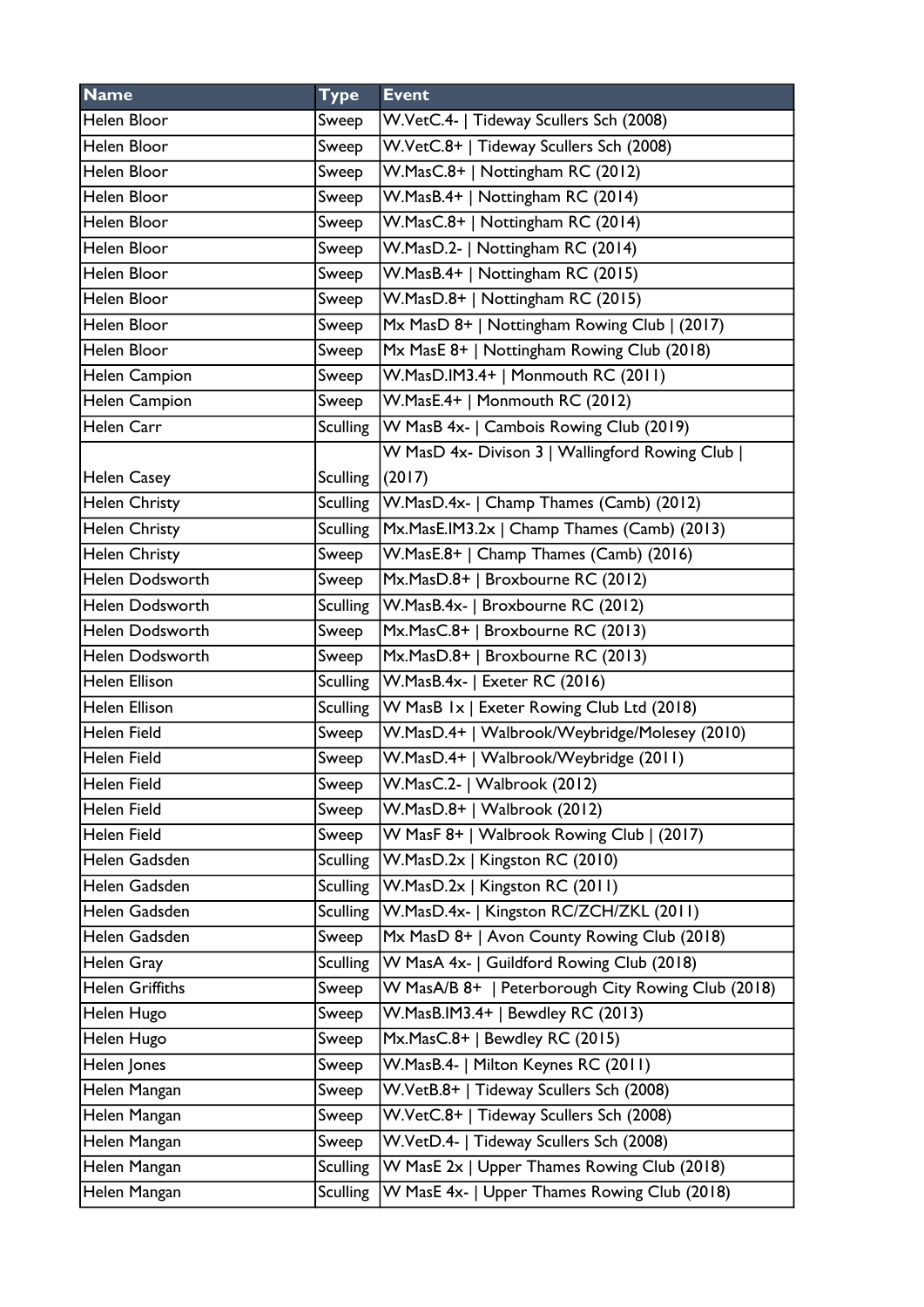| Name | Type | Event |
| --- | --- | --- |
| Helen Bloor | Sweep | W.VetC.4- \| Tideway Scullers Sch (2008) |
| Helen Bloor | Sweep | W.VetC.8+ \| Tideway Scullers Sch (2008) |
| Helen Bloor | Sweep | W.MasC.8+ \| Nottingham RC (2012) |
| Helen Bloor | Sweep | W.MasB.4+ \| Nottingham RC (2014) |
| Helen Bloor | Sweep | W.MasC.8+ \| Nottingham RC (2014) |
| Helen Bloor | Sweep | W.MasD.2- \| Nottingham RC (2014) |
| Helen Bloor | Sweep | W.MasB.4+ \| Nottingham RC (2015) |
| Helen Bloor | Sweep | W.MasD.8+ \| Nottingham RC (2015) |
| Helen Bloor | Sweep | Mx MasD 8+ \| Nottingham Rowing Club \| (2017) |
| Helen Bloor | Sweep | Mx MasE 8+ \| Nottingham Rowing Club (2018) |
| Helen Campion | Sweep | W.MasD.IM3.4+ \| Monmouth RC (2011) |
| Helen Campion | Sweep | W.MasE.4+ \| Monmouth RC (2012) |
| Helen Carr | Sculling | W MasB 4x- \| Cambois Rowing Club (2019) |
| Helen Casey | Sculling | W MasD 4x- Divison 3 \| Wallingford Rowing Club \| (2017) |
| Helen Christy | Sculling | W.MasD.4x- \| Champ Thames (Camb) (2012) |
| Helen Christy | Sculling | Mx.MasE.IM3.2x \| Champ Thames (Camb) (2013) |
| Helen Christy | Sweep | W.MasE.8+ \| Champ Thames (Camb) (2016) |
| Helen Dodsworth | Sweep | Mx.MasD.8+ \| Broxbourne RC (2012) |
| Helen Dodsworth | Sculling | W.MasB.4x- \| Broxbourne RC (2012) |
| Helen Dodsworth | Sweep | Mx.MasC.8+ \| Broxbourne RC (2013) |
| Helen Dodsworth | Sweep | Mx.MasD.8+ \| Broxbourne RC (2013) |
| Helen Ellison | Sculling | W.MasB.4x- \| Exeter RC (2016) |
| Helen Ellison | Sculling | W MasB 1x \| Exeter Rowing Club Ltd (2018) |
| Helen Field | Sweep | W.MasD.4+ \| Walbrook/Weybridge/Molesey (2010) |
| Helen Field | Sweep | W.MasD.4+ \| Walbrook/Weybridge (2011) |
| Helen Field | Sweep | W.MasC.2- \| Walbrook (2012) |
| Helen Field | Sweep | W.MasD.8+ \| Walbrook (2012) |
| Helen Field | Sweep | W MasF 8+ \| Walbrook Rowing Club \| (2017) |
| Helen Gadsden | Sculling | W.MasD.2x \| Kingston RC (2010) |
| Helen Gadsden | Sculling | W.MasD.2x \| Kingston RC (2011) |
| Helen Gadsden | Sculling | W.MasD.4x- \| Kingston RC/ZCH/ZKL (2011) |
| Helen Gadsden | Sweep | Mx MasD 8+ \| Avon County Rowing Club (2018) |
| Helen Gray | Sculling | W MasA 4x- \| Guildford Rowing Club (2018) |
| Helen Griffiths | Sweep | W MasA/B 8+ \| Peterborough City Rowing Club (2018) |
| Helen Hugo | Sweep | W.MasB.IM3.4+ \| Bewdley RC (2013) |
| Helen Hugo | Sweep | Mx.MasC.8+ \| Bewdley RC (2015) |
| Helen Jones | Sweep | W.MasB.4- \| Milton Keynes RC (2011) |
| Helen Mangan | Sweep | W.VetB.8+ \| Tideway Scullers Sch (2008) |
| Helen Mangan | Sweep | W.VetC.8+ \| Tideway Scullers Sch (2008) |
| Helen Mangan | Sweep | W.VetD.4- \| Tideway Scullers Sch (2008) |
| Helen Mangan | Sculling | W MasE 2x \| Upper Thames Rowing Club (2018) |
| Helen Mangan | Sculling | W MasE 4x- \| Upper Thames Rowing Club (2018) |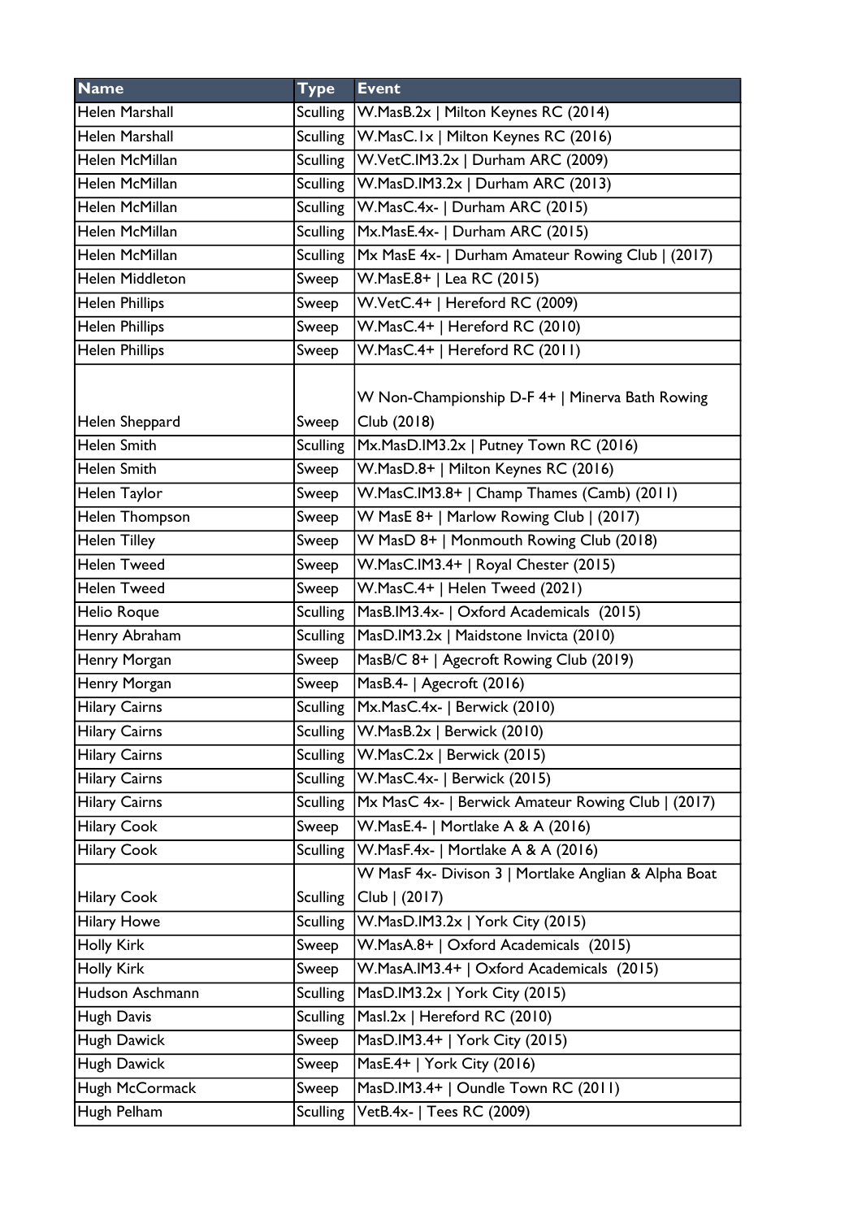| Name | Type | Event |
| --- | --- | --- |
| Helen Marshall | Sculling | W.MasB.2x \| Milton Keynes RC (2014) |
| Helen Marshall | Sculling | W.MasC.1x \| Milton Keynes RC (2016) |
| Helen McMillan | Sculling | W.VetC.IM3.2x \| Durham ARC (2009) |
| Helen McMillan | Sculling | W.MasD.IM3.2x \| Durham ARC (2013) |
| Helen McMillan | Sculling | W.MasC.4x- \| Durham ARC (2015) |
| Helen McMillan | Sculling | Mx.MasE.4x- \| Durham ARC (2015) |
| Helen McMillan | Sculling | Mx MasE 4x- \| Durham Amateur Rowing Club \| (2017) |
| Helen Middleton | Sweep | W.MasE.8+ \| Lea RC (2015) |
| Helen Phillips | Sweep | W.VetC.4+ \| Hereford RC (2009) |
| Helen Phillips | Sweep | W.MasC.4+ \| Hereford RC (2010) |
| Helen Phillips | Sweep | W.MasC.4+ \| Hereford RC (2011) |
| Helen Sheppard | Sweep | W Non-Championship D-F 4+ \| Minerva Bath Rowing Club (2018) |
| Helen Smith | Sculling | Mx.MasD.IM3.2x \| Putney Town RC (2016) |
| Helen Smith | Sweep | W.MasD.8+ \| Milton Keynes RC (2016) |
| Helen Taylor | Sweep | W.MasC.IM3.8+ \| Champ Thames (Camb) (2011) |
| Helen Thompson | Sweep | W MasE 8+ \| Marlow Rowing Club \| (2017) |
| Helen Tilley | Sweep | W MasD 8+ \| Monmouth Rowing Club (2018) |
| Helen Tweed | Sweep | W.MasC.IM3.4+ \| Royal Chester (2015) |
| Helen Tweed | Sweep | W.MasC.4+ \| Helen Tweed (2021) |
| Helio Roque | Sculling | MasB.IM3.4x- \| Oxford Academicals (2015) |
| Henry Abraham | Sculling | MasD.IM3.2x \| Maidstone Invicta (2010) |
| Henry Morgan | Sweep | MasB/C 8+ \| Agecroft Rowing Club (2019) |
| Henry Morgan | Sweep | MasB.4- \| Agecroft (2016) |
| Hilary Cairns | Sculling | Mx.MasC.4x- \| Berwick (2010) |
| Hilary Cairns | Sculling | W.MasB.2x \| Berwick (2010) |
| Hilary Cairns | Sculling | W.MasC.2x \| Berwick (2015) |
| Hilary Cairns | Sculling | W.MasC.4x- \| Berwick (2015) |
| Hilary Cairns | Sculling | Mx MasC 4x- \| Berwick Amateur Rowing Club \| (2017) |
| Hilary Cook | Sweep | W.MasE.4- \| Mortlake A & A (2016) |
| Hilary Cook | Sculling | W.MasF.4x- \| Mortlake A & A (2016) |
| Hilary Cook | Sculling | W MasF 4x- Divison 3 \| Mortlake Anglian & Alpha Boat Club \| (2017) |
| Hilary Howe | Sculling | W.MasD.IM3.2x \| York City (2015) |
| Holly Kirk | Sweep | W.MasA.8+ \| Oxford Academicals (2015) |
| Holly Kirk | Sweep | W.MasA.IM3.4+ \| Oxford Academicals (2015) |
| Hudson Aschmann | Sculling | MasD.IM3.2x \| York City (2015) |
| Hugh Davis | Sculling | MasI.2x \| Hereford RC (2010) |
| Hugh Dawick | Sweep | MasD.IM3.4+ \| York City (2015) |
| Hugh Dawick | Sweep | MasE.4+ \| York City (2016) |
| Hugh McCormack | Sweep | MasD.IM3.4+ \| Oundle Town RC (2011) |
| Hugh Pelham | Sculling | VetB.4x- \| Tees RC (2009) |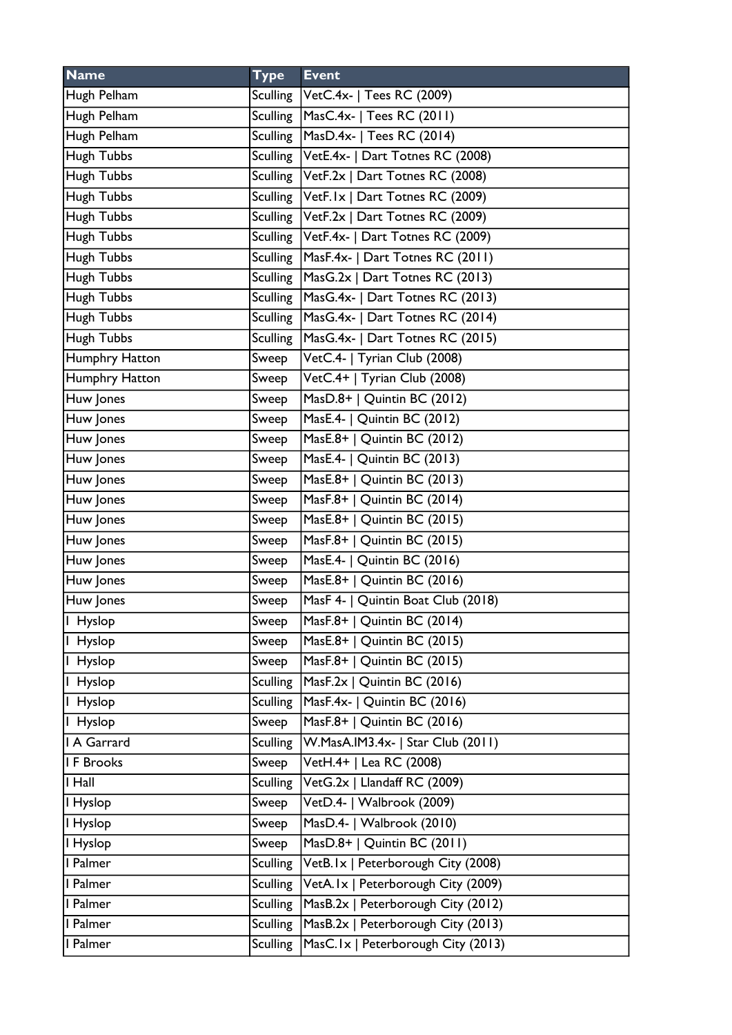| Name | Type | Event |
|---|---|---|
| Hugh Pelham | Sculling | VetC.4x- \| Tees RC (2009) |
| Hugh Pelham | Sculling | MasC.4x- \| Tees RC (2011) |
| Hugh Pelham | Sculling | MasD.4x- \| Tees RC (2014) |
| Hugh Tubbs | Sculling | VetE.4x- \| Dart Totnes RC (2008) |
| Hugh Tubbs | Sculling | VetF.2x \| Dart Totnes RC (2008) |
| Hugh Tubbs | Sculling | VetF.1x \| Dart Totnes RC (2009) |
| Hugh Tubbs | Sculling | VetF.2x \| Dart Totnes RC (2009) |
| Hugh Tubbs | Sculling | VetF.4x- \| Dart Totnes RC (2009) |
| Hugh Tubbs | Sculling | MasF.4x- \| Dart Totnes RC (2011) |
| Hugh Tubbs | Sculling | MasG.2x \| Dart Totnes RC (2013) |
| Hugh Tubbs | Sculling | MasG.4x- \| Dart Totnes RC (2013) |
| Hugh Tubbs | Sculling | MasG.4x- \| Dart Totnes RC (2014) |
| Hugh Tubbs | Sculling | MasG.4x- \| Dart Totnes RC (2015) |
| Humphry Hatton | Sweep | VetC.4- \| Tyrian Club (2008) |
| Humphry Hatton | Sweep | VetC.4+ \| Tyrian Club (2008) |
| Huw Jones | Sweep | MasD.8+ \| Quintin BC (2012) |
| Huw Jones | Sweep | MasE.4- \| Quintin BC (2012) |
| Huw Jones | Sweep | MasE.8+ \| Quintin BC (2012) |
| Huw Jones | Sweep | MasE.4- \| Quintin BC (2013) |
| Huw Jones | Sweep | MasE.8+ \| Quintin BC (2013) |
| Huw Jones | Sweep | MasF.8+ \| Quintin BC (2014) |
| Huw Jones | Sweep | MasE.8+ \| Quintin BC (2015) |
| Huw Jones | Sweep | MasF.8+ \| Quintin BC (2015) |
| Huw Jones | Sweep | MasE.4- \| Quintin BC (2016) |
| Huw Jones | Sweep | MasE.8+ \| Quintin BC (2016) |
| Huw Jones | Sweep | MasF 4- \| Quintin Boat Club (2018) |
| I Hyslop | Sweep | MasF.8+ \| Quintin BC (2014) |
| I Hyslop | Sweep | MasE.8+ \| Quintin BC (2015) |
| I Hyslop | Sweep | MasF.8+ \| Quintin BC (2015) |
| I Hyslop | Sculling | MasF.2x \| Quintin BC (2016) |
| I Hyslop | Sculling | MasF.4x- \| Quintin BC (2016) |
| I Hyslop | Sweep | MasF.8+ \| Quintin BC (2016) |
| I A Garrard | Sculling | W.MasA.IM3.4x- \| Star Club (2011) |
| I F Brooks | Sweep | VetH.4+ \| Lea RC (2008) |
| I Hall | Sculling | VetG.2x \| Llandaff RC (2009) |
| I Hyslop | Sweep | VetD.4- \| Walbrook (2009) |
| I Hyslop | Sweep | MasD.4- \| Walbrook (2010) |
| I Hyslop | Sweep | MasD.8+ \| Quintin BC (2011) |
| I Palmer | Sculling | VetB.1x \| Peterborough City (2008) |
| I Palmer | Sculling | VetA.1x \| Peterborough City (2009) |
| I Palmer | Sculling | MasB.2x \| Peterborough City (2012) |
| I Palmer | Sculling | MasB.2x \| Peterborough City (2013) |
| I Palmer | Sculling | MasC.1x \| Peterborough City (2013) |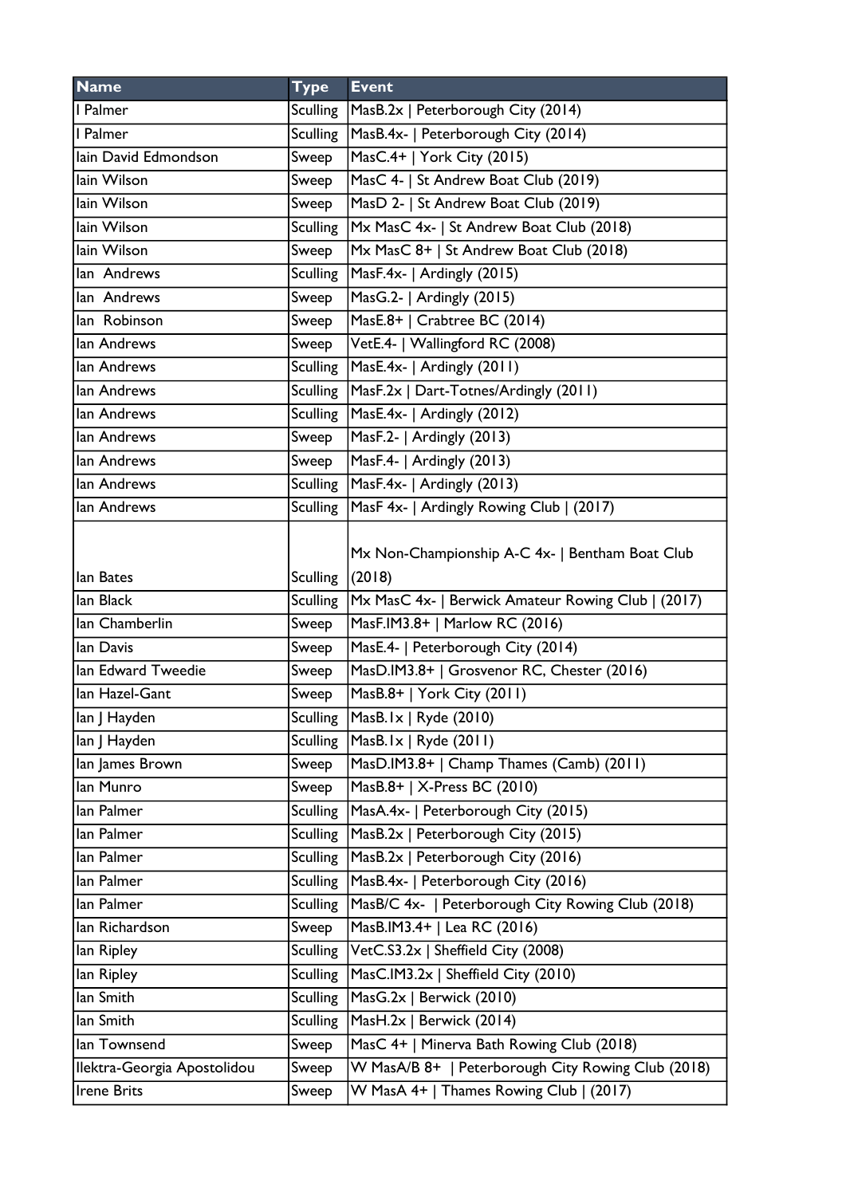| Name | Type | Event |
|---|---|---|
| I Palmer | Sculling | MasB.2x \| Peterborough City (2014) |
| I Palmer | Sculling | MasB.4x- \| Peterborough City (2014) |
| Iain David Edmondson | Sweep | MasC.4+ \| York City (2015) |
| Iain Wilson | Sweep | MasC 4- \| St Andrew Boat Club (2019) |
| Iain Wilson | Sweep | MasD 2- \| St Andrew Boat Club (2019) |
| Iain Wilson | Sculling | Mx MasC 4x- \| St Andrew Boat Club (2018) |
| Iain Wilson | Sweep | Mx MasC 8+ \| St Andrew Boat Club (2018) |
| Ian  Andrews | Sculling | MasF.4x- \| Ardingly (2015) |
| Ian  Andrews | Sweep | MasG.2- \| Ardingly (2015) |
| Ian  Robinson | Sweep | MasE.8+ \| Crabtree BC (2014) |
| Ian Andrews | Sweep | VetE.4- \| Wallingford RC (2008) |
| Ian Andrews | Sculling | MasE.4x- \| Ardingly (2011) |
| Ian Andrews | Sculling | MasF.2x \| Dart-Totnes/Ardingly (2011) |
| Ian Andrews | Sculling | MasE.4x- \| Ardingly (2012) |
| Ian Andrews | Sweep | MasF.2- \| Ardingly (2013) |
| Ian Andrews | Sweep | MasF.4- \| Ardingly (2013) |
| Ian Andrews | Sculling | MasF.4x- \| Ardingly (2013) |
| Ian Andrews | Sculling | MasF 4x- \| Ardingly Rowing Club \| (2017) |
| Ian Bates | Sculling | Mx Non-Championship A-C 4x- \| Bentham Boat Club (2018) |
| Ian Black | Sculling | Mx MasC 4x- \| Berwick Amateur Rowing Club \| (2017) |
| Ian Chamberlin | Sweep | MasF.IM3.8+ \| Marlow RC (2016) |
| Ian Davis | Sweep | MasE.4- \| Peterborough City (2014) |
| Ian Edward Tweedie | Sweep | MasD.IM3.8+ \| Grosvenor RC, Chester (2016) |
| Ian Hazel-Gant | Sweep | MasB.8+ \| York City (2011) |
| Ian J Hayden | Sculling | MasB.1x \| Ryde (2010) |
| Ian J Hayden | Sculling | MasB.1x \| Ryde (2011) |
| Ian James Brown | Sweep | MasD.IM3.8+ \| Champ Thames (Camb) (2011) |
| Ian Munro | Sweep | MasB.8+ \| X-Press BC (2010) |
| Ian Palmer | Sculling | MasA.4x- \| Peterborough City (2015) |
| Ian Palmer | Sculling | MasB.2x \| Peterborough City (2015) |
| Ian Palmer | Sculling | MasB.2x \| Peterborough City (2016) |
| Ian Palmer | Sculling | MasB.4x- \| Peterborough City (2016) |
| Ian Palmer | Sculling | MasB/C 4x-  \| Peterborough City Rowing Club (2018) |
| Ian Richardson | Sweep | MasB.IM3.4+ \| Lea RC (2016) |
| Ian Ripley | Sculling | VetC.S3.2x \| Sheffield City (2008) |
| Ian Ripley | Sculling | MasC.IM3.2x \| Sheffield City (2010) |
| Ian Smith | Sculling | MasG.2x \| Berwick (2010) |
| Ian Smith | Sculling | MasH.2x \| Berwick (2014) |
| Ian Townsend | Sweep | MasC 4+ \| Minerva Bath Rowing Club (2018) |
| Ilektra-Georgia Apostolidou | Sweep | W MasA/B 8+  \| Peterborough City Rowing Club (2018) |
| Irene Brits | Sweep | W MasA 4+ \| Thames Rowing Club \| (2017) |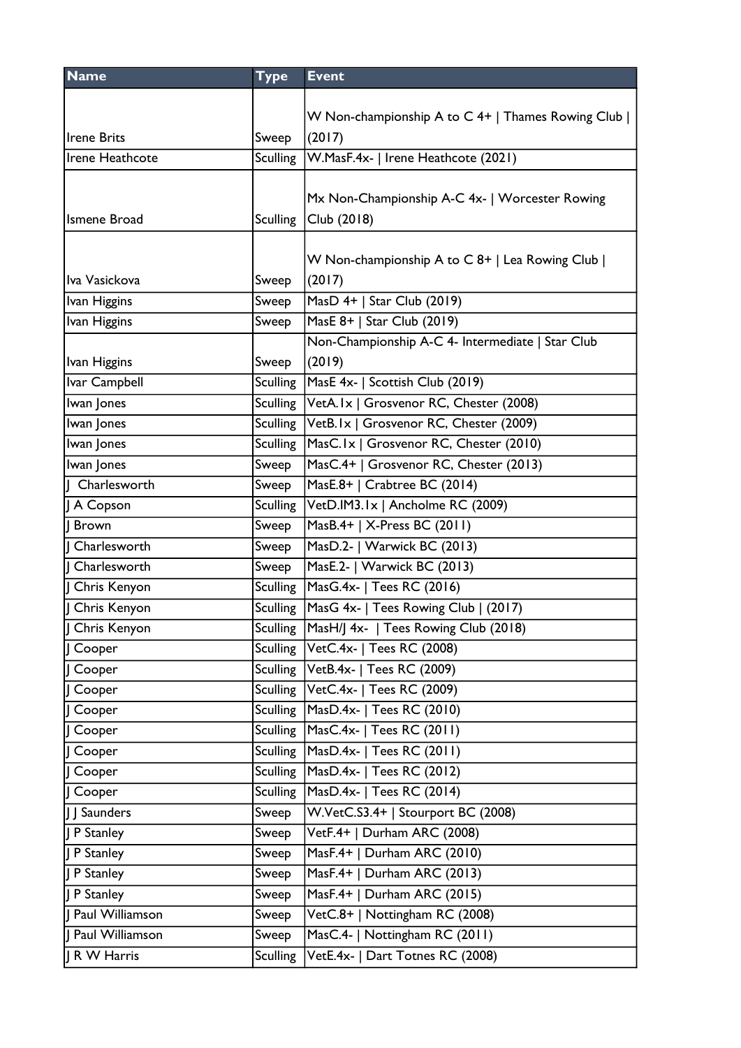| Name | Type | Event |
| --- | --- | --- |
| Irene Brits | Sweep | W Non-championship A to C 4+ \| Thames Rowing Club \| (2017) |
| Irene Heathcote | Sculling | W.MasF.4x- \| Irene Heathcote (2021) |
| Ismene Broad | Sculling | Mx Non-Championship A-C 4x- \| Worcester Rowing Club (2018) |
| Iva Vasickova | Sweep | W Non-championship A to C 8+ \| Lea Rowing Club \| (2017) |
| Ivan Higgins | Sweep | MasD 4+ \| Star Club (2019) |
| Ivan Higgins | Sweep | MasE 8+ \| Star Club (2019) |
| Ivan Higgins | Sweep | Non-Championship A-C 4- Intermediate \| Star Club (2019) |
| Ivar Campbell | Sculling | MasE 4x- \| Scottish Club (2019) |
| Iwan Jones | Sculling | VetA.1x \| Grosvenor RC, Chester (2008) |
| Iwan Jones | Sculling | VetB.1x \| Grosvenor RC, Chester (2009) |
| Iwan Jones | Sculling | MasC.1x \| Grosvenor RC, Chester (2010) |
| Iwan Jones | Sweep | MasC.4+ \| Grosvenor RC, Chester (2013) |
| J Charlesworth | Sweep | MasE.8+ \| Crabtree BC (2014) |
| J A Copson | Sculling | VetD.IM3.1x \| Ancholme RC (2009) |
| J Brown | Sweep | MasB.4+ \| X-Press BC (2011) |
| J Charlesworth | Sweep | MasD.2- \| Warwick BC (2013) |
| J Charlesworth | Sweep | MasE.2- \| Warwick BC (2013) |
| J Chris Kenyon | Sculling | MasG.4x- \| Tees RC (2016) |
| J Chris Kenyon | Sculling | MasG 4x- \| Tees Rowing Club \| (2017) |
| J Chris Kenyon | Sculling | MasH/J 4x- \| Tees Rowing Club (2018) |
| J Cooper | Sculling | VetC.4x- \| Tees RC (2008) |
| J Cooper | Sculling | VetB.4x- \| Tees RC (2009) |
| J Cooper | Sculling | VetC.4x- \| Tees RC (2009) |
| J Cooper | Sculling | MasD.4x- \| Tees RC (2010) |
| J Cooper | Sculling | MasC.4x- \| Tees RC (2011) |
| J Cooper | Sculling | MasD.4x- \| Tees RC (2011) |
| J Cooper | Sculling | MasD.4x- \| Tees RC (2012) |
| J Cooper | Sculling | MasD.4x- \| Tees RC (2014) |
| J J Saunders | Sweep | W.VetC.S3.4+ \| Stourport BC (2008) |
| J P Stanley | Sweep | VetF.4+ \| Durham ARC (2008) |
| J P Stanley | Sweep | MasF.4+ \| Durham ARC (2010) |
| J P Stanley | Sweep | MasF.4+ \| Durham ARC (2013) |
| J P Stanley | Sweep | MasF.4+ \| Durham ARC (2015) |
| J Paul Williamson | Sweep | VetC.8+ \| Nottingham RC (2008) |
| J Paul Williamson | Sweep | MasC.4- \| Nottingham RC (2011) |
| J R W Harris | Sculling | VetE.4x- \| Dart Totnes RC (2008) |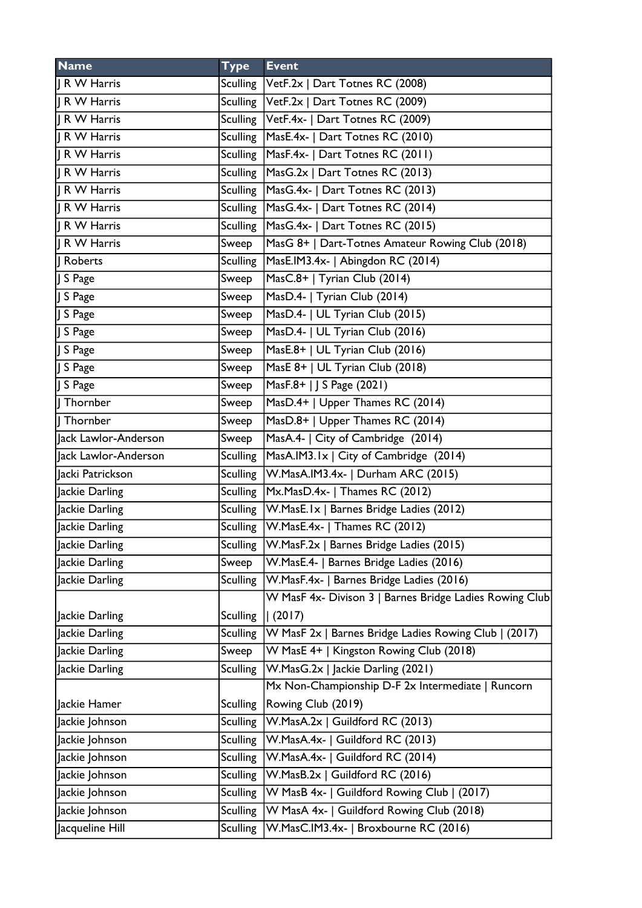| Name | Type | Event |
|---|---|---|
| J R W Harris | Sculling | VetF.2x \| Dart Totnes RC (2008) |
| J R W Harris | Sculling | VetF.2x \| Dart Totnes RC (2009) |
| J R W Harris | Sculling | VetF.4x- \| Dart Totnes RC (2009) |
| J R W Harris | Sculling | MasE.4x- \| Dart Totnes RC (2010) |
| J R W Harris | Sculling | MasF.4x- \| Dart Totnes RC (2011) |
| J R W Harris | Sculling | MasG.2x \| Dart Totnes RC (2013) |
| J R W Harris | Sculling | MasG.4x- \| Dart Totnes RC (2013) |
| J R W Harris | Sculling | MasG.4x- \| Dart Totnes RC (2014) |
| J R W Harris | Sculling | MasG.4x- \| Dart Totnes RC (2015) |
| J R W Harris | Sweep | MasG 8+ \| Dart-Totnes Amateur Rowing Club (2018) |
| J Roberts | Sculling | MasE.IM3.4x- \| Abingdon RC (2014) |
| J S Page | Sweep | MasC.8+ \| Tyrian Club (2014) |
| J S Page | Sweep | MasD.4- \| Tyrian Club (2014) |
| J S Page | Sweep | MasD.4- \| UL Tyrian Club (2015) |
| J S Page | Sweep | MasD.4- \| UL Tyrian Club (2016) |
| J S Page | Sweep | MasE.8+ \| UL Tyrian Club (2016) |
| J S Page | Sweep | MasE 8+ \| UL Tyrian Club (2018) |
| J S Page | Sweep | MasF.8+ \| J S Page (2021) |
| J Thornber | Sweep | MasD.4+ \| Upper Thames RC (2014) |
| J Thornber | Sweep | MasD.8+ \| Upper Thames RC (2014) |
| Jack Lawlor-Anderson | Sweep | MasA.4- \| City of Cambridge (2014) |
| Jack Lawlor-Anderson | Sculling | MasA.IM3.1x \| City of Cambridge (2014) |
| Jacki Patrickson | Sculling | W.MasA.IM3.4x- \| Durham ARC (2015) |
| Jackie Darling | Sculling | Mx.MasD.4x- \| Thames RC (2012) |
| Jackie Darling | Sculling | W.MasE.1x \| Barnes Bridge Ladies (2012) |
| Jackie Darling | Sculling | W.MasE.4x- \| Thames RC (2012) |
| Jackie Darling | Sculling | W.MasF.2x \| Barnes Bridge Ladies (2015) |
| Jackie Darling | Sweep | W.MasE.4- \| Barnes Bridge Ladies (2016) |
| Jackie Darling | Sculling | W.MasF.4x- \| Barnes Bridge Ladies (2016) |
| Jackie Darling | Sculling | W MasF 4x- Divison 3 \| Barnes Bridge Ladies Rowing Club \| (2017) |
| Jackie Darling | Sculling | W MasF 2x \| Barnes Bridge Ladies Rowing Club \| (2017) |
| Jackie Darling | Sweep | W MasE 4+ \| Kingston Rowing Club (2018) |
| Jackie Darling | Sculling | W.MasG.2x \| Jackie Darling (2021) |
| Jackie Hamer | Sculling | Mx Non-Championship D-F 2x Intermediate \| Runcorn Rowing Club (2019) |
| Jackie Johnson | Sculling | W.MasA.2x \| Guildford RC (2013) |
| Jackie Johnson | Sculling | W.MasA.4x- \| Guildford RC (2013) |
| Jackie Johnson | Sculling | W.MasA.4x- \| Guildford RC (2014) |
| Jackie Johnson | Sculling | W.MasB.2x \| Guildford RC (2016) |
| Jackie Johnson | Sculling | W MasB 4x- \| Guildford Rowing Club \| (2017) |
| Jackie Johnson | Sculling | W MasA 4x- \| Guildford Rowing Club (2018) |
| Jacqueline Hill | Sculling | W.MasC.IM3.4x- \| Broxbourne RC (2016) |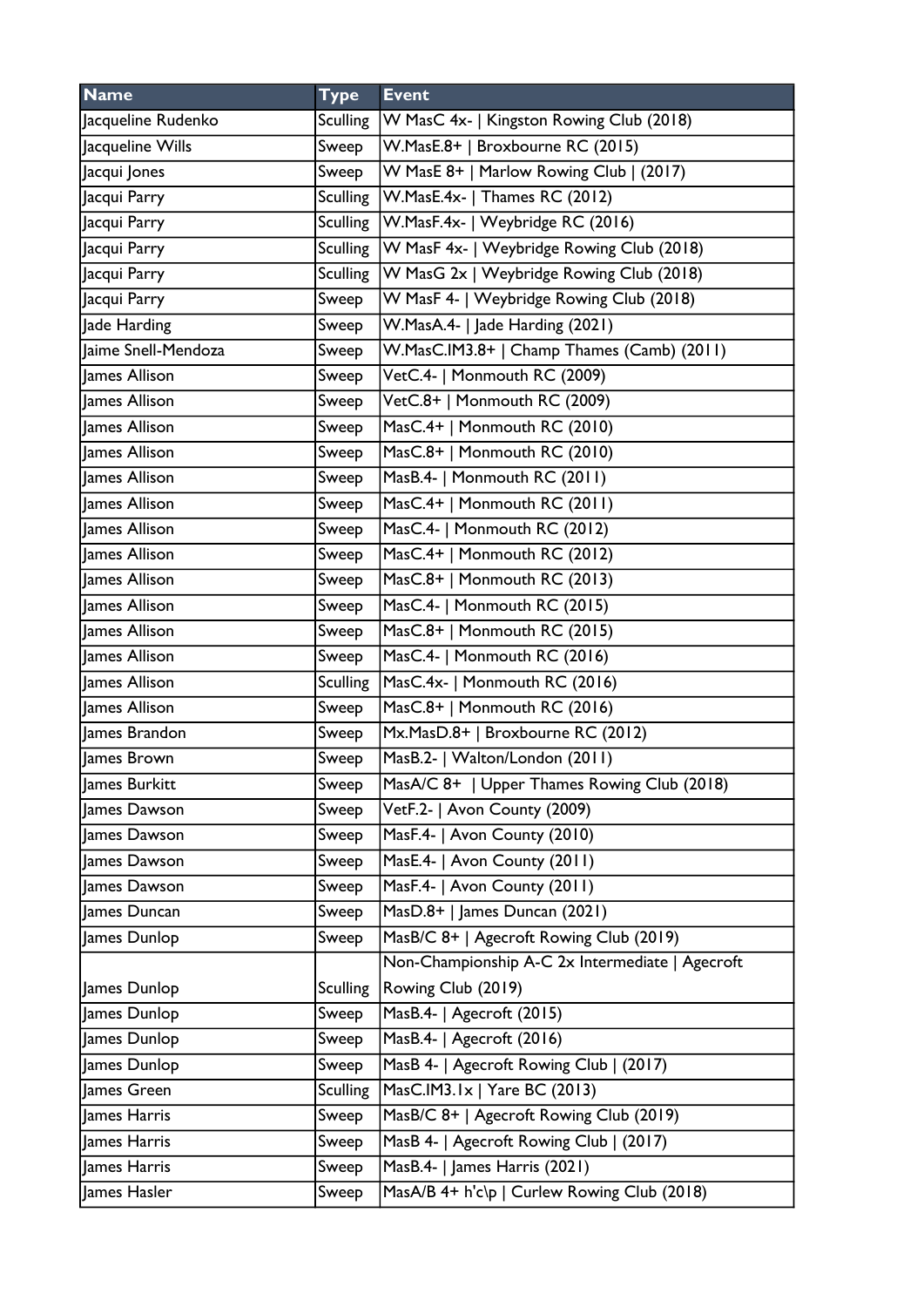| Name | Type | Event |
|---|---|---|
| Jacqueline Rudenko | Sculling | W MasC 4x- \| Kingston Rowing Club (2018) |
| Jacqueline Wills | Sweep | W.MasE.8+ \| Broxbourne RC (2015) |
| Jacqui Jones | Sweep | W MasE 8+ \| Marlow Rowing Club \| (2017) |
| Jacqui Parry | Sculling | W.MasE.4x- \| Thames RC (2012) |
| Jacqui Parry | Sculling | W.MasF.4x- \| Weybridge RC (2016) |
| Jacqui Parry | Sculling | W MasF 4x- \| Weybridge Rowing Club (2018) |
| Jacqui Parry | Sculling | W MasG 2x \| Weybridge Rowing Club (2018) |
| Jacqui Parry | Sweep | W MasF 4- \| Weybridge Rowing Club (2018) |
| Jade Harding | Sweep | W.MasA.4- \| Jade Harding (2021) |
| Jaime Snell-Mendoza | Sweep | W.MasC.IM3.8+ \| Champ Thames (Camb) (2011) |
| James Allison | Sweep | VetC.4- \| Monmouth RC (2009) |
| James Allison | Sweep | VetC.8+ \| Monmouth RC (2009) |
| James Allison | Sweep | MasC.4+ \| Monmouth RC (2010) |
| James Allison | Sweep | MasC.8+ \| Monmouth RC (2010) |
| James Allison | Sweep | MasB.4- \| Monmouth RC (2011) |
| James Allison | Sweep | MasC.4+ \| Monmouth RC (2011) |
| James Allison | Sweep | MasC.4- \| Monmouth RC (2012) |
| James Allison | Sweep | MasC.4+ \| Monmouth RC (2012) |
| James Allison | Sweep | MasC.8+ \| Monmouth RC (2013) |
| James Allison | Sweep | MasC.4- \| Monmouth RC (2015) |
| James Allison | Sweep | MasC.8+ \| Monmouth RC (2015) |
| James Allison | Sweep | MasC.4- \| Monmouth RC (2016) |
| James Allison | Sculling | MasC.4x- \| Monmouth RC (2016) |
| James Allison | Sweep | MasC.8+ \| Monmouth RC (2016) |
| James Brandon | Sweep | Mx.MasD.8+ \| Broxbourne RC (2012) |
| James Brown | Sweep | MasB.2- \| Walton/London (2011) |
| James Burkitt | Sweep | MasA/C 8+ \| Upper Thames Rowing Club (2018) |
| James Dawson | Sweep | VetF.2- \| Avon County (2009) |
| James Dawson | Sweep | MasF.4- \| Avon County (2010) |
| James Dawson | Sweep | MasE.4- \| Avon County (2011) |
| James Dawson | Sweep | MasF.4- \| Avon County (2011) |
| James Duncan | Sweep | MasD.8+ \| James Duncan (2021) |
| James Dunlop | Sweep | MasB/C 8+ \| Agecroft Rowing Club (2019) |
| James Dunlop | Sculling | Non-Championship A-C 2x Intermediate \| Agecroft Rowing Club (2019) |
| James Dunlop | Sweep | MasB.4- \| Agecroft (2015) |
| James Dunlop | Sweep | MasB.4- \| Agecroft (2016) |
| James Dunlop | Sweep | MasB 4- \| Agecroft Rowing Club \| (2017) |
| James Green | Sculling | MasC.IM3.1x \| Yare BC (2013) |
| James Harris | Sweep | MasB/C 8+ \| Agecroft Rowing Club (2019) |
| James Harris | Sweep | MasB 4- \| Agecroft Rowing Club \| (2017) |
| James Harris | Sweep | MasB.4- \| James Harris (2021) |
| James Hasler | Sweep | MasA/B 4+ h'c\p \| Curlew Rowing Club (2018) |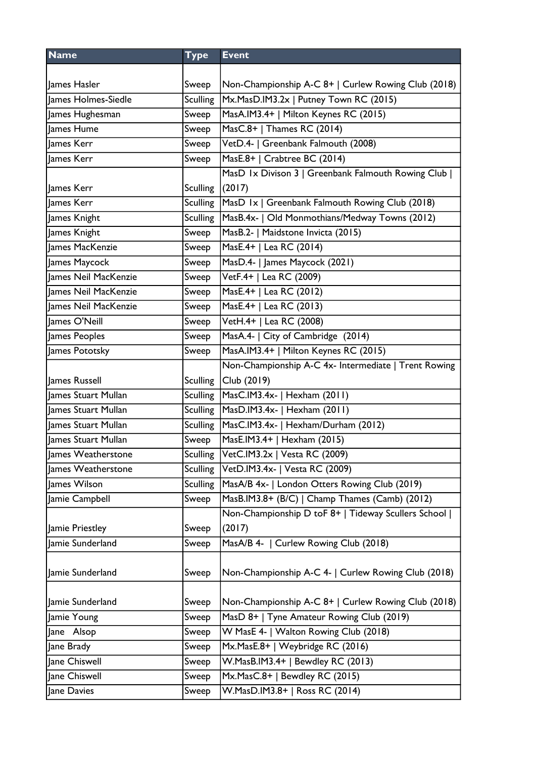| Name | Type | Event |
|---|---|---|
| James Hasler | Sweep | Non-Championship A-C 8+ \| Curlew Rowing Club (2018) |
| James Holmes-Siedle | Sculling | Mx.MasD.IM3.2x \| Putney Town RC (2015) |
| James Hughesman | Sweep | MasA.IM3.4+ \| Milton Keynes RC (2015) |
| James Hume | Sweep | MasC.8+ \| Thames RC (2014) |
| James Kerr | Sweep | VetD.4- \| Greenbank Falmouth (2008) |
| James Kerr | Sweep | MasE.8+ \| Crabtree BC (2014) |
| James Kerr | Sculling | MasD 1x Divison 3 \| Greenbank Falmouth Rowing Club \| (2017) |
| James Kerr | Sculling | MasD 1x \| Greenbank Falmouth Rowing Club (2018) |
| James Knight | Sculling | MasB.4x- \| Old Monmothians/Medway Towns (2012) |
| James Knight | Sweep | MasB.2- \| Maidstone Invicta (2015) |
| James MacKenzie | Sweep | MasE.4+ \| Lea RC (2014) |
| James Maycock | Sweep | MasD.4- \| James Maycock (2021) |
| James Neil MacKenzie | Sweep | VetF.4+ \| Lea RC (2009) |
| James Neil MacKenzie | Sweep | MasE.4+ \| Lea RC (2012) |
| James Neil MacKenzie | Sweep | MasE.4+ \| Lea RC (2013) |
| James O'Neill | Sweep | VetH.4+ \| Lea RC (2008) |
| James Peoples | Sweep | MasA.4- \| City of Cambridge (2014) |
| James Pototsky | Sweep | MasA.IM3.4+ \| Milton Keynes RC (2015) |
| James Russell | Sculling | Non-Championship A-C 4x- Intermediate \| Trent Rowing Club (2019) |
| James Stuart Mullan | Sculling | MasC.IM3.4x- \| Hexham (2011) |
| James Stuart Mullan | Sculling | MasD.IM3.4x- \| Hexham (2011) |
| James Stuart Mullan | Sculling | MasC.IM3.4x- \| Hexham/Durham (2012) |
| James Stuart Mullan | Sweep | MasE.IM3.4+ \| Hexham (2015) |
| James Weatherstone | Sculling | VetC.IM3.2x \| Vesta RC (2009) |
| James Weatherstone | Sculling | VetD.IM3.4x- \| Vesta RC (2009) |
| James Wilson | Sculling | MasA/B 4x- \| London Otters Rowing Club (2019) |
| Jamie Campbell | Sweep | MasB.IM3.8+ (B/C) \| Champ Thames (Camb) (2012) |
| Jamie Priestley | Sweep | Non-Championship D toF 8+ \| Tideway Scullers School \| (2017) |
| Jamie Sunderland | Sweep | MasA/B 4- \| Curlew Rowing Club (2018) |
| Jamie Sunderland | Sweep | Non-Championship A-C 4- \| Curlew Rowing Club (2018) |
| Jamie Sunderland | Sweep | Non-Championship A-C 8+ \| Curlew Rowing Club (2018) |
| Jamie Young | Sweep | MasD 8+ \| Tyne Amateur Rowing Club (2019) |
| Jane Alsop | Sweep | W MasE 4- \| Walton Rowing Club (2018) |
| Jane Brady | Sweep | Mx.MasE.8+ \| Weybridge RC (2016) |
| Jane Chiswell | Sweep | W.MasB.IM3.4+ \| Bewdley RC (2013) |
| Jane Chiswell | Sweep | Mx.MasC.8+ \| Bewdley RC (2015) |
| Jane Davies | Sweep | W.MasD.IM3.8+ \| Ross RC (2014) |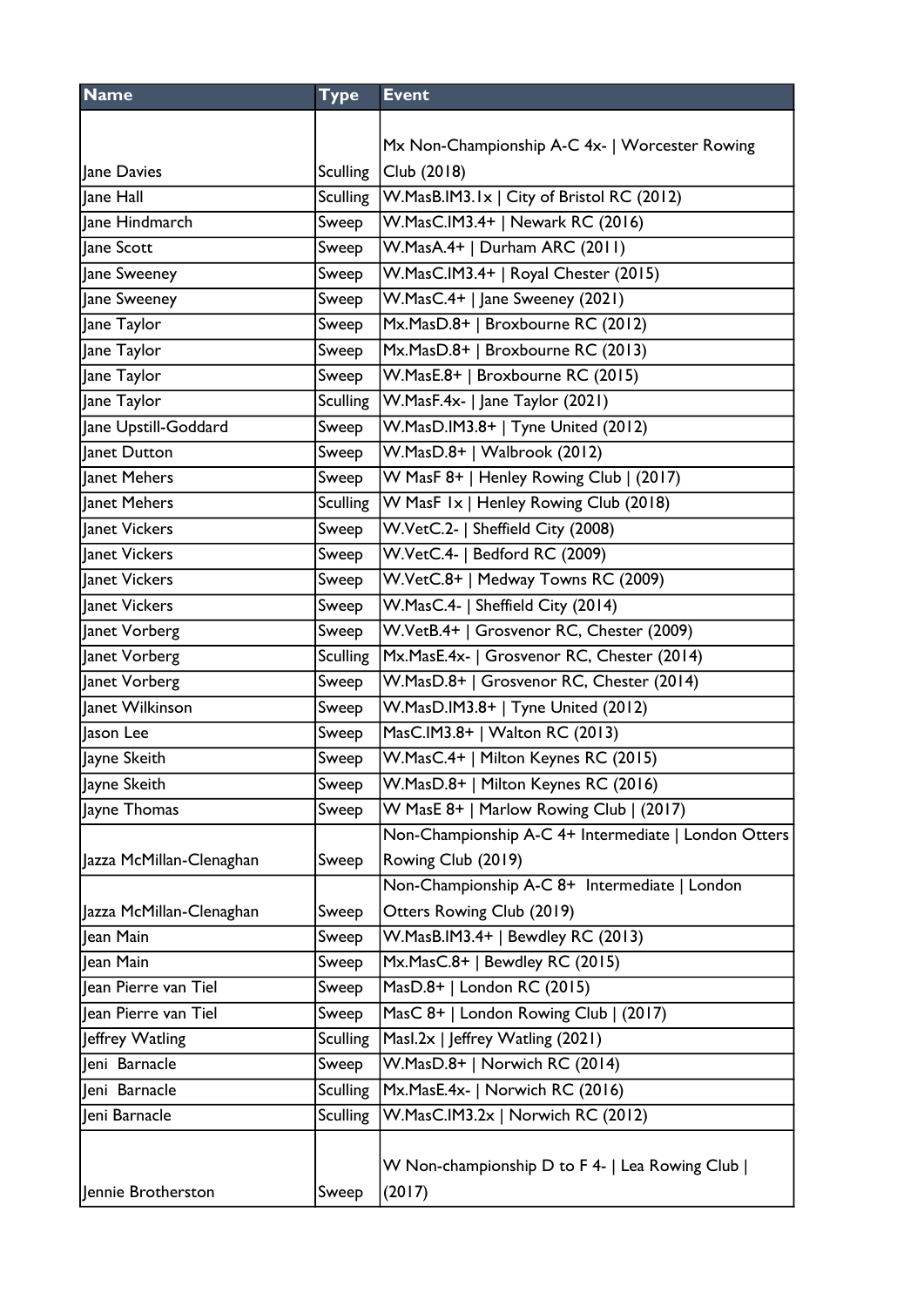| Name | Type | Event |
|---|---|---|
| Jane Davies | Sculling | Mx Non-Championship A-C 4x- \| Worcester Rowing Club (2018) |
| Jane Hall | Sculling | W.MasB.IM3.1x \| City of Bristol RC (2012) |
| Jane Hindmarch | Sweep | W.MasC.IM3.4+ \| Newark RC (2016) |
| Jane Scott | Sweep | W.MasA.4+ \| Durham ARC (2011) |
| Jane Sweeney | Sweep | W.MasC.IM3.4+ \| Royal Chester (2015) |
| Jane Sweeney | Sweep | W.MasC.4+ \| Jane Sweeney (2021) |
| Jane Taylor | Sweep | Mx.MasD.8+ \| Broxbourne RC (2012) |
| Jane Taylor | Sweep | Mx.MasD.8+ \| Broxbourne RC (2013) |
| Jane Taylor | Sweep | W.MasE.8+ \| Broxbourne RC (2015) |
| Jane Taylor | Sculling | W.MasF.4x- \| Jane Taylor (2021) |
| Jane Upstill-Goddard | Sweep | W.MasD.IM3.8+ \| Tyne United (2012) |
| Janet Dutton | Sweep | W.MasD.8+ \| Walbrook (2012) |
| Janet Mehers | Sweep | W MasF 8+ \| Henley Rowing Club \| (2017) |
| Janet Mehers | Sculling | W MasF 1x \| Henley Rowing Club (2018) |
| Janet Vickers | Sweep | W.VetC.2- \| Sheffield City (2008) |
| Janet Vickers | Sweep | W.VetC.4- \| Bedford RC (2009) |
| Janet Vickers | Sweep | W.VetC.8+ \| Medway Towns RC (2009) |
| Janet Vickers | Sweep | W.MasC.4- \| Sheffield City (2014) |
| Janet Vorberg | Sweep | W.VetB.4+ \| Grosvenor RC, Chester (2009) |
| Janet Vorberg | Sculling | Mx.MasE.4x- \| Grosvenor RC, Chester (2014) |
| Janet Vorberg | Sweep | W.MasD.8+ \| Grosvenor RC, Chester (2014) |
| Janet Wilkinson | Sweep | W.MasD.IM3.8+ \| Tyne United (2012) |
| Jason Lee | Sweep | MasC.IM3.8+ \| Walton RC (2013) |
| Jayne Skeith | Sweep | W.MasC.4+ \| Milton Keynes RC (2015) |
| Jayne Skeith | Sweep | W.MasD.8+ \| Milton Keynes RC (2016) |
| Jayne Thomas | Sweep | W MasE 8+ \| Marlow Rowing Club \| (2017) |
| Jazza McMillan-Clenaghan | Sweep | Non-Championship A-C 4+ Intermediate \| London Otters Rowing Club (2019) |
| Jazza McMillan-Clenaghan | Sweep | Non-Championship A-C 8+ Intermediate \| London Otters Rowing Club (2019) |
| Jean Main | Sweep | W.MasB.IM3.4+ \| Bewdley RC (2013) |
| Jean Main | Sweep | Mx.MasC.8+ \| Bewdley RC (2015) |
| Jean Pierre van Tiel | Sweep | MasD.8+ \| London RC (2015) |
| Jean Pierre van Tiel | Sweep | MasC 8+ \| London Rowing Club \| (2017) |
| Jeffrey Watling | Sculling | MasI.2x \| Jeffrey Watling (2021) |
| Jeni Barnacle | Sweep | W.MasD.8+ \| Norwich RC (2014) |
| Jeni Barnacle | Sculling | Mx.MasE.4x- \| Norwich RC (2016) |
| Jeni Barnacle | Sculling | W.MasC.IM3.2x \| Norwich RC (2012) |
| Jennie Brotherston | Sweep | W Non-championship D to F 4- \| Lea Rowing Club \| (2017) |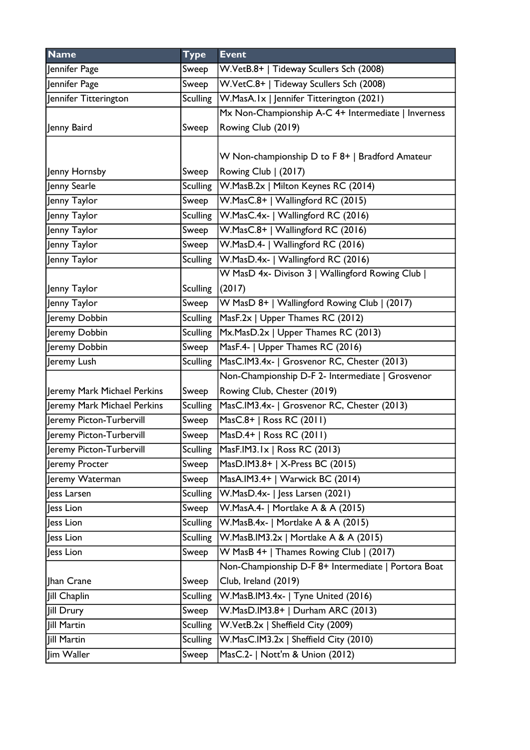| Name | Type | Event |
|---|---|---|
| Jennifer Page | Sweep | W.VetB.8+ \| Tideway Scullers Sch (2008) |
| Jennifer Page | Sweep | W.VetC.8+ \| Tideway Scullers Sch (2008) |
| Jennifer Titterington | Sculling | W.MasA.1x \| Jennifer Titterington (2021) |
| Jenny Baird | Sweep | Mx Non-Championship A-C 4+ Intermediate \| Inverness Rowing Club (2019) |
| Jenny Hornsby | Sweep | W Non-championship D to F 8+ \| Bradford Amateur Rowing Club \| (2017) |
| Jenny Searle | Sculling | W.MasB.2x \| Milton Keynes RC (2014) |
| Jenny Taylor | Sweep | W.MasC.8+ \| Wallingford RC (2015) |
| Jenny Taylor | Sculling | W.MasC.4x- \| Wallingford RC (2016) |
| Jenny Taylor | Sweep | W.MasC.8+ \| Wallingford RC (2016) |
| Jenny Taylor | Sweep | W.MasD.4- \| Wallingford RC (2016) |
| Jenny Taylor | Sculling | W.MasD.4x- \| Wallingford RC (2016) |
| Jenny Taylor | Sculling | W MasD 4x- Divison 3 \| Wallingford Rowing Club \| (2017) |
| Jenny Taylor | Sweep | W MasD 8+ \| Wallingford Rowing Club \| (2017) |
| Jeremy Dobbin | Sculling | MasF.2x \| Upper Thames RC (2012) |
| Jeremy Dobbin | Sculling | Mx.MasD.2x \| Upper Thames RC (2013) |
| Jeremy Dobbin | Sweep | MasF.4- \| Upper Thames RC (2016) |
| Jeremy Lush | Sculling | MasC.IM3.4x- \| Grosvenor RC, Chester (2013) |
| Jeremy Mark Michael Perkins | Sweep | Non-Championship D-F 2- Intermediate \| Grosvenor Rowing Club, Chester (2019) |
| Jeremy Mark Michael Perkins | Sculling | MasC.IM3.4x- \| Grosvenor RC, Chester (2013) |
| Jeremy Picton-Turbervill | Sweep | MasC.8+ \| Ross RC (2011) |
| Jeremy Picton-Turbervill | Sweep | MasD.4+ \| Ross RC (2011) |
| Jeremy Picton-Turbervill | Sculling | MasF.IM3.1x \| Ross RC (2013) |
| Jeremy Procter | Sweep | MasD.IM3.8+ \| X-Press BC (2015) |
| Jeremy Waterman | Sweep | MasA.IM3.4+ \| Warwick BC (2014) |
| Jess Larsen | Sculling | W.MasD.4x- \| Jess Larsen (2021) |
| Jess Lion | Sweep | W.MasA.4- \| Mortlake A & A (2015) |
| Jess Lion | Sculling | W.MasB.4x- \| Mortlake A & A (2015) |
| Jess Lion | Sculling | W.MasB.IM3.2x \| Mortlake A & A (2015) |
| Jess Lion | Sweep | W MasB 4+ \| Thames Rowing Club \| (2017) |
| Jhan Crane | Sweep | Non-Championship D-F 8+ Intermediate \| Portora Boat Club, Ireland (2019) |
| Jill Chaplin | Sculling | W.MasB.IM3.4x- \| Tyne United (2016) |
| Jill Drury | Sweep | W.MasD.IM3.8+ \| Durham ARC (2013) |
| Jill Martin | Sculling | W.VetB.2x \| Sheffield City (2009) |
| Jill Martin | Sculling | W.MasC.IM3.2x \| Sheffield City (2010) |
| Jim Waller | Sweep | MasC.2- \| Nott'm & Union (2012) |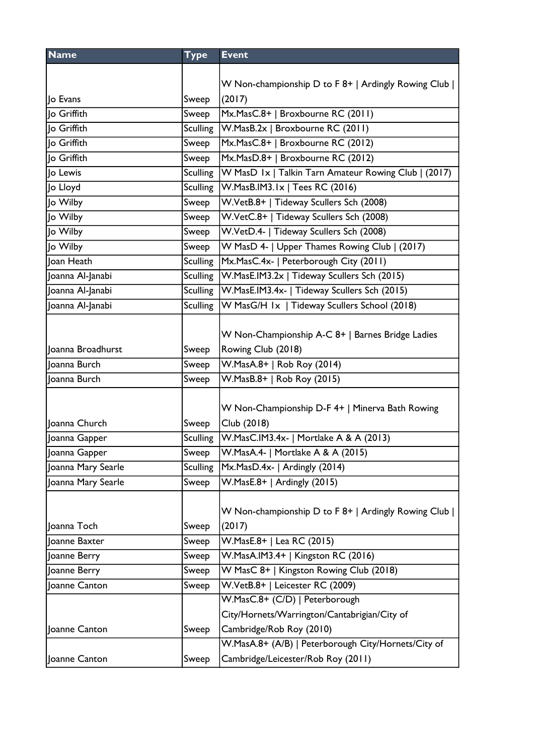| Name | Type | Event |
| --- | --- | --- |
| Jo Evans | Sweep | W Non-championship D to F 8+ \| Ardingly Rowing Club \| (2017) |
| Jo Griffith | Sweep | Mx.MasC.8+ \| Broxbourne RC (2011) |
| Jo Griffith | Sculling | W.MasB.2x \| Broxbourne RC (2011) |
| Jo Griffith | Sweep | Mx.MasC.8+ \| Broxbourne RC (2012) |
| Jo Griffith | Sweep | Mx.MasD.8+ \| Broxbourne RC (2012) |
| Jo Lewis | Sculling | W MasD 1x \| Talkin Tarn Amateur Rowing Club \| (2017) |
| Jo Lloyd | Sculling | W.MasB.IM3.1x \| Tees RC (2016) |
| Jo Wilby | Sweep | W.VetB.8+ \| Tideway Scullers Sch (2008) |
| Jo Wilby | Sweep | W.VetC.8+ \| Tideway Scullers Sch (2008) |
| Jo Wilby | Sweep | W.VetD.4- \| Tideway Scullers Sch (2008) |
| Jo Wilby | Sweep | W MasD 4- \| Upper Thames Rowing Club \| (2017) |
| Joan Heath | Sculling | Mx.MasC.4x- \| Peterborough City (2011) |
| Joanna Al-Janabi | Sculling | W.MasE.IM3.2x \| Tideway Scullers Sch (2015) |
| Joanna Al-Janabi | Sculling | W.MasE.IM3.4x- \| Tideway Scullers Sch (2015) |
| Joanna Al-Janabi | Sculling | W MasG/H 1x \| Tideway Scullers School (2018) |
| Joanna Broadhurst | Sweep | W Non-Championship A-C 8+ \| Barnes Bridge Ladies Rowing Club (2018) |
| Joanna Burch | Sweep | W.MasA.8+ \| Rob Roy (2014) |
| Joanna Burch | Sweep | W.MasB.8+ \| Rob Roy (2015) |
| Joanna Church | Sweep | W Non-Championship D-F 4+ \| Minerva Bath Rowing Club (2018) |
| Joanna Gapper | Sculling | W.MasC.IM3.4x- \| Mortlake A & A (2013) |
| Joanna Gapper | Sweep | W.MasA.4- \| Mortlake A & A (2015) |
| Joanna Mary Searle | Sculling | Mx.MasD.4x- \| Ardingly (2014) |
| Joanna Mary Searle | Sweep | W.MasE.8+ \| Ardingly (2015) |
| Joanna Toch | Sweep | W Non-championship D to F 8+ \| Ardingly Rowing Club \| (2017) |
| Joanne Baxter | Sweep | W.MasE.8+ \| Lea RC (2015) |
| Joanne Berry | Sweep | W.MasA.IM3.4+ \| Kingston RC (2016) |
| Joanne Berry | Sweep | W MasC 8+ \| Kingston Rowing Club (2018) |
| Joanne Canton | Sweep | W.VetB.8+ \| Leicester RC (2009) |
| Joanne Canton | Sweep | W.MasC.8+ (C/D) \| Peterborough City/Hornets/Warrington/Cantabrigian/City of Cambridge/Rob Roy (2010) |
| Joanne Canton | Sweep | W.MasA.8+ (A/B) \| Peterborough City/Hornets/City of Cambridge/Leicester/Rob Roy (2011) |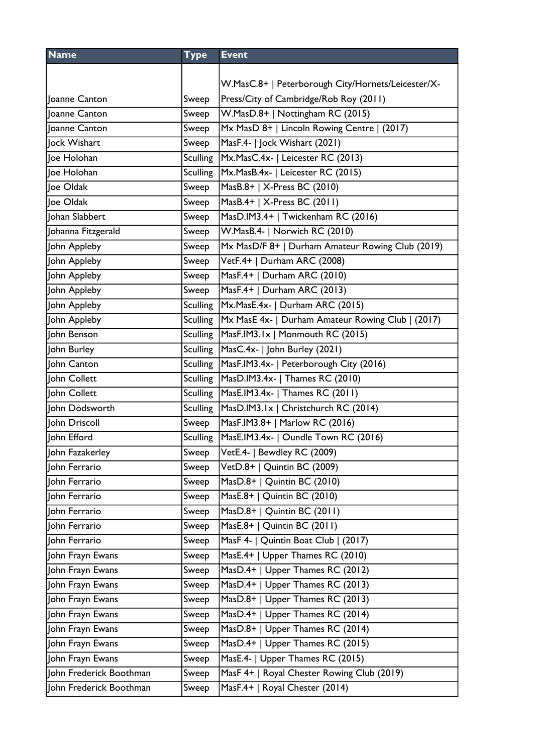| Name | Type | Event |
|---|---|---|
| Joanne Canton | Sweep | W.MasC.8+ \| Peterborough City/Hornets/Leicester/X-Press/City of Cambridge/Rob Roy (2011) |
| Joanne Canton | Sweep | W.MasD.8+ \| Nottingham RC (2015) |
| Joanne Canton | Sweep | Mx MasD 8+ \| Lincoln Rowing Centre \| (2017) |
| Jock Wishart | Sweep | MasF.4- \| Jock Wishart (2021) |
| Joe Holohan | Sculling | Mx.MasC.4x- \| Leicester RC (2013) |
| Joe Holohan | Sculling | Mx.MasB.4x- \| Leicester RC (2015) |
| Joe Oldak | Sweep | MasB.8+ \| X-Press BC (2010) |
| Joe Oldak | Sweep | MasB.4+ \| X-Press BC (2011) |
| Johan Slabbert | Sweep | MasD.IM3.4+ \| Twickenham RC (2016) |
| Johanna Fitzgerald | Sweep | W.MasB.4- \| Norwich RC (2010) |
| John Appleby | Sweep | Mx MasD/F 8+ \| Durham Amateur Rowing Club (2019) |
| John Appleby | Sweep | VetF.4+ \| Durham ARC (2008) |
| John Appleby | Sweep | MasF.4+ \| Durham ARC (2010) |
| John Appleby | Sweep | MasF.4+ \| Durham ARC (2013) |
| John Appleby | Sculling | Mx.MasE.4x- \| Durham ARC (2015) |
| John Appleby | Sculling | Mx MasE 4x- \| Durham Amateur Rowing Club \| (2017) |
| John Benson | Sculling | MasF.IM3.1x \| Monmouth RC (2015) |
| John Burley | Sculling | MasC.4x- \| John Burley (2021) |
| John Canton | Sculling | MasF.IM3.4x- \| Peterborough City (2016) |
| John Collett | Sculling | MasD.IM3.4x- \| Thames RC (2010) |
| John Collett | Sculling | MasE.IM3.4x- \| Thames RC (2011) |
| John Dodsworth | Sculling | MasD.IM3.1x \| Christchurch RC (2014) |
| John Driscoll | Sweep | MasF.IM3.8+ \| Marlow RC (2016) |
| John Efford | Sculling | MasE.IM3.4x- \| Oundle Town RC (2016) |
| John Fazakerley | Sweep | VetE.4- \| Bewdley RC (2009) |
| John Ferrario | Sweep | VetD.8+ \| Quintin BC (2009) |
| John Ferrario | Sweep | MasD.8+ \| Quintin BC (2010) |
| John Ferrario | Sweep | MasE.8+ \| Quintin BC (2010) |
| John Ferrario | Sweep | MasD.8+ \| Quintin BC (2011) |
| John Ferrario | Sweep | MasE.8+ \| Quintin BC (2011) |
| John Ferrario | Sweep | MasF 4- \| Quintin Boat Club \| (2017) |
| John Frayn Ewans | Sweep | MasE.4+ \| Upper Thames RC (2010) |
| John Frayn Ewans | Sweep | MasD.4+ \| Upper Thames RC (2012) |
| John Frayn Ewans | Sweep | MasD.4+ \| Upper Thames RC (2013) |
| John Frayn Ewans | Sweep | MasD.8+ \| Upper Thames RC (2013) |
| John Frayn Ewans | Sweep | MasD.4+ \| Upper Thames RC (2014) |
| John Frayn Ewans | Sweep | MasD.8+ \| Upper Thames RC (2014) |
| John Frayn Ewans | Sweep | MasD.4+ \| Upper Thames RC (2015) |
| John Frayn Ewans | Sweep | MasE.4- \| Upper Thames RC (2015) |
| John Frederick Boothman | Sweep | MasF 4+ \| Royal Chester Rowing Club (2019) |
| John Frederick Boothman | Sweep | MasF.4+ \| Royal Chester (2014) |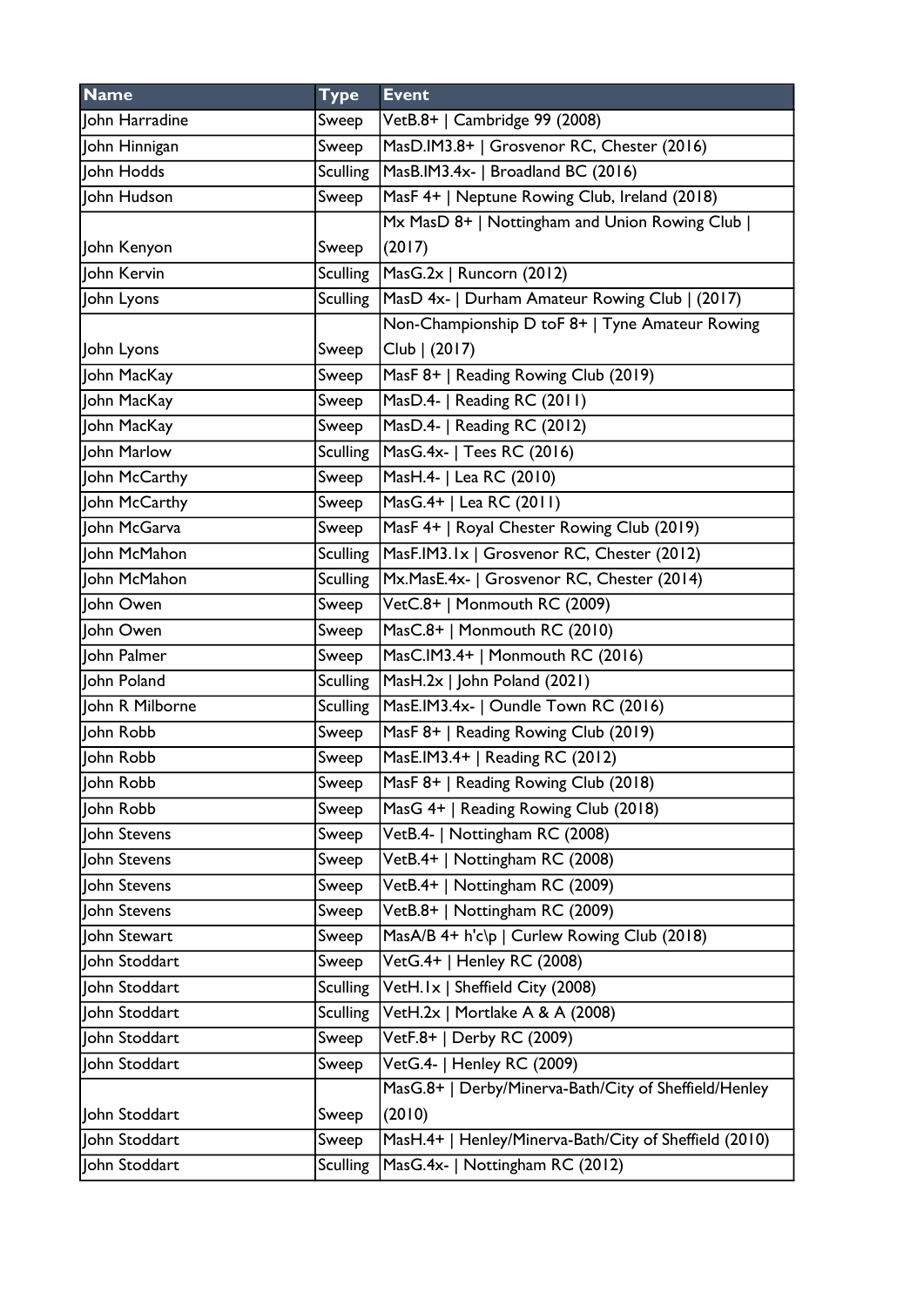| Name | Type | Event |
|---|---|---|
| John Harradine | Sweep | VetB.8+ \| Cambridge 99 (2008) |
| John Hinnigan | Sweep | MasD.IM3.8+ \| Grosvenor RC, Chester (2016) |
| John Hodds | Sculling | MasB.IM3.4x- \| Broadland BC (2016) |
| John Hudson | Sweep | MasF 4+ \| Neptune Rowing Club, Ireland (2018) |
| John Kenyon | Sweep | Mx MasD 8+ \| Nottingham and Union Rowing Club \| (2017) |
| John Kervin | Sculling | MasG.2x \| Runcorn (2012) |
| John Lyons | Sculling | MasD 4x- \| Durham Amateur Rowing Club \| (2017) |
| John Lyons | Sweep | Non-Championship D toF 8+ \| Tyne Amateur Rowing Club \| (2017) |
| John MacKay | Sweep | MasF 8+ \| Reading Rowing Club (2019) |
| John MacKay | Sweep | MasD.4- \| Reading RC (2011) |
| John MacKay | Sweep | MasD.4- \| Reading RC (2012) |
| John Marlow | Sculling | MasG.4x- \| Tees RC (2016) |
| John McCarthy | Sweep | MasH.4- \| Lea RC (2010) |
| John McCarthy | Sweep | MasG.4+ \| Lea RC (2011) |
| John McGarva | Sweep | MasF 4+ \| Royal Chester Rowing Club (2019) |
| John McMahon | Sculling | MasF.IM3.1x \| Grosvenor RC, Chester (2012) |
| John McMahon | Sculling | Mx.MasE.4x- \| Grosvenor RC, Chester (2014) |
| John Owen | Sweep | VetC.8+ \| Monmouth RC (2009) |
| John Owen | Sweep | MasC.8+ \| Monmouth RC (2010) |
| John Palmer | Sweep | MasC.IM3.4+ \| Monmouth RC (2016) |
| John Poland | Sculling | MasH.2x \| John Poland (2021) |
| John R Milborne | Sculling | MasE.IM3.4x- \| Oundle Town RC (2016) |
| John Robb | Sweep | MasF 8+ \| Reading Rowing Club (2019) |
| John Robb | Sweep | MasE.IM3.4+ \| Reading RC (2012) |
| John Robb | Sweep | MasF 8+ \| Reading Rowing Club (2018) |
| John Robb | Sweep | MasG 4+ \| Reading Rowing Club (2018) |
| John Stevens | Sweep | VetB.4- \| Nottingham RC (2008) |
| John Stevens | Sweep | VetB.4+ \| Nottingham RC (2008) |
| John Stevens | Sweep | VetB.4+ \| Nottingham RC (2009) |
| John Stevens | Sweep | VetB.8+ \| Nottingham RC (2009) |
| John Stewart | Sweep | MasA/B 4+ h'c\p \| Curlew Rowing Club (2018) |
| John Stoddart | Sweep | VetG.4+ \| Henley RC (2008) |
| John Stoddart | Sculling | VetH.1x \| Sheffield City (2008) |
| John Stoddart | Sculling | VetH.2x \| Mortlake A & A (2008) |
| John Stoddart | Sweep | VetF.8+ \| Derby RC (2009) |
| John Stoddart | Sweep | VetG.4- \| Henley RC (2009) |
| John Stoddart | Sweep | MasG.8+ \| Derby/Minerva-Bath/City of Sheffield/Henley (2010) |
| John Stoddart | Sweep | MasH.4+ \| Henley/Minerva-Bath/City of Sheffield (2010) |
| John Stoddart | Sculling | MasG.4x- \| Nottingham RC (2012) |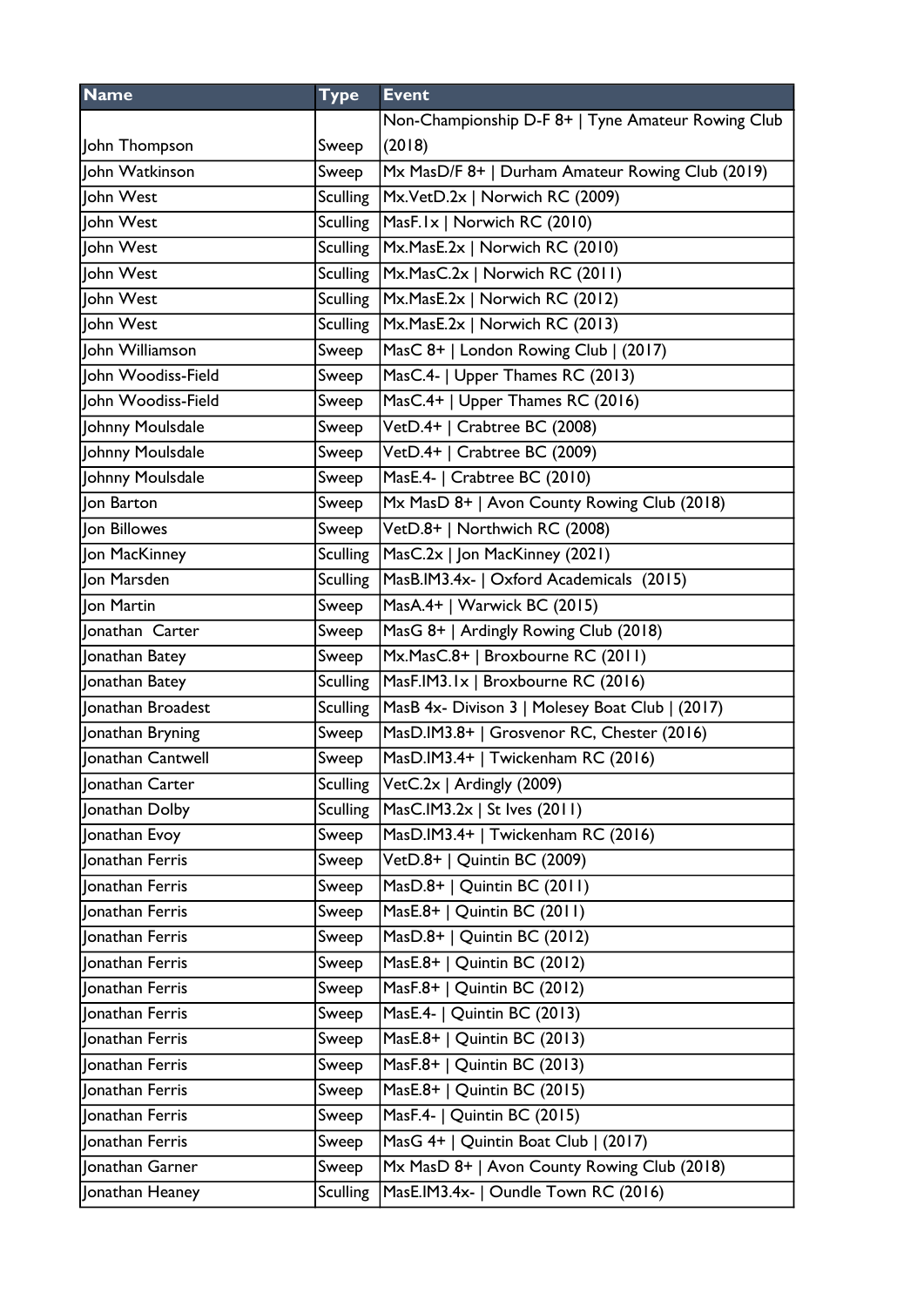| Name | Type | Event |
|---|---|---|
| John Thompson | Sweep | Non-Championship D-F 8+ \| Tyne Amateur Rowing Club (2018) |
| John Watkinson | Sweep | Mx MasD/F 8+ \| Durham Amateur Rowing Club (2019) |
| John West | Sculling | Mx.VetD.2x \| Norwich RC (2009) |
| John West | Sculling | MasF.1x \| Norwich RC (2010) |
| John West | Sculling | Mx.MasE.2x \| Norwich RC (2010) |
| John West | Sculling | Mx.MasC.2x \| Norwich RC (2011) |
| John West | Sculling | Mx.MasE.2x \| Norwich RC (2012) |
| John West | Sculling | Mx.MasE.2x \| Norwich RC (2013) |
| John Williamson | Sweep | MasC 8+ \| London Rowing Club \| (2017) |
| John Woodiss-Field | Sweep | MasC.4- \| Upper Thames RC (2013) |
| John Woodiss-Field | Sweep | MasC.4+ \| Upper Thames RC (2016) |
| Johnny Moulsdale | Sweep | VetD.4+ \| Crabtree BC (2008) |
| Johnny Moulsdale | Sweep | VetD.4+ \| Crabtree BC (2009) |
| Johnny Moulsdale | Sweep | MasE.4- \| Crabtree BC (2010) |
| Jon Barton | Sweep | Mx MasD 8+ \| Avon County Rowing Club (2018) |
| Jon Billowes | Sweep | VetD.8+ \| Northwich RC (2008) |
| Jon MacKinney | Sculling | MasC.2x \| Jon MacKinney (2021) |
| Jon Marsden | Sculling | MasB.IM3.4x- \| Oxford Academicals (2015) |
| Jon Martin | Sweep | MasA.4+ \| Warwick BC (2015) |
| Jonathan Carter | Sweep | MasG 8+ \| Ardingly Rowing Club (2018) |
| Jonathan Batey | Sweep | Mx.MasC.8+ \| Broxbourne RC (2011) |
| Jonathan Batey | Sculling | MasF.IM3.1x \| Broxbourne RC (2016) |
| Jonathan Broadest | Sculling | MasB 4x- Divison 3 \| Molesey Boat Club \| (2017) |
| Jonathan Bryning | Sweep | MasD.IM3.8+ \| Grosvenor RC, Chester (2016) |
| Jonathan Cantwell | Sweep | MasD.IM3.4+ \| Twickenham RC (2016) |
| Jonathan Carter | Sculling | VetC.2x \| Ardingly (2009) |
| Jonathan Dolby | Sculling | MasC.IM3.2x \| St Ives (2011) |
| Jonathan Evoy | Sweep | MasD.IM3.4+ \| Twickenham RC (2016) |
| Jonathan Ferris | Sweep | VetD.8+ \| Quintin BC (2009) |
| Jonathan Ferris | Sweep | MasD.8+ \| Quintin BC (2011) |
| Jonathan Ferris | Sweep | MasE.8+ \| Quintin BC (2011) |
| Jonathan Ferris | Sweep | MasD.8+ \| Quintin BC (2012) |
| Jonathan Ferris | Sweep | MasE.8+ \| Quintin BC (2012) |
| Jonathan Ferris | Sweep | MasF.8+ \| Quintin BC (2012) |
| Jonathan Ferris | Sweep | MasE.4- \| Quintin BC (2013) |
| Jonathan Ferris | Sweep | MasE.8+ \| Quintin BC (2013) |
| Jonathan Ferris | Sweep | MasF.8+ \| Quintin BC (2013) |
| Jonathan Ferris | Sweep | MasE.8+ \| Quintin BC (2015) |
| Jonathan Ferris | Sweep | MasF.4- \| Quintin BC (2015) |
| Jonathan Ferris | Sweep | MasG 4+ \| Quintin Boat Club \| (2017) |
| Jonathan Garner | Sweep | Mx MasD 8+ \| Avon County Rowing Club (2018) |
| Jonathan Heaney | Sculling | MasE.IM3.4x- \| Oundle Town RC (2016) |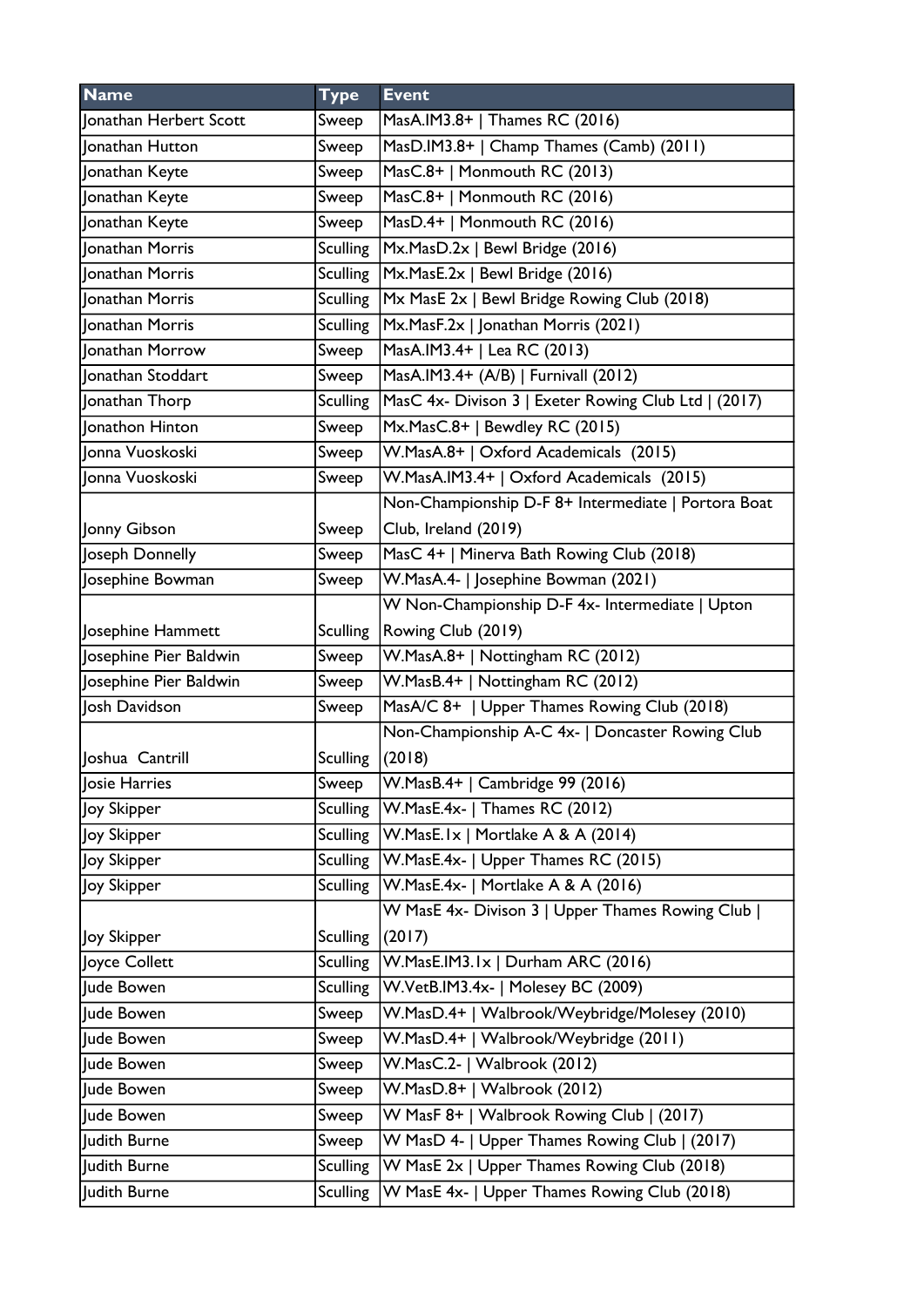| Name | Type | Event |
|---|---|---|
| Jonathan Herbert Scott | Sweep | MasA.IM3.8+ \| Thames RC (2016) |
| Jonathan Hutton | Sweep | MasD.IM3.8+ \| Champ Thames (Camb) (2011) |
| Jonathan Keyte | Sweep | MasC.8+ \| Monmouth RC (2013) |
| Jonathan Keyte | Sweep | MasC.8+ \| Monmouth RC (2016) |
| Jonathan Keyte | Sweep | MasD.4+ \| Monmouth RC (2016) |
| Jonathan Morris | Sculling | Mx.MasD.2x \| Bewl Bridge (2016) |
| Jonathan Morris | Sculling | Mx.MasE.2x \| Bewl Bridge (2016) |
| Jonathan Morris | Sculling | Mx MasE 2x \| Bewl Bridge Rowing Club (2018) |
| Jonathan Morris | Sculling | Mx.MasF.2x \| Jonathan Morris (2021) |
| Jonathan Morrow | Sweep | MasA.IM3.4+ \| Lea RC (2013) |
| Jonathan Stoddart | Sweep | MasA.IM3.4+ (A/B) \| Furnivall (2012) |
| Jonathan Thorp | Sculling | MasC 4x- Divison 3 \| Exeter Rowing Club Ltd \| (2017) |
| Jonathon Hinton | Sweep | Mx.MasC.8+ \| Bewdley RC (2015) |
| Jonna Vuoskoski | Sweep | W.MasA.8+ \| Oxford Academicals (2015) |
| Jonna Vuoskoski | Sweep | W.MasA.IM3.4+ \| Oxford Academicals (2015) |
| Jonny Gibson | Sweep | Non-Championship D-F 8+ Intermediate \| Portora Boat Club, Ireland (2019) |
| Joseph Donnelly | Sweep | MasC 4+ \| Minerva Bath Rowing Club (2018) |
| Josephine Bowman | Sweep | W.MasA.4- \| Josephine Bowman (2021) |
| Josephine Hammett | Sculling | W Non-Championship D-F 4x- Intermediate \| Upton Rowing Club (2019) |
| Josephine Pier Baldwin | Sweep | W.MasA.8+ \| Nottingham RC (2012) |
| Josephine Pier Baldwin | Sweep | W.MasB.4+ \| Nottingham RC (2012) |
| Josh Davidson | Sweep | MasA/C 8+ \| Upper Thames Rowing Club (2018) |
| Joshua Cantrill | Sculling | Non-Championship A-C 4x- \| Doncaster Rowing Club (2018) |
| Josie Harries | Sweep | W.MasB.4+ \| Cambridge 99 (2016) |
| Joy Skipper | Sculling | W.MasE.4x- \| Thames RC (2012) |
| Joy Skipper | Sculling | W.MasE.1x \| Mortlake A & A (2014) |
| Joy Skipper | Sculling | W.MasE.4x- \| Upper Thames RC (2015) |
| Joy Skipper | Sculling | W.MasE.4x- \| Mortlake A & A (2016) |
| Joy Skipper | Sculling | W MasE 4x- Divison 3 \| Upper Thames Rowing Club \| (2017) |
| Joyce Collett | Sculling | W.MasE.IM3.1x \| Durham ARC (2016) |
| Jude Bowen | Sculling | W.VetB.IM3.4x- \| Molesey BC (2009) |
| Jude Bowen | Sweep | W.MasD.4+ \| Walbrook/Weybridge/Molesey (2010) |
| Jude Bowen | Sweep | W.MasD.4+ \| Walbrook/Weybridge (2011) |
| Jude Bowen | Sweep | W.MasC.2- \| Walbrook (2012) |
| Jude Bowen | Sweep | W.MasD.8+ \| Walbrook (2012) |
| Jude Bowen | Sweep | W MasF 8+ \| Walbrook Rowing Club \| (2017) |
| Judith Burne | Sweep | W MasD 4- \| Upper Thames Rowing Club \| (2017) |
| Judith Burne | Sculling | W MasE 2x \| Upper Thames Rowing Club (2018) |
| Judith Burne | Sculling | W MasE 4x- \| Upper Thames Rowing Club (2018) |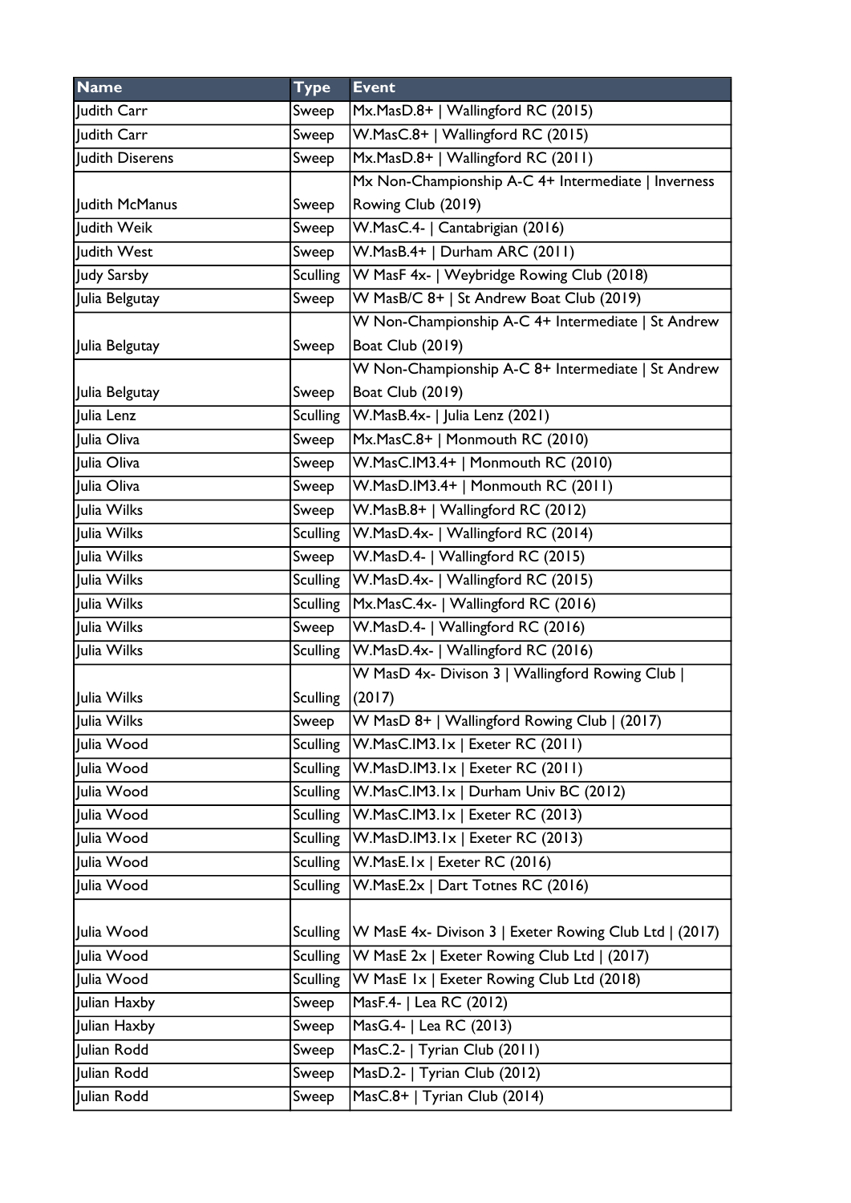| Name | Type | Event |
| --- | --- | --- |
| Judith Carr | Sweep | Mx.MasD.8+ \| Wallingford RC (2015) |
| Judith Carr | Sweep | W.MasC.8+ \| Wallingford RC (2015) |
| Judith Diserens | Sweep | Mx.MasD.8+ \| Wallingford RC (2011) |
| Judith McManus | Sweep | Mx Non-Championship A-C 4+ Intermediate \| Inverness Rowing Club (2019) |
| Judith Weik | Sweep | W.MasC.4- \| Cantabrigian (2016) |
| Judith West | Sweep | W.MasB.4+ \| Durham ARC (2011) |
| Judy Sarsby | Sculling | W MasF 4x- \| Weybridge Rowing Club (2018) |
| Julia Belgutay | Sweep | W MasB/C 8+ \| St Andrew Boat Club (2019) |
| Julia Belgutay | Sweep | W Non-Championship A-C 4+ Intermediate \| St Andrew Boat Club (2019) |
| Julia Belgutay | Sweep | W Non-Championship A-C 8+ Intermediate \| St Andrew Boat Club (2019) |
| Julia Lenz | Sculling | W.MasB.4x- \| Julia Lenz (2021) |
| Julia Oliva | Sweep | Mx.MasC.8+ \| Monmouth RC (2010) |
| Julia Oliva | Sweep | W.MasC.IM3.4+ \| Monmouth RC (2010) |
| Julia Oliva | Sweep | W.MasD.IM3.4+ \| Monmouth RC (2011) |
| Julia Wilks | Sweep | W.MasB.8+ \| Wallingford RC (2012) |
| Julia Wilks | Sculling | W.MasD.4x- \| Wallingford RC (2014) |
| Julia Wilks | Sweep | W.MasD.4- \| Wallingford RC (2015) |
| Julia Wilks | Sculling | W.MasD.4x- \| Wallingford RC (2015) |
| Julia Wilks | Sculling | Mx.MasC.4x- \| Wallingford RC (2016) |
| Julia Wilks | Sweep | W.MasD.4- \| Wallingford RC (2016) |
| Julia Wilks | Sculling | W.MasD.4x- \| Wallingford RC (2016) |
| Julia Wilks | Sculling | W MasD 4x- Divison 3 \| Wallingford Rowing Club \| (2017) |
| Julia Wilks | Sweep | W MasD 8+ \| Wallingford Rowing Club \| (2017) |
| Julia Wood | Sculling | W.MasC.IM3.1x \| Exeter RC (2011) |
| Julia Wood | Sculling | W.MasD.IM3.1x \| Exeter RC (2011) |
| Julia Wood | Sculling | W.MasC.IM3.1x \| Durham Univ BC (2012) |
| Julia Wood | Sculling | W.MasC.IM3.1x \| Exeter RC (2013) |
| Julia Wood | Sculling | W.MasD.IM3.1x \| Exeter RC (2013) |
| Julia Wood | Sculling | W.MasE.1x \| Exeter RC (2016) |
| Julia Wood | Sculling | W.MasE.2x \| Dart Totnes RC (2016) |
| Julia Wood | Sculling | W MasE 4x- Divison 3 \| Exeter Rowing Club Ltd \| (2017) |
| Julia Wood | Sculling | W MasE 2x \| Exeter Rowing Club Ltd \| (2017) |
| Julia Wood | Sculling | W MasE 1x \| Exeter Rowing Club Ltd (2018) |
| Julian Haxby | Sweep | MasF.4- \| Lea RC (2012) |
| Julian Haxby | Sweep | MasG.4- \| Lea RC (2013) |
| Julian Rodd | Sweep | MasC.2- \| Tyrian Club (2011) |
| Julian Rodd | Sweep | MasD.2- \| Tyrian Club (2012) |
| Julian Rodd | Sweep | MasC.8+ \| Tyrian Club (2014) |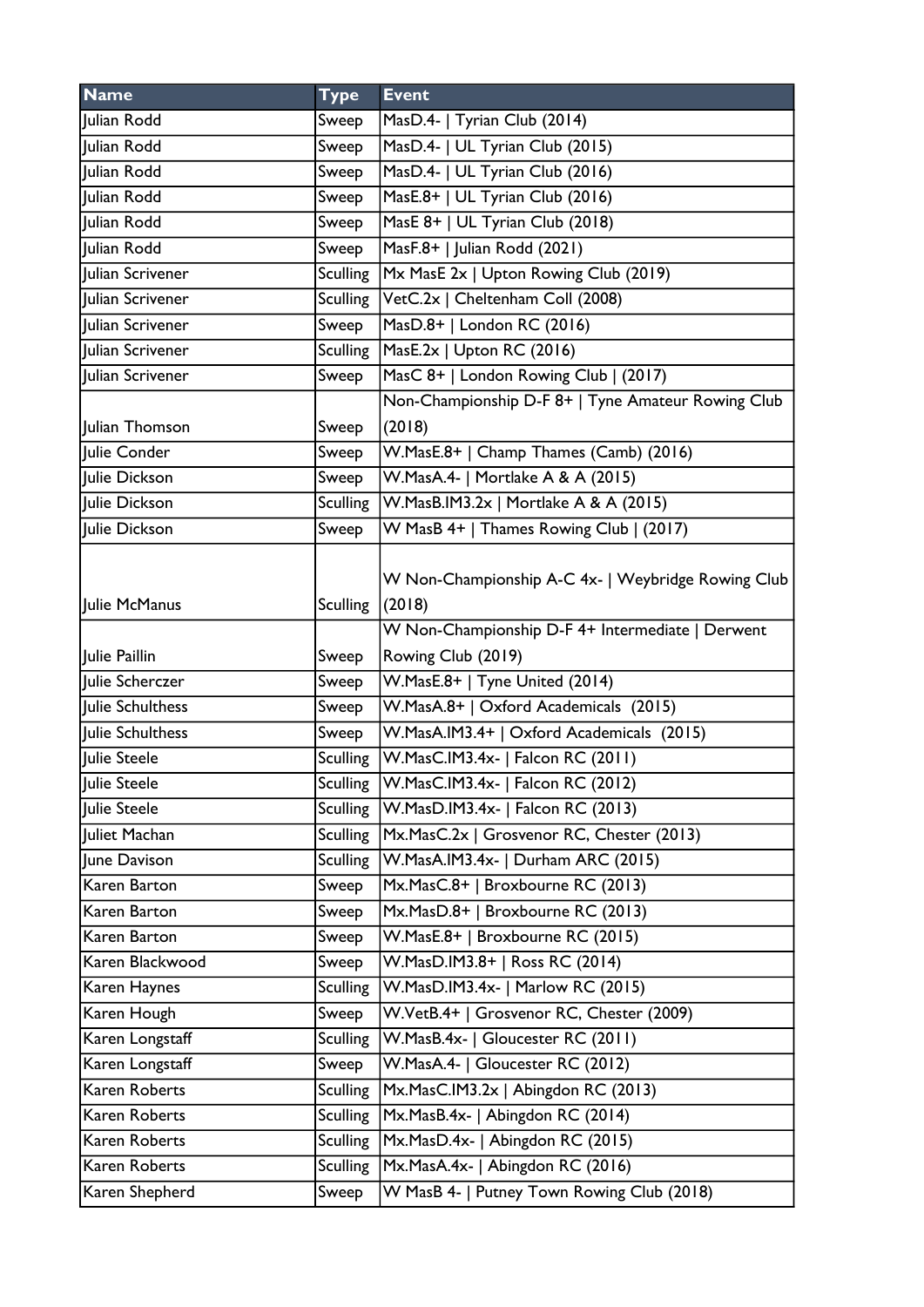| Name | Type | Event |
|---|---|---|
| Julian Rodd | Sweep | MasD.4- \| Tyrian Club (2014) |
| Julian Rodd | Sweep | MasD.4- \| UL Tyrian Club (2015) |
| Julian Rodd | Sweep | MasD.4- \| UL Tyrian Club (2016) |
| Julian Rodd | Sweep | MasE.8+ \| UL Tyrian Club (2016) |
| Julian Rodd | Sweep | MasE 8+ \| UL Tyrian Club (2018) |
| Julian Rodd | Sweep | MasF.8+ \| Julian Rodd (2021) |
| Julian Scrivener | Sculling | Mx MasE 2x \| Upton Rowing Club (2019) |
| Julian Scrivener | Sculling | VetC.2x \| Cheltenham Coll (2008) |
| Julian Scrivener | Sweep | MasD.8+ \| London RC (2016) |
| Julian Scrivener | Sculling | MasE.2x \| Upton RC (2016) |
| Julian Scrivener | Sweep | MasC 8+ \| London Rowing Club \| (2017) |
| Julian Thomson | Sweep | Non-Championship D-F 8+ \| Tyne Amateur Rowing Club (2018) |
| Julie Conder | Sweep | W.MasE.8+ \| Champ Thames (Camb) (2016) |
| Julie Dickson | Sweep | W.MasA.4- \| Mortlake A & A (2015) |
| Julie Dickson | Sculling | W.MasB.IM3.2x \| Mortlake A & A (2015) |
| Julie Dickson | Sweep | W MasB 4+ \| Thames Rowing Club \| (2017) |
| Julie McManus | Sculling | W Non-Championship A-C 4x- \| Weybridge Rowing Club (2018) |
| Julie Paillin | Sweep | W Non-Championship D-F 4+ Intermediate \| Derwent Rowing Club (2019) |
| Julie Scherczer | Sweep | W.MasE.8+ \| Tyne United (2014) |
| Julie Schulthess | Sweep | W.MasA.8+ \| Oxford Academicals (2015) |
| Julie Schulthess | Sweep | W.MasA.IM3.4+ \| Oxford Academicals (2015) |
| Julie Steele | Sculling | W.MasC.IM3.4x- \| Falcon RC (2011) |
| Julie Steele | Sculling | W.MasC.IM3.4x- \| Falcon RC (2012) |
| Julie Steele | Sculling | W.MasD.IM3.4x- \| Falcon RC (2013) |
| Juliet Machan | Sculling | Mx.MasC.2x \| Grosvenor RC, Chester (2013) |
| June Davison | Sculling | W.MasA.IM3.4x- \| Durham ARC (2015) |
| Karen Barton | Sweep | Mx.MasC.8+ \| Broxbourne RC (2013) |
| Karen Barton | Sweep | Mx.MasD.8+ \| Broxbourne RC (2013) |
| Karen Barton | Sweep | W.MasE.8+ \| Broxbourne RC (2015) |
| Karen Blackwood | Sweep | W.MasD.IM3.8+ \| Ross RC (2014) |
| Karen Haynes | Sculling | W.MasD.IM3.4x- \| Marlow RC (2015) |
| Karen Hough | Sweep | W.VetB.4+ \| Grosvenor RC, Chester (2009) |
| Karen Longstaff | Sculling | W.MasB.4x- \| Gloucester RC (2011) |
| Karen Longstaff | Sweep | W.MasA.4- \| Gloucester RC (2012) |
| Karen Roberts | Sculling | Mx.MasC.IM3.2x \| Abingdon RC (2013) |
| Karen Roberts | Sculling | Mx.MasB.4x- \| Abingdon RC (2014) |
| Karen Roberts | Sculling | Mx.MasD.4x- \| Abingdon RC (2015) |
| Karen Roberts | Sculling | Mx.MasA.4x- \| Abingdon RC (2016) |
| Karen Shepherd | Sweep | W MasB 4- \| Putney Town Rowing Club (2018) |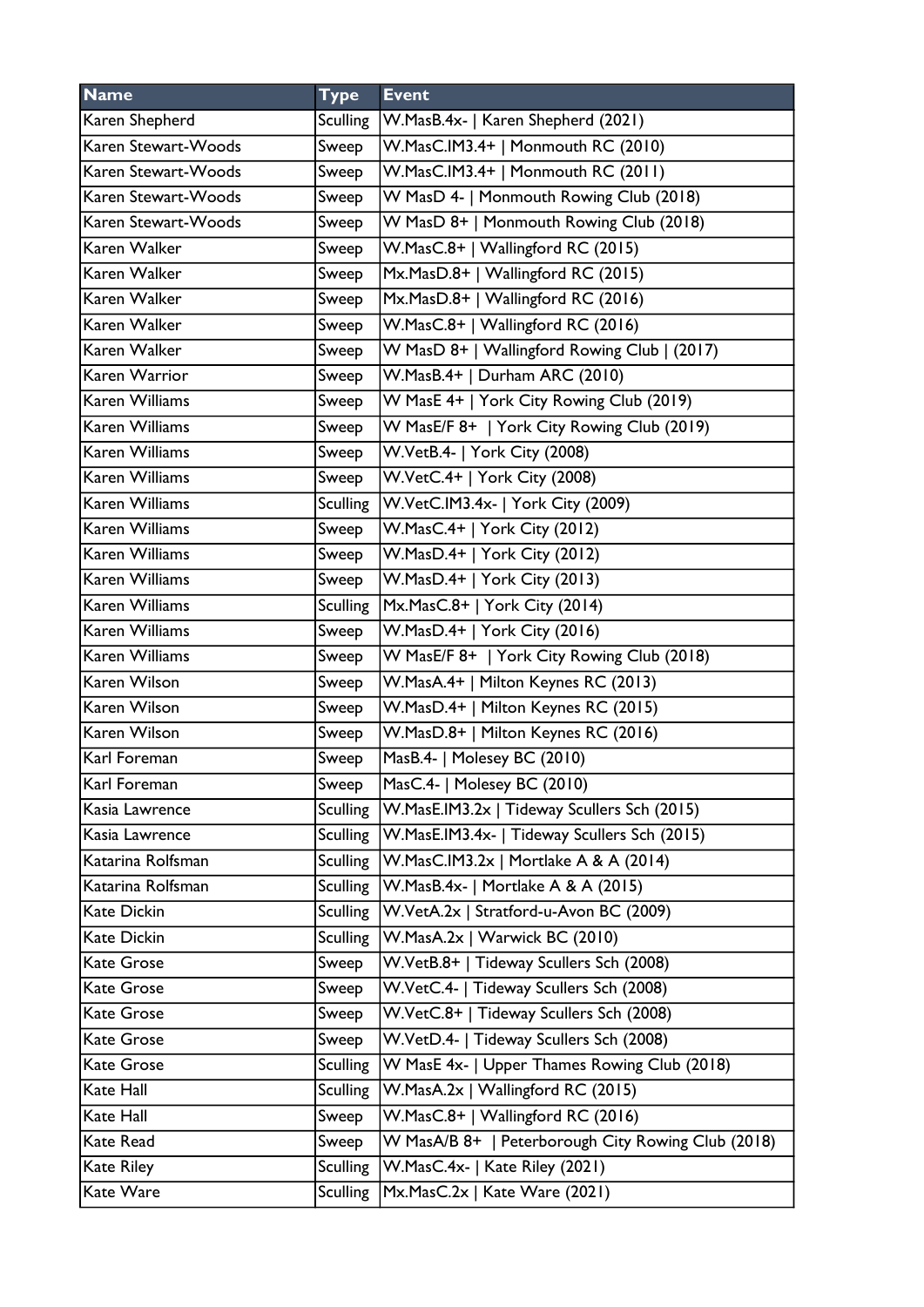| Name | Type | Event |
|---|---|---|
| Karen Shepherd | Sculling | W.MasB.4x- \| Karen Shepherd (2021) |
| Karen Stewart-Woods | Sweep | W.MasC.IM3.4+ \| Monmouth RC (2010) |
| Karen Stewart-Woods | Sweep | W.MasC.IM3.4+ \| Monmouth RC (2011) |
| Karen Stewart-Woods | Sweep | W MasD 4- \| Monmouth Rowing Club (2018) |
| Karen Stewart-Woods | Sweep | W MasD 8+ \| Monmouth Rowing Club (2018) |
| Karen Walker | Sweep | W.MasC.8+ \| Wallingford RC (2015) |
| Karen Walker | Sweep | Mx.MasD.8+ \| Wallingford RC (2015) |
| Karen Walker | Sweep | Mx.MasD.8+ \| Wallingford RC (2016) |
| Karen Walker | Sweep | W.MasC.8+ \| Wallingford RC (2016) |
| Karen Walker | Sweep | W MasD 8+ \| Wallingford Rowing Club \| (2017) |
| Karen Warrior | Sweep | W.MasB.4+ \| Durham ARC (2010) |
| Karen Williams | Sweep | W MasE 4+ \| York City Rowing Club (2019) |
| Karen Williams | Sweep | W MasE/F 8+ \| York City Rowing Club (2019) |
| Karen Williams | Sweep | W.VetB.4- \| York City (2008) |
| Karen Williams | Sweep | W.VetC.4+ \| York City (2008) |
| Karen Williams | Sculling | W.VetC.IM3.4x- \| York City (2009) |
| Karen Williams | Sweep | W.MasC.4+ \| York City (2012) |
| Karen Williams | Sweep | W.MasD.4+ \| York City (2012) |
| Karen Williams | Sweep | W.MasD.4+ \| York City (2013) |
| Karen Williams | Sculling | Mx.MasC.8+ \| York City (2014) |
| Karen Williams | Sweep | W.MasD.4+ \| York City (2016) |
| Karen Williams | Sweep | W MasE/F 8+ \| York City Rowing Club (2018) |
| Karen Wilson | Sweep | W.MasA.4+ \| Milton Keynes RC (2013) |
| Karen Wilson | Sweep | W.MasD.4+ \| Milton Keynes RC (2015) |
| Karen Wilson | Sweep | W.MasD.8+ \| Milton Keynes RC (2016) |
| Karl Foreman | Sweep | MasB.4- \| Molesey BC (2010) |
| Karl Foreman | Sweep | MasC.4- \| Molesey BC (2010) |
| Kasia Lawrence | Sculling | W.MasE.IM3.2x \| Tideway Scullers Sch (2015) |
| Kasia Lawrence | Sculling | W.MasE.IM3.4x- \| Tideway Scullers Sch (2015) |
| Katarina Rolfsman | Sculling | W.MasC.IM3.2x \| Mortlake A & A (2014) |
| Katarina Rolfsman | Sculling | W.MasB.4x- \| Mortlake A & A (2015) |
| Kate Dickin | Sculling | W.VetA.2x \| Stratford-u-Avon BC (2009) |
| Kate Dickin | Sculling | W.MasA.2x \| Warwick BC (2010) |
| Kate Grose | Sweep | W.VetB.8+ \| Tideway Scullers Sch (2008) |
| Kate Grose | Sweep | W.VetC.4- \| Tideway Scullers Sch (2008) |
| Kate Grose | Sweep | W.VetC.8+ \| Tideway Scullers Sch (2008) |
| Kate Grose | Sweep | W.VetD.4- \| Tideway Scullers Sch (2008) |
| Kate Grose | Sculling | W MasE 4x- \| Upper Thames Rowing Club (2018) |
| Kate Hall | Sculling | W.MasA.2x \| Wallingford RC (2015) |
| Kate Hall | Sweep | W.MasC.8+ \| Wallingford RC (2016) |
| Kate Read | Sweep | W MasA/B 8+ \| Peterborough City Rowing Club (2018) |
| Kate Riley | Sculling | W.MasC.4x- \| Kate Riley (2021) |
| Kate Ware | Sculling | Mx.MasC.2x \| Kate Ware (2021) |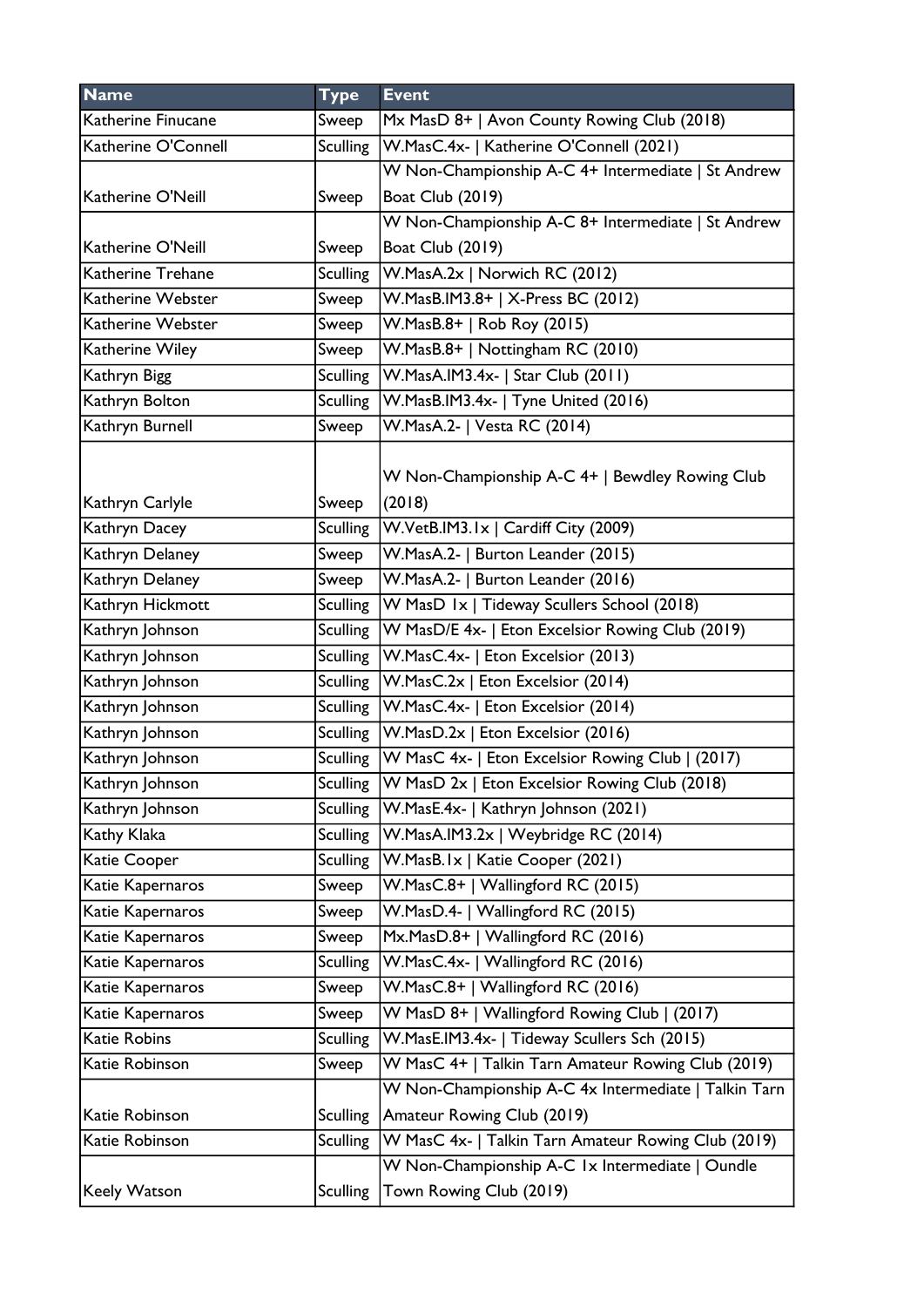| Name | Type | Event |
|---|---|---|
| Katherine Finucane | Sweep | Mx MasD 8+ \| Avon County Rowing Club (2018) |
| Katherine O'Connell | Sculling | W.MasC.4x- \| Katherine O'Connell (2021) |
| Katherine O'Neill | Sweep | W Non-Championship A-C 4+ Intermediate \| St Andrew Boat Club (2019) |
| Katherine O'Neill | Sweep | W Non-Championship A-C 8+ Intermediate \| St Andrew Boat Club (2019) |
| Katherine Trehane | Sculling | W.MasA.2x \| Norwich RC (2012) |
| Katherine Webster | Sweep | W.MasB.IM3.8+ \| X-Press BC (2012) |
| Katherine Webster | Sweep | W.MasB.8+ \| Rob Roy (2015) |
| Katherine Wiley | Sweep | W.MasB.8+ \| Nottingham RC (2010) |
| Kathryn Bigg | Sculling | W.MasA.IM3.4x- \| Star Club (2011) |
| Kathryn Bolton | Sculling | W.MasB.IM3.4x- \| Tyne United (2016) |
| Kathryn Burnell | Sweep | W.MasA.2- \| Vesta RC (2014) |
| Kathryn Carlyle | Sweep | W Non-Championship A-C 4+ \| Bewdley Rowing Club (2018) |
| Kathryn Dacey | Sculling | W.VetB.IM3.1x \| Cardiff City (2009) |
| Kathryn Delaney | Sweep | W.MasA.2- \| Burton Leander (2015) |
| Kathryn Delaney | Sweep | W.MasA.2- \| Burton Leander (2016) |
| Kathryn Hickmott | Sculling | W MasD 1x \| Tideway Scullers School (2018) |
| Kathryn Johnson | Sculling | W MasD/E 4x- \| Eton Excelsior Rowing Club (2019) |
| Kathryn Johnson | Sculling | W.MasC.4x- \| Eton Excelsior (2013) |
| Kathryn Johnson | Sculling | W.MasC.2x \| Eton Excelsior (2014) |
| Kathryn Johnson | Sculling | W.MasC.4x- \| Eton Excelsior (2014) |
| Kathryn Johnson | Sculling | W.MasD.2x \| Eton Excelsior (2016) |
| Kathryn Johnson | Sculling | W MasC 4x- \| Eton Excelsior Rowing Club \| (2017) |
| Kathryn Johnson | Sculling | W MasD 2x \| Eton Excelsior Rowing Club (2018) |
| Kathryn Johnson | Sculling | W.MasE.4x- \| Kathryn Johnson (2021) |
| Kathy Klaka | Sculling | W.MasA.IM3.2x \| Weybridge RC (2014) |
| Katie Cooper | Sculling | W.MasB.1x \| Katie Cooper (2021) |
| Katie Kapernaros | Sweep | W.MasC.8+ \| Wallingford RC (2015) |
| Katie Kapernaros | Sweep | W.MasD.4- \| Wallingford RC (2015) |
| Katie Kapernaros | Sweep | Mx.MasD.8+ \| Wallingford RC (2016) |
| Katie Kapernaros | Sculling | W.MasC.4x- \| Wallingford RC (2016) |
| Katie Kapernaros | Sweep | W.MasC.8+ \| Wallingford RC (2016) |
| Katie Kapernaros | Sweep | W MasD 8+ \| Wallingford Rowing Club \| (2017) |
| Katie Robins | Sculling | W.MasE.IM3.4x- \| Tideway Scullers Sch (2015) |
| Katie Robinson | Sweep | W MasC 4+ \| Talkin Tarn Amateur Rowing Club (2019) |
| Katie Robinson | Sculling | W Non-Championship A-C 4x Intermediate \| Talkin Tarn Amateur Rowing Club (2019) |
| Katie Robinson | Sculling | W MasC 4x- \| Talkin Tarn Amateur Rowing Club (2019) |
| Keely Watson | Sculling | W Non-Championship A-C 1x Intermediate \| Oundle Town Rowing Club (2019) |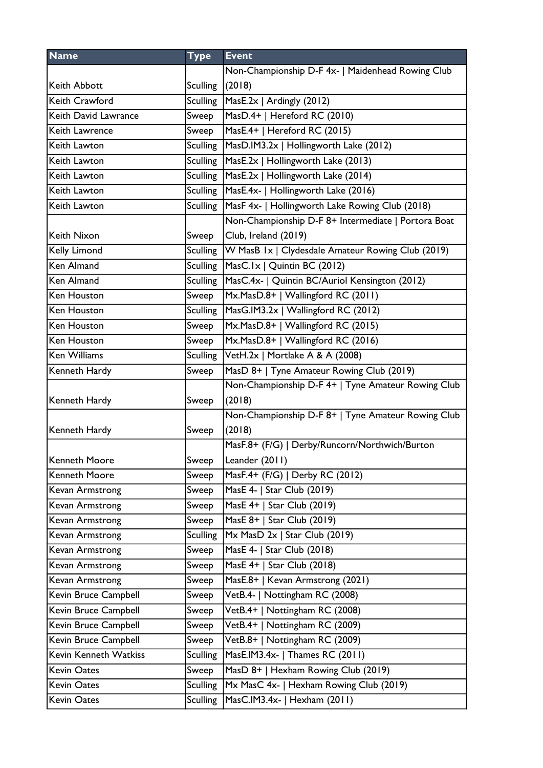| Name | Type | Event |
|---|---|---|
| Keith Abbott | Sculling | Non-Championship D-F 4x- \| Maidenhead Rowing Club (2018) |
| Keith Crawford | Sculling | MasE.2x \| Ardingly (2012) |
| Keith David Lawrance | Sweep | MasD.4+ \| Hereford RC (2010) |
| Keith Lawrence | Sweep | MasE.4+ \| Hereford RC (2015) |
| Keith Lawton | Sculling | MasD.IM3.2x \| Hollingworth Lake (2012) |
| Keith Lawton | Sculling | MasE.2x \| Hollingworth Lake (2013) |
| Keith Lawton | Sculling | MasE.2x \| Hollingworth Lake (2014) |
| Keith Lawton | Sculling | MasE.4x- \| Hollingworth Lake (2016) |
| Keith Lawton | Sculling | MasF 4x- \| Hollingworth Lake Rowing Club (2018) |
| Keith Nixon | Sweep | Non-Championship D-F 8+ Intermediate \| Portora Boat Club, Ireland (2019) |
| Kelly Limond | Sculling | W MasB 1x \| Clydesdale Amateur Rowing Club (2019) |
| Ken Almand | Sculling | MasC.1x \| Quintin BC (2012) |
| Ken Almand | Sculling | MasC.4x- \| Quintin BC/Auriol Kensington (2012) |
| Ken Houston | Sweep | Mx.MasD.8+ \| Wallingford RC (2011) |
| Ken Houston | Sculling | MasG.IM3.2x \| Wallingford RC (2012) |
| Ken Houston | Sweep | Mx.MasD.8+ \| Wallingford RC (2015) |
| Ken Houston | Sweep | Mx.MasD.8+ \| Wallingford RC (2016) |
| Ken Williams | Sculling | VetH.2x \| Mortlake A & A (2008) |
| Kenneth Hardy | Sweep | MasD 8+ \| Tyne Amateur Rowing Club (2019) |
| Kenneth Hardy | Sweep | Non-Championship D-F 4+ \| Tyne Amateur Rowing Club (2018) |
| Kenneth Hardy | Sweep | Non-Championship D-F 8+ \| Tyne Amateur Rowing Club (2018) |
| Kenneth Moore | Sweep | MasF.8+ (F/G) \| Derby/Runcorn/Northwich/Burton Leander (2011) |
| Kenneth Moore | Sweep | MasF.4+ (F/G) \| Derby RC (2012) |
| Kevan Armstrong | Sweep | MasE 4- \| Star Club (2019) |
| Kevan Armstrong | Sweep | MasE 4+ \| Star Club (2019) |
| Kevan Armstrong | Sweep | MasE 8+ \| Star Club (2019) |
| Kevan Armstrong | Sculling | Mx MasD 2x \| Star Club (2019) |
| Kevan Armstrong | Sweep | MasE 4- \| Star Club (2018) |
| Kevan Armstrong | Sweep | MasE 4+ \| Star Club (2018) |
| Kevan Armstrong | Sweep | MasE.8+ \| Kevan Armstrong (2021) |
| Kevin Bruce Campbell | Sweep | VetB.4- \| Nottingham RC (2008) |
| Kevin Bruce Campbell | Sweep | VetB.4+ \| Nottingham RC (2008) |
| Kevin Bruce Campbell | Sweep | VetB.4+ \| Nottingham RC (2009) |
| Kevin Bruce Campbell | Sweep | VetB.8+ \| Nottingham RC (2009) |
| Kevin Kenneth Watkiss | Sculling | MasE.IM3.4x- \| Thames RC (2011) |
| Kevin Oates | Sweep | MasD 8+ \| Hexham Rowing Club (2019) |
| Kevin Oates | Sculling | Mx MasC 4x- \| Hexham Rowing Club (2019) |
| Kevin Oates | Sculling | MasC.IM3.4x- \| Hexham (2011) |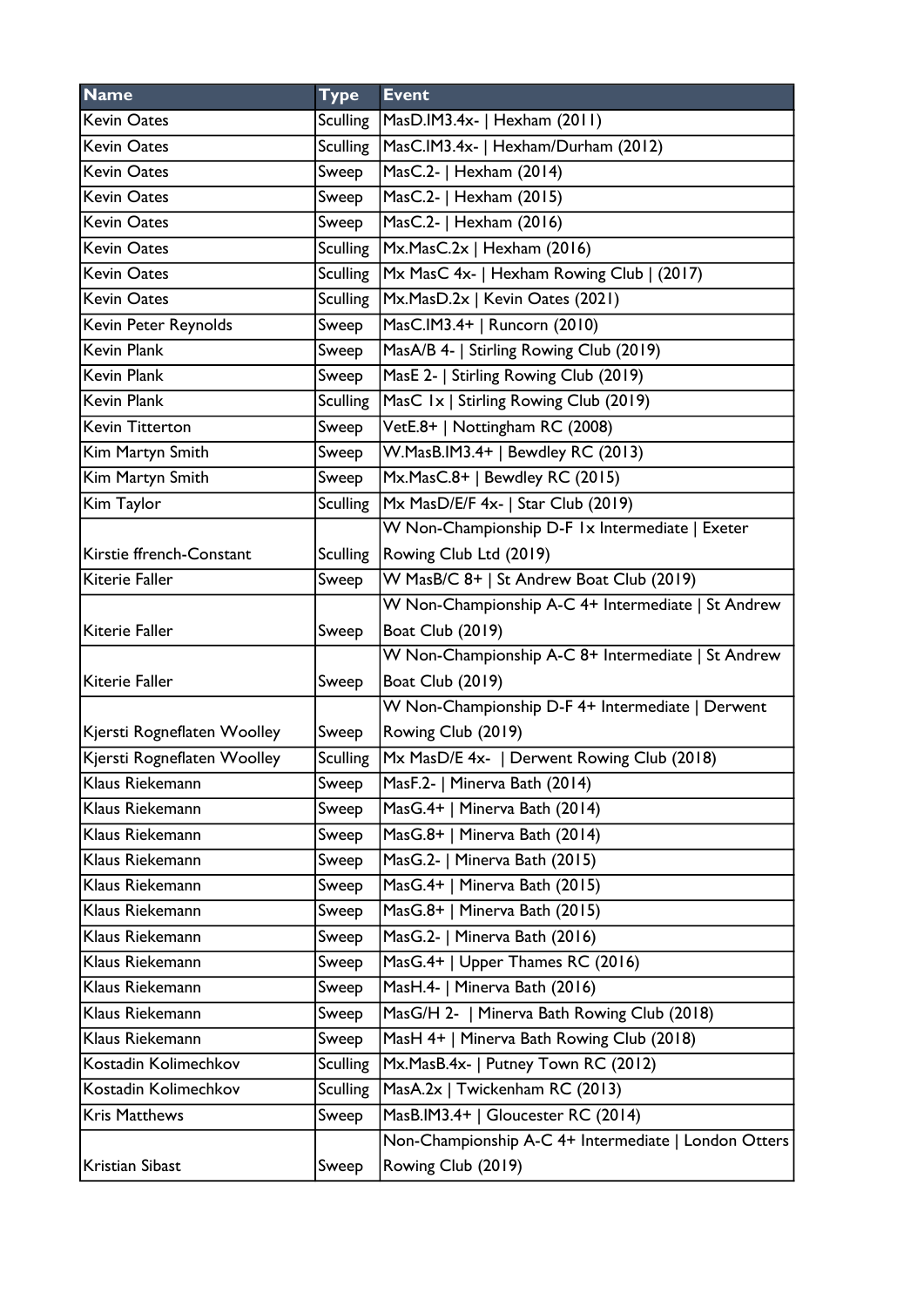| Name | Type | Event |
|---|---|---|
| Kevin Oates | Sculling | MasD.IM3.4x- \| Hexham (2011) |
| Kevin Oates | Sculling | MasC.IM3.4x- \| Hexham/Durham (2012) |
| Kevin Oates | Sweep | MasC.2- \| Hexham (2014) |
| Kevin Oates | Sweep | MasC.2- \| Hexham (2015) |
| Kevin Oates | Sweep | MasC.2- \| Hexham (2016) |
| Kevin Oates | Sculling | Mx.MasC.2x \| Hexham (2016) |
| Kevin Oates | Sculling | Mx MasC 4x- \| Hexham Rowing Club \| (2017) |
| Kevin Oates | Sculling | Mx.MasD.2x \| Kevin Oates (2021) |
| Kevin Peter Reynolds | Sweep | MasC.IM3.4+ \| Runcorn (2010) |
| Kevin Plank | Sweep | MasA/B 4- \| Stirling Rowing Club (2019) |
| Kevin Plank | Sweep | MasE 2- \| Stirling Rowing Club (2019) |
| Kevin Plank | Sculling | MasC 1x \| Stirling Rowing Club (2019) |
| Kevin Titterton | Sweep | VetE.8+ \| Nottingham RC (2008) |
| Kim Martyn Smith | Sweep | W.MasB.IM3.4+ \| Bewdley RC (2013) |
| Kim Martyn Smith | Sweep | Mx.MasC.8+ \| Bewdley RC (2015) |
| Kim Taylor | Sculling | Mx MasD/E/F 4x- \| Star Club (2019) |
| Kirstie ffrench-Constant | Sculling | W Non-Championship D-F 1x Intermediate \| Exeter Rowing Club Ltd (2019) |
| Kiterie Faller | Sweep | W MasB/C 8+ \| St Andrew Boat Club (2019) |
| Kiterie Faller | Sweep | W Non-Championship A-C 4+ Intermediate \| St Andrew Boat Club (2019) |
| Kiterie Faller | Sweep | W Non-Championship A-C 8+ Intermediate \| St Andrew Boat Club (2019) |
| Kjersti Rogneflaten Woolley | Sweep | W Non-Championship D-F 4+ Intermediate \| Derwent Rowing Club (2019) |
| Kjersti Rogneflaten Woolley | Sculling | Mx MasD/E 4x- \| Derwent Rowing Club (2018) |
| Klaus Riekemann | Sweep | MasF.2- \| Minerva Bath (2014) |
| Klaus Riekemann | Sweep | MasG.4+ \| Minerva Bath (2014) |
| Klaus Riekemann | Sweep | MasG.8+ \| Minerva Bath (2014) |
| Klaus Riekemann | Sweep | MasG.2- \| Minerva Bath (2015) |
| Klaus Riekemann | Sweep | MasG.4+ \| Minerva Bath (2015) |
| Klaus Riekemann | Sweep | MasG.8+ \| Minerva Bath (2015) |
| Klaus Riekemann | Sweep | MasG.2- \| Minerva Bath (2016) |
| Klaus Riekemann | Sweep | MasG.4+ \| Upper Thames RC (2016) |
| Klaus Riekemann | Sweep | MasH.4- \| Minerva Bath (2016) |
| Klaus Riekemann | Sweep | MasG/H 2- \| Minerva Bath Rowing Club (2018) |
| Klaus Riekemann | Sweep | MasH 4+ \| Minerva Bath Rowing Club (2018) |
| Kostadin Kolimechkov | Sculling | Mx.MasB.4x- \| Putney Town RC (2012) |
| Kostadin Kolimechkov | Sculling | MasA.2x \| Twickenham RC (2013) |
| Kris Matthews | Sweep | MasB.IM3.4+ \| Gloucester RC (2014) |
| Kristian Sibast | Sweep | Non-Championship A-C 4+ Intermediate \| London Otters Rowing Club (2019) |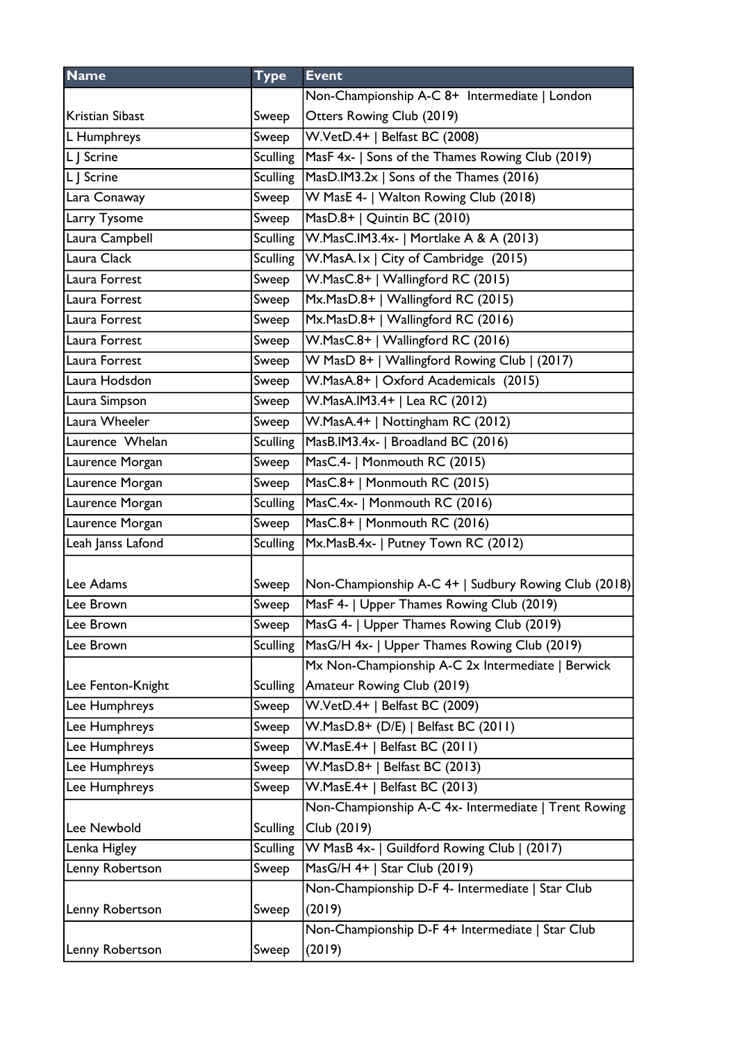| Name | Type | Event |
| --- | --- | --- |
| Kristian Sibast | Sweep | Non-Championship A-C 8+ Intermediate \| London Otters Rowing Club (2019) |
| L Humphreys | Sweep | W.VetD.4+ \| Belfast BC (2008) |
| L J Scrine | Sculling | MasF 4x- \| Sons of the Thames Rowing Club (2019) |
| L J Scrine | Sculling | MasD.IM3.2x \| Sons of the Thames (2016) |
| Lara Conaway | Sweep | W MasE 4- \| Walton Rowing Club (2018) |
| Larry Tysome | Sweep | MasD.8+ \| Quintin BC (2010) |
| Laura Campbell | Sculling | W.MasC.IM3.4x- \| Mortlake A & A (2013) |
| Laura Clack | Sculling | W.MasA.1x \| City of Cambridge (2015) |
| Laura Forrest | Sweep | W.MasC.8+ \| Wallingford RC (2015) |
| Laura Forrest | Sweep | Mx.MasD.8+ \| Wallingford RC (2015) |
| Laura Forrest | Sweep | Mx.MasD.8+ \| Wallingford RC (2016) |
| Laura Forrest | Sweep | W.MasC.8+ \| Wallingford RC (2016) |
| Laura Forrest | Sweep | W MasD 8+ \| Wallingford Rowing Club \| (2017) |
| Laura Hodsdon | Sweep | W.MasA.8+ \| Oxford Academicals (2015) |
| Laura Simpson | Sweep | W.MasA.IM3.4+ \| Lea RC (2012) |
| Laura Wheeler | Sweep | W.MasA.4+ \| Nottingham RC (2012) |
| Laurence Whelan | Sculling | MasB.IM3.4x- \| Broadland BC (2016) |
| Laurence Morgan | Sweep | MasC.4- \| Monmouth RC (2015) |
| Laurence Morgan | Sweep | MasC.8+ \| Monmouth RC (2015) |
| Laurence Morgan | Sculling | MasC.4x- \| Monmouth RC (2016) |
| Laurence Morgan | Sweep | MasC.8+ \| Monmouth RC (2016) |
| Leah Janss Lafond | Sculling | Mx.MasB.4x- \| Putney Town RC (2012) |
| Lee Adams | Sweep | Non-Championship A-C 4+ \| Sudbury Rowing Club (2018) |
| Lee Brown | Sweep | MasF 4- \| Upper Thames Rowing Club (2019) |
| Lee Brown | Sweep | MasG 4- \| Upper Thames Rowing Club (2019) |
| Lee Brown | Sculling | MasG/H 4x- \| Upper Thames Rowing Club (2019) |
| Lee Fenton-Knight | Sculling | Mx Non-Championship A-C 2x Intermediate \| Berwick Amateur Rowing Club (2019) |
| Lee Humphreys | Sweep | W.VetD.4+ \| Belfast BC (2009) |
| Lee Humphreys | Sweep | W.MasD.8+ (D/E) \| Belfast BC (2011) |
| Lee Humphreys | Sweep | W.MasE.4+ \| Belfast BC (2011) |
| Lee Humphreys | Sweep | W.MasD.8+ \| Belfast BC (2013) |
| Lee Humphreys | Sweep | W.MasE.4+ \| Belfast BC (2013) |
| Lee Newbold | Sculling | Non-Championship A-C 4x- Intermediate \| Trent Rowing Club (2019) |
| Lenka Higley | Sculling | W MasB 4x- \| Guildford Rowing Club \| (2017) |
| Lenny Robertson | Sweep | MasG/H 4+ \| Star Club (2019) |
| Lenny Robertson | Sweep | Non-Championship D-F 4- Intermediate \| Star Club (2019) |
| Lenny Robertson | Sweep | Non-Championship D-F 4+ Intermediate \| Star Club (2019) |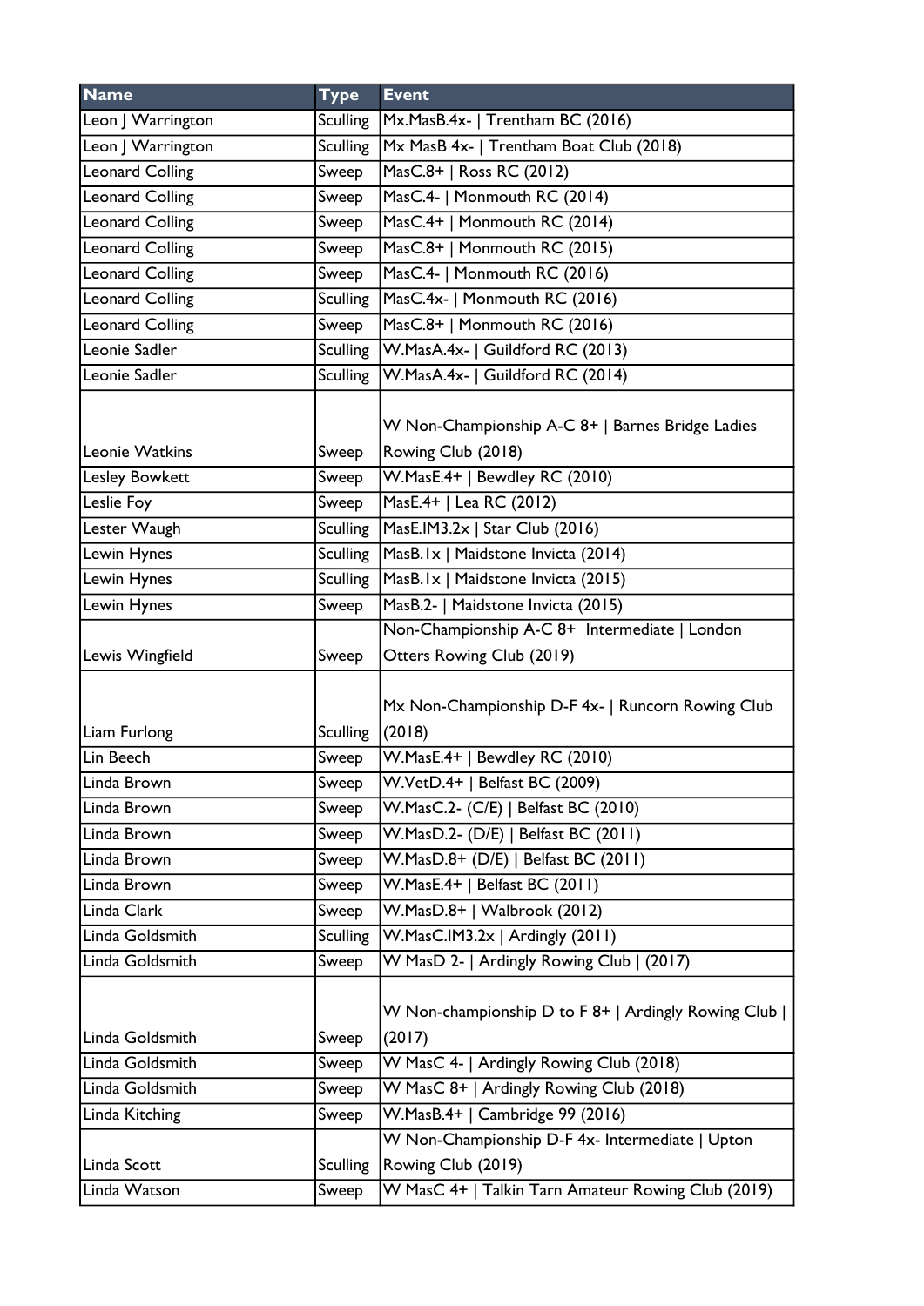| Name | Type | Event |
|---|---|---|
| Leon J Warrington | Sculling | Mx.MasB.4x- \| Trentham BC (2016) |
| Leon J Warrington | Sculling | Mx MasB 4x- \| Trentham Boat Club (2018) |
| Leonard Colling | Sweep | MasC.8+ \| Ross RC (2012) |
| Leonard Colling | Sweep | MasC.4- \| Monmouth RC (2014) |
| Leonard Colling | Sweep | MasC.4+ \| Monmouth RC (2014) |
| Leonard Colling | Sweep | MasC.8+ \| Monmouth RC (2015) |
| Leonard Colling | Sweep | MasC.4- \| Monmouth RC (2016) |
| Leonard Colling | Sculling | MasC.4x- \| Monmouth RC (2016) |
| Leonard Colling | Sweep | MasC.8+ \| Monmouth RC (2016) |
| Leonie Sadler | Sculling | W.MasA.4x- \| Guildford RC (2013) |
| Leonie Sadler | Sculling | W.MasA.4x- \| Guildford RC (2014) |
| Leonie Watkins | Sweep | W Non-Championship A-C 8+ \| Barnes Bridge Ladies Rowing Club (2018) |
| Lesley Bowkett | Sweep | W.MasE.4+ \| Bewdley RC (2010) |
| Leslie Foy | Sweep | MasE.4+ \| Lea RC (2012) |
| Lester Waugh | Sculling | MasE.IM3.2x \| Star Club (2016) |
| Lewin Hynes | Sculling | MasB.1x \| Maidstone Invicta (2014) |
| Lewin Hynes | Sculling | MasB.1x \| Maidstone Invicta (2015) |
| Lewin Hynes | Sweep | MasB.2- \| Maidstone Invicta (2015) |
| Lewis Wingfield | Sweep | Non-Championship A-C 8+ Intermediate \| London Otters Rowing Club (2019) |
| Liam Furlong | Sculling | Mx Non-Championship D-F 4x- \| Runcorn Rowing Club (2018) |
| Lin Beech | Sweep | W.MasE.4+ \| Bewdley RC (2010) |
| Linda Brown | Sweep | W.VetD.4+ \| Belfast BC (2009) |
| Linda Brown | Sweep | W.MasC.2- (C/E) \| Belfast BC (2010) |
| Linda Brown | Sweep | W.MasD.2- (D/E) \| Belfast BC (2011) |
| Linda Brown | Sweep | W.MasD.8+ (D/E) \| Belfast BC (2011) |
| Linda Brown | Sweep | W.MasE.4+ \| Belfast BC (2011) |
| Linda Clark | Sweep | W.MasD.8+ \| Walbrook (2012) |
| Linda Goldsmith | Sculling | W.MasC.IM3.2x \| Ardingly (2011) |
| Linda Goldsmith | Sweep | W MasD 2- \| Ardingly Rowing Club \| (2017) |
| Linda Goldsmith | Sweep | W Non-championship D to F 8+ \| Ardingly Rowing Club \| (2017) |
| Linda Goldsmith | Sweep | W MasC 4- \| Ardingly Rowing Club (2018) |
| Linda Goldsmith | Sweep | W MasC 8+ \| Ardingly Rowing Club (2018) |
| Linda Kitching | Sweep | W.MasB.4+ \| Cambridge 99 (2016) |
| Linda Scott | Sculling | W Non-Championship D-F 4x- Intermediate \| Upton Rowing Club (2019) |
| Linda Watson | Sweep | W MasC 4+ \| Talkin Tarn Amateur Rowing Club (2019) |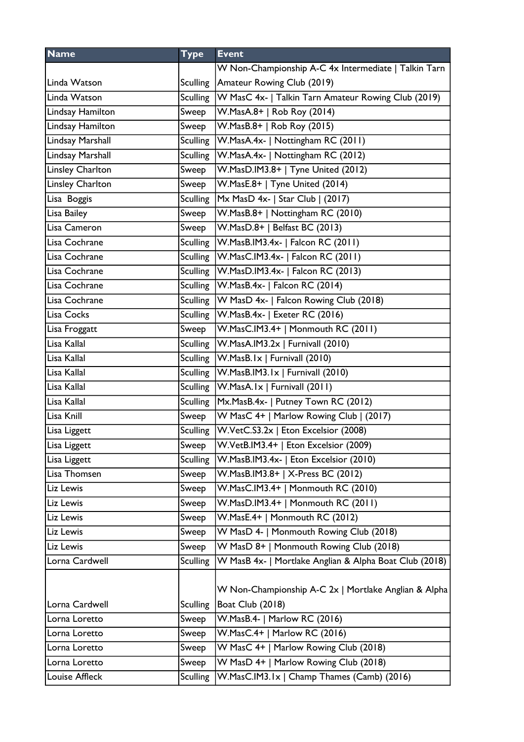| Name | Type | Event |
|---|---|---|
| Linda Watson | Sculling | W Non-Championship A-C 4x Intermediate \| Talkin Tarn Amateur Rowing Club (2019) |
| Linda Watson | Sculling | W MasC 4x- \| Talkin Tarn Amateur Rowing Club (2019) |
| Lindsay Hamilton | Sweep | W.MasA.8+ \| Rob Roy (2014) |
| Lindsay Hamilton | Sweep | W.MasB.8+ \| Rob Roy (2015) |
| Lindsay Marshall | Sculling | W.MasA.4x- \| Nottingham RC (2011) |
| Lindsay Marshall | Sculling | W.MasA.4x- \| Nottingham RC (2012) |
| Linsley Charlton | Sweep | W.MasD.IM3.8+ \| Tyne United (2012) |
| Linsley Charlton | Sweep | W.MasE.8+ \| Tyne United (2014) |
| Lisa  Boggis | Sculling | Mx MasD 4x- \| Star Club \| (2017) |
| Lisa Bailey | Sweep | W.MasB.8+ \| Nottingham RC (2010) |
| Lisa Cameron | Sweep | W.MasD.8+ \| Belfast BC (2013) |
| Lisa Cochrane | Sculling | W.MasB.IM3.4x- \| Falcon RC (2011) |
| Lisa Cochrane | Sculling | W.MasC.IM3.4x- \| Falcon RC (2011) |
| Lisa Cochrane | Sculling | W.MasD.IM3.4x- \| Falcon RC (2013) |
| Lisa Cochrane | Sculling | W.MasB.4x- \| Falcon RC (2014) |
| Lisa Cochrane | Sculling | W MasD 4x- \| Falcon Rowing Club (2018) |
| Lisa Cocks | Sculling | W.MasB.4x- \| Exeter RC (2016) |
| Lisa Froggatt | Sweep | W.MasC.IM3.4+ \| Monmouth RC (2011) |
| Lisa Kallal | Sculling | W.MasA.IM3.2x \| Furnivall (2010) |
| Lisa Kallal | Sculling | W.MasB.1x \| Furnivall (2010) |
| Lisa Kallal | Sculling | W.MasB.IM3.1x \| Furnivall (2010) |
| Lisa Kallal | Sculling | W.MasA.1x \| Furnivall (2011) |
| Lisa Kallal | Sculling | Mx.MasB.4x- \| Putney Town RC (2012) |
| Lisa Knill | Sweep | W MasC 4+ \| Marlow Rowing Club \| (2017) |
| Lisa Liggett | Sculling | W.VetC.S3.2x \| Eton Excelsior (2008) |
| Lisa Liggett | Sweep | W.VetB.IM3.4+ \| Eton Excelsior (2009) |
| Lisa Liggett | Sculling | W.MasB.IM3.4x- \| Eton Excelsior (2010) |
| Lisa Thomsen | Sweep | W.MasB.IM3.8+ \| X-Press BC (2012) |
| Liz Lewis | Sweep | W.MasC.IM3.4+ \| Monmouth RC (2010) |
| Liz Lewis | Sweep | W.MasD.IM3.4+ \| Monmouth RC (2011) |
| Liz Lewis | Sweep | W.MasE.4+ \| Monmouth RC (2012) |
| Liz Lewis | Sweep | W MasD 4- \| Monmouth Rowing Club (2018) |
| Liz Lewis | Sweep | W MasD 8+ \| Monmouth Rowing Club (2018) |
| Lorna Cardwell | Sculling | W MasB 4x- \| Mortlake Anglian & Alpha Boat Club (2018) |
| Lorna Cardwell | Sculling | W Non-Championship A-C 2x \| Mortlake Anglian & Alpha Boat Club (2018) |
| Lorna Loretto | Sweep | W.MasB.4- \| Marlow RC (2016) |
| Lorna Loretto | Sweep | W.MasC.4+ \| Marlow RC (2016) |
| Lorna Loretto | Sweep | W MasC 4+ \| Marlow Rowing Club (2018) |
| Lorna Loretto | Sweep | W MasD 4+ \| Marlow Rowing Club (2018) |
| Louise Affleck | Sculling | W.MasC.IM3.1x \| Champ Thames (Camb) (2016) |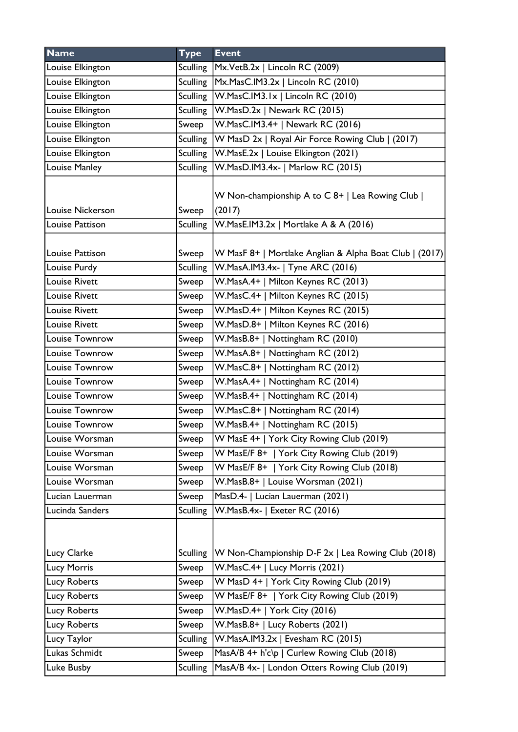| Name | Type | Event |
|---|---|---|
| Louise Elkington | Sculling | Mx.VetB.2x \| Lincoln RC (2009) |
| Louise Elkington | Sculling | Mx.MasC.IM3.2x \| Lincoln RC (2010) |
| Louise Elkington | Sculling | W.MasC.IM3.1x \| Lincoln RC (2010) |
| Louise Elkington | Sculling | W.MasD.2x \| Newark RC (2015) |
| Louise Elkington | Sweep | W.MasC.IM3.4+ \| Newark RC (2016) |
| Louise Elkington | Sculling | W MasD 2x \| Royal Air Force Rowing Club \| (2017) |
| Louise Elkington | Sculling | W.MasE.2x \| Louise Elkington (2021) |
| Louise Manley | Sculling | W.MasD.IM3.4x- \| Marlow RC (2015) |
| Louise Nickerson | Sweep | W Non-championship A to C 8+ \| Lea Rowing Club \| (2017) |
| Louise Pattison | Sculling | W.MasE.IM3.2x \| Mortlake A & A (2016) |
| Louise Pattison | Sweep | W MasF 8+ \| Mortlake Anglian & Alpha Boat Club \| (2017) |
| Louise Purdy | Sculling | W.MasA.IM3.4x- \| Tyne ARC (2016) |
| Louise Rivett | Sweep | W.MasA.4+ \| Milton Keynes RC (2013) |
| Louise Rivett | Sweep | W.MasC.4+ \| Milton Keynes RC (2015) |
| Louise Rivett | Sweep | W.MasD.4+ \| Milton Keynes RC (2015) |
| Louise Rivett | Sweep | W.MasD.8+ \| Milton Keynes RC (2016) |
| Louise Townrow | Sweep | W.MasB.8+ \| Nottingham RC (2010) |
| Louise Townrow | Sweep | W.MasA.8+ \| Nottingham RC (2012) |
| Louise Townrow | Sweep | W.MasC.8+ \| Nottingham RC (2012) |
| Louise Townrow | Sweep | W.MasA.4+ \| Nottingham RC (2014) |
| Louise Townrow | Sweep | W.MasB.4+ \| Nottingham RC (2014) |
| Louise Townrow | Sweep | W.MasC.8+ \| Nottingham RC (2014) |
| Louise Townrow | Sweep | W.MasB.4+ \| Nottingham RC (2015) |
| Louise Worsman | Sweep | W MasE 4+ \| York City Rowing Club (2019) |
| Louise Worsman | Sweep | W MasE/F 8+ \| York City Rowing Club (2019) |
| Louise Worsman | Sweep | W MasE/F 8+ \| York City Rowing Club (2018) |
| Louise Worsman | Sweep | W.MasB.8+ \| Louise Worsman (2021) |
| Lucian Lauerman | Sweep | MasD.4- \| Lucian Lauerman (2021) |
| Lucinda Sanders | Sculling | W.MasB.4x- \| Exeter RC (2016) |
| Lucy Clarke | Sculling | W Non-Championship D-F 2x \| Lea Rowing Club (2018) |
| Lucy Morris | Sweep | W.MasC.4+ \| Lucy Morris (2021) |
| Lucy Roberts | Sweep | W MasD 4+ \| York City Rowing Club (2019) |
| Lucy Roberts | Sweep | W MasE/F 8+ \| York City Rowing Club (2019) |
| Lucy Roberts | Sweep | W.MasD.4+ \| York City (2016) |
| Lucy Roberts | Sweep | W.MasB.8+ \| Lucy Roberts (2021) |
| Lucy Taylor | Sculling | W.MasA.IM3.2x \| Evesham RC (2015) |
| Lukas Schmidt | Sweep | MasA/B 4+ h'c\p \| Curlew Rowing Club (2018) |
| Luke Busby | Sculling | MasA/B 4x- \| London Otters Rowing Club (2019) |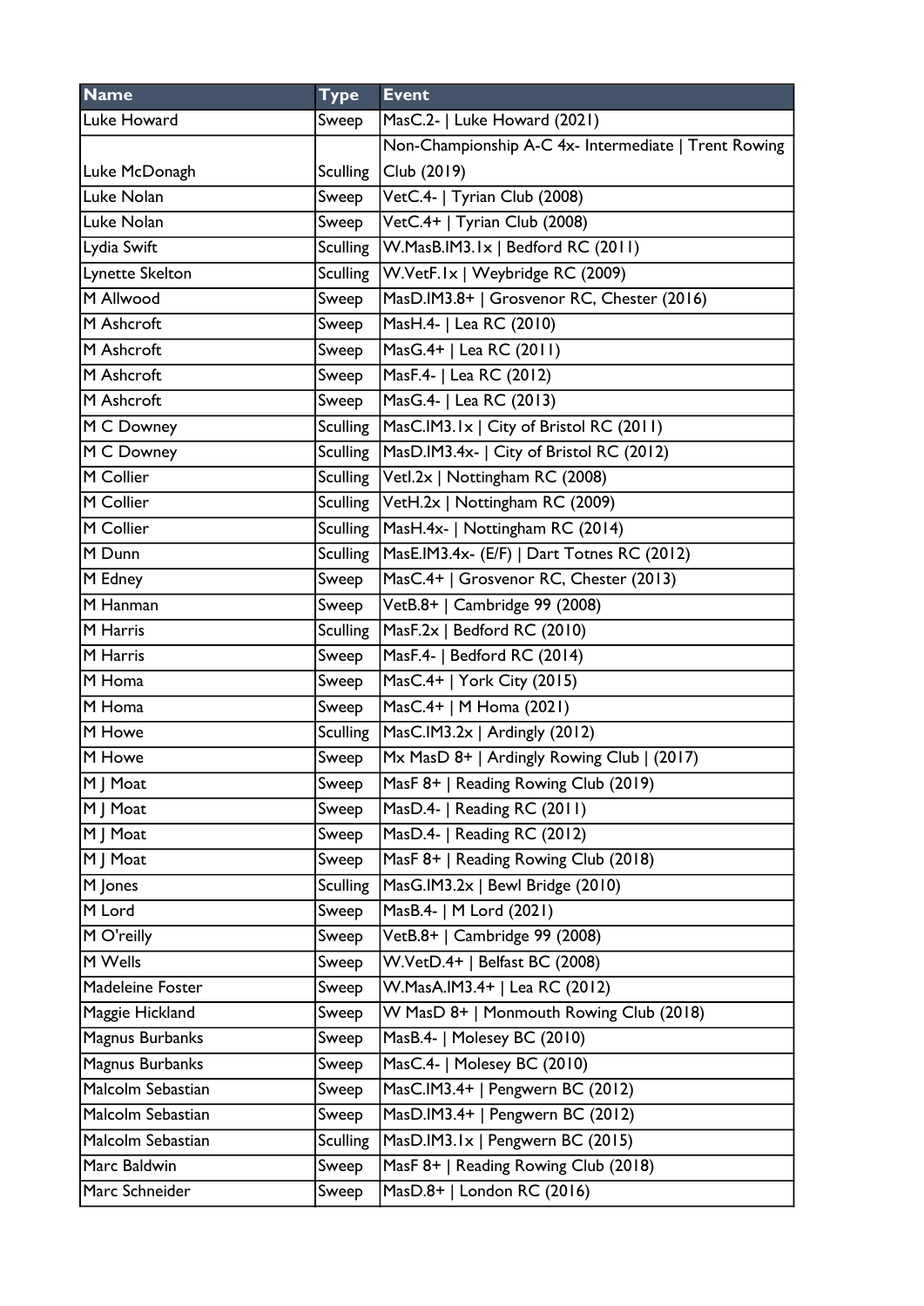| Name | Type | Event |
|---|---|---|
| Luke Howard | Sweep | MasC.2- \| Luke Howard (2021) |
| Luke McDonagh | Sculling | Non-Championship A-C 4x- Intermediate \| Trent Rowing Club (2019) |
| Luke Nolan | Sweep | VetC.4- \| Tyrian Club (2008) |
| Luke Nolan | Sweep | VetC.4+ \| Tyrian Club (2008) |
| Lydia Swift | Sculling | W.MasB.IM3.1x \| Bedford RC (2011) |
| Lynette Skelton | Sculling | W.VetF.1x \| Weybridge RC (2009) |
| M Allwood | Sweep | MasD.IM3.8+ \| Grosvenor RC, Chester (2016) |
| M Ashcroft | Sweep | MasH.4- \| Lea RC (2010) |
| M Ashcroft | Sweep | MasG.4+ \| Lea RC (2011) |
| M Ashcroft | Sweep | MasF.4- \| Lea RC (2012) |
| M Ashcroft | Sweep | MasG.4- \| Lea RC (2013) |
| M C Downey | Sculling | MasC.IM3.1x \| City of Bristol RC (2011) |
| M C Downey | Sculling | MasD.IM3.4x- \| City of Bristol RC (2012) |
| M Collier | Sculling | VetI.2x \| Nottingham RC (2008) |
| M Collier | Sculling | VetH.2x \| Nottingham RC (2009) |
| M Collier | Sculling | MasH.4x- \| Nottingham RC (2014) |
| M Dunn | Sculling | MasE.IM3.4x- (E/F) \| Dart Totnes RC (2012) |
| M Edney | Sweep | MasC.4+ \| Grosvenor RC, Chester (2013) |
| M Hanman | Sweep | VetB.8+ \| Cambridge 99 (2008) |
| M Harris | Sculling | MasF.2x \| Bedford RC (2010) |
| M Harris | Sweep | MasF.4- \| Bedford RC (2014) |
| M Homa | Sweep | MasC.4+ \| York City (2015) |
| M Homa | Sweep | MasC.4+ \| M Homa (2021) |
| M Howe | Sculling | MasC.IM3.2x \| Ardingly (2012) |
| M Howe | Sweep | Mx MasD 8+ \| Ardingly Rowing Club \| (2017) |
| M J Moat | Sweep | MasF 8+ \| Reading Rowing Club (2019) |
| M J Moat | Sweep | MasD.4- \| Reading RC (2011) |
| M J Moat | Sweep | MasD.4- \| Reading RC (2012) |
| M J Moat | Sweep | MasF 8+ \| Reading Rowing Club (2018) |
| M Jones | Sculling | MasG.IM3.2x \| Bewl Bridge (2010) |
| M Lord | Sweep | MasB.4- \| M Lord (2021) |
| M O'reilly | Sweep | VetB.8+ \| Cambridge 99 (2008) |
| M Wells | Sweep | W.VetD.4+ \| Belfast BC (2008) |
| Madeleine Foster | Sweep | W.MasA.IM3.4+ \| Lea RC (2012) |
| Maggie Hickland | Sweep | W MasD 8+ \| Monmouth Rowing Club (2018) |
| Magnus Burbanks | Sweep | MasB.4- \| Molesey BC (2010) |
| Magnus Burbanks | Sweep | MasC.4- \| Molesey BC (2010) |
| Malcolm Sebastian | Sweep | MasC.IM3.4+ \| Pengwern BC (2012) |
| Malcolm Sebastian | Sweep | MasD.IM3.4+ \| Pengwern BC (2012) |
| Malcolm Sebastian | Sculling | MasD.IM3.1x \| Pengwern BC (2015) |
| Marc Baldwin | Sweep | MasF 8+ \| Reading Rowing Club (2018) |
| Marc Schneider | Sweep | MasD.8+ \| London RC (2016) |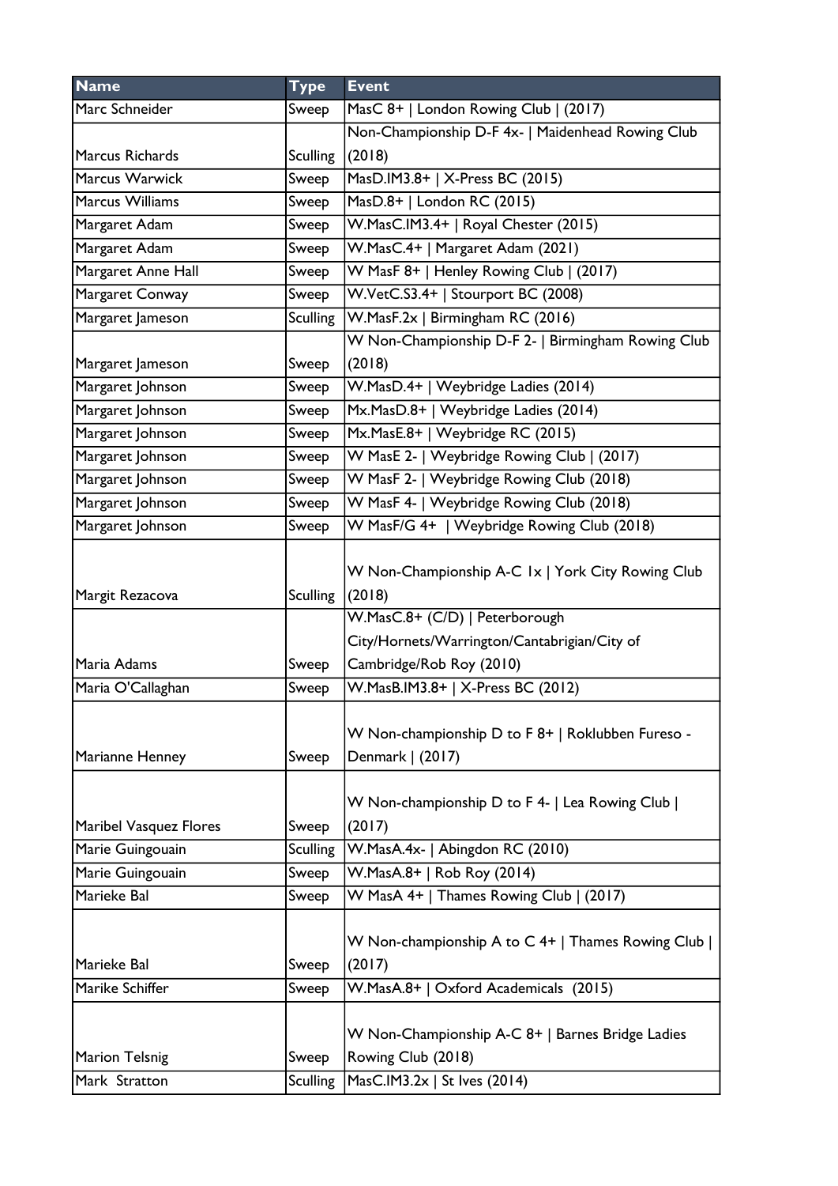| Name | Type | Event |
|---|---|---|
| Marc Schneider | Sweep | MasC 8+ \| London Rowing Club \| (2017) |
| Marcus Richards | Sculling | Non-Championship D-F 4x- \| Maidenhead Rowing Club (2018) |
| Marcus Warwick | Sweep | MasD.IM3.8+ \| X-Press BC (2015) |
| Marcus Williams | Sweep | MasD.8+ \| London RC (2015) |
| Margaret Adam | Sweep | W.MasC.IM3.4+ \| Royal Chester (2015) |
| Margaret Adam | Sweep | W.MasC.4+ \| Margaret Adam (2021) |
| Margaret Anne Hall | Sweep | W MasF 8+ \| Henley Rowing Club \| (2017) |
| Margaret Conway | Sweep | W.VetC.S3.4+ \| Stourport BC (2008) |
| Margaret Jameson | Sculling | W.MasF.2x \| Birmingham RC (2016) |
| Margaret Jameson | Sweep | W Non-Championship D-F 2- \| Birmingham Rowing Club (2018) |
| Margaret Johnson | Sweep | W.MasD.4+ \| Weybridge Ladies (2014) |
| Margaret Johnson | Sweep | Mx.MasD.8+ \| Weybridge Ladies (2014) |
| Margaret Johnson | Sweep | Mx.MasE.8+ \| Weybridge RC (2015) |
| Margaret Johnson | Sweep | W MasE 2- \| Weybridge Rowing Club \| (2017) |
| Margaret Johnson | Sweep | W MasF 2- \| Weybridge Rowing Club (2018) |
| Margaret Johnson | Sweep | W MasF 4- \| Weybridge Rowing Club (2018) |
| Margaret Johnson | Sweep | W MasF/G 4+ \| Weybridge Rowing Club (2018) |
| Margit Rezacova | Sculling | W Non-Championship A-C 1x \| York City Rowing Club (2018) |
| Maria Adams | Sweep | W.MasC.8+ (C/D) \| Peterborough City/Hornets/Warrington/Cantabrigian/City of Cambridge/Rob Roy (2010) |
| Maria O'Callaghan | Sweep | W.MasB.IM3.8+ \| X-Press BC (2012) |
| Marianne Henney | Sweep | W Non-championship D to F 8+ \| Roklubben Fureso - Denmark \| (2017) |
| Maribel Vasquez Flores | Sweep | W Non-championship D to F 4- \| Lea Rowing Club \| (2017) |
| Marie Guingouain | Sculling | W.MasA.4x- \| Abingdon RC (2010) |
| Marie Guingouain | Sweep | W.MasA.8+ \| Rob Roy (2014) |
| Marieke Bal | Sweep | W MasA 4+ \| Thames Rowing Club \| (2017) |
| Marieke Bal | Sweep | W Non-championship A to C 4+ \| Thames Rowing Club \| (2017) |
| Marike Schiffer | Sweep | W.MasA.8+ \| Oxford Academicals (2015) |
| Marion Telsnig | Sweep | W Non-Championship A-C 8+ \| Barnes Bridge Ladies Rowing Club (2018) |
| Mark Stratton | Sculling | MasC.IM3.2x \| St Ives (2014) |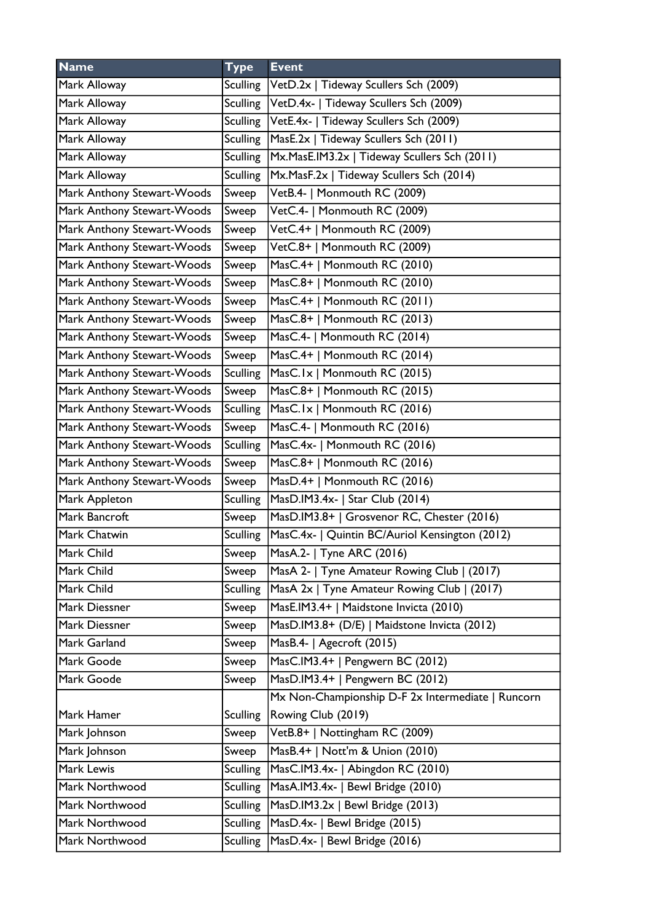| Name | Type | Event |
|---|---|---|
| Mark Alloway | Sculling | VetD.2x \| Tideway Scullers Sch (2009) |
| Mark Alloway | Sculling | VetD.4x- \| Tideway Scullers Sch (2009) |
| Mark Alloway | Sculling | VetE.4x- \| Tideway Scullers Sch (2009) |
| Mark Alloway | Sculling | MasE.2x \| Tideway Scullers Sch (2011) |
| Mark Alloway | Sculling | Mx.MasE.IM3.2x \| Tideway Scullers Sch (2011) |
| Mark Alloway | Sculling | Mx.MasF.2x \| Tideway Scullers Sch (2014) |
| Mark Anthony Stewart-Woods | Sweep | VetB.4- \| Monmouth RC (2009) |
| Mark Anthony Stewart-Woods | Sweep | VetC.4- \| Monmouth RC (2009) |
| Mark Anthony Stewart-Woods | Sweep | VetC.4+ \| Monmouth RC (2009) |
| Mark Anthony Stewart-Woods | Sweep | VetC.8+ \| Monmouth RC (2009) |
| Mark Anthony Stewart-Woods | Sweep | MasC.4+ \| Monmouth RC (2010) |
| Mark Anthony Stewart-Woods | Sweep | MasC.8+ \| Monmouth RC (2010) |
| Mark Anthony Stewart-Woods | Sweep | MasC.4+ \| Monmouth RC (2011) |
| Mark Anthony Stewart-Woods | Sweep | MasC.8+ \| Monmouth RC (2013) |
| Mark Anthony Stewart-Woods | Sweep | MasC.4- \| Monmouth RC (2014) |
| Mark Anthony Stewart-Woods | Sweep | MasC.4+ \| Monmouth RC (2014) |
| Mark Anthony Stewart-Woods | Sculling | MasC.1x \| Monmouth RC (2015) |
| Mark Anthony Stewart-Woods | Sweep | MasC.8+ \| Monmouth RC (2015) |
| Mark Anthony Stewart-Woods | Sculling | MasC.1x \| Monmouth RC (2016) |
| Mark Anthony Stewart-Woods | Sweep | MasC.4- \| Monmouth RC (2016) |
| Mark Anthony Stewart-Woods | Sculling | MasC.4x- \| Monmouth RC (2016) |
| Mark Anthony Stewart-Woods | Sweep | MasC.8+ \| Monmouth RC (2016) |
| Mark Anthony Stewart-Woods | Sweep | MasD.4+ \| Monmouth RC (2016) |
| Mark Appleton | Sculling | MasD.IM3.4x- \| Star Club (2014) |
| Mark Bancroft | Sweep | MasD.IM3.8+ \| Grosvenor RC, Chester (2016) |
| Mark Chatwin | Sculling | MasC.4x- \| Quintin BC/Auriol Kensington (2012) |
| Mark Child | Sweep | MasA.2- \| Tyne ARC (2016) |
| Mark Child | Sweep | MasA 2- \| Tyne Amateur Rowing Club \| (2017) |
| Mark Child | Sculling | MasA 2x \| Tyne Amateur Rowing Club \| (2017) |
| Mark Diessner | Sweep | MasE.IM3.4+ \| Maidstone Invicta (2010) |
| Mark Diessner | Sweep | MasD.IM3.8+ (D/E) \| Maidstone Invicta (2012) |
| Mark Garland | Sweep | MasB.4- \| Agecroft (2015) |
| Mark Goode | Sweep | MasC.IM3.4+ \| Pengwern BC (2012) |
| Mark Goode | Sweep | MasD.IM3.4+ \| Pengwern BC (2012) |
| Mark Hamer | Sculling | Mx Non-Championship D-F 2x Intermediate \| Runcorn Rowing Club (2019) |
| Mark Johnson | Sweep | VetB.8+ \| Nottingham RC (2009) |
| Mark Johnson | Sweep | MasB.4+ \| Nott'm & Union (2010) |
| Mark Lewis | Sculling | MasC.IM3.4x- \| Abingdon RC (2010) |
| Mark Northwood | Sculling | MasA.IM3.4x- \| Bewl Bridge (2010) |
| Mark Northwood | Sculling | MasD.IM3.2x \| Bewl Bridge (2013) |
| Mark Northwood | Sculling | MasD.4x- \| Bewl Bridge (2015) |
| Mark Northwood | Sculling | MasD.4x- \| Bewl Bridge (2016) |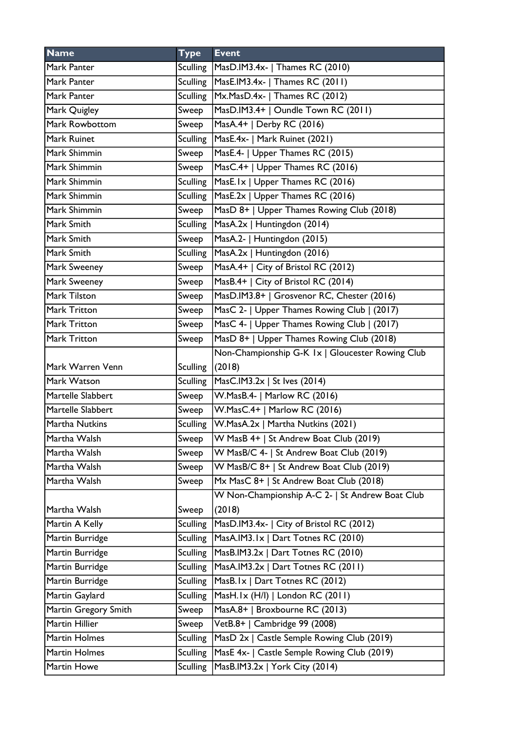| Name | Type | Event |
|---|---|---|
| Mark Panter | Sculling | MasD.IM3.4x- \| Thames RC (2010) |
| Mark Panter | Sculling | MasE.IM3.4x- \| Thames RC (2011) |
| Mark Panter | Sculling | Mx.MasD.4x- \| Thames RC (2012) |
| Mark Quigley | Sweep | MasD.IM3.4+ \| Oundle Town RC (2011) |
| Mark Rowbottom | Sweep | MasA.4+ \| Derby RC (2016) |
| Mark Ruinet | Sculling | MasE.4x- \| Mark Ruinet (2021) |
| Mark Shimmin | Sweep | MasE.4- \| Upper Thames RC (2015) |
| Mark Shimmin | Sweep | MasC.4+ \| Upper Thames RC (2016) |
| Mark Shimmin | Sculling | MasE.1x \| Upper Thames RC (2016) |
| Mark Shimmin | Sculling | MasE.2x \| Upper Thames RC (2016) |
| Mark Shimmin | Sweep | MasD 8+ \| Upper Thames Rowing Club (2018) |
| Mark Smith | Sculling | MasA.2x \| Huntingdon (2014) |
| Mark Smith | Sweep | MasA.2- \| Huntingdon (2015) |
| Mark Smith | Sculling | MasA.2x \| Huntingdon (2016) |
| Mark Sweeney | Sweep | MasA.4+ \| City of Bristol RC (2012) |
| Mark Sweeney | Sweep | MasB.4+ \| City of Bristol RC (2014) |
| Mark Tilston | Sweep | MasD.IM3.8+ \| Grosvenor RC, Chester (2016) |
| Mark Tritton | Sweep | MasC 2- \| Upper Thames Rowing Club \| (2017) |
| Mark Tritton | Sweep | MasC 4- \| Upper Thames Rowing Club \| (2017) |
| Mark Tritton | Sweep | MasD 8+ \| Upper Thames Rowing Club (2018) |
| Mark Warren Venn | Sculling | Non-Championship G-K 1x \| Gloucester Rowing Club (2018) |
| Mark Watson | Sculling | MasC.IM3.2x \| St Ives (2014) |
| Martelle Slabbert | Sweep | W.MasB.4- \| Marlow RC (2016) |
| Martelle Slabbert | Sweep | W.MasC.4+ \| Marlow RC (2016) |
| Martha Nutkins | Sculling | W.MasA.2x \| Martha Nutkins (2021) |
| Martha Walsh | Sweep | W MasB 4+ \| St Andrew Boat Club (2019) |
| Martha Walsh | Sweep | W MasB/C 4- \| St Andrew Boat Club (2019) |
| Martha Walsh | Sweep | W MasB/C 8+ \| St Andrew Boat Club (2019) |
| Martha Walsh | Sweep | Mx MasC 8+ \| St Andrew Boat Club (2018) |
| Martha Walsh | Sweep | W Non-Championship A-C 2- \| St Andrew Boat Club (2018) |
| Martin A Kelly | Sculling | MasD.IM3.4x- \| City of Bristol RC (2012) |
| Martin Burridge | Sculling | MasA.IM3.1x \| Dart Totnes RC (2010) |
| Martin Burridge | Sculling | MasB.IM3.2x \| Dart Totnes RC (2010) |
| Martin Burridge | Sculling | MasA.IM3.2x \| Dart Totnes RC (2011) |
| Martin Burridge | Sculling | MasB.1x \| Dart Totnes RC (2012) |
| Martin Gaylard | Sculling | MasH.1x (H/I) \| London RC (2011) |
| Martin Gregory Smith | Sweep | MasA.8+ \| Broxbourne RC (2013) |
| Martin Hillier | Sweep | VetB.8+ \| Cambridge 99 (2008) |
| Martin Holmes | Sculling | MasD 2x \| Castle Semple Rowing Club (2019) |
| Martin Holmes | Sculling | MasE 4x- \| Castle Semple Rowing Club (2019) |
| Martin Howe | Sculling | MasB.IM3.2x \| York City (2014) |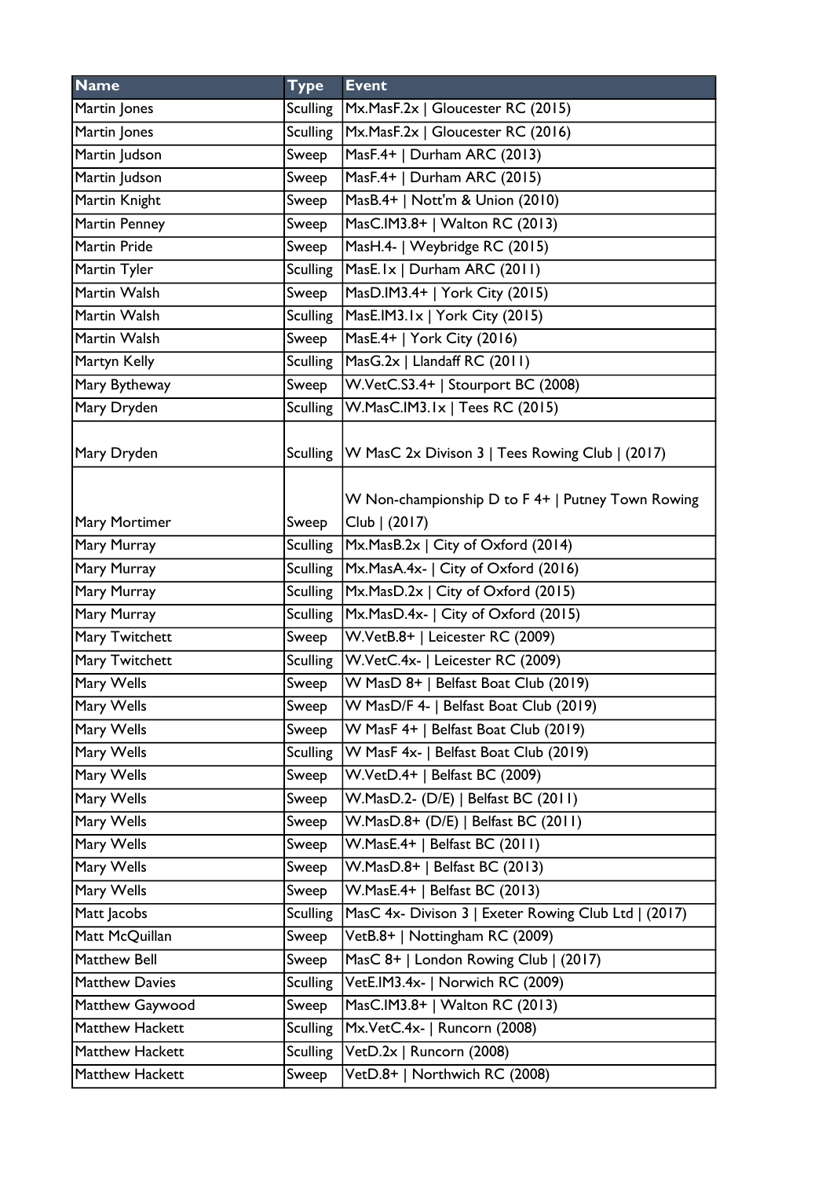| Name | Type | Event |
|---|---|---|
| Martin Jones | Sculling | Mx.MasF.2x \| Gloucester RC (2015) |
| Martin Jones | Sculling | Mx.MasF.2x \| Gloucester RC (2016) |
| Martin Judson | Sweep | MasF.4+ \| Durham ARC (2013) |
| Martin Judson | Sweep | MasF.4+ \| Durham ARC (2015) |
| Martin Knight | Sweep | MasB.4+ \| Nott'm & Union (2010) |
| Martin Penney | Sweep | MasC.IM3.8+ \| Walton RC (2013) |
| Martin Pride | Sweep | MasH.4- \| Weybridge RC (2015) |
| Martin Tyler | Sculling | MasE.1x \| Durham ARC (2011) |
| Martin Walsh | Sweep | MasD.IM3.4+ \| York City (2015) |
| Martin Walsh | Sculling | MasE.IM3.1x \| York City (2015) |
| Martin Walsh | Sweep | MasE.4+ \| York City (2016) |
| Martyn Kelly | Sculling | MasG.2x \| Llandaff RC (2011) |
| Mary Bytheway | Sweep | W.VetC.S3.4+ \| Stourport BC (2008) |
| Mary Dryden | Sculling | W.MasC.IM3.1x \| Tees RC (2015) |
| Mary Dryden | Sculling | W MasC 2x Divison 3 \| Tees Rowing Club \| (2017) |
| Mary Mortimer | Sweep | W Non-championship D to F 4+ \| Putney Town Rowing Club \| (2017) |
| Mary Murray | Sculling | Mx.MasB.2x \| City of Oxford (2014) |
| Mary Murray | Sculling | Mx.MasA.4x- \| City of Oxford (2016) |
| Mary Murray | Sculling | Mx.MasD.2x \| City of Oxford (2015) |
| Mary Murray | Sculling | Mx.MasD.4x- \| City of Oxford (2015) |
| Mary Twitchett | Sweep | W.VetB.8+ \| Leicester RC (2009) |
| Mary Twitchett | Sculling | W.VetC.4x- \| Leicester RC (2009) |
| Mary Wells | Sweep | W MasD 8+ \| Belfast Boat Club (2019) |
| Mary Wells | Sweep | W MasD/F 4- \| Belfast Boat Club (2019) |
| Mary Wells | Sweep | W MasF 4+ \| Belfast Boat Club (2019) |
| Mary Wells | Sculling | W MasF 4x- \| Belfast Boat Club (2019) |
| Mary Wells | Sweep | W.VetD.4+ \| Belfast BC (2009) |
| Mary Wells | Sweep | W.MasD.2- (D/E) \| Belfast BC (2011) |
| Mary Wells | Sweep | W.MasD.8+ (D/E) \| Belfast BC (2011) |
| Mary Wells | Sweep | W.MasE.4+ \| Belfast BC (2011) |
| Mary Wells | Sweep | W.MasD.8+ \| Belfast BC (2013) |
| Mary Wells | Sweep | W.MasE.4+ \| Belfast BC (2013) |
| Matt Jacobs | Sculling | MasC 4x- Divison 3 \| Exeter Rowing Club Ltd \| (2017) |
| Matt McQuillan | Sweep | VetB.8+ \| Nottingham RC (2009) |
| Matthew Bell | Sweep | MasC 8+ \| London Rowing Club \| (2017) |
| Matthew Davies | Sculling | VetE.IM3.4x- \| Norwich RC (2009) |
| Matthew Gaywood | Sweep | MasC.IM3.8+ \| Walton RC (2013) |
| Matthew Hackett | Sculling | Mx.VetC.4x- \| Runcorn (2008) |
| Matthew Hackett | Sculling | VetD.2x \| Runcorn (2008) |
| Matthew Hackett | Sweep | VetD.8+ \| Northwich RC (2008) |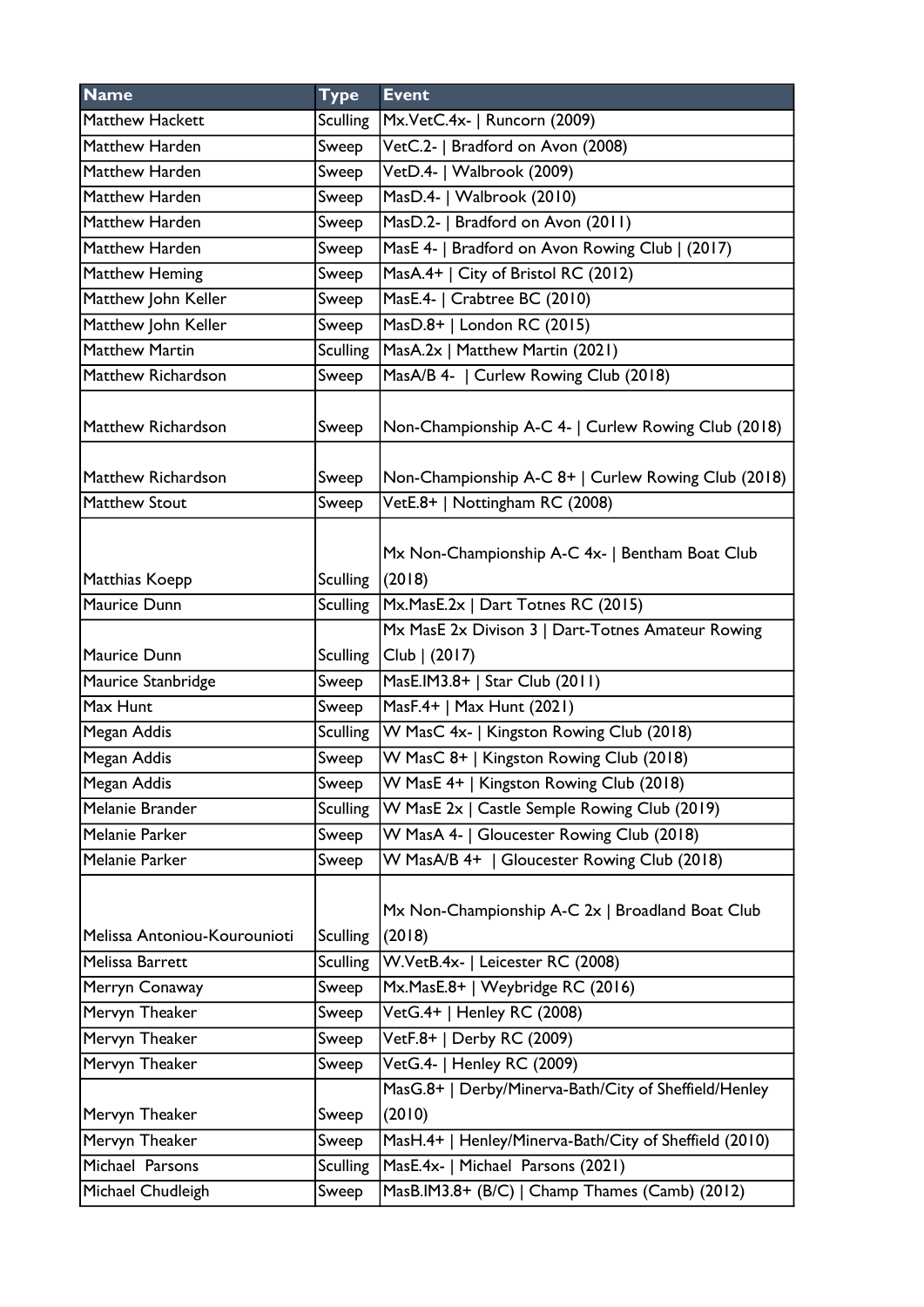| Name | Type | Event |
|---|---|---|
| Matthew Hackett | Sculling | Mx.VetC.4x- \| Runcorn (2009) |
| Matthew Harden | Sweep | VetC.2- \| Bradford on Avon (2008) |
| Matthew Harden | Sweep | VetD.4- \| Walbrook (2009) |
| Matthew Harden | Sweep | MasD.4- \| Walbrook (2010) |
| Matthew Harden | Sweep | MasD.2- \| Bradford on Avon (2011) |
| Matthew Harden | Sweep | MasE 4- \| Bradford on Avon Rowing Club \| (2017) |
| Matthew Heming | Sweep | MasA.4+ \| City of Bristol RC (2012) |
| Matthew John Keller | Sweep | MasE.4- \| Crabtree BC (2010) |
| Matthew John Keller | Sweep | MasD.8+ \| London RC (2015) |
| Matthew Martin | Sculling | MasA.2x \| Matthew Martin (2021) |
| Matthew Richardson | Sweep | MasA/B 4- \| Curlew Rowing Club (2018) |
| Matthew Richardson | Sweep | Non-Championship A-C 4- \| Curlew Rowing Club (2018) |
| Matthew Richardson | Sweep | Non-Championship A-C 8+ \| Curlew Rowing Club (2018) |
| Matthew Stout | Sweep | VetE.8+ \| Nottingham RC (2008) |
| Matthias Koepp | Sculling | Mx Non-Championship A-C 4x- \| Bentham Boat Club (2018) |
| Maurice Dunn | Sculling | Mx.MasE.2x \| Dart Totnes RC (2015) |
| Maurice Dunn | Sculling | Mx MasE 2x Divison 3 \| Dart-Totnes Amateur Rowing Club \| (2017) |
| Maurice Stanbridge | Sweep | MasE.IM3.8+ \| Star Club (2011) |
| Max Hunt | Sweep | MasF.4+ \| Max Hunt (2021) |
| Megan Addis | Sculling | W MasC 4x- \| Kingston Rowing Club (2018) |
| Megan Addis | Sweep | W MasC 8+ \| Kingston Rowing Club (2018) |
| Megan Addis | Sweep | W MasE 4+ \| Kingston Rowing Club (2018) |
| Melanie Brander | Sculling | W MasE 2x \| Castle Semple Rowing Club (2019) |
| Melanie Parker | Sweep | W MasA 4- \| Gloucester Rowing Club (2018) |
| Melanie Parker | Sweep | W MasA/B 4+ \| Gloucester Rowing Club (2018) |
| Melissa Antoniou-Kourounioti | Sculling | Mx Non-Championship A-C 2x \| Broadland Boat Club (2018) |
| Melissa Barrett | Sculling | W.VetB.4x- \| Leicester RC (2008) |
| Merryn Conaway | Sweep | Mx.MasE.8+ \| Weybridge RC (2016) |
| Mervyn Theaker | Sweep | VetG.4+ \| Henley RC (2008) |
| Mervyn Theaker | Sweep | VetF.8+ \| Derby RC (2009) |
| Mervyn Theaker | Sweep | VetG.4- \| Henley RC (2009) |
| Mervyn Theaker | Sweep | MasG.8+ \| Derby/Minerva-Bath/City of Sheffield/Henley (2010) |
| Mervyn Theaker | Sweep | MasH.4+ \| Henley/Minerva-Bath/City of Sheffield (2010) |
| Michael  Parsons | Sculling | MasE.4x- \| Michael  Parsons (2021) |
| Michael Chudleigh | Sweep | MasB.IM3.8+ (B/C) \| Champ Thames (Camb) (2012) |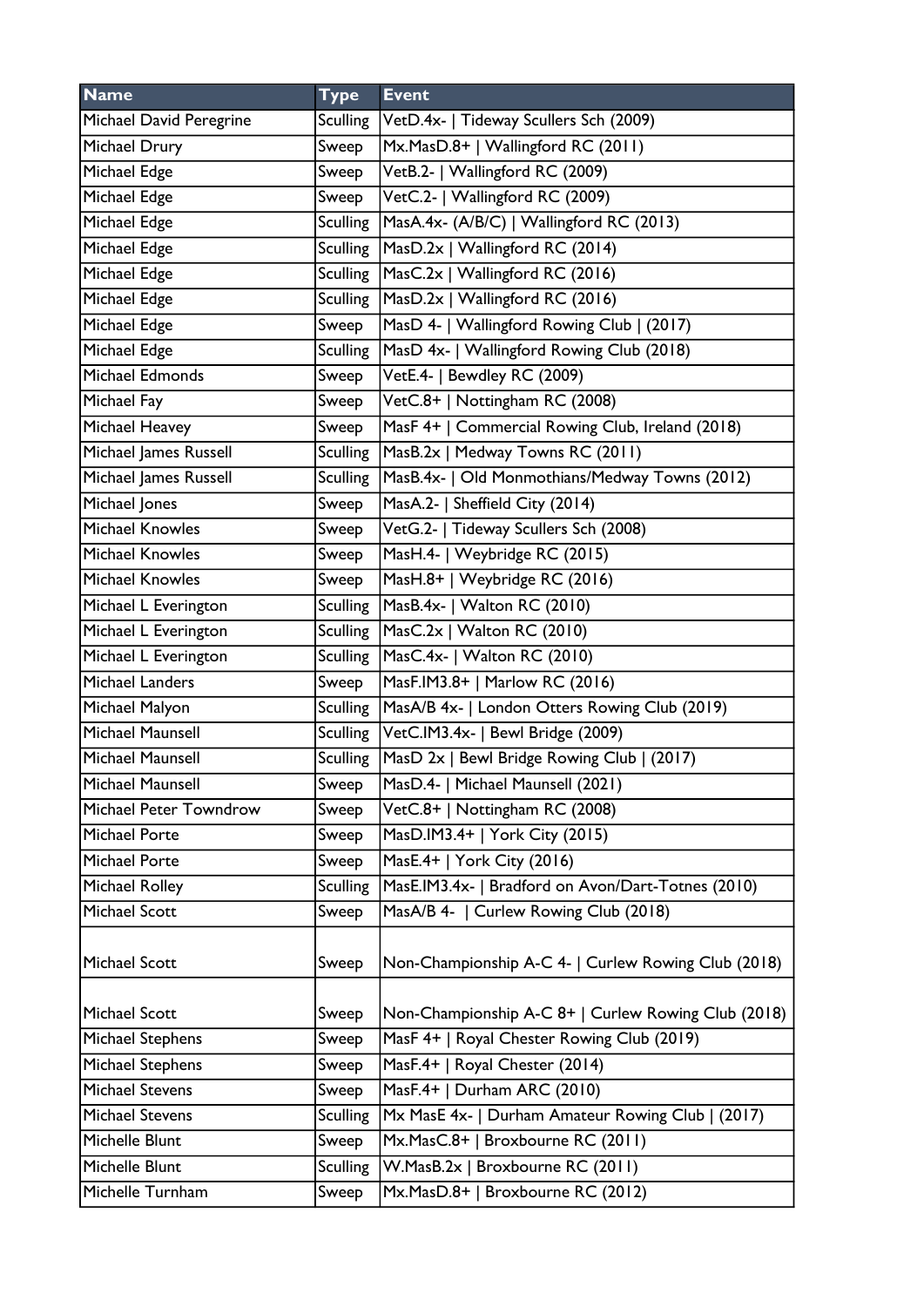| Name | Type | Event |
|---|---|---|
| Michael David Peregrine | Sculling | VetD.4x- \| Tideway Scullers Sch (2009) |
| Michael Drury | Sweep | Mx.MasD.8+ \| Wallingford RC (2011) |
| Michael Edge | Sweep | VetB.2- \| Wallingford RC (2009) |
| Michael Edge | Sweep | VetC.2- \| Wallingford RC (2009) |
| Michael Edge | Sculling | MasA.4x- (A/B/C) \| Wallingford RC (2013) |
| Michael Edge | Sculling | MasD.2x \| Wallingford RC (2014) |
| Michael Edge | Sculling | MasC.2x \| Wallingford RC (2016) |
| Michael Edge | Sculling | MasD.2x \| Wallingford RC (2016) |
| Michael Edge | Sweep | MasD 4- \| Wallingford Rowing Club \| (2017) |
| Michael Edge | Sculling | MasD 4x- \| Wallingford Rowing Club (2018) |
| Michael Edmonds | Sweep | VetE.4- \| Bewdley RC (2009) |
| Michael Fay | Sweep | VetC.8+ \| Nottingham RC (2008) |
| Michael Heavey | Sweep | MasF 4+ \| Commercial Rowing Club, Ireland (2018) |
| Michael James Russell | Sculling | MasB.2x \| Medway Towns RC (2011) |
| Michael James Russell | Sculling | MasB.4x- \| Old Monmothians/Medway Towns (2012) |
| Michael Jones | Sweep | MasA.2- \| Sheffield City (2014) |
| Michael Knowles | Sweep | VetG.2- \| Tideway Scullers Sch (2008) |
| Michael Knowles | Sweep | MasH.4- \| Weybridge RC (2015) |
| Michael Knowles | Sweep | MasH.8+ \| Weybridge RC (2016) |
| Michael L Everington | Sculling | MasB.4x- \| Walton RC (2010) |
| Michael L Everington | Sculling | MasC.2x \| Walton RC (2010) |
| Michael L Everington | Sculling | MasC.4x- \| Walton RC (2010) |
| Michael Landers | Sweep | MasF.IM3.8+ \| Marlow RC (2016) |
| Michael Malyon | Sculling | MasA/B 4x- \| London Otters Rowing Club (2019) |
| Michael Maunsell | Sculling | VetC.IM3.4x- \| Bewl Bridge (2009) |
| Michael Maunsell | Sculling | MasD 2x \| Bewl Bridge Rowing Club \| (2017) |
| Michael Maunsell | Sweep | MasD.4- \| Michael Maunsell (2021) |
| Michael Peter Towndrow | Sweep | VetC.8+ \| Nottingham RC (2008) |
| Michael Porte | Sweep | MasD.IM3.4+ \| York City (2015) |
| Michael Porte | Sweep | MasE.4+ \| York City (2016) |
| Michael Rolley | Sculling | MasE.IM3.4x- \| Bradford on Avon/Dart-Totnes (2010) |
| Michael Scott | Sweep | MasA/B 4- \| Curlew Rowing Club (2018) |
| Michael Scott | Sweep | Non-Championship A-C 4- \| Curlew Rowing Club (2018) |
| Michael Scott | Sweep | Non-Championship A-C 8+ \| Curlew Rowing Club (2018) |
| Michael Stephens | Sweep | MasF 4+ \| Royal Chester Rowing Club (2019) |
| Michael Stephens | Sweep | MasF.4+ \| Royal Chester (2014) |
| Michael Stevens | Sweep | MasF.4+ \| Durham ARC (2010) |
| Michael Stevens | Sculling | Mx MasE 4x- \| Durham Amateur Rowing Club \| (2017) |
| Michelle Blunt | Sweep | Mx.MasC.8+ \| Broxbourne RC (2011) |
| Michelle Blunt | Sculling | W.MasB.2x \| Broxbourne RC (2011) |
| Michelle Turnham | Sweep | Mx.MasD.8+ \| Broxbourne RC (2012) |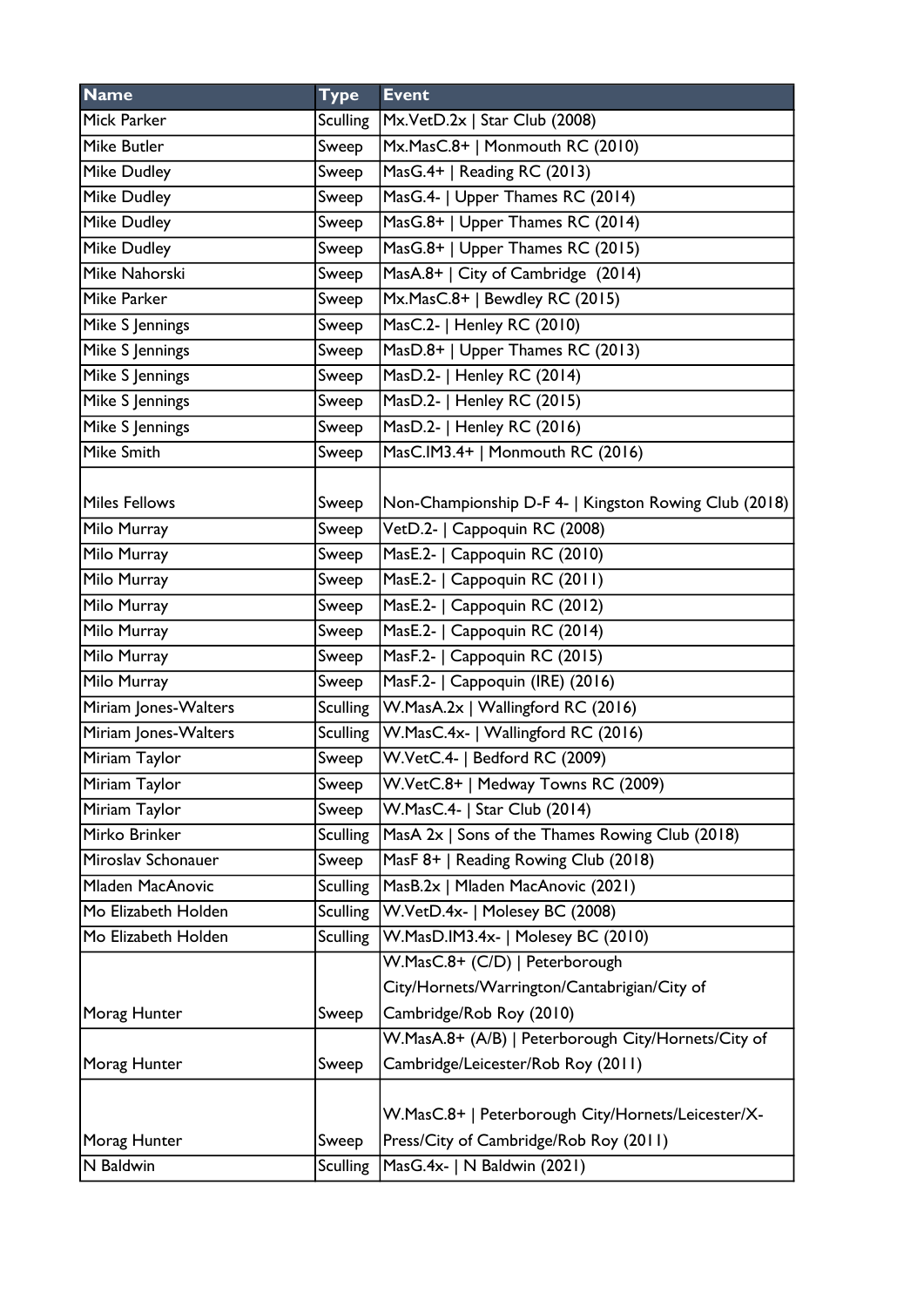| Name | Type | Event |
|---|---|---|
| Mick Parker | Sculling | Mx.VetD.2x \| Star Club (2008) |
| Mike Butler | Sweep | Mx.MasC.8+ \| Monmouth RC (2010) |
| Mike Dudley | Sweep | MasG.4+ \| Reading RC (2013) |
| Mike Dudley | Sweep | MasG.4- \| Upper Thames RC (2014) |
| Mike Dudley | Sweep | MasG.8+ \| Upper Thames RC (2014) |
| Mike Dudley | Sweep | MasG.8+ \| Upper Thames RC (2015) |
| Mike Nahorski | Sweep | MasA.8+ \| City of Cambridge (2014) |
| Mike Parker | Sweep | Mx.MasC.8+ \| Bewdley RC (2015) |
| Mike S Jennings | Sweep | MasC.2- \| Henley RC (2010) |
| Mike S Jennings | Sweep | MasD.8+ \| Upper Thames RC (2013) |
| Mike S Jennings | Sweep | MasD.2- \| Henley RC (2014) |
| Mike S Jennings | Sweep | MasD.2- \| Henley RC (2015) |
| Mike S Jennings | Sweep | MasD.2- \| Henley RC (2016) |
| Mike Smith | Sweep | MasC.IM3.4+ \| Monmouth RC (2016) |
| Miles Fellows | Sweep | Non-Championship D-F 4- \| Kingston Rowing Club (2018) |
| Milo Murray | Sweep | VetD.2- \| Cappoquin RC (2008) |
| Milo Murray | Sweep | MasE.2- \| Cappoquin RC (2010) |
| Milo Murray | Sweep | MasE.2- \| Cappoquin RC (2011) |
| Milo Murray | Sweep | MasE.2- \| Cappoquin RC (2012) |
| Milo Murray | Sweep | MasE.2- \| Cappoquin RC (2014) |
| Milo Murray | Sweep | MasF.2- \| Cappoquin RC (2015) |
| Milo Murray | Sweep | MasF.2- \| Cappoquin (IRE) (2016) |
| Miriam Jones-Walters | Sculling | W.MasA.2x \| Wallingford RC (2016) |
| Miriam Jones-Walters | Sculling | W.MasC.4x- \| Wallingford RC (2016) |
| Miriam Taylor | Sweep | W.VetC.4- \| Bedford RC (2009) |
| Miriam Taylor | Sweep | W.VetC.8+ \| Medway Towns RC (2009) |
| Miriam Taylor | Sweep | W.MasC.4- \| Star Club (2014) |
| Mirko Brinker | Sculling | MasA 2x \| Sons of the Thames Rowing Club (2018) |
| Miroslav Schonauer | Sweep | MasF 8+ \| Reading Rowing Club (2018) |
| Mladen MacAnovic | Sculling | MasB.2x \| Mladen MacAnovic (2021) |
| Mo Elizabeth Holden | Sculling | W.VetD.4x- \| Molesey BC (2008) |
| Mo Elizabeth Holden | Sculling | W.MasD.IM3.4x- \| Molesey BC (2010) |
| Morag Hunter | Sweep | W.MasC.8+ (C/D) \| Peterborough City/Hornets/Warrington/Cantabrigian/City of Cambridge/Rob Roy (2010) |
| Morag Hunter | Sweep | W.MasA.8+ (A/B) \| Peterborough City/Hornets/City of Cambridge/Leicester/Rob Roy (2011) |
| Morag Hunter | Sweep | W.MasC.8+ \| Peterborough City/Hornets/Leicester/X-Press/City of Cambridge/Rob Roy (2011) |
| N Baldwin | Sculling | MasG.4x- \| N Baldwin (2021) |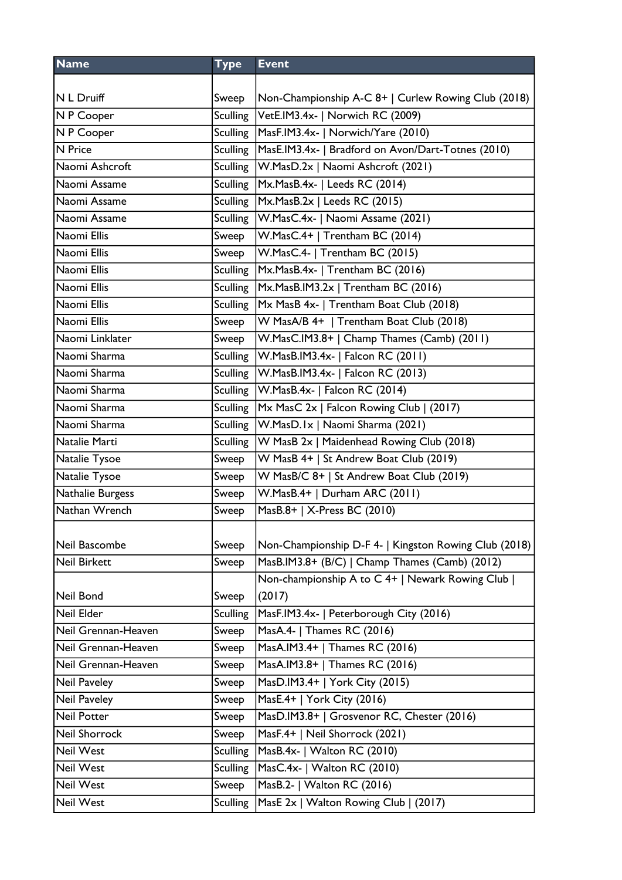| Name | Type | Event |
| --- | --- | --- |
| N L Druiff | Sweep | Non-Championship A-C 8+ \| Curlew Rowing Club (2018) |
| N P Cooper | Sculling | VetE.IM3.4x- \| Norwich RC (2009) |
| N P Cooper | Sculling | MasF.IM3.4x- \| Norwich/Yare (2010) |
| N Price | Sculling | MasE.IM3.4x- \| Bradford on Avon/Dart-Totnes (2010) |
| Naomi Ashcroft | Sculling | W.MasD.2x \| Naomi Ashcroft (2021) |
| Naomi Assame | Sculling | Mx.MasB.4x- \| Leeds RC (2014) |
| Naomi Assame | Sculling | Mx.MasB.2x \| Leeds RC (2015) |
| Naomi Assame | Sculling | W.MasC.4x- \| Naomi Assame (2021) |
| Naomi Ellis | Sweep | W.MasC.4+ \| Trentham BC (2014) |
| Naomi Ellis | Sweep | W.MasC.4- \| Trentham BC (2015) |
| Naomi Ellis | Sculling | Mx.MasB.4x- \| Trentham BC (2016) |
| Naomi Ellis | Sculling | Mx.MasB.IM3.2x \| Trentham BC (2016) |
| Naomi Ellis | Sculling | Mx MasB 4x- \| Trentham Boat Club (2018) |
| Naomi Ellis | Sweep | W MasA/B 4+ \| Trentham Boat Club (2018) |
| Naomi Linklater | Sweep | W.MasC.IM3.8+ \| Champ Thames (Camb) (2011) |
| Naomi Sharma | Sculling | W.MasB.IM3.4x- \| Falcon RC (2011) |
| Naomi Sharma | Sculling | W.MasB.IM3.4x- \| Falcon RC (2013) |
| Naomi Sharma | Sculling | W.MasB.4x- \| Falcon RC (2014) |
| Naomi Sharma | Sculling | Mx MasC 2x \| Falcon Rowing Club \| (2017) |
| Naomi Sharma | Sculling | W.MasD.1x \| Naomi Sharma (2021) |
| Natalie Marti | Sculling | W MasB 2x \| Maidenhead Rowing Club (2018) |
| Natalie Tysoe | Sweep | W MasB 4+ \| St Andrew Boat Club (2019) |
| Natalie Tysoe | Sweep | W MasB/C 8+ \| St Andrew Boat Club (2019) |
| Nathalie Burgess | Sweep | W.MasB.4+ \| Durham ARC (2011) |
| Nathan Wrench | Sweep | MasB.8+ \| X-Press BC (2010) |
| Neil Bascombe | Sweep | Non-Championship D-F 4- \| Kingston Rowing Club (2018) |
| Neil Birkett | Sweep | MasB.IM3.8+ (B/C) \| Champ Thames (Camb) (2012) |
| Neil Bond | Sweep | Non-championship A to C 4+ \| Newark Rowing Club \| (2017) |
| Neil Elder | Sculling | MasF.IM3.4x- \| Peterborough City (2016) |
| Neil Grennan-Heaven | Sweep | MasA.4- \| Thames RC (2016) |
| Neil Grennan-Heaven | Sweep | MasA.IM3.4+ \| Thames RC (2016) |
| Neil Grennan-Heaven | Sweep | MasA.IM3.8+ \| Thames RC (2016) |
| Neil Paveley | Sweep | MasD.IM3.4+ \| York City (2015) |
| Neil Paveley | Sweep | MasE.4+ \| York City (2016) |
| Neil Potter | Sweep | MasD.IM3.8+ \| Grosvenor RC, Chester (2016) |
| Neil Shorrock | Sweep | MasF.4+ \| Neil Shorrock (2021) |
| Neil West | Sculling | MasB.4x- \| Walton RC (2010) |
| Neil West | Sculling | MasC.4x- \| Walton RC (2010) |
| Neil West | Sweep | MasB.2- \| Walton RC (2016) |
| Neil West | Sculling | MasE 2x \| Walton Rowing Club \| (2017) |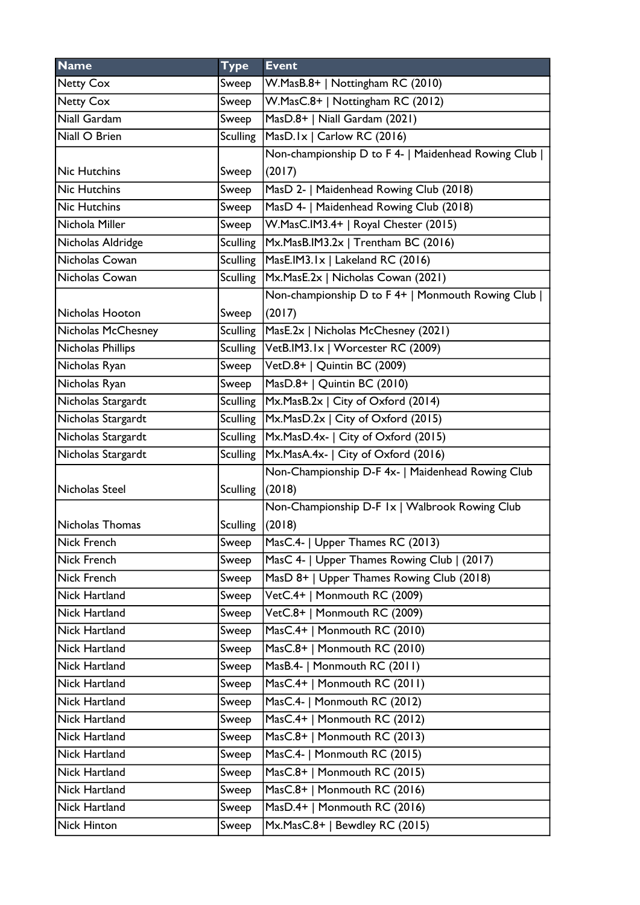| Name | Type | Event |
|---|---|---|
| Netty Cox | Sweep | W.MasB.8+ \| Nottingham RC (2010) |
| Netty Cox | Sweep | W.MasC.8+ \| Nottingham RC (2012) |
| Niall Gardam | Sweep | MasD.8+ \| Niall Gardam (2021) |
| Niall O Brien | Sculling | MasD.1x \| Carlow RC (2016) |
| Nic Hutchins | Sweep | Non-championship D to F 4- \| Maidenhead Rowing Club \| (2017) |
| Nic Hutchins | Sweep | MasD 2- \| Maidenhead Rowing Club (2018) |
| Nic Hutchins | Sweep | MasD 4- \| Maidenhead Rowing Club (2018) |
| Nichola Miller | Sweep | W.MasC.IM3.4+ \| Royal Chester (2015) |
| Nicholas Aldridge | Sculling | Mx.MasB.IM3.2x \| Trentham BC (2016) |
| Nicholas Cowan | Sculling | MasE.IM3.1x \| Lakeland RC (2016) |
| Nicholas Cowan | Sculling | Mx.MasE.2x \| Nicholas Cowan (2021) |
| Nicholas Hooton | Sweep | Non-championship D to F 4+ \| Monmouth Rowing Club \| (2017) |
| Nicholas McChesney | Sculling | MasE.2x \| Nicholas McChesney (2021) |
| Nicholas Phillips | Sculling | VetB.IM3.1x \| Worcester RC (2009) |
| Nicholas Ryan | Sweep | VetD.8+ \| Quintin BC (2009) |
| Nicholas Ryan | Sweep | MasD.8+ \| Quintin BC (2010) |
| Nicholas Stargardt | Sculling | Mx.MasB.2x \| City of Oxford (2014) |
| Nicholas Stargardt | Sculling | Mx.MasD.2x \| City of Oxford (2015) |
| Nicholas Stargardt | Sculling | Mx.MasD.4x- \| City of Oxford (2015) |
| Nicholas Stargardt | Sculling | Mx.MasA.4x- \| City of Oxford (2016) |
| Nicholas Steel | Sculling | Non-Championship D-F 4x- \| Maidenhead Rowing Club (2018) |
| Nicholas Thomas | Sculling | Non-Championship D-F 1x \| Walbrook Rowing Club (2018) |
| Nick French | Sweep | MasC.4- \| Upper Thames RC (2013) |
| Nick French | Sweep | MasC 4- \| Upper Thames Rowing Club \| (2017) |
| Nick French | Sweep | MasD 8+ \| Upper Thames Rowing Club (2018) |
| Nick Hartland | Sweep | VetC.4+ \| Monmouth RC (2009) |
| Nick Hartland | Sweep | VetC.8+ \| Monmouth RC (2009) |
| Nick Hartland | Sweep | MasC.4+ \| Monmouth RC (2010) |
| Nick Hartland | Sweep | MasC.8+ \| Monmouth RC (2010) |
| Nick Hartland | Sweep | MasB.4- \| Monmouth RC (2011) |
| Nick Hartland | Sweep | MasC.4+ \| Monmouth RC (2011) |
| Nick Hartland | Sweep | MasC.4- \| Monmouth RC (2012) |
| Nick Hartland | Sweep | MasC.4+ \| Monmouth RC (2012) |
| Nick Hartland | Sweep | MasC.8+ \| Monmouth RC (2013) |
| Nick Hartland | Sweep | MasC.4- \| Monmouth RC (2015) |
| Nick Hartland | Sweep | MasC.8+ \| Monmouth RC (2015) |
| Nick Hartland | Sweep | MasC.8+ \| Monmouth RC (2016) |
| Nick Hartland | Sweep | MasD.4+ \| Monmouth RC (2016) |
| Nick Hinton | Sweep | Mx.MasC.8+ \| Bewdley RC (2015) |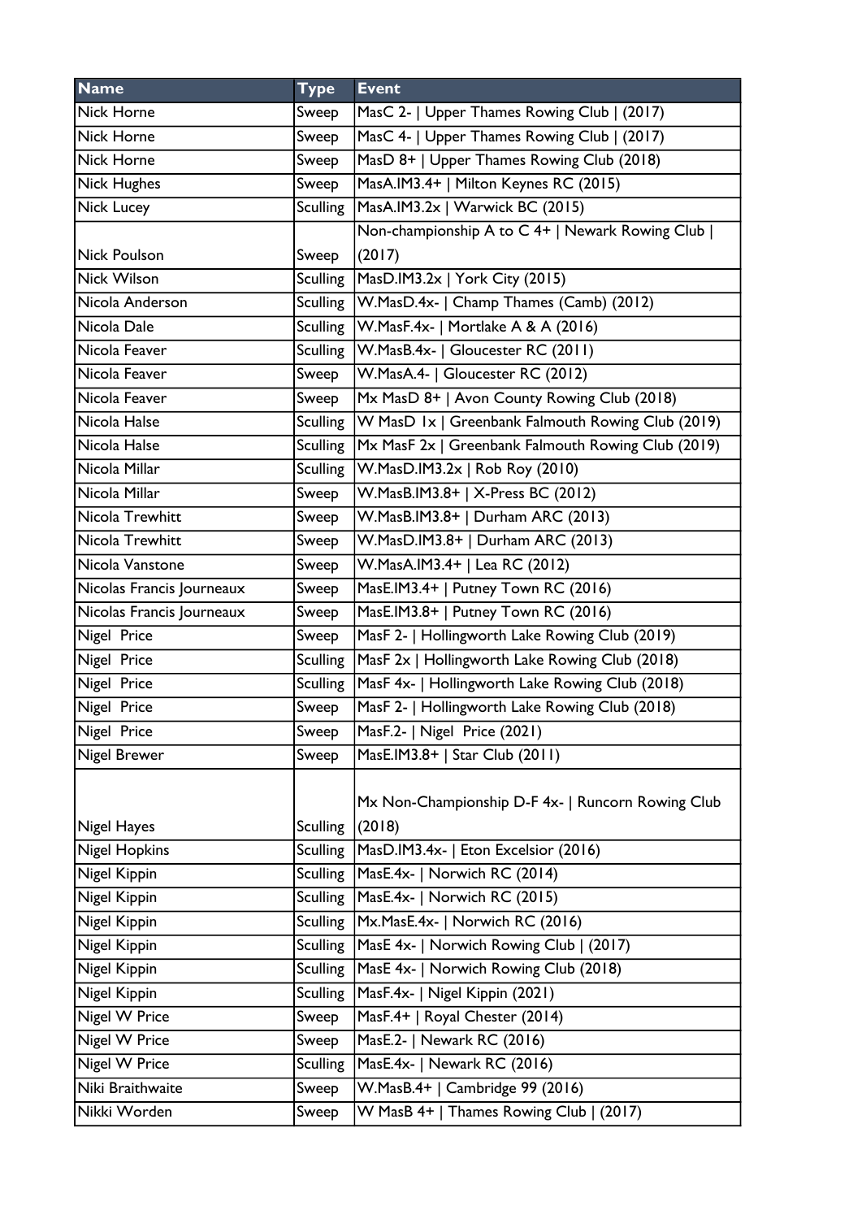| Name | Type | Event |
| --- | --- | --- |
| Nick Horne | Sweep | MasC 2- \| Upper Thames Rowing Club \| (2017) |
| Nick Horne | Sweep | MasC 4- \| Upper Thames Rowing Club \| (2017) |
| Nick Horne | Sweep | MasD 8+ \| Upper Thames Rowing Club (2018) |
| Nick Hughes | Sweep | MasA.IM3.4+ \| Milton Keynes RC (2015) |
| Nick Lucey | Sculling | MasA.IM3.2x \| Warwick BC (2015) |
| Nick Poulson | Sweep | Non-championship A to C 4+ \| Newark Rowing Club \| (2017) |
| Nick Wilson | Sculling | MasD.IM3.2x \| York City (2015) |
| Nicola Anderson | Sculling | W.MasD.4x- \| Champ Thames (Camb) (2012) |
| Nicola Dale | Sculling | W.MasF.4x- \| Mortlake A & A (2016) |
| Nicola Feaver | Sculling | W.MasB.4x- \| Gloucester RC (2011) |
| Nicola Feaver | Sweep | W.MasA.4- \| Gloucester RC (2012) |
| Nicola Feaver | Sweep | Mx MasD 8+ \| Avon County Rowing Club (2018) |
| Nicola Halse | Sculling | W MasD 1x \| Greenbank Falmouth Rowing Club (2019) |
| Nicola Halse | Sculling | Mx MasF 2x \| Greenbank Falmouth Rowing Club (2019) |
| Nicola Millar | Sculling | W.MasD.IM3.2x \| Rob Roy (2010) |
| Nicola Millar | Sweep | W.MasB.IM3.8+ \| X-Press BC (2012) |
| Nicola Trewhitt | Sweep | W.MasB.IM3.8+ \| Durham ARC (2013) |
| Nicola Trewhitt | Sweep | W.MasD.IM3.8+ \| Durham ARC (2013) |
| Nicola Vanstone | Sweep | W.MasA.IM3.4+ \| Lea RC (2012) |
| Nicolas Francis Journeaux | Sweep | MasE.IM3.4+ \| Putney Town RC (2016) |
| Nicolas Francis Journeaux | Sweep | MasE.IM3.8+ \| Putney Town RC (2016) |
| Nigel Price | Sweep | MasF 2- \| Hollingworth Lake Rowing Club (2019) |
| Nigel Price | Sculling | MasF 2x \| Hollingworth Lake Rowing Club (2018) |
| Nigel Price | Sculling | MasF 4x- \| Hollingworth Lake Rowing Club (2018) |
| Nigel Price | Sweep | MasF 2- \| Hollingworth Lake Rowing Club (2018) |
| Nigel Price | Sweep | MasF.2- \| Nigel Price (2021) |
| Nigel Brewer | Sweep | MasE.IM3.8+ \| Star Club (2011) |
| Nigel Hayes | Sculling | Mx Non-Championship D-F 4x- \| Runcorn Rowing Club (2018) |
| Nigel Hopkins | Sculling | MasD.IM3.4x- \| Eton Excelsior (2016) |
| Nigel Kippin | Sculling | MasE.4x- \| Norwich RC (2014) |
| Nigel Kippin | Sculling | MasE.4x- \| Norwich RC (2015) |
| Nigel Kippin | Sculling | Mx.MasE.4x- \| Norwich RC (2016) |
| Nigel Kippin | Sculling | MasE 4x- \| Norwich Rowing Club \| (2017) |
| Nigel Kippin | Sculling | MasE 4x- \| Norwich Rowing Club (2018) |
| Nigel Kippin | Sculling | MasF.4x- \| Nigel Kippin (2021) |
| Nigel W Price | Sweep | MasF.4+ \| Royal Chester (2014) |
| Nigel W Price | Sweep | MasE.2- \| Newark RC (2016) |
| Nigel W Price | Sculling | MasE.4x- \| Newark RC (2016) |
| Niki Braithwaite | Sweep | W.MasB.4+ \| Cambridge 99 (2016) |
| Nikki Worden | Sweep | W MasB 4+ \| Thames Rowing Club \| (2017) |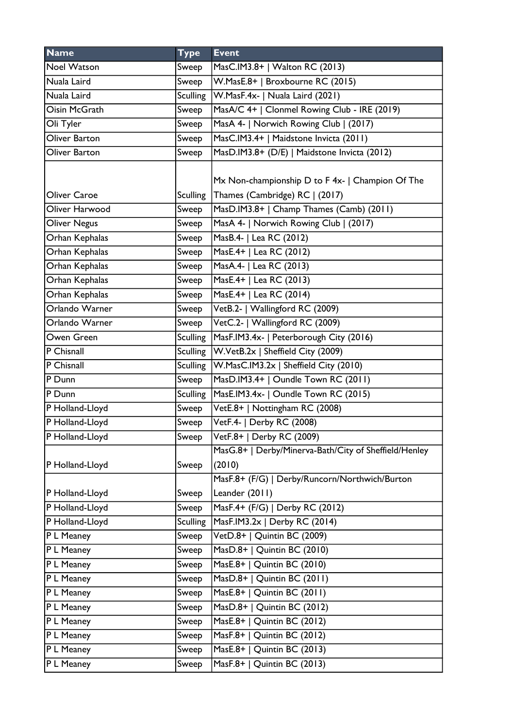| Name | Type | Event |
|---|---|---|
| Noel Watson | Sweep | MasC.IM3.8+ \| Walton RC (2013) |
| Nuala Laird | Sweep | W.MasE.8+ \| Broxbourne RC (2015) |
| Nuala Laird | Sculling | W.MasF.4x- \| Nuala Laird (2021) |
| Oisin McGrath | Sweep | MasA/C 4+ \| Clonmel Rowing Club - IRE (2019) |
| Oli Tyler | Sweep | MasA 4- \| Norwich Rowing Club \| (2017) |
| Oliver Barton | Sweep | MasC.IM3.4+ \| Maidstone Invicta (2011) |
| Oliver Barton | Sweep | MasD.IM3.8+ (D/E) \| Maidstone Invicta (2012) |
| Oliver Caroe | Sculling | Mx Non-championship D to F 4x- \| Champion Of The Thames (Cambridge) RC \| (2017) |
| Oliver Harwood | Sweep | MasD.IM3.8+ \| Champ Thames (Camb) (2011) |
| Oliver Negus | Sweep | MasA 4- \| Norwich Rowing Club \| (2017) |
| Orhan Kephalas | Sweep | MasB.4- \| Lea RC (2012) |
| Orhan Kephalas | Sweep | MasE.4+ \| Lea RC (2012) |
| Orhan Kephalas | Sweep | MasA.4- \| Lea RC (2013) |
| Orhan Kephalas | Sweep | MasE.4+ \| Lea RC (2013) |
| Orhan Kephalas | Sweep | MasE.4+ \| Lea RC (2014) |
| Orlando Warner | Sweep | VetB.2- \| Wallingford RC (2009) |
| Orlando Warner | Sweep | VetC.2- \| Wallingford RC (2009) |
| Owen Green | Sculling | MasF.IM3.4x- \| Peterborough City (2016) |
| P Chisnall | Sculling | W.VetB.2x \| Sheffield City (2009) |
| P Chisnall | Sculling | W.MasC.IM3.2x \| Sheffield City (2010) |
| P Dunn | Sweep | MasD.IM3.4+ \| Oundle Town RC (2011) |
| P Dunn | Sculling | MasE.IM3.4x- \| Oundle Town RC (2015) |
| P Holland-Lloyd | Sweep | VetE.8+ \| Nottingham RC (2008) |
| P Holland-Lloyd | Sweep | VetF.4- \| Derby RC (2008) |
| P Holland-Lloyd | Sweep | VetF.8+ \| Derby RC (2009) |
| P Holland-Lloyd | Sweep | MasG.8+ \| Derby/Minerva-Bath/City of Sheffield/Henley (2010) |
| P Holland-Lloyd | Sweep | MasF.8+ (F/G) \| Derby/Runcorn/Northwich/Burton Leander (2011) |
| P Holland-Lloyd | Sweep | MasF.4+ (F/G) \| Derby RC (2012) |
| P Holland-Lloyd | Sculling | MasF.IM3.2x \| Derby RC (2014) |
| P L Meaney | Sweep | VetD.8+ \| Quintin BC (2009) |
| P L Meaney | Sweep | MasD.8+ \| Quintin BC (2010) |
| P L Meaney | Sweep | MasE.8+ \| Quintin BC (2010) |
| P L Meaney | Sweep | MasD.8+ \| Quintin BC (2011) |
| P L Meaney | Sweep | MasE.8+ \| Quintin BC (2011) |
| P L Meaney | Sweep | MasD.8+ \| Quintin BC (2012) |
| P L Meaney | Sweep | MasE.8+ \| Quintin BC (2012) |
| P L Meaney | Sweep | MasF.8+ \| Quintin BC (2012) |
| P L Meaney | Sweep | MasE.8+ \| Quintin BC (2013) |
| P L Meaney | Sweep | MasF.8+ \| Quintin BC (2013) |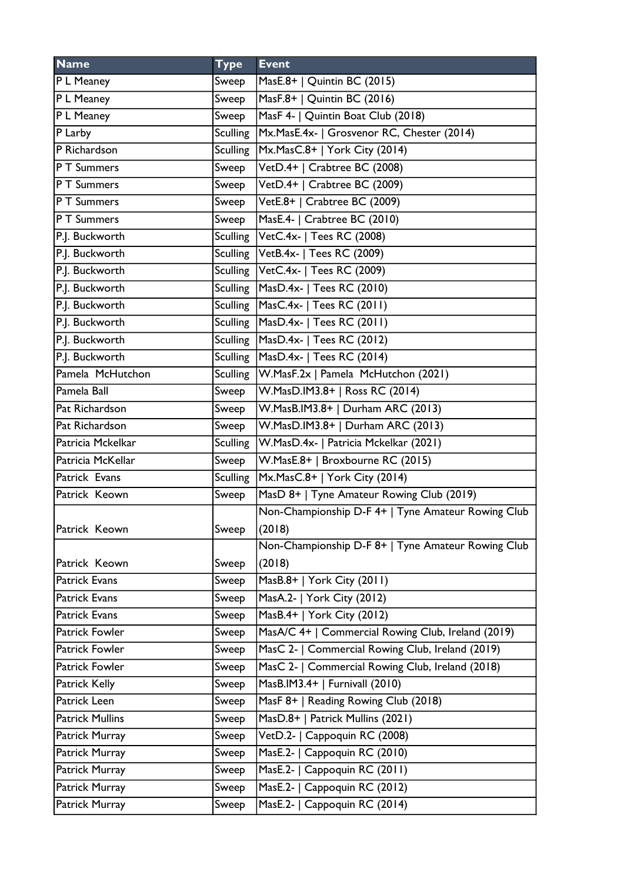| Name | Type | Event |
|---|---|---|
| P L Meaney | Sweep | MasE.8+ \| Quintin BC (2015) |
| P L Meaney | Sweep | MasF.8+ \| Quintin BC (2016) |
| P L Meaney | Sweep | MasF 4- \| Quintin Boat Club (2018) |
| P Larby | Sculling | Mx.MasE.4x- \| Grosvenor RC, Chester (2014) |
| P Richardson | Sculling | Mx.MasC.8+ \| York City (2014) |
| P T Summers | Sweep | VetD.4+ \| Crabtree BC (2008) |
| P T Summers | Sweep | VetD.4+ \| Crabtree BC (2009) |
| P T Summers | Sweep | VetE.8+ \| Crabtree BC (2009) |
| P T Summers | Sweep | MasE.4- \| Crabtree BC (2010) |
| P.J. Buckworth | Sculling | VetC.4x- \| Tees RC (2008) |
| P.J. Buckworth | Sculling | VetB.4x- \| Tees RC (2009) |
| P.J. Buckworth | Sculling | VetC.4x- \| Tees RC (2009) |
| P.J. Buckworth | Sculling | MasD.4x- \| Tees RC (2010) |
| P.J. Buckworth | Sculling | MasC.4x- \| Tees RC (2011) |
| P.J. Buckworth | Sculling | MasD.4x- \| Tees RC (2011) |
| P.J. Buckworth | Sculling | MasD.4x- \| Tees RC (2012) |
| P.J. Buckworth | Sculling | MasD.4x- \| Tees RC (2014) |
| Pamela McHutchon | Sculling | W.MasF.2x \| Pamela McHutchon (2021) |
| Pamela Ball | Sweep | W.MasD.IM3.8+ \| Ross RC (2014) |
| Pat Richardson | Sweep | W.MasB.IM3.8+ \| Durham ARC (2013) |
| Pat Richardson | Sweep | W.MasD.IM3.8+ \| Durham ARC (2013) |
| Patricia Mckelkar | Sculling | W.MasD.4x- \| Patricia Mckelkar (2021) |
| Patricia McKellar | Sweep | W.MasE.8+ \| Broxbourne RC (2015) |
| Patrick Evans | Sculling | Mx.MasC.8+ \| York City (2014) |
| Patrick Keown | Sweep | MasD 8+ \| Tyne Amateur Rowing Club (2019) |
| Patrick Keown | Sweep | Non-Championship D-F 4+ \| Tyne Amateur Rowing Club (2018) |
| Patrick Keown | Sweep | Non-Championship D-F 8+ \| Tyne Amateur Rowing Club (2018) |
| Patrick Evans | Sweep | MasB.8+ \| York City (2011) |
| Patrick Evans | Sweep | MasA.2- \| York City (2012) |
| Patrick Evans | Sweep | MasB.4+ \| York City (2012) |
| Patrick Fowler | Sweep | MasA/C 4+ \| Commercial Rowing Club, Ireland (2019) |
| Patrick Fowler | Sweep | MasC 2- \| Commercial Rowing Club, Ireland (2019) |
| Patrick Fowler | Sweep | MasC 2- \| Commercial Rowing Club, Ireland (2018) |
| Patrick Kelly | Sweep | MasB.IM3.4+ \| Furnivall (2010) |
| Patrick Leen | Sweep | MasF 8+ \| Reading Rowing Club (2018) |
| Patrick Mullins | Sweep | MasD.8+ \| Patrick Mullins (2021) |
| Patrick Murray | Sweep | VetD.2- \| Cappoquin RC (2008) |
| Patrick Murray | Sweep | MasE.2- \| Cappoquin RC (2010) |
| Patrick Murray | Sweep | MasE.2- \| Cappoquin RC (2011) |
| Patrick Murray | Sweep | MasE.2- \| Cappoquin RC (2012) |
| Patrick Murray | Sweep | MasE.2- \| Cappoquin RC (2014) |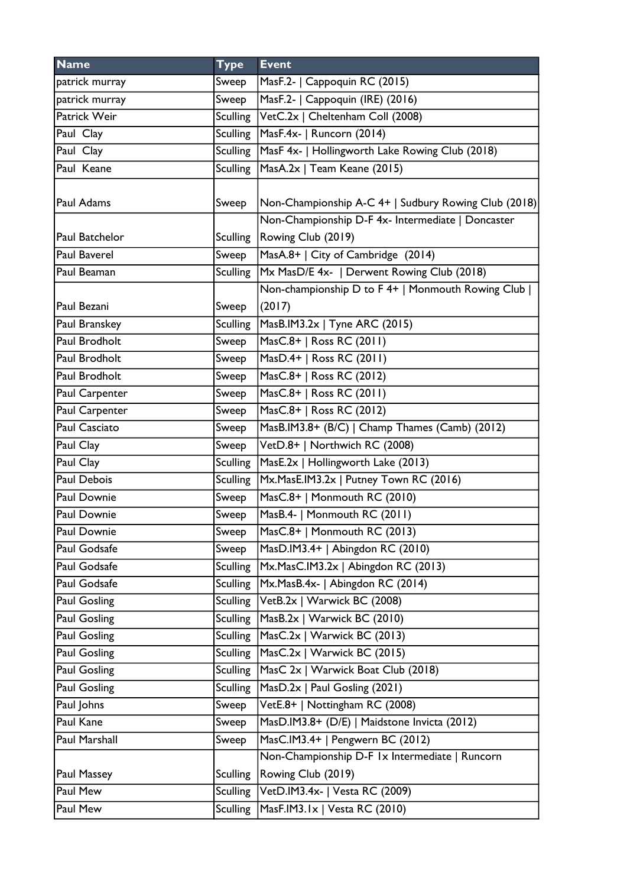| Name | Type | Event |
|---|---|---|
| patrick murray | Sweep | MasF.2- \| Cappoquin RC (2015) |
| patrick murray | Sweep | MasF.2- \| Cappoquin (IRE) (2016) |
| Patrick Weir | Sculling | VetC.2x \| Cheltenham Coll (2008) |
| Paul  Clay | Sculling | MasF.4x- \| Runcorn (2014) |
| Paul  Clay | Sculling | MasF 4x- \| Hollingworth Lake Rowing Club (2018) |
| Paul  Keane | Sculling | MasA.2x \| Team Keane (2015) |
| Paul Adams | Sweep | Non-Championship A-C 4+ \| Sudbury Rowing Club (2018) |
| Paul Batchelor | Sculling | Non-Championship D-F 4x- Intermediate \| Doncaster Rowing Club (2019) |
| Paul Baverel | Sweep | MasA.8+ \| City of Cambridge  (2014) |
| Paul Beaman | Sculling | Mx MasD/E 4x-  \| Derwent Rowing Club (2018) |
| Paul Bezani | Sweep | Non-championship D to F 4+ \| Monmouth Rowing Club \| (2017) |
| Paul Branskey | Sculling | MasB.IM3.2x \| Tyne ARC (2015) |
| Paul Brodholt | Sweep | MasC.8+ \| Ross RC (2011) |
| Paul Brodholt | Sweep | MasD.4+ \| Ross RC (2011) |
| Paul Brodholt | Sweep | MasC.8+ \| Ross RC (2012) |
| Paul Carpenter | Sweep | MasC.8+ \| Ross RC (2011) |
| Paul Carpenter | Sweep | MasC.8+ \| Ross RC (2012) |
| Paul Casciato | Sweep | MasB.IM3.8+ (B/C) \| Champ Thames (Camb) (2012) |
| Paul Clay | Sweep | VetD.8+ \| Northwich RC (2008) |
| Paul Clay | Sculling | MasE.2x \| Hollingworth Lake (2013) |
| Paul Debois | Sculling | Mx.MasE.IM3.2x \| Putney Town RC (2016) |
| Paul Downie | Sweep | MasC.8+ \| Monmouth RC (2010) |
| Paul Downie | Sweep | MasB.4- \| Monmouth RC (2011) |
| Paul Downie | Sweep | MasC.8+ \| Monmouth RC (2013) |
| Paul Godsafe | Sweep | MasD.IM3.4+ \| Abingdon RC (2010) |
| Paul Godsafe | Sculling | Mx.MasC.IM3.2x \| Abingdon RC (2013) |
| Paul Godsafe | Sculling | Mx.MasB.4x- \| Abingdon RC (2014) |
| Paul Gosling | Sculling | VetB.2x \| Warwick BC (2008) |
| Paul Gosling | Sculling | MasB.2x \| Warwick BC (2010) |
| Paul Gosling | Sculling | MasC.2x \| Warwick BC (2013) |
| Paul Gosling | Sculling | MasC.2x \| Warwick BC (2015) |
| Paul Gosling | Sculling | MasC 2x \| Warwick Boat Club (2018) |
| Paul Gosling | Sculling | MasD.2x \| Paul Gosling (2021) |
| Paul Johns | Sweep | VetE.8+ \| Nottingham RC (2008) |
| Paul Kane | Sweep | MasD.IM3.8+ (D/E) \| Maidstone Invicta (2012) |
| Paul Marshall | Sweep | MasC.IM3.4+ \| Pengwern BC (2012) |
| Paul Massey | Sculling | Non-Championship D-F 1x Intermediate \| Runcorn Rowing Club (2019) |
| Paul Mew | Sculling | VetD.IM3.4x- \| Vesta RC (2009) |
| Paul Mew | Sculling | MasF.IM3.1x \| Vesta RC (2010) |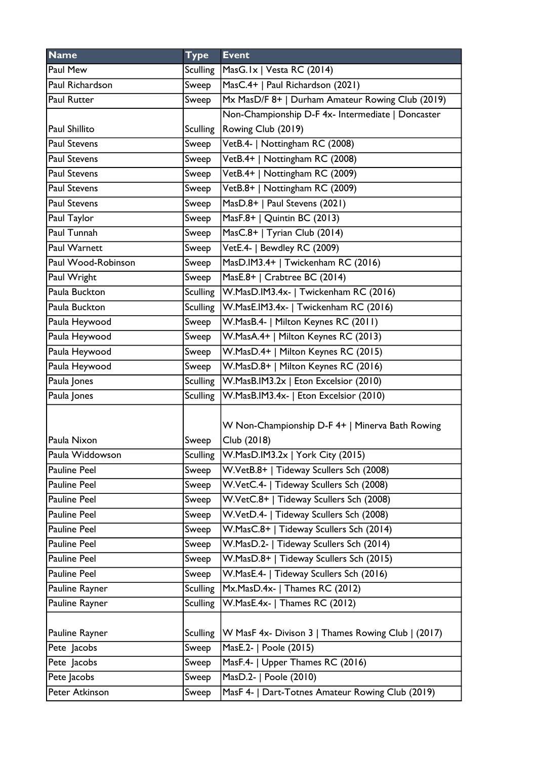| Name | Type | Event |
| --- | --- | --- |
| Paul Mew | Sculling | MasG.1x \| Vesta RC (2014) |
| Paul Richardson | Sweep | MasC.4+ \| Paul Richardson (2021) |
| Paul Rutter | Sweep | Mx MasD/F 8+ \| Durham Amateur Rowing Club (2019) |
| Paul Shillito | Sculling | Non-Championship D-F 4x- Intermediate \| Doncaster Rowing Club (2019) |
| Paul Stevens | Sweep | VetB.4- \| Nottingham RC (2008) |
| Paul Stevens | Sweep | VetB.4+ \| Nottingham RC (2008) |
| Paul Stevens | Sweep | VetB.4+ \| Nottingham RC (2009) |
| Paul Stevens | Sweep | VetB.8+ \| Nottingham RC (2009) |
| Paul Stevens | Sweep | MasD.8+ \| Paul Stevens (2021) |
| Paul Taylor | Sweep | MasF.8+ \| Quintin BC (2013) |
| Paul Tunnah | Sweep | MasC.8+ \| Tyrian Club (2014) |
| Paul Warnett | Sweep | VetE.4- \| Bewdley RC (2009) |
| Paul Wood-Robinson | Sweep | MasD.IM3.4+ \| Twickenham RC (2016) |
| Paul Wright | Sweep | MasE.8+ \| Crabtree BC (2014) |
| Paula Buckton | Sculling | W.MasD.IM3.4x- \| Twickenham RC (2016) |
| Paula Buckton | Sculling | W.MasE.IM3.4x- \| Twickenham RC (2016) |
| Paula Heywood | Sweep | W.MasB.4- \| Milton Keynes RC (2011) |
| Paula Heywood | Sweep | W.MasA.4+ \| Milton Keynes RC (2013) |
| Paula Heywood | Sweep | W.MasD.4+ \| Milton Keynes RC (2015) |
| Paula Heywood | Sweep | W.MasD.8+ \| Milton Keynes RC (2016) |
| Paula Jones | Sculling | W.MasB.IM3.2x \| Eton Excelsior (2010) |
| Paula Jones | Sculling | W.MasB.IM3.4x- \| Eton Excelsior (2010) |
| Paula Nixon | Sweep | W Non-Championship D-F 4+ \| Minerva Bath Rowing Club (2018) |
| Paula Widdowson | Sculling | W.MasD.IM3.2x \| York City (2015) |
| Pauline Peel | Sweep | W.VetB.8+ \| Tideway Scullers Sch (2008) |
| Pauline Peel | Sweep | W.VetC.4- \| Tideway Scullers Sch (2008) |
| Pauline Peel | Sweep | W.VetC.8+ \| Tideway Scullers Sch (2008) |
| Pauline Peel | Sweep | W.VetD.4- \| Tideway Scullers Sch (2008) |
| Pauline Peel | Sweep | W.MasC.8+ \| Tideway Scullers Sch (2014) |
| Pauline Peel | Sweep | W.MasD.2- \| Tideway Scullers Sch (2014) |
| Pauline Peel | Sweep | W.MasD.8+ \| Tideway Scullers Sch (2015) |
| Pauline Peel | Sweep | W.MasE.4- \| Tideway Scullers Sch (2016) |
| Pauline Rayner | Sculling | Mx.MasD.4x- \| Thames RC (2012) |
| Pauline Rayner | Sculling | W.MasE.4x- \| Thames RC (2012) |
| Pauline Rayner | Sculling | W MasF 4x- Divison 3 \| Thames Rowing Club \| (2017) |
| Pete Jacobs | Sweep | MasE.2- \| Poole (2015) |
| Pete Jacobs | Sweep | MasF.4- \| Upper Thames RC (2016) |
| Pete Jacobs | Sweep | MasD.2- \| Poole (2010) |
| Peter Atkinson | Sweep | MasF 4- \| Dart-Totnes Amateur Rowing Club (2019) |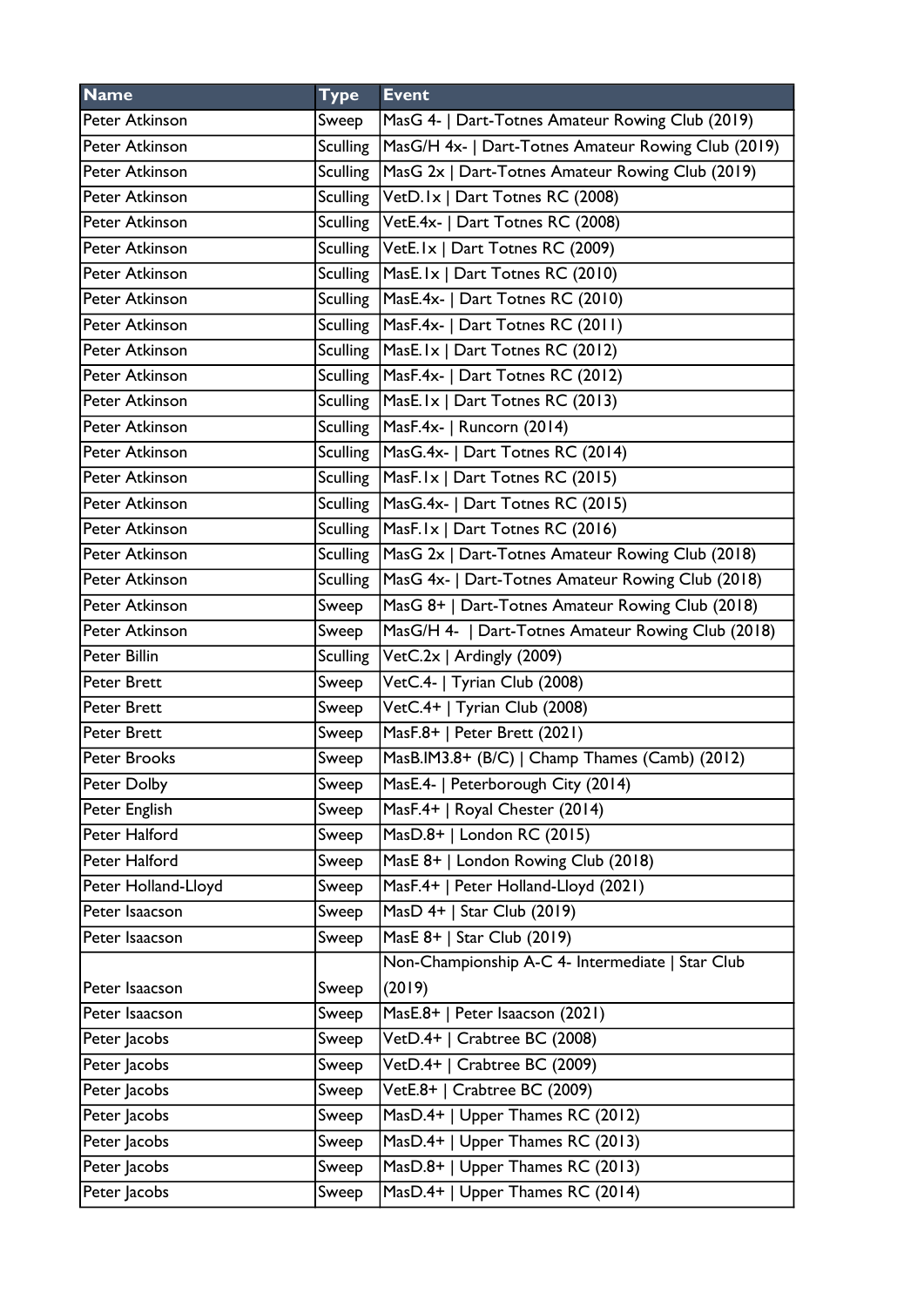| Name | Type | Event |
|---|---|---|
| Peter Atkinson | Sweep | MasG 4- \| Dart-Totnes Amateur Rowing Club (2019) |
| Peter Atkinson | Sculling | MasG/H 4x- \| Dart-Totnes Amateur Rowing Club (2019) |
| Peter Atkinson | Sculling | MasG 2x \| Dart-Totnes Amateur Rowing Club (2019) |
| Peter Atkinson | Sculling | VetD.1x \| Dart Totnes RC (2008) |
| Peter Atkinson | Sculling | VetE.4x- \| Dart Totnes RC (2008) |
| Peter Atkinson | Sculling | VetE.1x \| Dart Totnes RC (2009) |
| Peter Atkinson | Sculling | MasE.1x \| Dart Totnes RC (2010) |
| Peter Atkinson | Sculling | MasE.4x- \| Dart Totnes RC (2010) |
| Peter Atkinson | Sculling | MasF.4x- \| Dart Totnes RC (2011) |
| Peter Atkinson | Sculling | MasE.1x \| Dart Totnes RC (2012) |
| Peter Atkinson | Sculling | MasF.4x- \| Dart Totnes RC (2012) |
| Peter Atkinson | Sculling | MasE.1x \| Dart Totnes RC (2013) |
| Peter Atkinson | Sculling | MasF.4x- \| Runcorn (2014) |
| Peter Atkinson | Sculling | MasG.4x- \| Dart Totnes RC (2014) |
| Peter Atkinson | Sculling | MasF.1x \| Dart Totnes RC (2015) |
| Peter Atkinson | Sculling | MasG.4x- \| Dart Totnes RC (2015) |
| Peter Atkinson | Sculling | MasF.1x \| Dart Totnes RC (2016) |
| Peter Atkinson | Sculling | MasG 2x \| Dart-Totnes Amateur Rowing Club (2018) |
| Peter Atkinson | Sculling | MasG 4x- \| Dart-Totnes Amateur Rowing Club (2018) |
| Peter Atkinson | Sweep | MasG 8+ \| Dart-Totnes Amateur Rowing Club (2018) |
| Peter Atkinson | Sweep | MasG/H 4- \| Dart-Totnes Amateur Rowing Club (2018) |
| Peter Billin | Sculling | VetC.2x \| Ardingly (2009) |
| Peter Brett | Sweep | VetC.4- \| Tyrian Club (2008) |
| Peter Brett | Sweep | VetC.4+ \| Tyrian Club (2008) |
| Peter Brett | Sweep | MasF.8+ \| Peter Brett (2021) |
| Peter Brooks | Sweep | MasB.IM3.8+ (B/C) \| Champ Thames (Camb) (2012) |
| Peter Dolby | Sweep | MasE.4- \| Peterborough City (2014) |
| Peter English | Sweep | MasF.4+ \| Royal Chester (2014) |
| Peter Halford | Sweep | MasD.8+ \| London RC (2015) |
| Peter Halford | Sweep | MasE 8+ \| London Rowing Club (2018) |
| Peter Holland-Lloyd | Sweep | MasF.4+ \| Peter Holland-Lloyd (2021) |
| Peter Isaacson | Sweep | MasD 4+ \| Star Club (2019) |
| Peter Isaacson | Sweep | MasE 8+ \| Star Club (2019) |
| Peter Isaacson | Sweep | Non-Championship A-C 4- Intermediate \| Star Club (2019) |
| Peter Isaacson | Sweep | MasE.8+ \| Peter Isaacson (2021) |
| Peter Jacobs | Sweep | VetD.4+ \| Crabtree BC (2008) |
| Peter Jacobs | Sweep | VetD.4+ \| Crabtree BC (2009) |
| Peter Jacobs | Sweep | VetE.8+ \| Crabtree BC (2009) |
| Peter Jacobs | Sweep | MasD.4+ \| Upper Thames RC (2012) |
| Peter Jacobs | Sweep | MasD.4+ \| Upper Thames RC (2013) |
| Peter Jacobs | Sweep | MasD.8+ \| Upper Thames RC (2013) |
| Peter Jacobs | Sweep | MasD.4+ \| Upper Thames RC (2014) |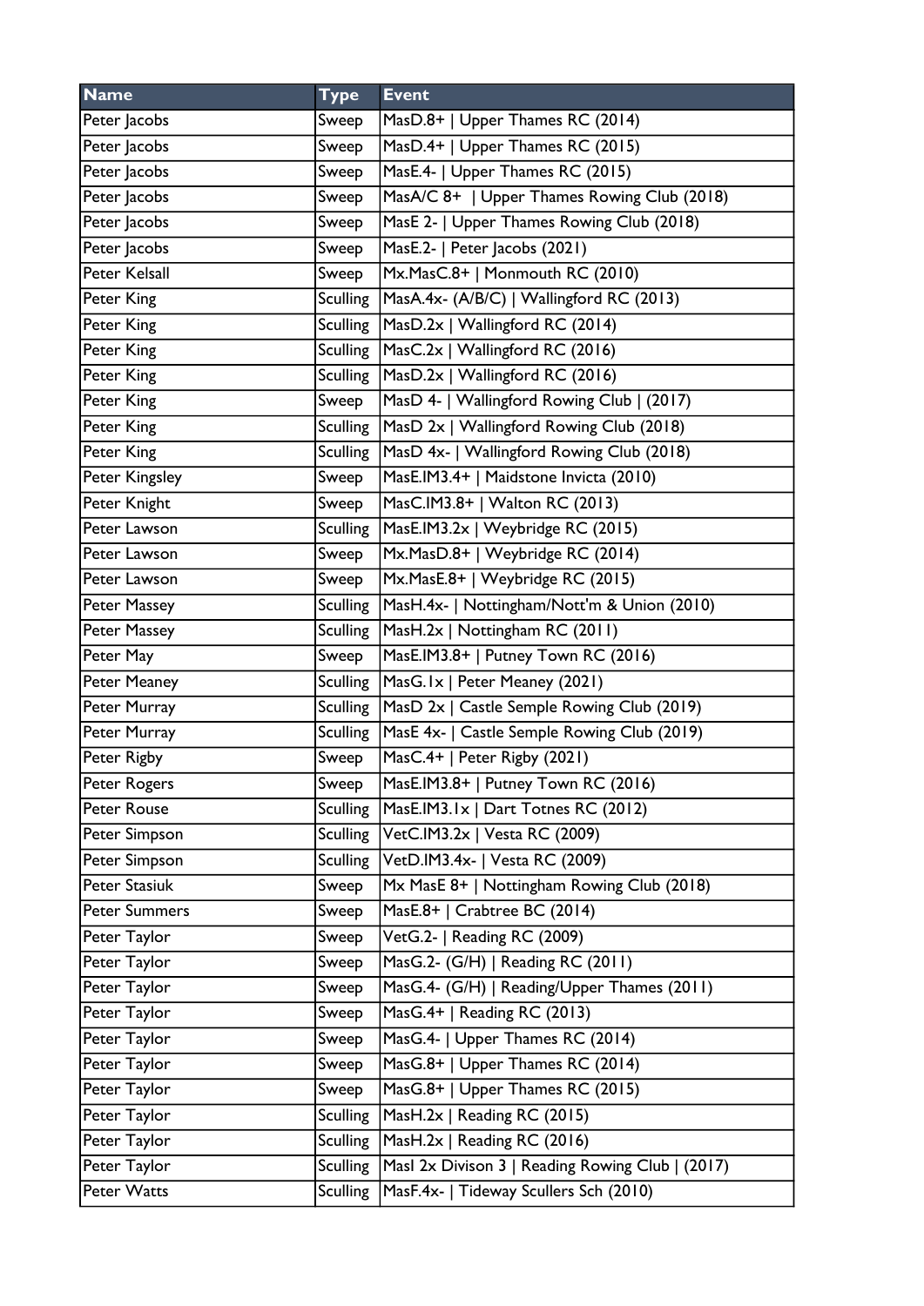| Name | Type | Event |
|---|---|---|
| Peter Jacobs | Sweep | MasD.8+ \| Upper Thames RC (2014) |
| Peter Jacobs | Sweep | MasD.4+ \| Upper Thames RC (2015) |
| Peter Jacobs | Sweep | MasE.4- \| Upper Thames RC (2015) |
| Peter Jacobs | Sweep | MasA/C 8+ \| Upper Thames Rowing Club (2018) |
| Peter Jacobs | Sweep | MasE 2- \| Upper Thames Rowing Club (2018) |
| Peter Jacobs | Sweep | MasE.2- \| Peter Jacobs (2021) |
| Peter Kelsall | Sweep | Mx.MasC.8+ \| Monmouth RC (2010) |
| Peter King | Sculling | MasA.4x- (A/B/C) \| Wallingford RC (2013) |
| Peter King | Sculling | MasD.2x \| Wallingford RC (2014) |
| Peter King | Sculling | MasC.2x \| Wallingford RC (2016) |
| Peter King | Sculling | MasD.2x \| Wallingford RC (2016) |
| Peter King | Sweep | MasD 4- \| Wallingford Rowing Club \| (2017) |
| Peter King | Sculling | MasD 2x \| Wallingford Rowing Club (2018) |
| Peter King | Sculling | MasD 4x- \| Wallingford Rowing Club (2018) |
| Peter Kingsley | Sweep | MasE.IM3.4+ \| Maidstone Invicta (2010) |
| Peter Knight | Sweep | MasC.IM3.8+ \| Walton RC (2013) |
| Peter Lawson | Sculling | MasE.IM3.2x \| Weybridge RC (2015) |
| Peter Lawson | Sweep | Mx.MasD.8+ \| Weybridge RC (2014) |
| Peter Lawson | Sweep | Mx.MasE.8+ \| Weybridge RC (2015) |
| Peter Massey | Sculling | MasH.4x- \| Nottingham/Nott'm & Union (2010) |
| Peter Massey | Sculling | MasH.2x \| Nottingham RC (2011) |
| Peter May | Sweep | MasE.IM3.8+ \| Putney Town RC (2016) |
| Peter Meaney | Sculling | MasG.1x \| Peter Meaney (2021) |
| Peter Murray | Sculling | MasD 2x \| Castle Semple Rowing Club (2019) |
| Peter Murray | Sculling | MasE 4x- \| Castle Semple Rowing Club (2019) |
| Peter Rigby | Sweep | MasC.4+ \| Peter Rigby (2021) |
| Peter Rogers | Sweep | MasE.IM3.8+ \| Putney Town RC (2016) |
| Peter Rouse | Sculling | MasE.IM3.1x \| Dart Totnes RC (2012) |
| Peter Simpson | Sculling | VetC.IM3.2x \| Vesta RC (2009) |
| Peter Simpson | Sculling | VetD.IM3.4x- \| Vesta RC (2009) |
| Peter Stasiuk | Sweep | Mx MasE 8+ \| Nottingham Rowing Club (2018) |
| Peter Summers | Sweep | MasE.8+ \| Crabtree BC (2014) |
| Peter Taylor | Sweep | VetG.2- \| Reading RC (2009) |
| Peter Taylor | Sweep | MasG.2- (G/H) \| Reading RC (2011) |
| Peter Taylor | Sweep | MasG.4- (G/H) \| Reading/Upper Thames (2011) |
| Peter Taylor | Sweep | MasG.4+ \| Reading RC (2013) |
| Peter Taylor | Sweep | MasG.4- \| Upper Thames RC (2014) |
| Peter Taylor | Sweep | MasG.8+ \| Upper Thames RC (2014) |
| Peter Taylor | Sweep | MasG.8+ \| Upper Thames RC (2015) |
| Peter Taylor | Sculling | MasH.2x \| Reading RC (2015) |
| Peter Taylor | Sculling | MasH.2x \| Reading RC (2016) |
| Peter Taylor | Sculling | MasI 2x Divison 3 \| Reading Rowing Club \| (2017) |
| Peter Watts | Sculling | MasF.4x- \| Tideway Scullers Sch (2010) |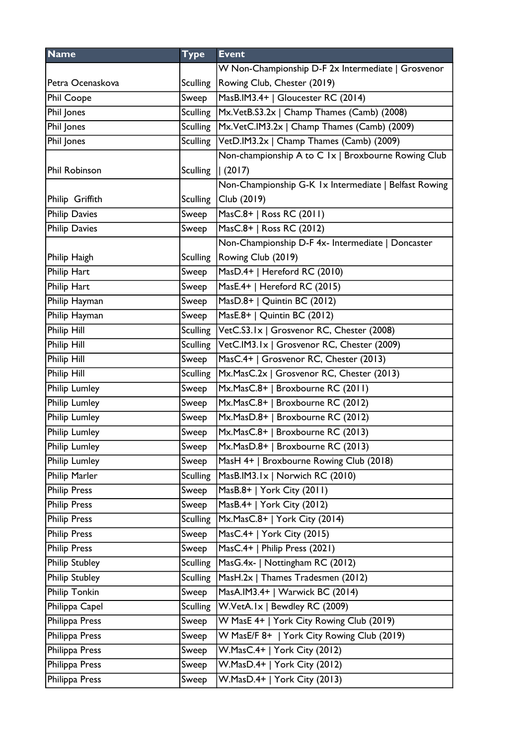| Name | Type | Event |
|---|---|---|
| Petra Ocenaskova | Sculling | W Non-Championship D-F 2x Intermediate \| Grosvenor Rowing Club, Chester (2019) |
| Phil Coope | Sweep | MasB.IM3.4+ \| Gloucester RC (2014) |
| Phil Jones | Sculling | Mx.VetB.S3.2x \| Champ Thames (Camb) (2008) |
| Phil Jones | Sculling | Mx.VetC.IM3.2x \| Champ Thames (Camb) (2009) |
| Phil Jones | Sculling | VetD.IM3.2x \| Champ Thames (Camb) (2009) |
| Phil Robinson | Sculling | Non-championship A to C 1x \| Broxbourne Rowing Club \| (2017) |
| Philip Griffith | Sculling | Non-Championship G-K 1x Intermediate \| Belfast Rowing Club (2019) |
| Philip Davies | Sweep | MasC.8+ \| Ross RC (2011) |
| Philip Davies | Sweep | MasC.8+ \| Ross RC (2012) |
| Philip Haigh | Sculling | Non-Championship D-F 4x- Intermediate \| Doncaster Rowing Club (2019) |
| Philip Hart | Sweep | MasD.4+ \| Hereford RC (2010) |
| Philip Hart | Sweep | MasE.4+ \| Hereford RC (2015) |
| Philip Hayman | Sweep | MasD.8+ \| Quintin BC (2012) |
| Philip Hayman | Sweep | MasE.8+ \| Quintin BC (2012) |
| Philip Hill | Sculling | VetC.S3.1x \| Grosvenor RC, Chester (2008) |
| Philip Hill | Sculling | VetC.IM3.1x \| Grosvenor RC, Chester (2009) |
| Philip Hill | Sweep | MasC.4+ \| Grosvenor RC, Chester (2013) |
| Philip Hill | Sculling | Mx.MasC.2x \| Grosvenor RC, Chester (2013) |
| Philip Lumley | Sweep | Mx.MasC.8+ \| Broxbourne RC (2011) |
| Philip Lumley | Sweep | Mx.MasC.8+ \| Broxbourne RC (2012) |
| Philip Lumley | Sweep | Mx.MasD.8+ \| Broxbourne RC (2012) |
| Philip Lumley | Sweep | Mx.MasC.8+ \| Broxbourne RC (2013) |
| Philip Lumley | Sweep | Mx.MasD.8+ \| Broxbourne RC (2013) |
| Philip Lumley | Sweep | MasH 4+ \| Broxbourne Rowing Club (2018) |
| Philip Marler | Sculling | MasB.IM3.1x \| Norwich RC (2010) |
| Philip Press | Sweep | MasB.8+ \| York City (2011) |
| Philip Press | Sweep | MasB.4+ \| York City (2012) |
| Philip Press | Sculling | Mx.MasC.8+ \| York City (2014) |
| Philip Press | Sweep | MasC.4+ \| York City (2015) |
| Philip Press | Sweep | MasC.4+ \| Philip Press (2021) |
| Philip Stubley | Sculling | MasG.4x- \| Nottingham RC (2012) |
| Philip Stubley | Sculling | MasH.2x \| Thames Tradesmen (2012) |
| Philip Tonkin | Sweep | MasA.IM3.4+ \| Warwick BC (2014) |
| Philippa Capel | Sculling | W.VetA.1x \| Bewdley RC (2009) |
| Philippa Press | Sweep | W MasE 4+ \| York City Rowing Club (2019) |
| Philippa Press | Sweep | W MasE/F 8+ \| York City Rowing Club (2019) |
| Philippa Press | Sweep | W.MasC.4+ \| York City (2012) |
| Philippa Press | Sweep | W.MasD.4+ \| York City (2012) |
| Philippa Press | Sweep | W.MasD.4+ \| York City (2013) |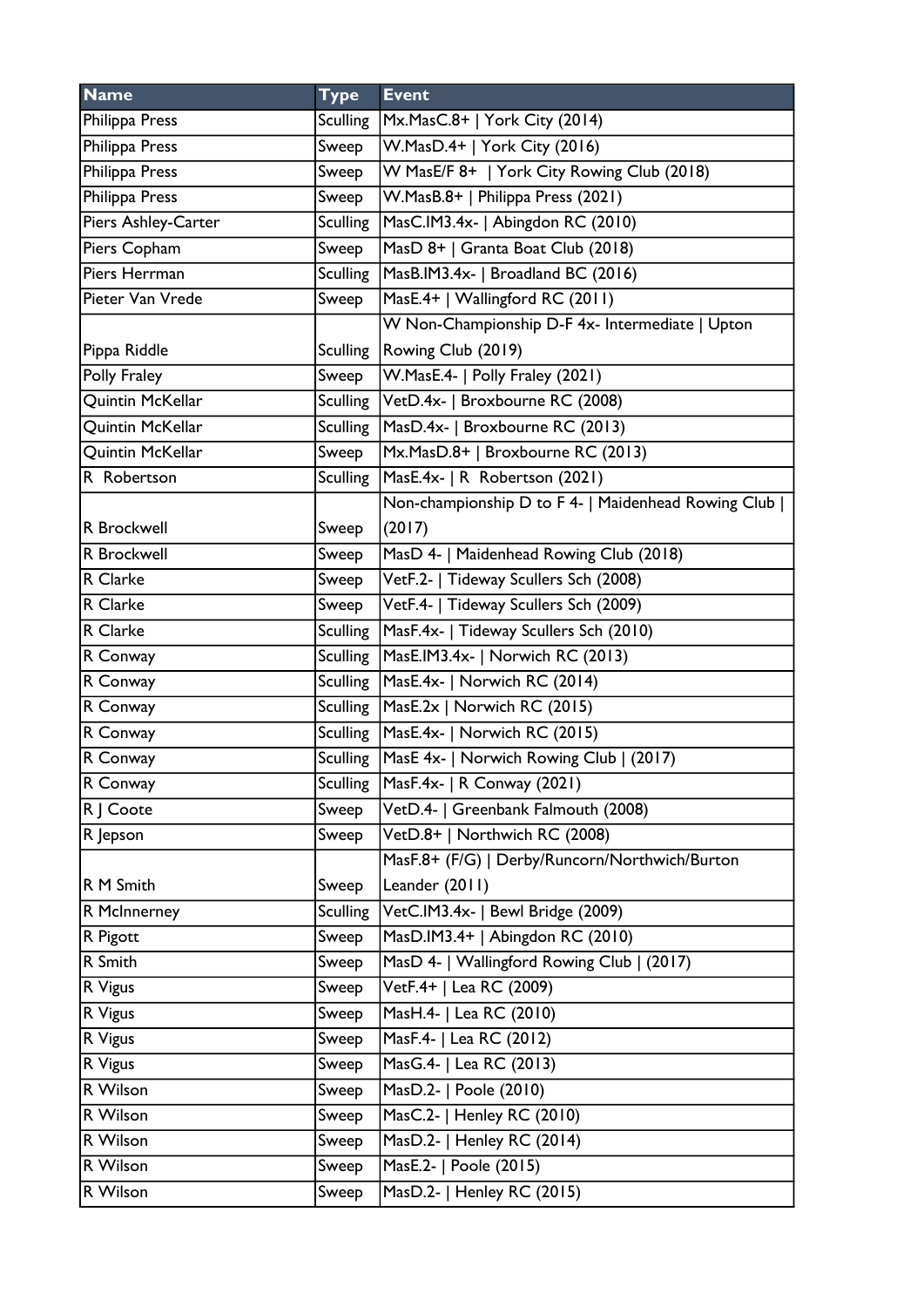| Name | Type | Event |
|---|---|---|
| Philippa Press | Sculling | Mx.MasC.8+ \| York City (2014) |
| Philippa Press | Sweep | W.MasD.4+ \| York City (2016) |
| Philippa Press | Sweep | W MasE/F 8+ \| York City Rowing Club (2018) |
| Philippa Press | Sweep | W.MasB.8+ \| Philippa Press (2021) |
| Piers Ashley-Carter | Sculling | MasC.IM3.4x- \| Abingdon RC (2010) |
| Piers Copham | Sweep | MasD 8+ \| Granta Boat Club (2018) |
| Piers Herrman | Sculling | MasB.IM3.4x- \| Broadland BC (2016) |
| Pieter Van Vrede | Sweep | MasE.4+ \| Wallingford RC (2011) |
| Pippa Riddle | Sculling | W Non-Championship D-F 4x- Intermediate \| Upton Rowing Club (2019) |
| Polly Fraley | Sweep | W.MasE.4- \| Polly Fraley (2021) |
| Quintin McKellar | Sculling | VetD.4x- \| Broxbourne RC (2008) |
| Quintin McKellar | Sculling | MasD.4x- \| Broxbourne RC (2013) |
| Quintin McKellar | Sweep | Mx.MasD.8+ \| Broxbourne RC (2013) |
| R Robertson | Sculling | MasE.4x- \| R Robertson (2021) |
| R Brockwell | Sweep | Non-championship D to F 4- \| Maidenhead Rowing Club \| (2017) |
| R Brockwell | Sweep | MasD 4- \| Maidenhead Rowing Club (2018) |
| R Clarke | Sweep | VetF.2- \| Tideway Scullers Sch (2008) |
| R Clarke | Sweep | VetF.4- \| Tideway Scullers Sch (2009) |
| R Clarke | Sculling | MasF.4x- \| Tideway Scullers Sch (2010) |
| R Conway | Sculling | MasE.IM3.4x- \| Norwich RC (2013) |
| R Conway | Sculling | MasE.4x- \| Norwich RC (2014) |
| R Conway | Sculling | MasE.2x \| Norwich RC (2015) |
| R Conway | Sculling | MasE.4x- \| Norwich RC (2015) |
| R Conway | Sculling | MasE 4x- \| Norwich Rowing Club \| (2017) |
| R Conway | Sculling | MasF.4x- \| R Conway (2021) |
| R J Coote | Sweep | VetD.4- \| Greenbank Falmouth (2008) |
| R Jepson | Sweep | VetD.8+ \| Northwich RC (2008) |
| R M Smith | Sweep | MasF.8+ (F/G) \| Derby/Runcorn/Northwich/Burton Leander (2011) |
| R McInnerney | Sculling | VetC.IM3.4x- \| Bewl Bridge (2009) |
| R Pigott | Sweep | MasD.IM3.4+ \| Abingdon RC (2010) |
| R Smith | Sweep | MasD 4- \| Wallingford Rowing Club \| (2017) |
| R Vigus | Sweep | VetF.4+ \| Lea RC (2009) |
| R Vigus | Sweep | MasH.4- \| Lea RC (2010) |
| R Vigus | Sweep | MasF.4- \| Lea RC (2012) |
| R Vigus | Sweep | MasG.4- \| Lea RC (2013) |
| R Wilson | Sweep | MasD.2- \| Poole (2010) |
| R Wilson | Sweep | MasC.2- \| Henley RC (2010) |
| R Wilson | Sweep | MasD.2- \| Henley RC (2014) |
| R Wilson | Sweep | MasE.2- \| Poole (2015) |
| R Wilson | Sweep | MasD.2- \| Henley RC (2015) |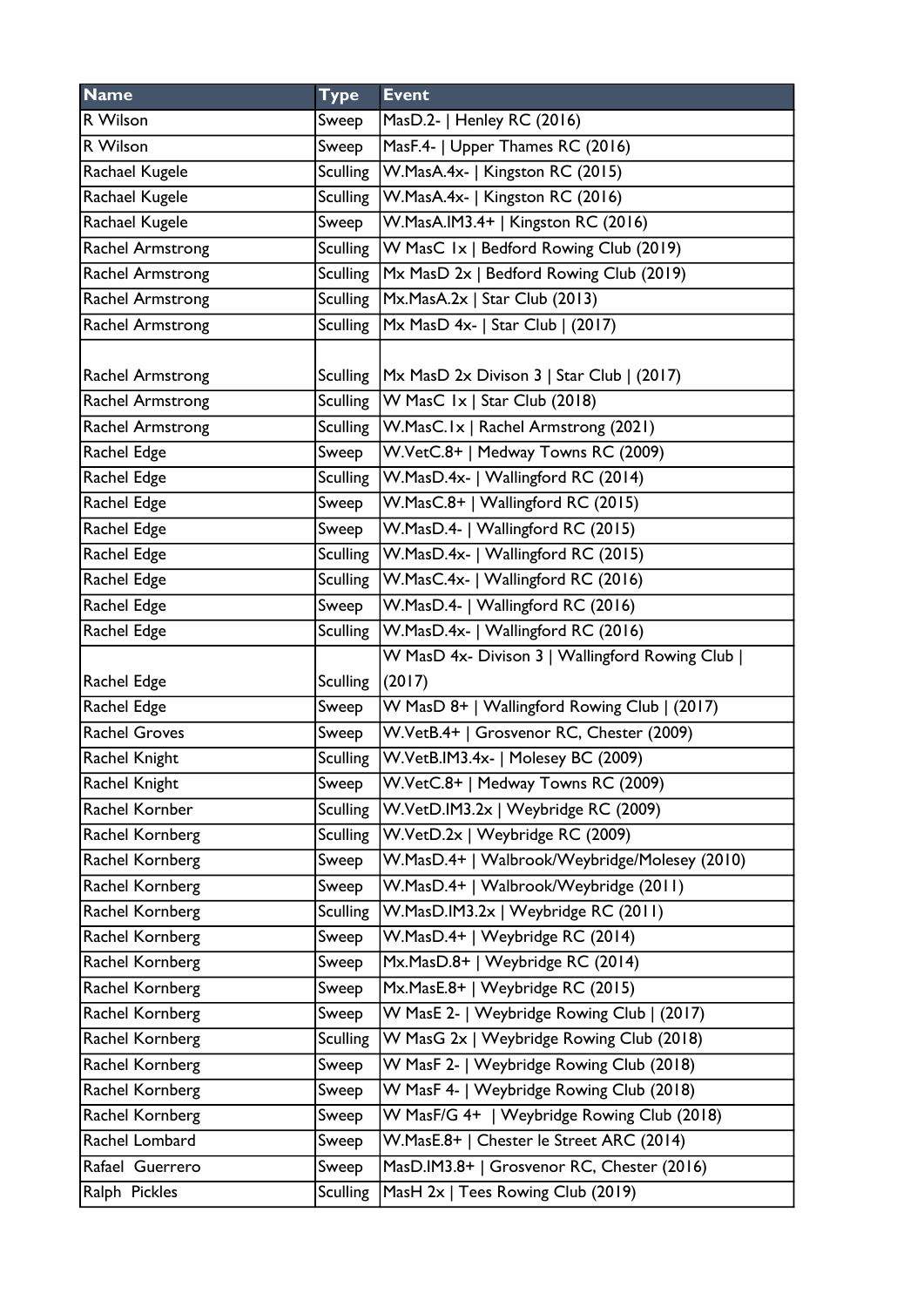| Name | Type | Event |
|---|---|---|
| R Wilson | Sweep | MasD.2- \| Henley RC (2016) |
| R Wilson | Sweep | MasF.4- \| Upper Thames RC (2016) |
| Rachael Kugele | Sculling | W.MasA.4x- \| Kingston RC (2015) |
| Rachael Kugele | Sculling | W.MasA.4x- \| Kingston RC (2016) |
| Rachael Kugele | Sweep | W.MasA.IM3.4+ \| Kingston RC (2016) |
| Rachel Armstrong | Sculling | W MasC 1x \| Bedford Rowing Club (2019) |
| Rachel Armstrong | Sculling | Mx MasD 2x \| Bedford Rowing Club (2019) |
| Rachel Armstrong | Sculling | Mx.MasA.2x \| Star Club (2013) |
| Rachel Armstrong | Sculling | Mx MasD 4x- \| Star Club \| (2017) |
| Rachel Armstrong | Sculling | Mx MasD 2x Divison 3 \| Star Club \| (2017) |
| Rachel Armstrong | Sculling | W MasC 1x \| Star Club (2018) |
| Rachel Armstrong | Sculling | W.MasC.1x \| Rachel Armstrong (2021) |
| Rachel Edge | Sweep | W.VetC.8+ \| Medway Towns RC (2009) |
| Rachel Edge | Sculling | W.MasD.4x- \| Wallingford RC (2014) |
| Rachel Edge | Sweep | W.MasC.8+ \| Wallingford RC (2015) |
| Rachel Edge | Sweep | W.MasD.4- \| Wallingford RC (2015) |
| Rachel Edge | Sculling | W.MasD.4x- \| Wallingford RC (2015) |
| Rachel Edge | Sculling | W.MasC.4x- \| Wallingford RC (2016) |
| Rachel Edge | Sweep | W.MasD.4- \| Wallingford RC (2016) |
| Rachel Edge | Sculling | W.MasD.4x- \| Wallingford RC (2016) |
| Rachel Edge | Sculling | W MasD 4x- Divison 3 \| Wallingford Rowing Club \| (2017) |
| Rachel Edge | Sweep | W MasD 8+ \| Wallingford Rowing Club \| (2017) |
| Rachel Groves | Sweep | W.VetB.4+ \| Grosvenor RC, Chester (2009) |
| Rachel Knight | Sculling | W.VetB.IM3.4x- \| Molesey BC (2009) |
| Rachel Knight | Sweep | W.VetC.8+ \| Medway Towns RC (2009) |
| Rachel Kornber | Sculling | W.VetD.IM3.2x \| Weybridge RC (2009) |
| Rachel Kornberg | Sculling | W.VetD.2x \| Weybridge RC (2009) |
| Rachel Kornberg | Sweep | W.MasD.4+ \| Walbrook/Weybridge/Molesey (2010) |
| Rachel Kornberg | Sweep | W.MasD.4+ \| Walbrook/Weybridge (2011) |
| Rachel Kornberg | Sculling | W.MasD.IM3.2x \| Weybridge RC (2011) |
| Rachel Kornberg | Sweep | W.MasD.4+ \| Weybridge RC (2014) |
| Rachel Kornberg | Sweep | Mx.MasD.8+ \| Weybridge RC (2014) |
| Rachel Kornberg | Sweep | Mx.MasE.8+ \| Weybridge RC (2015) |
| Rachel Kornberg | Sweep | W MasE 2- \| Weybridge Rowing Club \| (2017) |
| Rachel Kornberg | Sculling | W MasG 2x \| Weybridge Rowing Club (2018) |
| Rachel Kornberg | Sweep | W MasF 2- \| Weybridge Rowing Club (2018) |
| Rachel Kornberg | Sweep | W MasF 4- \| Weybridge Rowing Club (2018) |
| Rachel Kornberg | Sweep | W MasF/G 4+ \| Weybridge Rowing Club (2018) |
| Rachel Lombard | Sweep | W.MasE.8+ \| Chester le Street ARC (2014) |
| Rafael Guerrero | Sweep | MasD.IM3.8+ \| Grosvenor RC, Chester (2016) |
| Ralph Pickles | Sculling | MasH 2x \| Tees Rowing Club (2019) |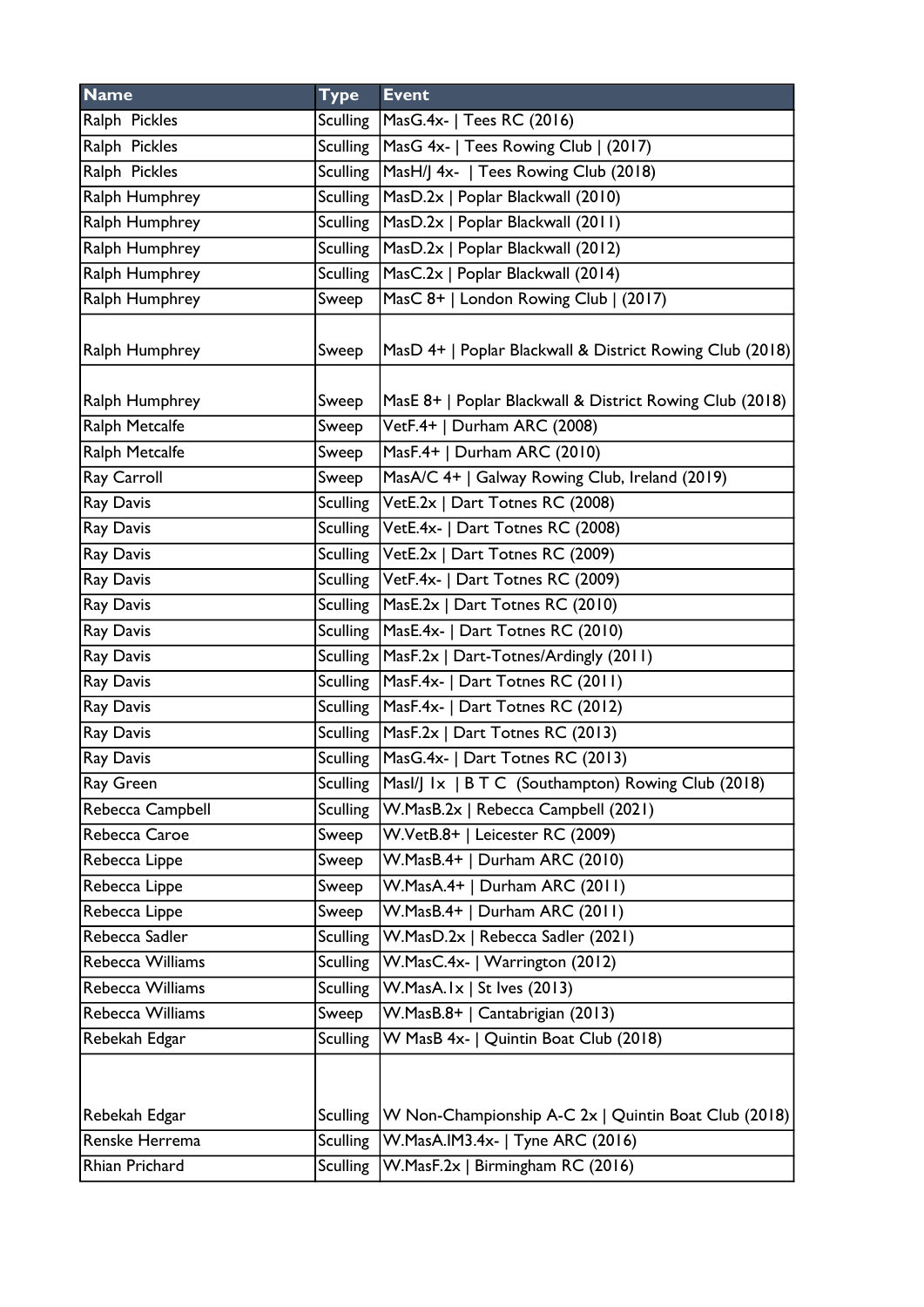| Name | Type | Event |
|---|---|---|
| Ralph  Pickles | Sculling | MasG.4x- \| Tees RC (2016) |
| Ralph  Pickles | Sculling | MasG 4x- \| Tees Rowing Club \| (2017) |
| Ralph  Pickles | Sculling | MasH/J 4x-  \| Tees Rowing Club (2018) |
| Ralph Humphrey | Sculling | MasD.2x \| Poplar Blackwall (2010) |
| Ralph Humphrey | Sculling | MasD.2x \| Poplar Blackwall (2011) |
| Ralph Humphrey | Sculling | MasD.2x \| Poplar Blackwall (2012) |
| Ralph Humphrey | Sculling | MasC.2x \| Poplar Blackwall (2014) |
| Ralph Humphrey | Sweep | MasC 8+ \| London Rowing Club \| (2017) |
| Ralph Humphrey | Sweep | MasD 4+ \| Poplar Blackwall & District Rowing Club (2018) |
| Ralph Humphrey | Sweep | MasE 8+ \| Poplar Blackwall & District Rowing Club (2018) |
| Ralph Metcalfe | Sweep | VetF.4+ \| Durham ARC (2008) |
| Ralph Metcalfe | Sweep | MasF.4+ \| Durham ARC (2010) |
| Ray Carroll | Sweep | MasA/C 4+ \| Galway Rowing Club, Ireland (2019) |
| Ray Davis | Sculling | VetE.2x \| Dart Totnes RC (2008) |
| Ray Davis | Sculling | VetE.4x- \| Dart Totnes RC (2008) |
| Ray Davis | Sculling | VetE.2x \| Dart Totnes RC (2009) |
| Ray Davis | Sculling | VetF.4x- \| Dart Totnes RC (2009) |
| Ray Davis | Sculling | MasE.2x \| Dart Totnes RC (2010) |
| Ray Davis | Sculling | MasE.4x- \| Dart Totnes RC (2010) |
| Ray Davis | Sculling | MasF.2x \| Dart-Totnes/Ardingly (2011) |
| Ray Davis | Sculling | MasF.4x- \| Dart Totnes RC (2011) |
| Ray Davis | Sculling | MasF.4x- \| Dart Totnes RC (2012) |
| Ray Davis | Sculling | MasF.2x \| Dart Totnes RC (2013) |
| Ray Davis | Sculling | MasG.4x- \| Dart Totnes RC (2013) |
| Ray Green | Sculling | MasI/J 1x  \| B T C  (Southampton) Rowing Club (2018) |
| Rebecca Campbell | Sculling | W.MasB.2x \| Rebecca Campbell (2021) |
| Rebecca Caroe | Sweep | W.VetB.8+ \| Leicester RC (2009) |
| Rebecca Lippe | Sweep | W.MasB.4+ \| Durham ARC (2010) |
| Rebecca Lippe | Sweep | W.MasA.4+ \| Durham ARC (2011) |
| Rebecca Lippe | Sweep | W.MasB.4+ \| Durham ARC (2011) |
| Rebecca Sadler | Sculling | W.MasD.2x \| Rebecca Sadler (2021) |
| Rebecca Williams | Sculling | W.MasC.4x- \| Warrington (2012) |
| Rebecca Williams | Sculling | W.MasA.1x \| St Ives (2013) |
| Rebecca Williams | Sweep | W.MasB.8+ \| Cantabrigian (2013) |
| Rebekah Edgar | Sculling | W MasB 4x- \| Quintin Boat Club (2018) |
| Rebekah Edgar | Sculling | W Non-Championship A-C 2x \| Quintin Boat Club (2018) |
| Renske Herrema | Sculling | W.MasA.IM3.4x- \| Tyne ARC (2016) |
| Rhian Prichard | Sculling | W.MasF.2x \| Birmingham RC (2016) |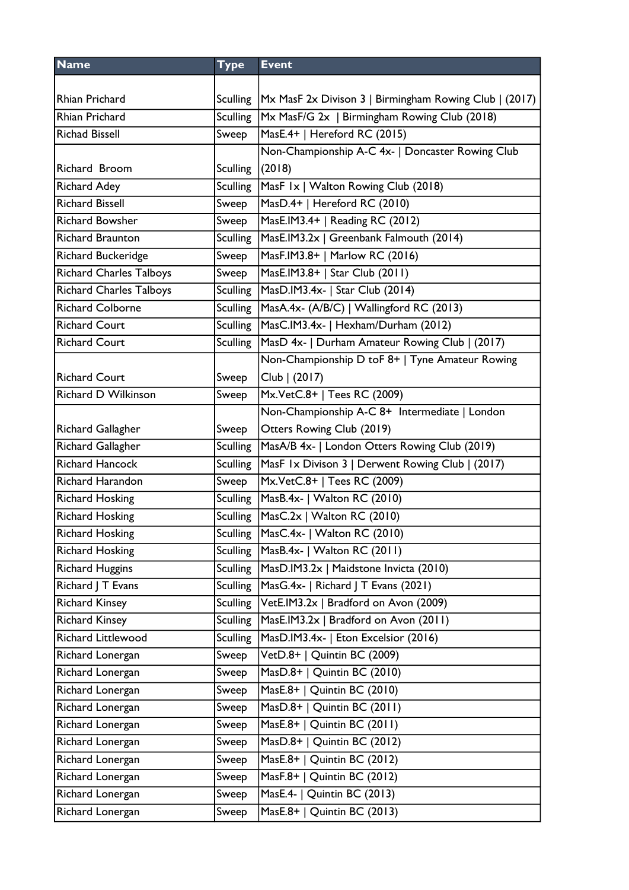| Name | Type | Event |
|---|---|---|
| Rhian Prichard | Sculling | Mx MasF 2x Divison 3 \| Birmingham Rowing Club \| (2017) |
| Rhian Prichard | Sculling | Mx MasF/G 2x \| Birmingham Rowing Club (2018) |
| Richad Bissell | Sweep | MasE.4+ \| Hereford RC (2015) |
| Richard Broom | Sculling | Non-Championship A-C 4x- \| Doncaster Rowing Club (2018) |
| Richard Adey | Sculling | MasF 1x \| Walton Rowing Club (2018) |
| Richard Bissell | Sweep | MasD.4+ \| Hereford RC (2010) |
| Richard Bowsher | Sweep | MasE.IM3.4+ \| Reading RC (2012) |
| Richard Braunton | Sculling | MasE.IM3.2x \| Greenbank Falmouth (2014) |
| Richard Buckeridge | Sweep | MasF.IM3.8+ \| Marlow RC (2016) |
| Richard Charles Talboys | Sweep | MasE.IM3.8+ \| Star Club (2011) |
| Richard Charles Talboys | Sculling | MasD.IM3.4x- \| Star Club (2014) |
| Richard Colborne | Sculling | MasA.4x- (A/B/C) \| Wallingford RC (2013) |
| Richard Court | Sculling | MasC.IM3.4x- \| Hexham/Durham (2012) |
| Richard Court | Sculling | MasD 4x- \| Durham Amateur Rowing Club \| (2017) |
| Richard Court | Sweep | Non-Championship D toF 8+ \| Tyne Amateur Rowing Club \| (2017) |
| Richard D Wilkinson | Sweep | Mx.VetC.8+ \| Tees RC (2009) |
| Richard Gallagher | Sweep | Non-Championship A-C 8+ Intermediate \| London Otters Rowing Club (2019) |
| Richard Gallagher | Sculling | MasA/B 4x- \| London Otters Rowing Club (2019) |
| Richard Hancock | Sculling | MasF 1x Divison 3 \| Derwent Rowing Club \| (2017) |
| Richard Harandon | Sweep | Mx.VetC.8+ \| Tees RC (2009) |
| Richard Hosking | Sculling | MasB.4x- \| Walton RC (2010) |
| Richard Hosking | Sculling | MasC.2x \| Walton RC (2010) |
| Richard Hosking | Sculling | MasC.4x- \| Walton RC (2010) |
| Richard Hosking | Sculling | MasB.4x- \| Walton RC (2011) |
| Richard Huggins | Sculling | MasD.IM3.2x \| Maidstone Invicta (2010) |
| Richard J T Evans | Sculling | MasG.4x- \| Richard J T Evans (2021) |
| Richard Kinsey | Sculling | VetE.IM3.2x \| Bradford on Avon (2009) |
| Richard Kinsey | Sculling | MasE.IM3.2x \| Bradford on Avon (2011) |
| Richard Littlewood | Sculling | MasD.IM3.4x- \| Eton Excelsior (2016) |
| Richard Lonergan | Sweep | VetD.8+ \| Quintin BC (2009) |
| Richard Lonergan | Sweep | MasD.8+ \| Quintin BC (2010) |
| Richard Lonergan | Sweep | MasE.8+ \| Quintin BC (2010) |
| Richard Lonergan | Sweep | MasD.8+ \| Quintin BC (2011) |
| Richard Lonergan | Sweep | MasE.8+ \| Quintin BC (2011) |
| Richard Lonergan | Sweep | MasD.8+ \| Quintin BC (2012) |
| Richard Lonergan | Sweep | MasE.8+ \| Quintin BC (2012) |
| Richard Lonergan | Sweep | MasF.8+ \| Quintin BC (2012) |
| Richard Lonergan | Sweep | MasE.4- \| Quintin BC (2013) |
| Richard Lonergan | Sweep | MasE.8+ \| Quintin BC (2013) |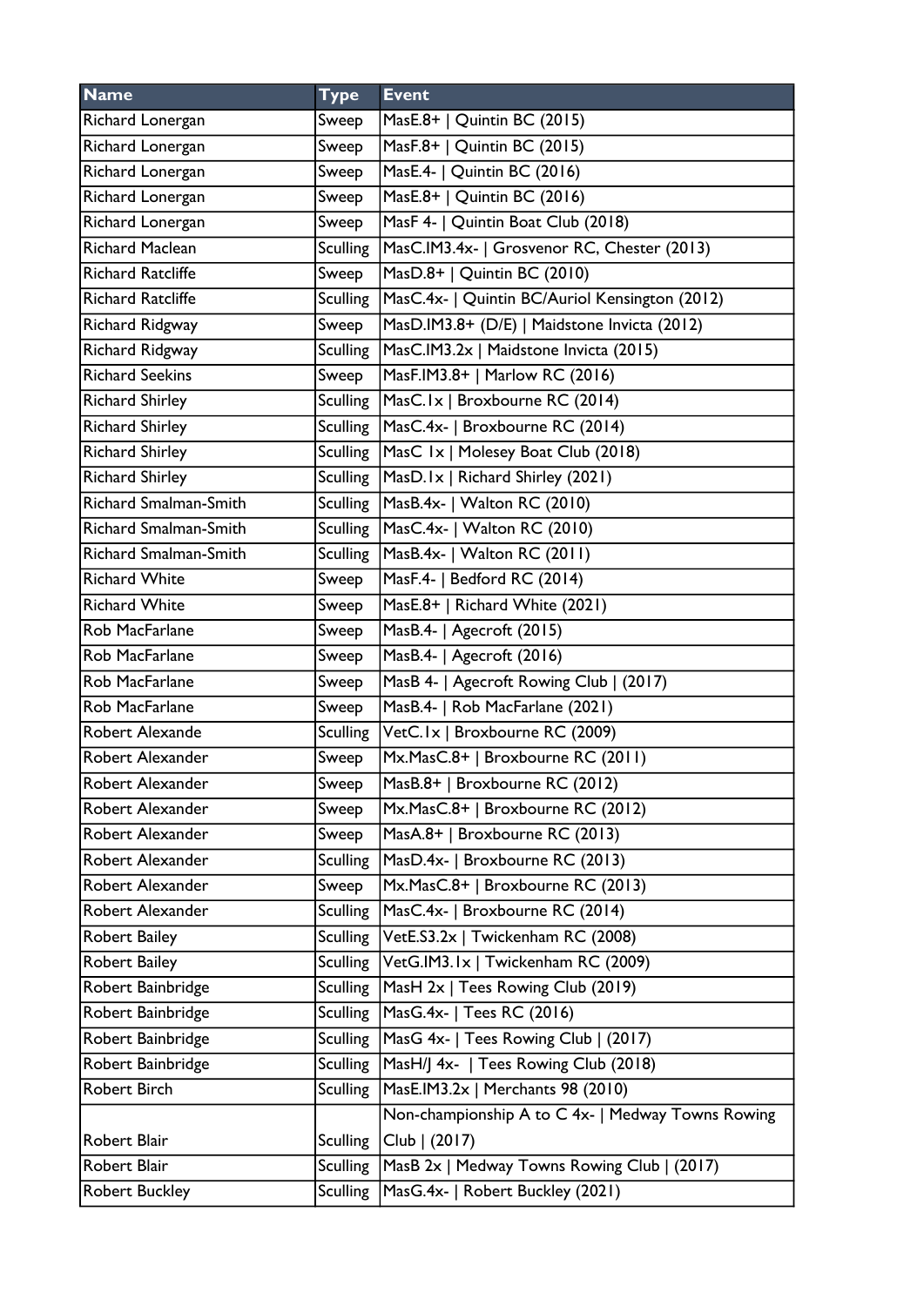| Name | Type | Event |
|---|---|---|
| Richard Lonergan | Sweep | MasE.8+ \| Quintin BC (2015) |
| Richard Lonergan | Sweep | MasF.8+ \| Quintin BC (2015) |
| Richard Lonergan | Sweep | MasE.4- \| Quintin BC (2016) |
| Richard Lonergan | Sweep | MasE.8+ \| Quintin BC (2016) |
| Richard Lonergan | Sweep | MasF 4- \| Quintin Boat Club (2018) |
| Richard Maclean | Sculling | MasC.IM3.4x- \| Grosvenor RC, Chester (2013) |
| Richard Ratcliffe | Sweep | MasD.8+ \| Quintin BC (2010) |
| Richard Ratcliffe | Sculling | MasC.4x- \| Quintin BC/Auriol Kensington (2012) |
| Richard Ridgway | Sweep | MasD.IM3.8+ (D/E) \| Maidstone Invicta (2012) |
| Richard Ridgway | Sculling | MasC.IM3.2x \| Maidstone Invicta (2015) |
| Richard Seekins | Sweep | MasF.IM3.8+ \| Marlow RC (2016) |
| Richard Shirley | Sculling | MasC.1x \| Broxbourne RC (2014) |
| Richard Shirley | Sculling | MasC.4x- \| Broxbourne RC (2014) |
| Richard Shirley | Sculling | MasC 1x \| Molesey Boat Club (2018) |
| Richard Shirley | Sculling | MasD.1x \| Richard Shirley (2021) |
| Richard Smalman-Smith | Sculling | MasB.4x- \| Walton RC (2010) |
| Richard Smalman-Smith | Sculling | MasC.4x- \| Walton RC (2010) |
| Richard Smalman-Smith | Sculling | MasB.4x- \| Walton RC (2011) |
| Richard White | Sweep | MasF.4- \| Bedford RC (2014) |
| Richard White | Sweep | MasE.8+ \| Richard White (2021) |
| Rob MacFarlane | Sweep | MasB.4- \| Agecroft (2015) |
| Rob MacFarlane | Sweep | MasB.4- \| Agecroft (2016) |
| Rob MacFarlane | Sweep | MasB 4- \| Agecroft Rowing Club \| (2017) |
| Rob MacFarlane | Sweep | MasB.4- \| Rob MacFarlane (2021) |
| Robert Alexande | Sculling | VetC.1x \| Broxbourne RC (2009) |
| Robert Alexander | Sweep | Mx.MasC.8+ \| Broxbourne RC (2011) |
| Robert Alexander | Sweep | MasB.8+ \| Broxbourne RC (2012) |
| Robert Alexander | Sweep | Mx.MasC.8+ \| Broxbourne RC (2012) |
| Robert Alexander | Sweep | MasA.8+ \| Broxbourne RC (2013) |
| Robert Alexander | Sculling | MasD.4x- \| Broxbourne RC (2013) |
| Robert Alexander | Sweep | Mx.MasC.8+ \| Broxbourne RC (2013) |
| Robert Alexander | Sculling | MasC.4x- \| Broxbourne RC (2014) |
| Robert Bailey | Sculling | VetE.S3.2x \| Twickenham RC (2008) |
| Robert Bailey | Sculling | VetG.IM3.1x \| Twickenham RC (2009) |
| Robert Bainbridge | Sculling | MasH 2x \| Tees Rowing Club (2019) |
| Robert Bainbridge | Sculling | MasG.4x- \| Tees RC (2016) |
| Robert Bainbridge | Sculling | MasG 4x- \| Tees Rowing Club \| (2017) |
| Robert Bainbridge | Sculling | MasH/J 4x- \| Tees Rowing Club (2018) |
| Robert Birch | Sculling | MasE.IM3.2x \| Merchants 98 (2010) |
| Robert Blair | Sculling | Non-championship A to C 4x- \| Medway Towns Rowing Club \| (2017) |
| Robert Blair | Sculling | MasB 2x \| Medway Towns Rowing Club \| (2017) |
| Robert Buckley | Sculling | MasG.4x- \| Robert Buckley (2021) |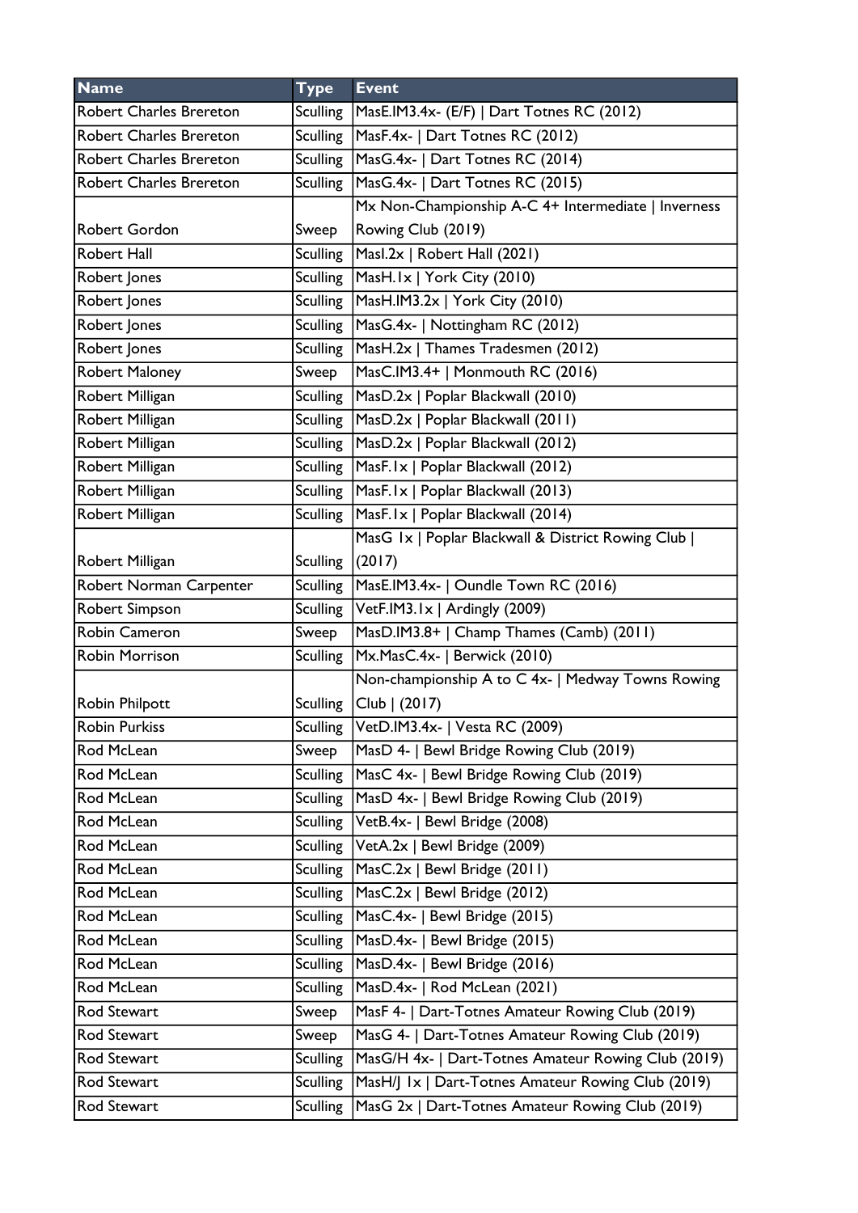| Name | Type | Event |
|---|---|---|
| Robert Charles Brereton | Sculling | MasE.IM3.4x- (E/F) \| Dart Totnes RC (2012) |
| Robert Charles Brereton | Sculling | MasF.4x- \| Dart Totnes RC (2012) |
| Robert Charles Brereton | Sculling | MasG.4x- \| Dart Totnes RC (2014) |
| Robert Charles Brereton | Sculling | MasG.4x- \| Dart Totnes RC (2015) |
| Robert Gordon | Sweep | Mx Non-Championship A-C 4+ Intermediate \| Inverness Rowing Club (2019) |
| Robert Hall | Sculling | MasI.2x \| Robert Hall (2021) |
| Robert Jones | Sculling | MasH.1x \| York City (2010) |
| Robert Jones | Sculling | MasH.IM3.2x \| York City (2010) |
| Robert Jones | Sculling | MasG.4x- \| Nottingham RC (2012) |
| Robert Jones | Sculling | MasH.2x \| Thames Tradesmen (2012) |
| Robert Maloney | Sweep | MasC.IM3.4+ \| Monmouth RC (2016) |
| Robert Milligan | Sculling | MasD.2x \| Poplar Blackwall (2010) |
| Robert Milligan | Sculling | MasD.2x \| Poplar Blackwall (2011) |
| Robert Milligan | Sculling | MasD.2x \| Poplar Blackwall (2012) |
| Robert Milligan | Sculling | MasF.1x \| Poplar Blackwall (2012) |
| Robert Milligan | Sculling | MasF.1x \| Poplar Blackwall (2013) |
| Robert Milligan | Sculling | MasF.1x \| Poplar Blackwall (2014) |
| Robert Milligan | Sculling | MasG 1x \| Poplar Blackwall & District Rowing Club \| (2017) |
| Robert Norman Carpenter | Sculling | MasE.IM3.4x- \| Oundle Town RC (2016) |
| Robert Simpson | Sculling | VetF.IM3.1x \| Ardingly (2009) |
| Robin Cameron | Sweep | MasD.IM3.8+ \| Champ Thames (Camb) (2011) |
| Robin Morrison | Sculling | Mx.MasC.4x- \| Berwick (2010) |
| Robin Philpott | Sculling | Non-championship A to C 4x- \| Medway Towns Rowing Club \| (2017) |
| Robin Purkiss | Sculling | VetD.IM3.4x- \| Vesta RC (2009) |
| Rod McLean | Sweep | MasD 4- \| Bewl Bridge Rowing Club (2019) |
| Rod McLean | Sculling | MasC 4x- \| Bewl Bridge Rowing Club (2019) |
| Rod McLean | Sculling | MasD 4x- \| Bewl Bridge Rowing Club (2019) |
| Rod McLean | Sculling | VetB.4x- \| Bewl Bridge (2008) |
| Rod McLean | Sculling | VetA.2x \| Bewl Bridge (2009) |
| Rod McLean | Sculling | MasC.2x \| Bewl Bridge (2011) |
| Rod McLean | Sculling | MasC.2x \| Bewl Bridge (2012) |
| Rod McLean | Sculling | MasC.4x- \| Bewl Bridge (2015) |
| Rod McLean | Sculling | MasD.4x- \| Bewl Bridge (2015) |
| Rod McLean | Sculling | MasD.4x- \| Bewl Bridge (2016) |
| Rod McLean | Sculling | MasD.4x- \| Rod McLean (2021) |
| Rod Stewart | Sweep | MasF 4- \| Dart-Totnes Amateur Rowing Club (2019) |
| Rod Stewart | Sweep | MasG 4- \| Dart-Totnes Amateur Rowing Club (2019) |
| Rod Stewart | Sculling | MasG/H 4x- \| Dart-Totnes Amateur Rowing Club (2019) |
| Rod Stewart | Sculling | MasH/J 1x \| Dart-Totnes Amateur Rowing Club (2019) |
| Rod Stewart | Sculling | MasG 2x \| Dart-Totnes Amateur Rowing Club (2019) |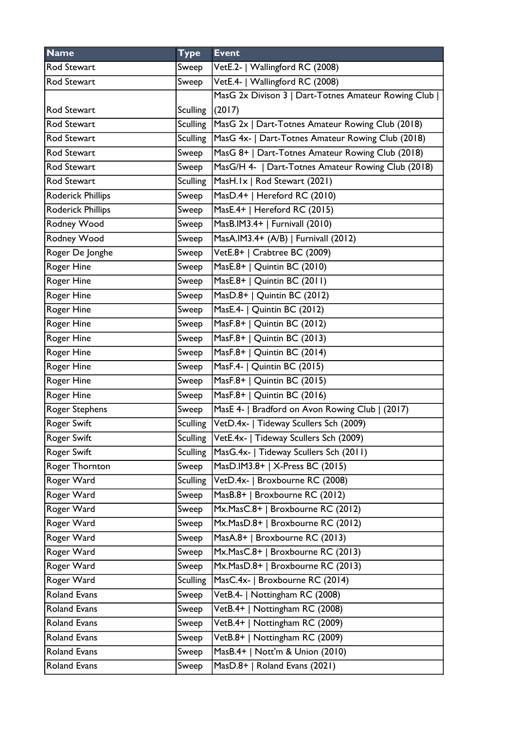| Name | Type | Event |
|---|---|---|
| Rod Stewart | Sweep | VetE.2- \| Wallingford RC (2008) |
| Rod Stewart | Sweep | VetE.4- \| Wallingford RC (2008) |
| Rod Stewart | Sculling | MasG 2x Divison 3 \| Dart-Totnes Amateur Rowing Club \| (2017) |
| Rod Stewart | Sculling | MasG 2x \| Dart-Totnes Amateur Rowing Club (2018) |
| Rod Stewart | Sculling | MasG 4x- \| Dart-Totnes Amateur Rowing Club (2018) |
| Rod Stewart | Sweep | MasG 8+ \| Dart-Totnes Amateur Rowing Club (2018) |
| Rod Stewart | Sweep | MasG/H 4- \| Dart-Totnes Amateur Rowing Club (2018) |
| Rod Stewart | Sculling | MasH.1x \| Rod Stewart (2021) |
| Roderick Phillips | Sweep | MasD.4+ \| Hereford RC (2010) |
| Roderick Phillips | Sweep | MasE.4+ \| Hereford RC (2015) |
| Rodney Wood | Sweep | MasB.IM3.4+ \| Furnivall (2010) |
| Rodney Wood | Sweep | MasA.IM3.4+ (A/B) \| Furnivall (2012) |
| Roger De Jonghe | Sweep | VetE.8+ \| Crabtree BC (2009) |
| Roger Hine | Sweep | MasE.8+ \| Quintin BC (2010) |
| Roger Hine | Sweep | MasE.8+ \| Quintin BC (2011) |
| Roger Hine | Sweep | MasD.8+ \| Quintin BC (2012) |
| Roger Hine | Sweep | MasE.4- \| Quintin BC (2012) |
| Roger Hine | Sweep | MasF.8+ \| Quintin BC (2012) |
| Roger Hine | Sweep | MasF.8+ \| Quintin BC (2013) |
| Roger Hine | Sweep | MasF.8+ \| Quintin BC (2014) |
| Roger Hine | Sweep | MasF.4- \| Quintin BC (2015) |
| Roger Hine | Sweep | MasF.8+ \| Quintin BC (2015) |
| Roger Hine | Sweep | MasF.8+ \| Quintin BC (2016) |
| Roger Stephens | Sweep | MasE 4- \| Bradford on Avon Rowing Club \| (2017) |
| Roger Swift | Sculling | VetD.4x- \| Tideway Scullers Sch (2009) |
| Roger Swift | Sculling | VetE.4x- \| Tideway Scullers Sch (2009) |
| Roger Swift | Sculling | MasG.4x- \| Tideway Scullers Sch (2011) |
| Roger Thornton | Sweep | MasD.IM3.8+ \| X-Press BC (2015) |
| Roger Ward | Sculling | VetD.4x- \| Broxbourne RC (2008) |
| Roger Ward | Sweep | MasB.8+ \| Broxbourne RC (2012) |
| Roger Ward | Sweep | Mx.MasC.8+ \| Broxbourne RC (2012) |
| Roger Ward | Sweep | Mx.MasD.8+ \| Broxbourne RC (2012) |
| Roger Ward | Sweep | MasA.8+ \| Broxbourne RC (2013) |
| Roger Ward | Sweep | Mx.MasC.8+ \| Broxbourne RC (2013) |
| Roger Ward | Sweep | Mx.MasD.8+ \| Broxbourne RC (2013) |
| Roger Ward | Sculling | MasC.4x- \| Broxbourne RC (2014) |
| Roland Evans | Sweep | VetB.4- \| Nottingham RC (2008) |
| Roland Evans | Sweep | VetB.4+ \| Nottingham RC (2008) |
| Roland Evans | Sweep | VetB.4+ \| Nottingham RC (2009) |
| Roland Evans | Sweep | VetB.8+ \| Nottingham RC (2009) |
| Roland Evans | Sweep | MasB.4+ \| Nott'm & Union (2010) |
| Roland Evans | Sweep | MasD.8+ \| Roland Evans (2021) |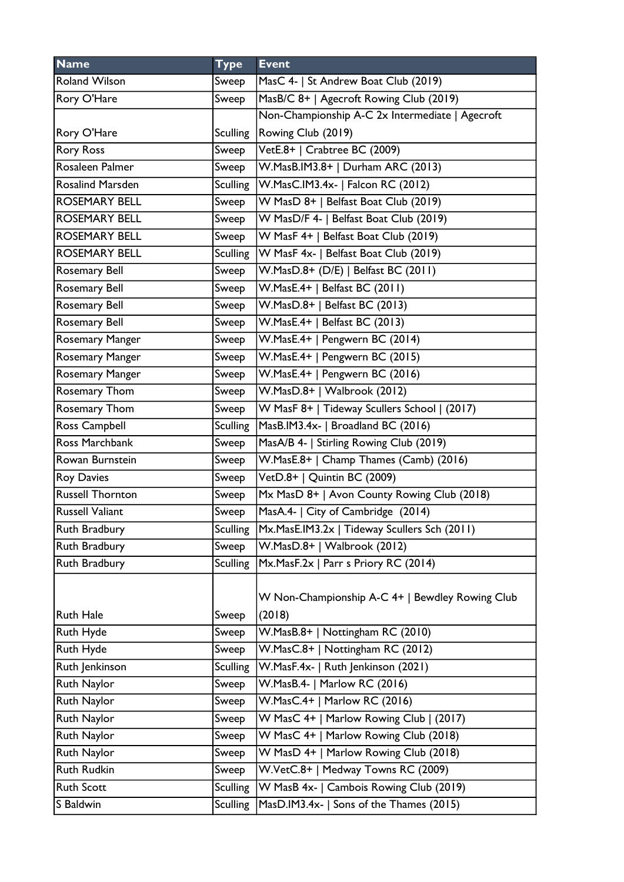| Name | Type | Event |
|---|---|---|
| Roland Wilson | Sweep | MasC 4- &#124; St Andrew Boat Club (2019) |
| Rory O'Hare | Sweep | MasB/C 8+ &#124; Agecroft Rowing Club (2019) |
| Rory O'Hare | Sculling | Non-Championship A-C 2x Intermediate &#124; Agecroft Rowing Club (2019) |
| Rory Ross | Sweep | VetE.8+ &#124; Crabtree BC (2009) |
| Rosaleen Palmer | Sweep | W.MasB.IM3.8+ &#124; Durham ARC (2013) |
| Rosalind Marsden | Sculling | W.MasC.IM3.4x- &#124; Falcon RC (2012) |
| ROSEMARY BELL | Sweep | W MasD 8+ &#124; Belfast Boat Club (2019) |
| ROSEMARY BELL | Sweep | W MasD/F 4- &#124; Belfast Boat Club (2019) |
| ROSEMARY BELL | Sweep | W MasF 4+ &#124; Belfast Boat Club (2019) |
| ROSEMARY BELL | Sculling | W MasF 4x- &#124; Belfast Boat Club (2019) |
| Rosemary Bell | Sweep | W.MasD.8+ (D/E) &#124; Belfast BC (2011) |
| Rosemary Bell | Sweep | W.MasE.4+ &#124; Belfast BC (2011) |
| Rosemary Bell | Sweep | W.MasD.8+ &#124; Belfast BC (2013) |
| Rosemary Bell | Sweep | W.MasE.4+ &#124; Belfast BC (2013) |
| Rosemary Manger | Sweep | W.MasE.4+ &#124; Pengwern BC (2014) |
| Rosemary Manger | Sweep | W.MasE.4+ &#124; Pengwern BC (2015) |
| Rosemary Manger | Sweep | W.MasE.4+ &#124; Pengwern BC (2016) |
| Rosemary Thom | Sweep | W.MasD.8+ &#124; Walbrook (2012) |
| Rosemary Thom | Sweep | W MasF 8+ &#124; Tideway Scullers School &#124; (2017) |
| Ross Campbell | Sculling | MasB.IM3.4x- &#124; Broadland BC (2016) |
| Ross Marchbank | Sweep | MasA/B 4- &#124; Stirling Rowing Club (2019) |
| Rowan Burnstein | Sweep | W.MasE.8+ &#124; Champ Thames (Camb) (2016) |
| Roy Davies | Sweep | VetD.8+ &#124; Quintin BC (2009) |
| Russell Thornton | Sweep | Mx MasD 8+ &#124; Avon County Rowing Club (2018) |
| Russell Valiant | Sweep | MasA.4- &#124; City of Cambridge (2014) |
| Ruth Bradbury | Sculling | Mx.MasE.IM3.2x &#124; Tideway Scullers Sch (2011) |
| Ruth Bradbury | Sweep | W.MasD.8+ &#124; Walbrook (2012) |
| Ruth Bradbury | Sculling | Mx.MasF.2x &#124; Parr s Priory RC (2014) |
| Ruth Hale | Sweep | W Non-Championship A-C 4+ &#124; Bewdley Rowing Club (2018) |
| Ruth Hyde | Sweep | W.MasB.8+ &#124; Nottingham RC (2010) |
| Ruth Hyde | Sweep | W.MasC.8+ &#124; Nottingham RC (2012) |
| Ruth Jenkinson | Sculling | W.MasF.4x- &#124; Ruth Jenkinson (2021) |
| Ruth Naylor | Sweep | W.MasB.4- &#124; Marlow RC (2016) |
| Ruth Naylor | Sweep | W.MasC.4+ &#124; Marlow RC (2016) |
| Ruth Naylor | Sweep | W MasC 4+ &#124; Marlow Rowing Club &#124; (2017) |
| Ruth Naylor | Sweep | W MasC 4+ &#124; Marlow Rowing Club (2018) |
| Ruth Naylor | Sweep | W MasD 4+ &#124; Marlow Rowing Club (2018) |
| Ruth Rudkin | Sweep | W.VetC.8+ &#124; Medway Towns RC (2009) |
| Ruth Scott | Sculling | W MasB 4x- &#124; Cambois Rowing Club (2019) |
| S Baldwin | Sculling | MasD.IM3.4x- &#124; Sons of the Thames (2015) |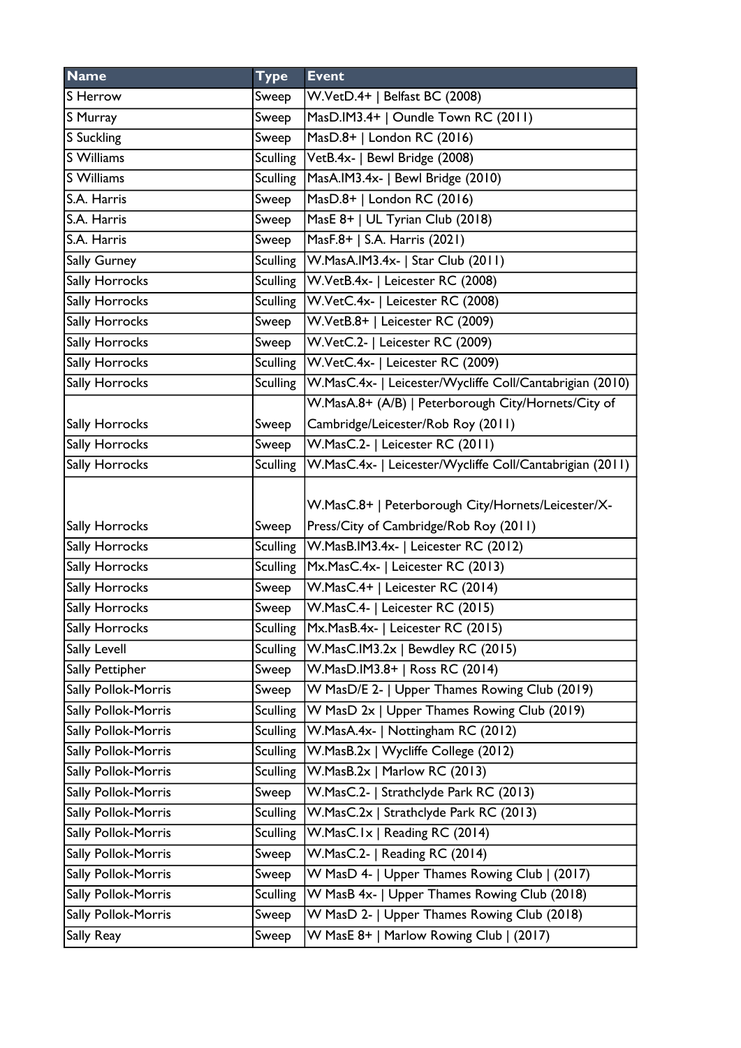| Name | Type | Event |
|---|---|---|
| S Herrow | Sweep | W.VetD.4+ \| Belfast BC (2008) |
| S Murray | Sweep | MasD.IM3.4+ \| Oundle Town RC (2011) |
| S Suckling | Sweep | MasD.8+ \| London RC (2016) |
| S Williams | Sculling | VetB.4x- \| Bewl Bridge (2008) |
| S Williams | Sculling | MasA.IM3.4x- \| Bewl Bridge (2010) |
| S.A. Harris | Sweep | MasD.8+ \| London RC (2016) |
| S.A. Harris | Sweep | MasE 8+ \| UL Tyrian Club (2018) |
| S.A. Harris | Sweep | MasF.8+ \| S.A. Harris (2021) |
| Sally Gurney | Sculling | W.MasA.IM3.4x- \| Star Club (2011) |
| Sally Horrocks | Sculling | W.VetB.4x- \| Leicester RC (2008) |
| Sally Horrocks | Sculling | W.VetC.4x- \| Leicester RC (2008) |
| Sally Horrocks | Sweep | W.VetB.8+ \| Leicester RC (2009) |
| Sally Horrocks | Sweep | W.VetC.2- \| Leicester RC (2009) |
| Sally Horrocks | Sculling | W.VetC.4x- \| Leicester RC (2009) |
| Sally Horrocks | Sculling | W.MasC.4x- \| Leicester/Wycliffe Coll/Cantabrigian (2010) |
| Sally Horrocks | Sweep | W.MasA.8+ (A/B) \| Peterborough City/Hornets/City of Cambridge/Leicester/Rob Roy (2011) |
| Sally Horrocks | Sweep | W.MasC.2- \| Leicester RC (2011) |
| Sally Horrocks | Sculling | W.MasC.4x- \| Leicester/Wycliffe Coll/Cantabrigian (2011) |
| Sally Horrocks | Sweep | W.MasC.8+ \| Peterborough City/Hornets/Leicester/X-Press/City of Cambridge/Rob Roy (2011) |
| Sally Horrocks | Sculling | W.MasB.IM3.4x- \| Leicester RC (2012) |
| Sally Horrocks | Sculling | Mx.MasC.4x- \| Leicester RC (2013) |
| Sally Horrocks | Sweep | W.MasC.4+ \| Leicester RC (2014) |
| Sally Horrocks | Sweep | W.MasC.4- \| Leicester RC (2015) |
| Sally Horrocks | Sculling | Mx.MasB.4x- \| Leicester RC (2015) |
| Sally Levell | Sculling | W.MasC.IM3.2x \| Bewdley RC (2015) |
| Sally Pettipher | Sweep | W.MasD.IM3.8+ \| Ross RC (2014) |
| Sally Pollok-Morris | Sweep | W MasD/E 2- \| Upper Thames Rowing Club (2019) |
| Sally Pollok-Morris | Sculling | W MasD 2x \| Upper Thames Rowing Club (2019) |
| Sally Pollok-Morris | Sculling | W.MasA.4x- \| Nottingham RC (2012) |
| Sally Pollok-Morris | Sculling | W.MasB.2x \| Wycliffe College (2012) |
| Sally Pollok-Morris | Sculling | W.MasB.2x \| Marlow RC (2013) |
| Sally Pollok-Morris | Sweep | W.MasC.2- \| Strathclyde Park RC (2013) |
| Sally Pollok-Morris | Sculling | W.MasC.2x \| Strathclyde Park RC (2013) |
| Sally Pollok-Morris | Sculling | W.MasC.1x \| Reading RC (2014) |
| Sally Pollok-Morris | Sweep | W.MasC.2- \| Reading RC (2014) |
| Sally Pollok-Morris | Sweep | W MasD 4- \| Upper Thames Rowing Club \| (2017) |
| Sally Pollok-Morris | Sculling | W MasB 4x- \| Upper Thames Rowing Club (2018) |
| Sally Pollok-Morris | Sweep | W MasD 2- \| Upper Thames Rowing Club (2018) |
| Sally Reay | Sweep | W MasE 8+ \| Marlow Rowing Club \| (2017) |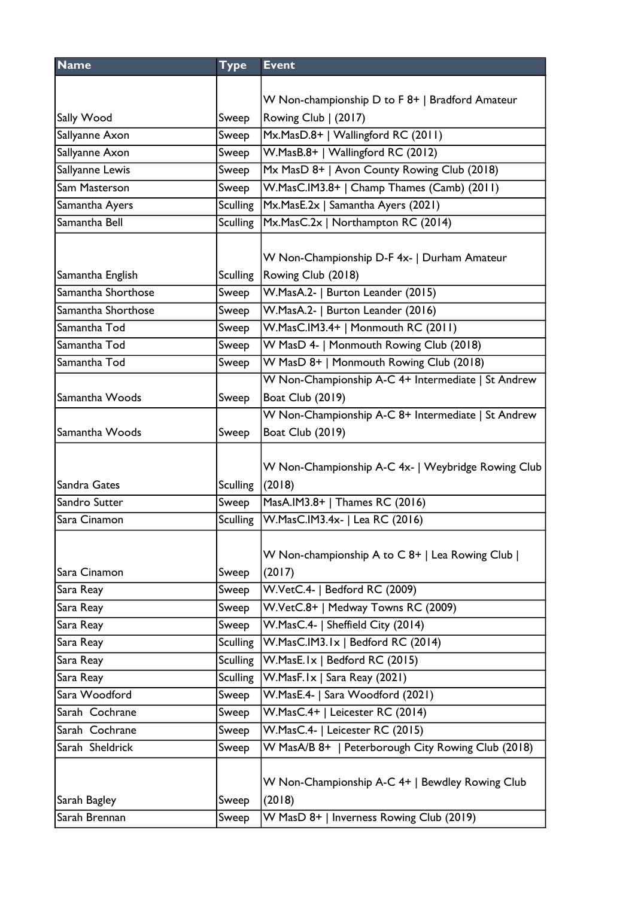| Name | Type | Event |
|---|---|---|
| Sally Wood | Sweep | W Non-championship D to F 8+ \| Bradford Amateur Rowing Club \| (2017) |
| Sallyanne Axon | Sweep | Mx.MasD.8+ \| Wallingford RC (2011) |
| Sallyanne Axon | Sweep | W.MasB.8+ \| Wallingford RC (2012) |
| Sallyanne Lewis | Sweep | Mx MasD 8+ \| Avon County Rowing Club (2018) |
| Sam Masterson | Sweep | W.MasC.IM3.8+ \| Champ Thames (Camb) (2011) |
| Samantha Ayers | Sculling | Mx.MasE.2x \| Samantha Ayers (2021) |
| Samantha Bell | Sculling | Mx.MasC.2x \| Northampton RC (2014) |
| Samantha English | Sculling | W Non-Championship D-F 4x- \| Durham Amateur Rowing Club (2018) |
| Samantha Shorthose | Sweep | W.MasA.2- \| Burton Leander (2015) |
| Samantha Shorthose | Sweep | W.MasA.2- \| Burton Leander (2016) |
| Samantha Tod | Sweep | W.MasC.IM3.4+ \| Monmouth RC (2011) |
| Samantha Tod | Sweep | W MasD 4- \| Monmouth Rowing Club (2018) |
| Samantha Tod | Sweep | W MasD 8+ \| Monmouth Rowing Club (2018) |
| Samantha Woods | Sweep | W Non-Championship A-C 4+ Intermediate \| St Andrew Boat Club (2019) |
| Samantha Woods | Sweep | W Non-Championship A-C 8+ Intermediate \| St Andrew Boat Club (2019) |
| Sandra Gates | Sculling | W Non-Championship A-C 4x- \| Weybridge Rowing Club (2018) |
| Sandro Sutter | Sweep | MasA.IM3.8+ \| Thames RC (2016) |
| Sara Cinamon | Sculling | W.MasC.IM3.4x- \| Lea RC (2016) |
| Sara Cinamon | Sweep | W Non-championship A to C 8+ \| Lea Rowing Club \| (2017) |
| Sara Reay | Sweep | W.VetC.4- \| Bedford RC (2009) |
| Sara Reay | Sweep | W.VetC.8+ \| Medway Towns RC (2009) |
| Sara Reay | Sweep | W.MasC.4- \| Sheffield City (2014) |
| Sara Reay | Sculling | W.MasC.IM3.1x \| Bedford RC (2014) |
| Sara Reay | Sculling | W.MasE.1x \| Bedford RC (2015) |
| Sara Reay | Sculling | W.MasF.1x \| Sara Reay (2021) |
| Sara Woodford | Sweep | W.MasE.4- \| Sara Woodford (2021) |
| Sarah Cochrane | Sweep | W.MasC.4+ \| Leicester RC (2014) |
| Sarah Cochrane | Sweep | W.MasC.4- \| Leicester RC (2015) |
| Sarah Sheldrick | Sweep | W MasA/B 8+ \| Peterborough City Rowing Club (2018) |
| Sarah Bagley | Sweep | W Non-Championship A-C 4+ \| Bewdley Rowing Club (2018) |
| Sarah Brennan | Sweep | W MasD 8+ \| Inverness Rowing Club (2019) |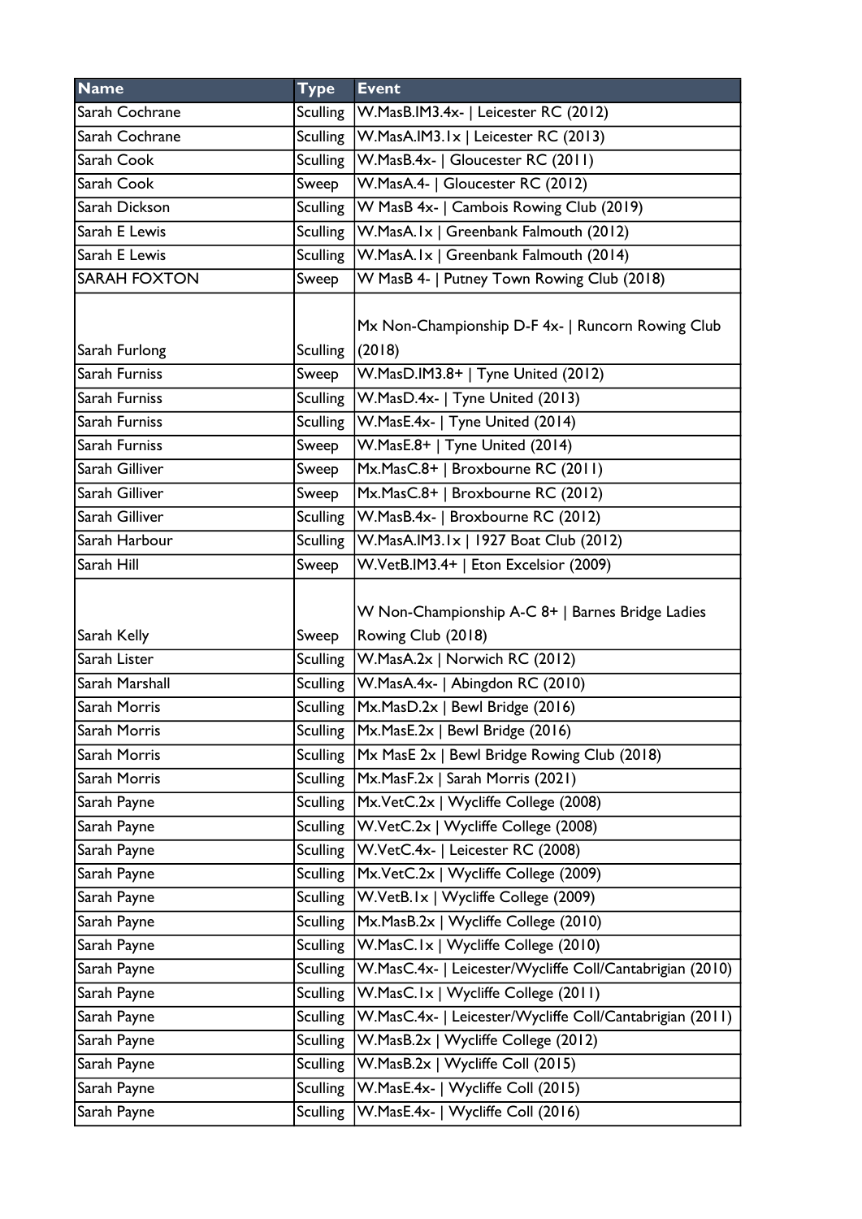| Name | Type | Event |
|---|---|---|
| Sarah Cochrane | Sculling | W.MasB.IM3.4x- \| Leicester RC (2012) |
| Sarah Cochrane | Sculling | W.MasA.IM3.1x \| Leicester RC (2013) |
| Sarah Cook | Sculling | W.MasB.4x- \| Gloucester RC (2011) |
| Sarah Cook | Sweep | W.MasA.4- \| Gloucester RC (2012) |
| Sarah Dickson | Sculling | W MasB 4x- \| Cambois Rowing Club (2019) |
| Sarah E Lewis | Sculling | W.MasA.1x \| Greenbank Falmouth (2012) |
| Sarah E Lewis | Sculling | W.MasA.1x \| Greenbank Falmouth (2014) |
| SARAH FOXTON | Sweep | W MasB 4- \| Putney Town Rowing Club (2018) |
| Sarah Furlong | Sculling | Mx Non-Championship D-F 4x- \| Runcorn Rowing Club (2018) |
| Sarah Furniss | Sweep | W.MasD.IM3.8+ \| Tyne United (2012) |
| Sarah Furniss | Sculling | W.MasD.4x- \| Tyne United (2013) |
| Sarah Furniss | Sculling | W.MasE.4x- \| Tyne United (2014) |
| Sarah Furniss | Sweep | W.MasE.8+ \| Tyne United (2014) |
| Sarah Gilliver | Sweep | Mx.MasC.8+ \| Broxbourne RC (2011) |
| Sarah Gilliver | Sweep | Mx.MasC.8+ \| Broxbourne RC (2012) |
| Sarah Gilliver | Sculling | W.MasB.4x- \| Broxbourne RC (2012) |
| Sarah Harbour | Sculling | W.MasA.IM3.1x \| 1927 Boat Club (2012) |
| Sarah Hill | Sweep | W.VetB.IM3.4+ \| Eton Excelsior (2009) |
| Sarah Kelly | Sweep | W Non-Championship A-C 8+ \| Barnes Bridge Ladies Rowing Club (2018) |
| Sarah Lister | Sculling | W.MasA.2x \| Norwich RC (2012) |
| Sarah Marshall | Sculling | W.MasA.4x- \| Abingdon RC (2010) |
| Sarah Morris | Sculling | Mx.MasD.2x \| Bewl Bridge (2016) |
| Sarah Morris | Sculling | Mx.MasE.2x \| Bewl Bridge (2016) |
| Sarah Morris | Sculling | Mx MasE 2x \| Bewl Bridge Rowing Club (2018) |
| Sarah Morris | Sculling | Mx.MasF.2x \| Sarah Morris (2021) |
| Sarah Payne | Sculling | Mx.VetC.2x \| Wycliffe College (2008) |
| Sarah Payne | Sculling | W.VetC.2x \| Wycliffe College (2008) |
| Sarah Payne | Sculling | W.VetC.4x- \| Leicester RC (2008) |
| Sarah Payne | Sculling | Mx.VetC.2x \| Wycliffe College (2009) |
| Sarah Payne | Sculling | W.VetB.1x \| Wycliffe College (2009) |
| Sarah Payne | Sculling | Mx.MasB.2x \| Wycliffe College (2010) |
| Sarah Payne | Sculling | W.MasC.1x \| Wycliffe College (2010) |
| Sarah Payne | Sculling | W.MasC.4x- \| Leicester/Wycliffe Coll/Cantabrigian (2010) |
| Sarah Payne | Sculling | W.MasC.1x \| Wycliffe College (2011) |
| Sarah Payne | Sculling | W.MasC.4x- \| Leicester/Wycliffe Coll/Cantabrigian (2011) |
| Sarah Payne | Sculling | W.MasB.2x \| Wycliffe College (2012) |
| Sarah Payne | Sculling | W.MasB.2x \| Wycliffe Coll (2015) |
| Sarah Payne | Sculling | W.MasE.4x- \| Wycliffe Coll (2015) |
| Sarah Payne | Sculling | W.MasE.4x- \| Wycliffe Coll (2016) |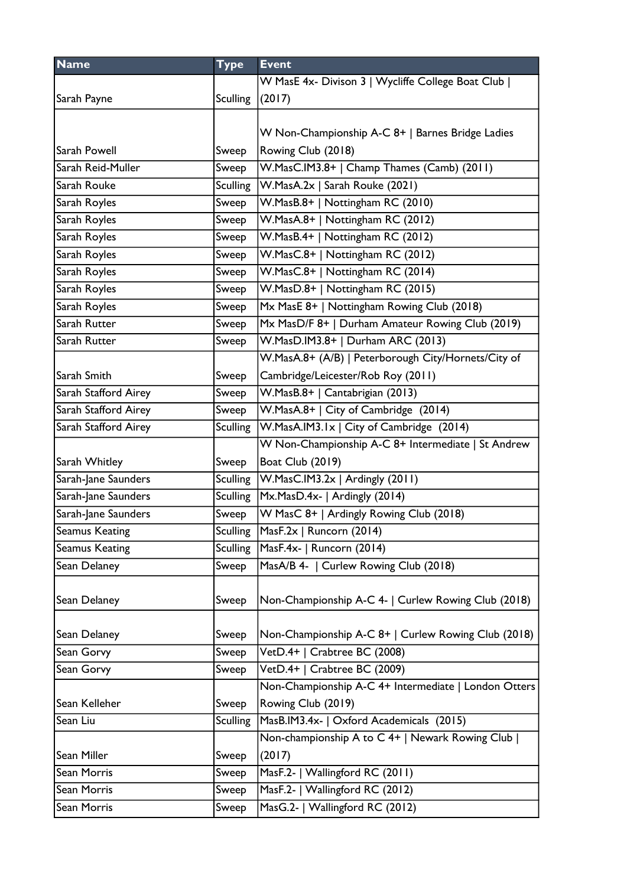| Name | Type | Event |
|---|---|---|
| Sarah Payne | Sculling | W MasE 4x- Divison 3 \| Wycliffe College Boat Club \| (2017) |
| Sarah Powell | Sweep | W Non-Championship A-C 8+ \| Barnes Bridge Ladies Rowing Club (2018) |
| Sarah Reid-Muller | Sweep | W.MasC.IM3.8+ \| Champ Thames (Camb) (2011) |
| Sarah Rouke | Sculling | W.MasA.2x \| Sarah Rouke (2021) |
| Sarah Royles | Sweep | W.MasB.8+ \| Nottingham RC (2010) |
| Sarah Royles | Sweep | W.MasA.8+ \| Nottingham RC (2012) |
| Sarah Royles | Sweep | W.MasB.4+ \| Nottingham RC (2012) |
| Sarah Royles | Sweep | W.MasC.8+ \| Nottingham RC (2012) |
| Sarah Royles | Sweep | W.MasC.8+ \| Nottingham RC (2014) |
| Sarah Royles | Sweep | W.MasD.8+ \| Nottingham RC (2015) |
| Sarah Royles | Sweep | Mx MasE 8+ \| Nottingham Rowing Club (2018) |
| Sarah Rutter | Sweep | Mx MasD/F 8+ \| Durham Amateur Rowing Club (2019) |
| Sarah Rutter | Sweep | W.MasD.IM3.8+ \| Durham ARC (2013) |
| Sarah Smith | Sweep | W.MasA.8+ (A/B) \| Peterborough City/Hornets/City of Cambridge/Leicester/Rob Roy (2011) |
| Sarah Stafford Airey | Sweep | W.MasB.8+ \| Cantabrigian (2013) |
| Sarah Stafford Airey | Sweep | W.MasA.8+ \| City of Cambridge (2014) |
| Sarah Stafford Airey | Sculling | W.MasA.IM3.1x \| City of Cambridge (2014) |
| Sarah Whitley | Sweep | W Non-Championship A-C 8+ Intermediate \| St Andrew Boat Club (2019) |
| Sarah-Jane Saunders | Sculling | W.MasC.IM3.2x \| Ardingly (2011) |
| Sarah-Jane Saunders | Sculling | Mx.MasD.4x- \| Ardingly (2014) |
| Sarah-Jane Saunders | Sweep | W MasC 8+ \| Ardingly Rowing Club (2018) |
| Seamus Keating | Sculling | MasF.2x \| Runcorn (2014) |
| Seamus Keating | Sculling | MasF.4x- \| Runcorn (2014) |
| Sean Delaney | Sweep | MasA/B 4- \| Curlew Rowing Club (2018) |
| Sean Delaney | Sweep | Non-Championship A-C 4- \| Curlew Rowing Club (2018) |
| Sean Delaney | Sweep | Non-Championship A-C 8+ \| Curlew Rowing Club (2018) |
| Sean Gorvy | Sweep | VetD.4+ \| Crabtree BC (2008) |
| Sean Gorvy | Sweep | VetD.4+ \| Crabtree BC (2009) |
| Sean Kelleher | Sweep | Non-Championship A-C 4+ Intermediate \| London Otters Rowing Club (2019) |
| Sean Liu | Sculling | MasB.IM3.4x- \| Oxford Academicals (2015) |
| Sean Miller | Sweep | Non-championship A to C 4+ \| Newark Rowing Club \| (2017) |
| Sean Morris | Sweep | MasF.2- \| Wallingford RC (2011) |
| Sean Morris | Sweep | MasF.2- \| Wallingford RC (2012) |
| Sean Morris | Sweep | MasG.2- \| Wallingford RC (2012) |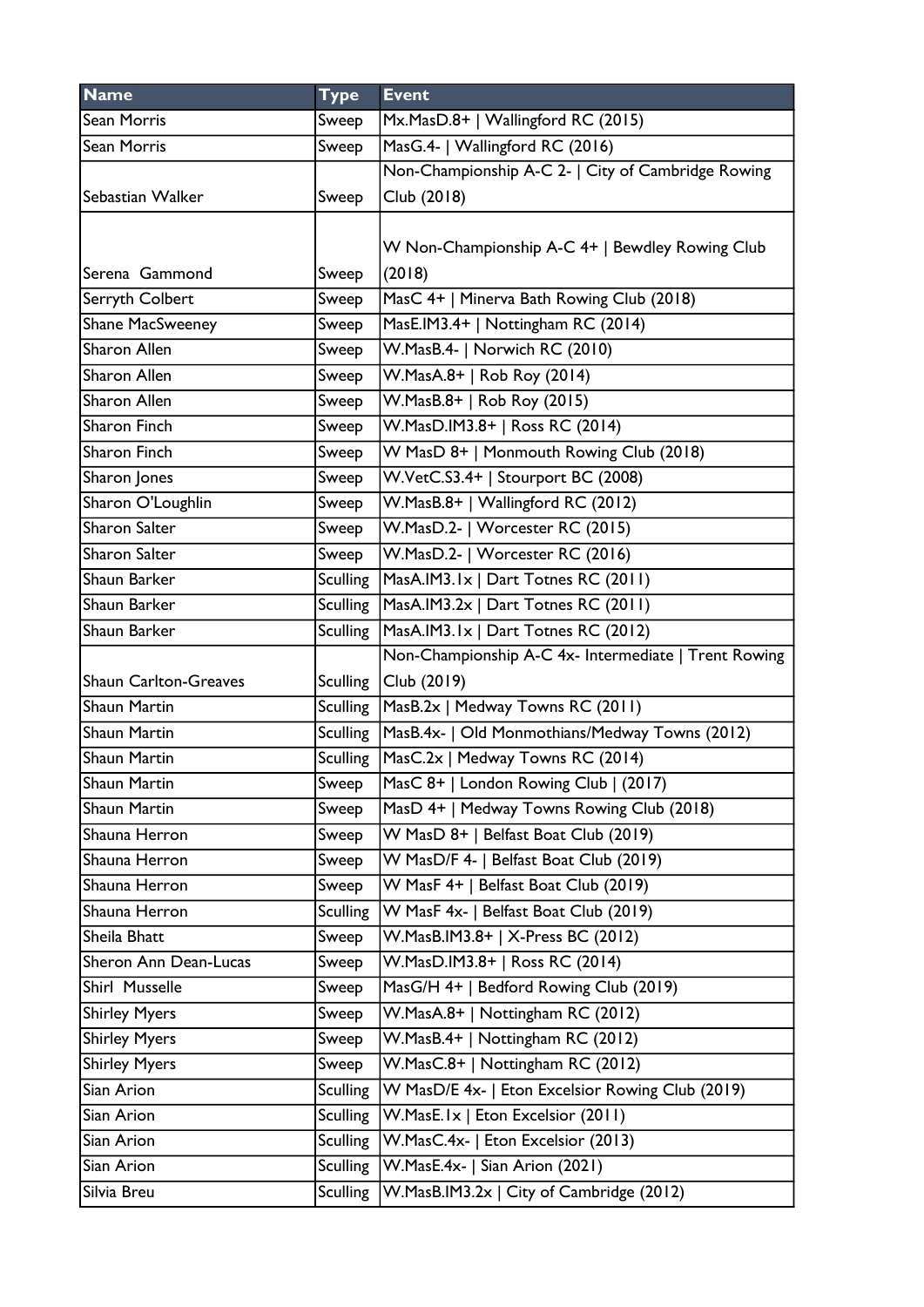| Name | Type | Event |
|---|---|---|
| Sean Morris | Sweep | Mx.MasD.8+ \| Wallingford RC (2015) |
| Sean Morris | Sweep | MasG.4- \| Wallingford RC (2016) |
| Sebastian Walker | Sweep | Non-Championship A-C 2- \| City of Cambridge Rowing Club (2018) |
| Serena  Gammond | Sweep | W Non-Championship A-C 4+ \| Bewdley Rowing Club (2018) |
| Serryth Colbert | Sweep | MasC 4+ \| Minerva Bath Rowing Club (2018) |
| Shane MacSweeney | Sweep | MasE.IM3.4+ \| Nottingham RC (2014) |
| Sharon Allen | Sweep | W.MasB.4- \| Norwich RC (2010) |
| Sharon Allen | Sweep | W.MasA.8+ \| Rob Roy (2014) |
| Sharon Allen | Sweep | W.MasB.8+ \| Rob Roy (2015) |
| Sharon Finch | Sweep | W.MasD.IM3.8+ \| Ross RC (2014) |
| Sharon Finch | Sweep | W MasD 8+ \| Monmouth Rowing Club (2018) |
| Sharon Jones | Sweep | W.VetC.S3.4+ \| Stourport BC (2008) |
| Sharon O'Loughlin | Sweep | W.MasB.8+ \| Wallingford RC (2012) |
| Sharon Salter | Sweep | W.MasD.2- \| Worcester RC (2015) |
| Sharon Salter | Sweep | W.MasD.2- \| Worcester RC (2016) |
| Shaun Barker | Sculling | MasA.IM3.1x \| Dart Totnes RC (2011) |
| Shaun Barker | Sculling | MasA.IM3.2x \| Dart Totnes RC (2011) |
| Shaun Barker | Sculling | MasA.IM3.1x \| Dart Totnes RC (2012) |
| Shaun Carlton-Greaves | Sculling | Non-Championship A-C 4x- Intermediate \| Trent Rowing Club (2019) |
| Shaun Martin | Sculling | MasB.2x \| Medway Towns RC (2011) |
| Shaun Martin | Sculling | MasB.4x- \| Old Monmothians/Medway Towns (2012) |
| Shaun Martin | Sculling | MasC.2x \| Medway Towns RC (2014) |
| Shaun Martin | Sweep | MasC 8+ \| London Rowing Club \| (2017) |
| Shaun Martin | Sweep | MasD 4+ \| Medway Towns Rowing Club (2018) |
| Shauna Herron | Sweep | W MasD 8+ \| Belfast Boat Club (2019) |
| Shauna Herron | Sweep | W MasD/F 4- \| Belfast Boat Club (2019) |
| Shauna Herron | Sweep | W MasF 4+ \| Belfast Boat Club (2019) |
| Shauna Herron | Sculling | W MasF 4x- \| Belfast Boat Club (2019) |
| Sheila Bhatt | Sweep | W.MasB.IM3.8+ \| X-Press BC (2012) |
| Sheron Ann Dean-Lucas | Sweep | W.MasD.IM3.8+ \| Ross RC (2014) |
| Shirl  Musselle | Sweep | MasG/H 4+ \| Bedford Rowing Club (2019) |
| Shirley Myers | Sweep | W.MasA.8+ \| Nottingham RC (2012) |
| Shirley Myers | Sweep | W.MasB.4+ \| Nottingham RC (2012) |
| Shirley Myers | Sweep | W.MasC.8+ \| Nottingham RC (2012) |
| Sian Arion | Sculling | W MasD/E 4x- \| Eton Excelsior Rowing Club (2019) |
| Sian Arion | Sculling | W.MasE.1x \| Eton Excelsior (2011) |
| Sian Arion | Sculling | W.MasC.4x- \| Eton Excelsior (2013) |
| Sian Arion | Sculling | W.MasE.4x- \| Sian Arion (2021) |
| Silvia Breu | Sculling | W.MasB.IM3.2x \| City of Cambridge (2012) |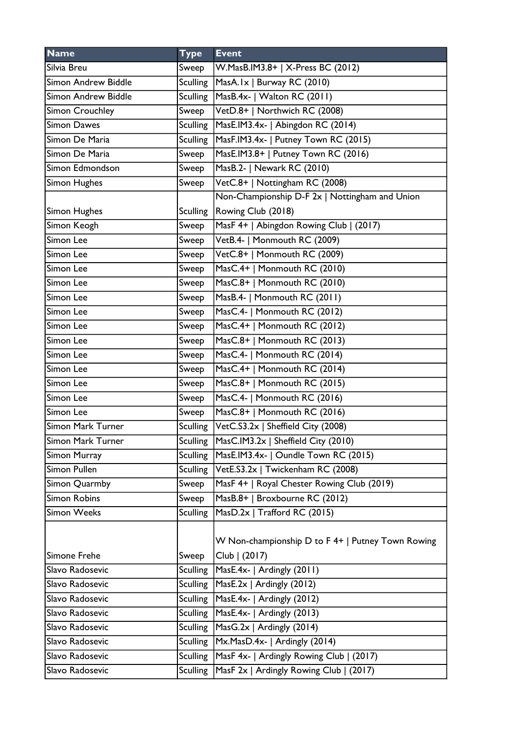| Name | Type | Event |
| --- | --- | --- |
| Silvia Breu | Sweep | W.MasB.IM3.8+ \| X-Press BC (2012) |
| Simon Andrew Biddle | Sculling | MasA.1x \| Burway RC (2010) |
| Simon Andrew Biddle | Sculling | MasB.4x- \| Walton RC (2011) |
| Simon Crouchley | Sweep | VetD.8+ \| Northwich RC (2008) |
| Simon Dawes | Sculling | MasE.IM3.4x- \| Abingdon RC (2014) |
| Simon De Maria | Sculling | MasF.IM3.4x- \| Putney Town RC (2015) |
| Simon De Maria | Sweep | MasE.IM3.8+ \| Putney Town RC (2016) |
| Simon Edmondson | Sweep | MasB.2- \| Newark RC (2010) |
| Simon Hughes | Sweep | VetC.8+ \| Nottingham RC (2008) |
| Simon Hughes | Sculling | Non-Championship D-F 2x \| Nottingham and Union Rowing Club (2018) |
| Simon Keogh | Sweep | MasF 4+ \| Abingdon Rowing Club \| (2017) |
| Simon Lee | Sweep | VetB.4- \| Monmouth RC (2009) |
| Simon Lee | Sweep | VetC.8+ \| Monmouth RC (2009) |
| Simon Lee | Sweep | MasC.4+ \| Monmouth RC (2010) |
| Simon Lee | Sweep | MasC.8+ \| Monmouth RC (2010) |
| Simon Lee | Sweep | MasB.4- \| Monmouth RC (2011) |
| Simon Lee | Sweep | MasC.4- \| Monmouth RC (2012) |
| Simon Lee | Sweep | MasC.4+ \| Monmouth RC (2012) |
| Simon Lee | Sweep | MasC.8+ \| Monmouth RC (2013) |
| Simon Lee | Sweep | MasC.4- \| Monmouth RC (2014) |
| Simon Lee | Sweep | MasC.4+ \| Monmouth RC (2014) |
| Simon Lee | Sweep | MasC.8+ \| Monmouth RC (2015) |
| Simon Lee | Sweep | MasC.4- \| Monmouth RC (2016) |
| Simon Lee | Sweep | MasC.8+ \| Monmouth RC (2016) |
| Simon Mark Turner | Sculling | VetC.S3.2x \| Sheffield City (2008) |
| Simon Mark Turner | Sculling | MasC.IM3.2x \| Sheffield City (2010) |
| Simon Murray | Sculling | MasE.IM3.4x- \| Oundle Town RC (2015) |
| Simon Pullen | Sculling | VetE.S3.2x \| Twickenham RC (2008) |
| Simon Quarmby | Sweep | MasF 4+ \| Royal Chester Rowing Club (2019) |
| Simon Robins | Sweep | MasB.8+ \| Broxbourne RC (2012) |
| Simon Weeks | Sculling | MasD.2x \| Trafford RC (2015) |
| Simone Frehe | Sweep | W Non-championship D to F 4+ \| Putney Town Rowing Club \| (2017) |
| Slavo Radosevic | Sculling | MasE.4x- \| Ardingly (2011) |
| Slavo Radosevic | Sculling | MasE.2x \| Ardingly (2012) |
| Slavo Radosevic | Sculling | MasE.4x- \| Ardingly (2012) |
| Slavo Radosevic | Sculling | MasE.4x- \| Ardingly (2013) |
| Slavo Radosevic | Sculling | MasG.2x \| Ardingly (2014) |
| Slavo Radosevic | Sculling | Mx.MasD.4x- \| Ardingly (2014) |
| Slavo Radosevic | Sculling | MasF 4x- \| Ardingly Rowing Club \| (2017) |
| Slavo Radosevic | Sculling | MasF 2x \| Ardingly Rowing Club \| (2017) |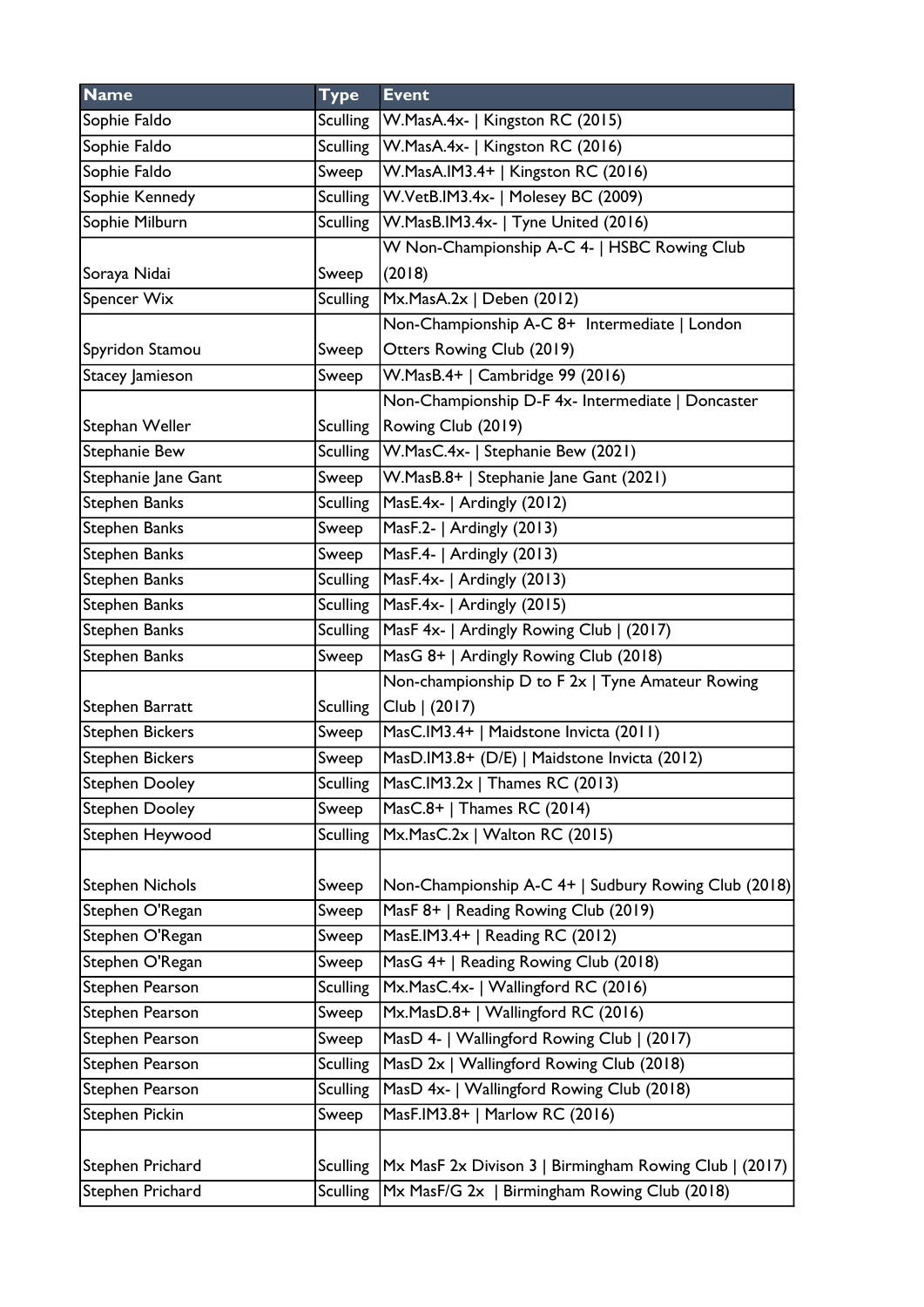| Name | Type | Event |
| --- | --- | --- |
| Sophie Faldo | Sculling | W.MasA.4x- \| Kingston RC (2015) |
| Sophie Faldo | Sculling | W.MasA.4x- \| Kingston RC (2016) |
| Sophie Faldo | Sweep | W.MasA.IM3.4+ \| Kingston RC (2016) |
| Sophie Kennedy | Sculling | W.VetB.IM3.4x- \| Molesey BC (2009) |
| Sophie Milburn | Sculling | W.MasB.IM3.4x- \| Tyne United (2016) |
| Soraya Nidai | Sweep | W Non-Championship A-C 4- \| HSBC Rowing Club (2018) |
| Spencer Wix | Sculling | Mx.MasA.2x \| Deben (2012) |
| Spyridon Stamou | Sweep | Non-Championship A-C 8+ Intermediate \| London Otters Rowing Club (2019) |
| Stacey Jamieson | Sweep | W.MasB.4+ \| Cambridge 99 (2016) |
| Stephan Weller | Sculling | Non-Championship D-F 4x- Intermediate \| Doncaster Rowing Club (2019) |
| Stephanie Bew | Sculling | W.MasC.4x- \| Stephanie Bew (2021) |
| Stephanie Jane Gant | Sweep | W.MasB.8+ \| Stephanie Jane Gant (2021) |
| Stephen Banks | Sculling | MasE.4x- \| Ardingly (2012) |
| Stephen Banks | Sweep | MasF.2- \| Ardingly (2013) |
| Stephen Banks | Sweep | MasF.4- \| Ardingly (2013) |
| Stephen Banks | Sculling | MasF.4x- \| Ardingly (2013) |
| Stephen Banks | Sculling | MasF.4x- \| Ardingly (2015) |
| Stephen Banks | Sculling | MasF 4x- \| Ardingly Rowing Club \| (2017) |
| Stephen Banks | Sweep | MasG 8+ \| Ardingly Rowing Club (2018) |
| Stephen Barratt | Sculling | Non-championship D to F 2x \| Tyne Amateur Rowing Club \| (2017) |
| Stephen Bickers | Sweep | MasC.IM3.4+ \| Maidstone Invicta (2011) |
| Stephen Bickers | Sweep | MasD.IM3.8+ (D/E) \| Maidstone Invicta (2012) |
| Stephen Dooley | Sculling | MasC.IM3.2x \| Thames RC (2013) |
| Stephen Dooley | Sweep | MasC.8+ \| Thames RC (2014) |
| Stephen Heywood | Sculling | Mx.MasC.2x \| Walton RC (2015) |
| Stephen Nichols | Sweep | Non-Championship A-C 4+ \| Sudbury Rowing Club (2018) |
| Stephen O'Regan | Sweep | MasF 8+ \| Reading Rowing Club (2019) |
| Stephen O'Regan | Sweep | MasE.IM3.4+ \| Reading RC (2012) |
| Stephen O'Regan | Sweep | MasG 4+ \| Reading Rowing Club (2018) |
| Stephen Pearson | Sculling | Mx.MasC.4x- \| Wallingford RC (2016) |
| Stephen Pearson | Sweep | Mx.MasD.8+ \| Wallingford RC (2016) |
| Stephen Pearson | Sweep | MasD 4- \| Wallingford Rowing Club \| (2017) |
| Stephen Pearson | Sculling | MasD 2x \| Wallingford Rowing Club (2018) |
| Stephen Pearson | Sculling | MasD 4x- \| Wallingford Rowing Club (2018) |
| Stephen Pickin | Sweep | MasF.IM3.8+ \| Marlow RC (2016) |
| Stephen Prichard | Sculling | Mx MasF 2x Divison 3 \| Birmingham Rowing Club \| (2017) |
| Stephen Prichard | Sculling | Mx MasF/G 2x \| Birmingham Rowing Club (2018) |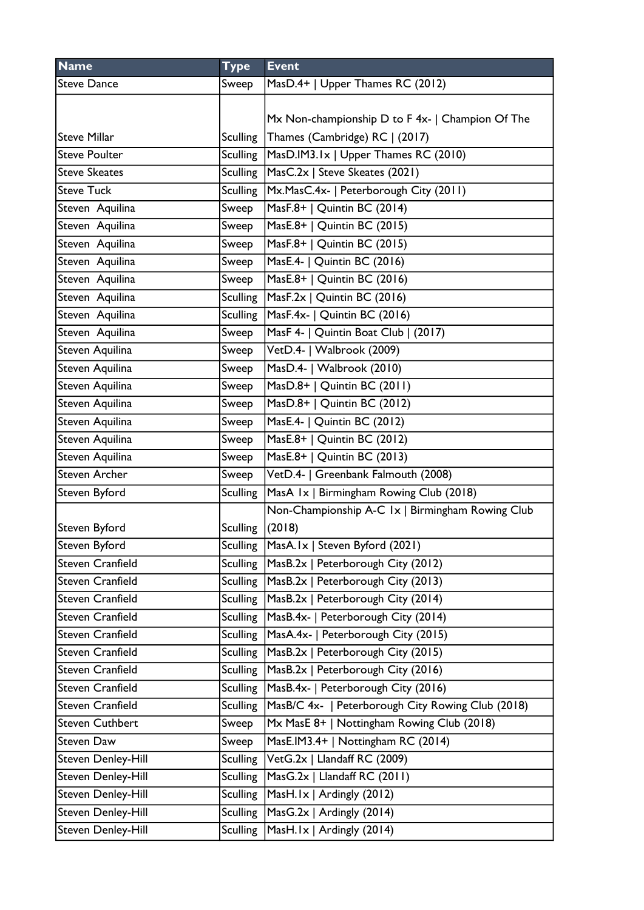| Name | Type | Event |
|---|---|---|
| Steve Dance | Sweep | MasD.4+ \| Upper Thames RC (2012) |
| Steve Millar | Sculling | Mx Non-championship D to F 4x- \| Champion Of The Thames (Cambridge) RC \| (2017) |
| Steve Poulter | Sculling | MasD.IM3.1x \| Upper Thames RC (2010) |
| Steve Skeates | Sculling | MasC.2x \| Steve Skeates (2021) |
| Steve Tuck | Sculling | Mx.MasC.4x- \| Peterborough City (2011) |
| Steven  Aquilina | Sweep | MasF.8+ \| Quintin BC (2014) |
| Steven  Aquilina | Sweep | MasE.8+ \| Quintin BC (2015) |
| Steven  Aquilina | Sweep | MasF.8+ \| Quintin BC (2015) |
| Steven  Aquilina | Sweep | MasE.4- \| Quintin BC (2016) |
| Steven  Aquilina | Sweep | MasE.8+ \| Quintin BC (2016) |
| Steven  Aquilina | Sculling | MasF.2x \| Quintin BC (2016) |
| Steven  Aquilina | Sculling | MasF.4x- \| Quintin BC (2016) |
| Steven  Aquilina | Sweep | MasF 4- \| Quintin Boat Club \| (2017) |
| Steven Aquilina | Sweep | VetD.4- \| Walbrook (2009) |
| Steven Aquilina | Sweep | MasD.4- \| Walbrook (2010) |
| Steven Aquilina | Sweep | MasD.8+ \| Quintin BC (2011) |
| Steven Aquilina | Sweep | MasD.8+ \| Quintin BC (2012) |
| Steven Aquilina | Sweep | MasE.4- \| Quintin BC (2012) |
| Steven Aquilina | Sweep | MasE.8+ \| Quintin BC (2012) |
| Steven Aquilina | Sweep | MasE.8+ \| Quintin BC (2013) |
| Steven Archer | Sweep | VetD.4- \| Greenbank Falmouth (2008) |
| Steven Byford | Sculling | MasA 1x \| Birmingham Rowing Club (2018) |
| Steven Byford | Sculling | Non-Championship A-C 1x \| Birmingham Rowing Club (2018) |
| Steven Byford | Sculling | MasA.1x \| Steven Byford (2021) |
| Steven Cranfield | Sculling | MasB.2x \| Peterborough City (2012) |
| Steven Cranfield | Sculling | MasB.2x \| Peterborough City (2013) |
| Steven Cranfield | Sculling | MasB.2x \| Peterborough City (2014) |
| Steven Cranfield | Sculling | MasB.4x- \| Peterborough City (2014) |
| Steven Cranfield | Sculling | MasA.4x- \| Peterborough City (2015) |
| Steven Cranfield | Sculling | MasB.2x \| Peterborough City (2015) |
| Steven Cranfield | Sculling | MasB.2x \| Peterborough City (2016) |
| Steven Cranfield | Sculling | MasB.4x- \| Peterborough City (2016) |
| Steven Cranfield | Sculling | MasB/C 4x-  \| Peterborough City Rowing Club (2018) |
| Steven Cuthbert | Sweep | Mx MasE 8+ \| Nottingham Rowing Club (2018) |
| Steven Daw | Sweep | MasE.IM3.4+ \| Nottingham RC (2014) |
| Steven Denley-Hill | Sculling | VetG.2x \| Llandaff RC (2009) |
| Steven Denley-Hill | Sculling | MasG.2x \| Llandaff RC (2011) |
| Steven Denley-Hill | Sculling | MasH.1x \| Ardingly (2012) |
| Steven Denley-Hill | Sculling | MasG.2x \| Ardingly (2014) |
| Steven Denley-Hill | Sculling | MasH.1x \| Ardingly (2014) |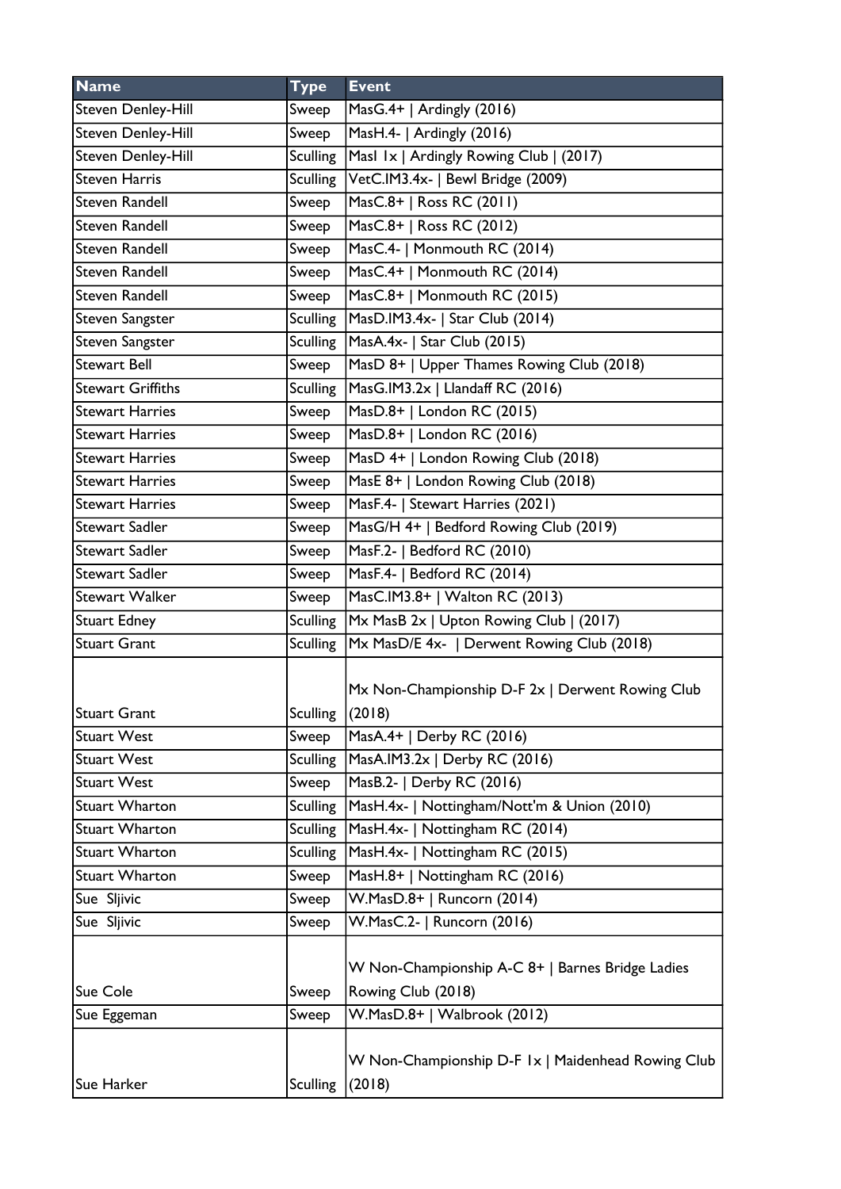| Name | Type | Event |
|---|---|---|
| Steven Denley-Hill | Sweep | MasG.4+ \| Ardingly (2016) |
| Steven Denley-Hill | Sweep | MasH.4- \| Ardingly (2016) |
| Steven Denley-Hill | Sculling | MasI 1x \| Ardingly Rowing Club \| (2017) |
| Steven Harris | Sculling | VetC.IM3.4x- \| Bewl Bridge (2009) |
| Steven Randell | Sweep | MasC.8+ \| Ross RC (2011) |
| Steven Randell | Sweep | MasC.8+ \| Ross RC (2012) |
| Steven Randell | Sweep | MasC.4- \| Monmouth RC (2014) |
| Steven Randell | Sweep | MasC.4+ \| Monmouth RC (2014) |
| Steven Randell | Sweep | MasC.8+ \| Monmouth RC (2015) |
| Steven Sangster | Sculling | MasD.IM3.4x- \| Star Club (2014) |
| Steven Sangster | Sculling | MasA.4x- \| Star Club (2015) |
| Stewart Bell | Sweep | MasD 8+ \| Upper Thames Rowing Club (2018) |
| Stewart Griffiths | Sculling | MasG.IM3.2x \| Llandaff RC (2016) |
| Stewart Harries | Sweep | MasD.8+ \| London RC (2015) |
| Stewart Harries | Sweep | MasD.8+ \| London RC (2016) |
| Stewart Harries | Sweep | MasD 4+ \| London Rowing Club (2018) |
| Stewart Harries | Sweep | MasE 8+ \| London Rowing Club (2018) |
| Stewart Harries | Sweep | MasF.4- \| Stewart Harries (2021) |
| Stewart Sadler | Sweep | MasG/H 4+ \| Bedford Rowing Club (2019) |
| Stewart Sadler | Sweep | MasF.2- \| Bedford RC (2010) |
| Stewart Sadler | Sweep | MasF.4- \| Bedford RC (2014) |
| Stewart Walker | Sweep | MasC.IM3.8+ \| Walton RC (2013) |
| Stuart Edney | Sculling | Mx MasB 2x \| Upton Rowing Club \| (2017) |
| Stuart Grant | Sculling | Mx MasD/E 4x- \| Derwent Rowing Club (2018) |
| Stuart Grant | Sculling | Mx Non-Championship D-F 2x \| Derwent Rowing Club (2018) |
| Stuart West | Sweep | MasA.4+ \| Derby RC (2016) |
| Stuart West | Sculling | MasA.IM3.2x \| Derby RC (2016) |
| Stuart West | Sweep | MasB.2- \| Derby RC (2016) |
| Stuart Wharton | Sculling | MasH.4x- \| Nottingham/Nott'm & Union (2010) |
| Stuart Wharton | Sculling | MasH.4x- \| Nottingham RC (2014) |
| Stuart Wharton | Sculling | MasH.4x- \| Nottingham RC (2015) |
| Stuart Wharton | Sweep | MasH.8+ \| Nottingham RC (2016) |
| Sue Sljivic | Sweep | W.MasD.8+ \| Runcorn (2014) |
| Sue Sljivic | Sweep | W.MasC.2- \| Runcorn (2016) |
| Sue Cole | Sweep | W Non-Championship A-C 8+ \| Barnes Bridge Ladies Rowing Club (2018) |
| Sue Eggeman | Sweep | W.MasD.8+ \| Walbrook (2012) |
| Sue Harker | Sculling | W Non-Championship D-F 1x \| Maidenhead Rowing Club (2018) |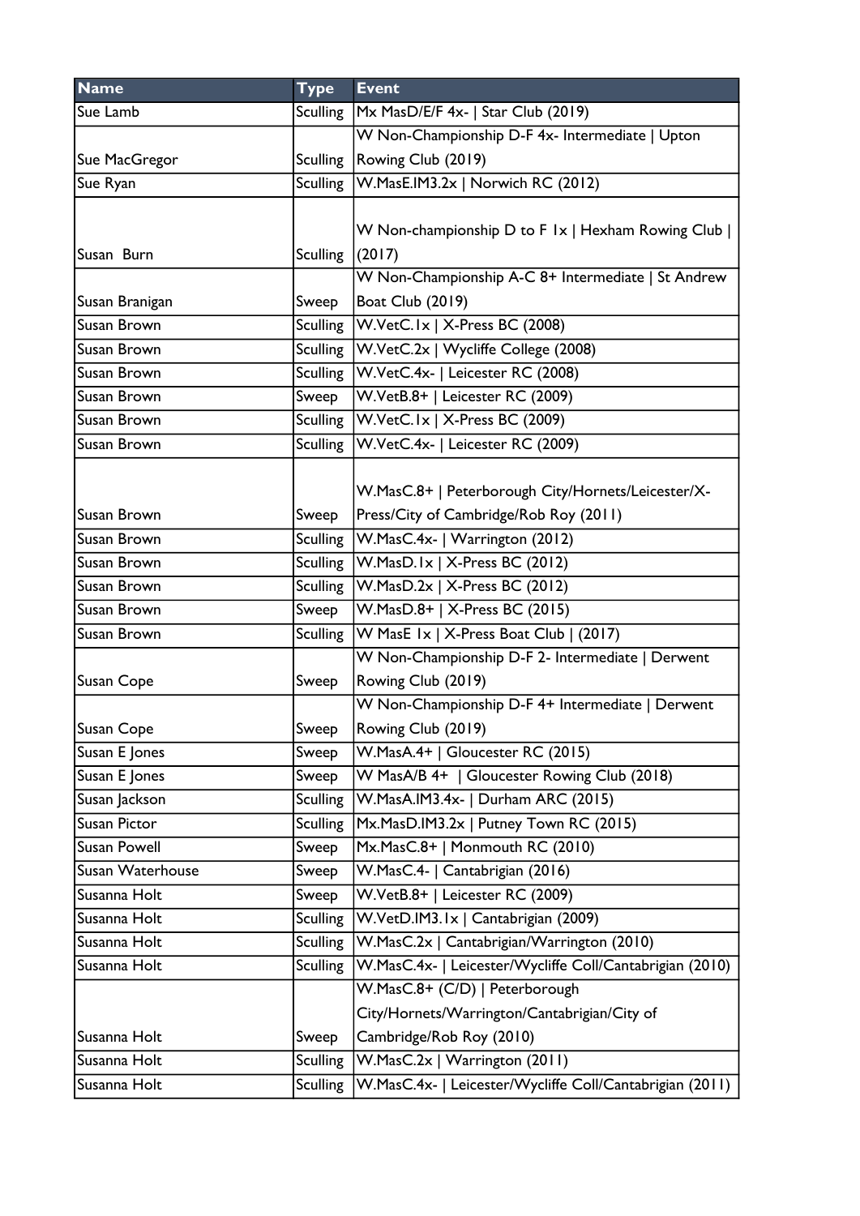| Name | Type | Event |
|---|---|---|
| Sue Lamb | Sculling | Mx MasD/E/F 4x- \| Star Club (2019) |
| Sue MacGregor | Sculling | W Non-Championship D-F 4x- Intermediate \| Upton Rowing Club (2019) |
| Sue Ryan | Sculling | W.MasE.IM3.2x \| Norwich RC (2012) |
| Susan  Burn | Sculling | W Non-championship D to F 1x \| Hexham Rowing Club \| (2017) |
| Susan Branigan | Sweep | W Non-Championship A-C 8+ Intermediate \| St Andrew Boat Club (2019) |
| Susan Brown | Sculling | W.VetC.1x \| X-Press BC (2008) |
| Susan Brown | Sculling | W.VetC.2x \| Wycliffe College (2008) |
| Susan Brown | Sculling | W.VetC.4x- \| Leicester RC (2008) |
| Susan Brown | Sweep | W.VetB.8+ \| Leicester RC (2009) |
| Susan Brown | Sculling | W.VetC.1x \| X-Press BC (2009) |
| Susan Brown | Sculling | W.VetC.4x- \| Leicester RC (2009) |
| Susan Brown | Sweep | W.MasC.8+ \| Peterborough City/Hornets/Leicester/X-Press/City of Cambridge/Rob Roy (2011) |
| Susan Brown | Sculling | W.MasC.4x- \| Warrington (2012) |
| Susan Brown | Sculling | W.MasD.1x \| X-Press BC (2012) |
| Susan Brown | Sculling | W.MasD.2x \| X-Press BC (2012) |
| Susan Brown | Sweep | W.MasD.8+ \| X-Press BC (2015) |
| Susan Brown | Sculling | W MasE 1x \| X-Press Boat Club \| (2017) |
| Susan Cope | Sweep | W Non-Championship D-F 2- Intermediate \| Derwent Rowing Club (2019) |
| Susan Cope | Sweep | W Non-Championship D-F 4+ Intermediate \| Derwent Rowing Club (2019) |
| Susan E Jones | Sweep | W.MasA.4+ \| Gloucester RC (2015) |
| Susan E Jones | Sweep | W MasA/B 4+  \| Gloucester Rowing Club (2018) |
| Susan Jackson | Sculling | W.MasA.IM3.4x- \| Durham ARC (2015) |
| Susan Pictor | Sculling | Mx.MasD.IM3.2x \| Putney Town RC (2015) |
| Susan Powell | Sweep | Mx.MasC.8+ \| Monmouth RC (2010) |
| Susan Waterhouse | Sweep | W.MasC.4- \| Cantabrigian (2016) |
| Susanna Holt | Sweep | W.VetB.8+ \| Leicester RC (2009) |
| Susanna Holt | Sculling | W.VetD.IM3.1x \| Cantabrigian (2009) |
| Susanna Holt | Sculling | W.MasC.2x \| Cantabrigian/Warrington (2010) |
| Susanna Holt | Sculling | W.MasC.4x- \| Leicester/Wycliffe Coll/Cantabrigian (2010) |
| Susanna Holt | Sweep | W.MasC.8+ (C/D) \| Peterborough City/Hornets/Warrington/Cantabrigian/City of Cambridge/Rob Roy (2010) |
| Susanna Holt | Sculling | W.MasC.2x \| Warrington (2011) |
| Susanna Holt | Sculling | W.MasC.4x- \| Leicester/Wycliffe Coll/Cantabrigian (2011) |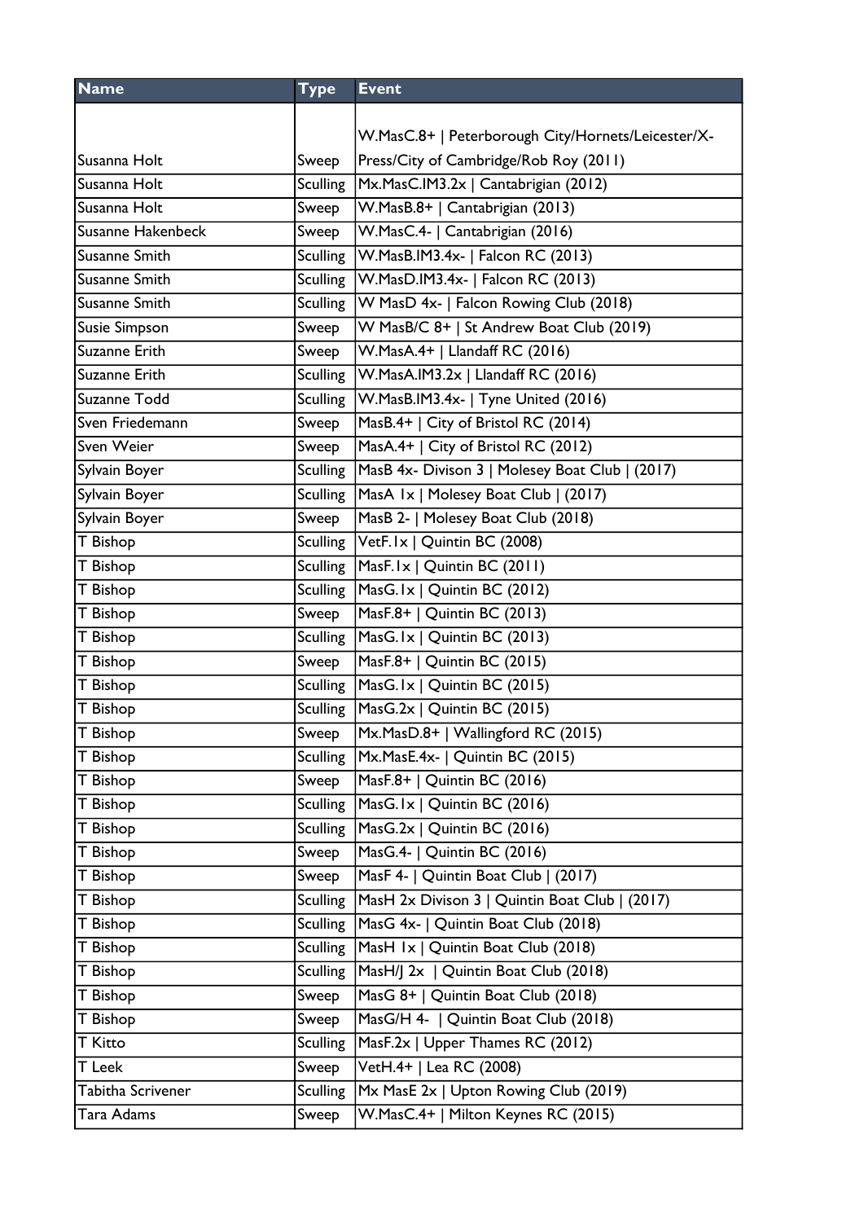| Name | Type | Event |
|---|---|---|
| Susanna Holt | Sweep | W.MasC.8+ \| Peterborough City/Hornets/Leicester/X-Press/City of Cambridge/Rob Roy (2011) |
| Susanna Holt | Sculling | Mx.MasC.IM3.2x \| Cantabrigian (2012) |
| Susanna Holt | Sweep | W.MasB.8+ \| Cantabrigian (2013) |
| Susanne Hakenbeck | Sweep | W.MasC.4- \| Cantabrigian (2016) |
| Susanne Smith | Sculling | W.MasB.IM3.4x- \| Falcon RC (2013) |
| Susanne Smith | Sculling | W.MasD.IM3.4x- \| Falcon RC (2013) |
| Susanne Smith | Sculling | W MasD 4x- \| Falcon Rowing Club (2018) |
| Susie Simpson | Sweep | W MasB/C 8+ \| St Andrew Boat Club (2019) |
| Suzanne Erith | Sweep | W.MasA.4+ \| Llandaff RC (2016) |
| Suzanne Erith | Sculling | W.MasA.IM3.2x \| Llandaff RC (2016) |
| Suzanne Todd | Sculling | W.MasB.IM3.4x- \| Tyne United (2016) |
| Sven Friedemann | Sweep | MasB.4+ \| City of Bristol RC (2014) |
| Sven Weier | Sweep | MasA.4+ \| City of Bristol RC (2012) |
| Sylvain Boyer | Sculling | MasB 4x- Divison 3 \| Molesey Boat Club \| (2017) |
| Sylvain Boyer | Sculling | MasA 1x \| Molesey Boat Club \| (2017) |
| Sylvain Boyer | Sweep | MasB 2- \| Molesey Boat Club (2018) |
| T Bishop | Sculling | VetF.1x \| Quintin BC (2008) |
| T Bishop | Sculling | MasF.1x \| Quintin BC (2011) |
| T Bishop | Sculling | MasG.1x \| Quintin BC (2012) |
| T Bishop | Sweep | MasF.8+ \| Quintin BC (2013) |
| T Bishop | Sculling | MasG.1x \| Quintin BC (2013) |
| T Bishop | Sweep | MasF.8+ \| Quintin BC (2015) |
| T Bishop | Sculling | MasG.1x \| Quintin BC (2015) |
| T Bishop | Sculling | MasG.2x \| Quintin BC (2015) |
| T Bishop | Sweep | Mx.MasD.8+ \| Wallingford RC (2015) |
| T Bishop | Sculling | Mx.MasE.4x- \| Quintin BC (2015) |
| T Bishop | Sweep | MasF.8+ \| Quintin BC (2016) |
| T Bishop | Sculling | MasG.1x \| Quintin BC (2016) |
| T Bishop | Sculling | MasG.2x \| Quintin BC (2016) |
| T Bishop | Sweep | MasG.4- \| Quintin BC (2016) |
| T Bishop | Sweep | MasF 4- \| Quintin Boat Club \| (2017) |
| T Bishop | Sculling | MasH 2x Divison 3 \| Quintin Boat Club \| (2017) |
| T Bishop | Sculling | MasG 4x- \| Quintin Boat Club (2018) |
| T Bishop | Sculling | MasH 1x \| Quintin Boat Club (2018) |
| T Bishop | Sculling | MasH/J 2x \| Quintin Boat Club (2018) |
| T Bishop | Sweep | MasG 8+ \| Quintin Boat Club (2018) |
| T Bishop | Sweep | MasG/H 4- \| Quintin Boat Club (2018) |
| T Kitto | Sculling | MasF.2x \| Upper Thames RC (2012) |
| T Leek | Sweep | VetH.4+ \| Lea RC (2008) |
| Tabitha Scrivener | Sculling | Mx MasE 2x \| Upton Rowing Club (2019) |
| Tara Adams | Sweep | W.MasC.4+ \| Milton Keynes RC (2015) |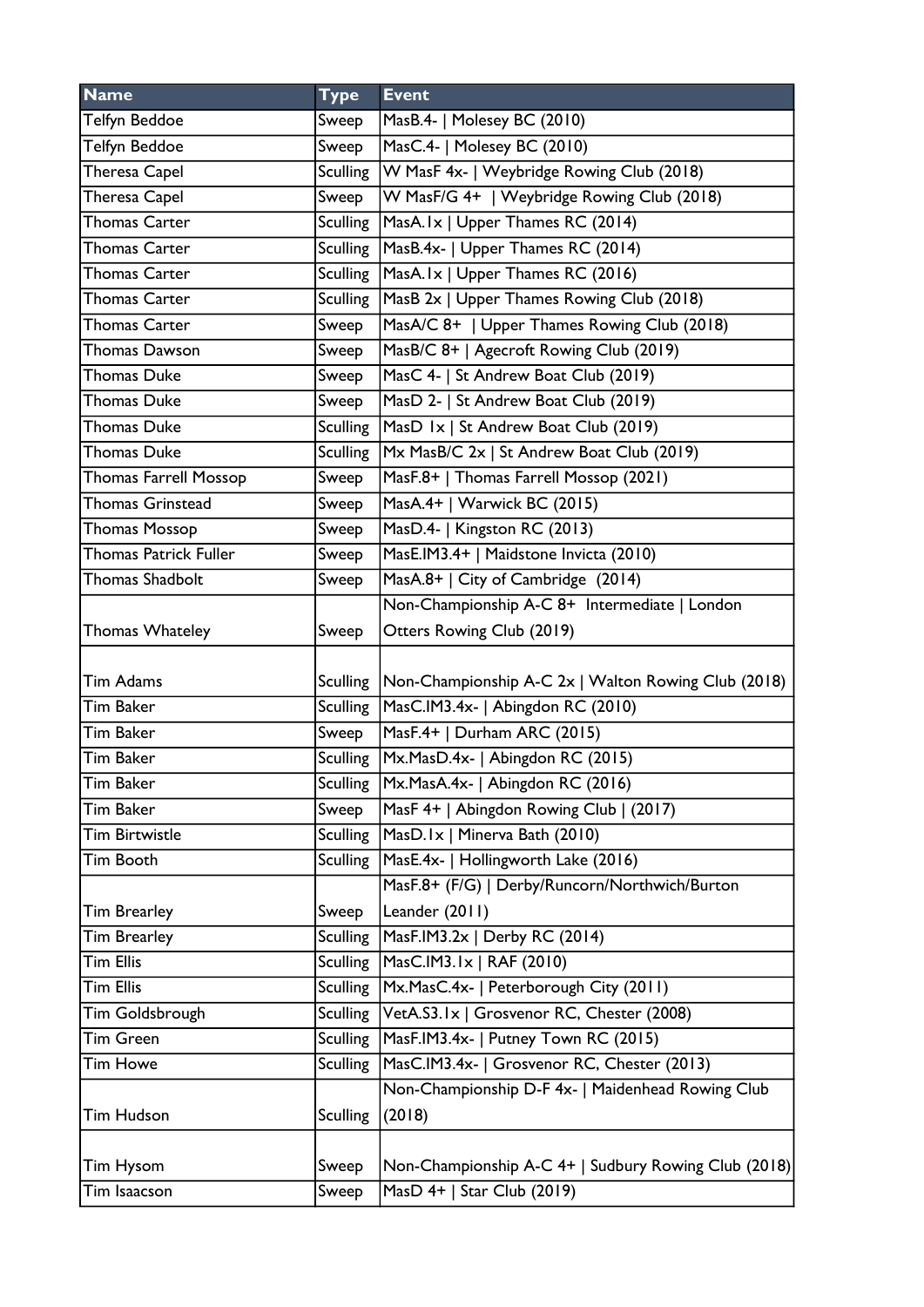| Name | Type | Event |
|---|---|---|
| Telfyn Beddoe | Sweep | MasB.4- \| Molesey BC (2010) |
| Telfyn Beddoe | Sweep | MasC.4- \| Molesey BC (2010) |
| Theresa Capel | Sculling | W MasF 4x- \| Weybridge Rowing Club (2018) |
| Theresa Capel | Sweep | W MasF/G 4+ \| Weybridge Rowing Club (2018) |
| Thomas Carter | Sculling | MasA.1x \| Upper Thames RC (2014) |
| Thomas Carter | Sculling | MasB.4x- \| Upper Thames RC (2014) |
| Thomas Carter | Sculling | MasA.1x \| Upper Thames RC (2016) |
| Thomas Carter | Sculling | MasB 2x \| Upper Thames Rowing Club (2018) |
| Thomas Carter | Sweep | MasA/C 8+ \| Upper Thames Rowing Club (2018) |
| Thomas Dawson | Sweep | MasB/C 8+ \| Agecroft Rowing Club (2019) |
| Thomas Duke | Sweep | MasC 4- \| St Andrew Boat Club (2019) |
| Thomas Duke | Sweep | MasD 2- \| St Andrew Boat Club (2019) |
| Thomas Duke | Sculling | MasD 1x \| St Andrew Boat Club (2019) |
| Thomas Duke | Sculling | Mx MasB/C 2x \| St Andrew Boat Club (2019) |
| Thomas Farrell Mossop | Sweep | MasF.8+ \| Thomas Farrell Mossop (2021) |
| Thomas Grinstead | Sweep | MasA.4+ \| Warwick BC (2015) |
| Thomas Mossop | Sweep | MasD.4- \| Kingston RC (2013) |
| Thomas Patrick Fuller | Sweep | MasE.IM3.4+ \| Maidstone Invicta (2010) |
| Thomas Shadbolt | Sweep | MasA.8+ \| City of Cambridge (2014) |
| Thomas Whateley | Sweep | Non-Championship A-C 8+ Intermediate \| London Otters Rowing Club (2019) |
| Tim Adams | Sculling | Non-Championship A-C 2x \| Walton Rowing Club (2018) |
| Tim Baker | Sculling | MasC.IM3.4x- \| Abingdon RC (2010) |
| Tim Baker | Sweep | MasF.4+ \| Durham ARC (2015) |
| Tim Baker | Sculling | Mx.MasD.4x- \| Abingdon RC (2015) |
| Tim Baker | Sculling | Mx.MasA.4x- \| Abingdon RC (2016) |
| Tim Baker | Sweep | MasF 4+ \| Abingdon Rowing Club \| (2017) |
| Tim Birtwistle | Sculling | MasD.1x \| Minerva Bath (2010) |
| Tim Booth | Sculling | MasE.4x- \| Hollingworth Lake (2016) |
| Tim Brearley | Sweep | MasF.8+ (F/G) \| Derby/Runcorn/Northwich/Burton Leander (2011) |
| Tim Brearley | Sculling | MasF.IM3.2x \| Derby RC (2014) |
| Tim Ellis | Sculling | MasC.IM3.1x \| RAF (2010) |
| Tim Ellis | Sculling | Mx.MasC.4x- \| Peterborough City (2011) |
| Tim Goldsbrough | Sculling | VetA.S3.1x \| Grosvenor RC, Chester (2008) |
| Tim Green | Sculling | MasF.IM3.4x- \| Putney Town RC (2015) |
| Tim Howe | Sculling | MasC.IM3.4x- \| Grosvenor RC, Chester (2013) |
| Tim Hudson | Sculling | Non-Championship D-F 4x- \| Maidenhead Rowing Club (2018) |
| Tim Hysom | Sweep | Non-Championship A-C 4+ \| Sudbury Rowing Club (2018) |
| Tim Isaacson | Sweep | MasD 4+ \| Star Club (2019) |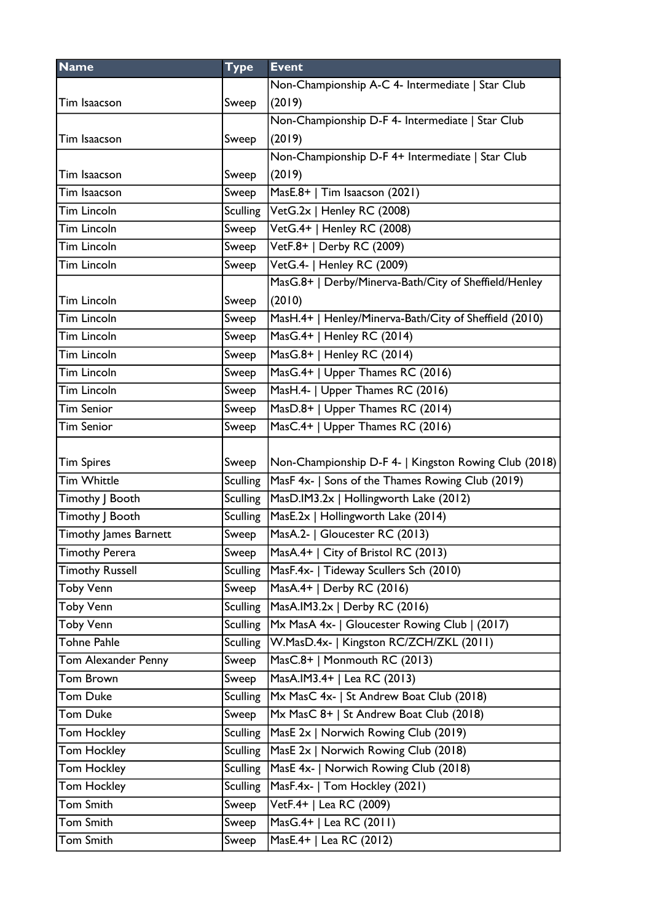| Name | Type | Event |
|---|---|---|
| Tim Isaacson | Sweep | Non-Championship A-C 4- Intermediate \| Star Club (2019) |
| Tim Isaacson | Sweep | Non-Championship D-F 4- Intermediate \| Star Club (2019) |
| Tim Isaacson | Sweep | Non-Championship D-F 4+ Intermediate \| Star Club (2019) |
| Tim Isaacson | Sweep | MasE.8+ \| Tim Isaacson (2021) |
| Tim Lincoln | Sculling | VetG.2x \| Henley RC (2008) |
| Tim Lincoln | Sweep | VetG.4+ \| Henley RC (2008) |
| Tim Lincoln | Sweep | VetF.8+ \| Derby RC (2009) |
| Tim Lincoln | Sweep | VetG.4- \| Henley RC (2009) |
| Tim Lincoln | Sweep | MasG.8+ \| Derby/Minerva-Bath/City of Sheffield/Henley (2010) |
| Tim Lincoln | Sweep | MasH.4+ \| Henley/Minerva-Bath/City of Sheffield (2010) |
| Tim Lincoln | Sweep | MasG.4+ \| Henley RC (2014) |
| Tim Lincoln | Sweep | MasG.8+ \| Henley RC (2014) |
| Tim Lincoln | Sweep | MasG.4+ \| Upper Thames RC (2016) |
| Tim Lincoln | Sweep | MasH.4- \| Upper Thames RC (2016) |
| Tim Senior | Sweep | MasD.8+ \| Upper Thames RC (2014) |
| Tim Senior | Sweep | MasC.4+ \| Upper Thames RC (2016) |
| Tim Spires | Sweep | Non-Championship D-F 4- \| Kingston Rowing Club (2018) |
| Tim Whittle | Sculling | MasF 4x- \| Sons of the Thames Rowing Club (2019) |
| Timothy J Booth | Sculling | MasD.IM3.2x \| Hollingworth Lake (2012) |
| Timothy J Booth | Sculling | MasE.2x \| Hollingworth Lake (2014) |
| Timothy James Barnett | Sweep | MasA.2- \| Gloucester RC (2013) |
| Timothy Perera | Sweep | MasA.4+ \| City of Bristol RC (2013) |
| Timothy Russell | Sculling | MasF.4x- \| Tideway Scullers Sch (2010) |
| Toby Venn | Sweep | MasA.4+ \| Derby RC (2016) |
| Toby Venn | Sculling | MasA.IM3.2x \| Derby RC (2016) |
| Toby Venn | Sculling | Mx MasA 4x- \| Gloucester Rowing Club \| (2017) |
| Tohne Pahle | Sculling | W.MasD.4x- \| Kingston RC/ZCH/ZKL (2011) |
| Tom Alexander Penny | Sweep | MasC.8+ \| Monmouth RC (2013) |
| Tom Brown | Sweep | MasA.IM3.4+ \| Lea RC (2013) |
| Tom Duke | Sculling | Mx MasC 4x- \| St Andrew Boat Club (2018) |
| Tom Duke | Sweep | Mx MasC 8+ \| St Andrew Boat Club (2018) |
| Tom Hockley | Sculling | MasE 2x \| Norwich Rowing Club (2019) |
| Tom Hockley | Sculling | MasE 2x \| Norwich Rowing Club (2018) |
| Tom Hockley | Sculling | MasE 4x- \| Norwich Rowing Club (2018) |
| Tom Hockley | Sculling | MasF.4x- \| Tom Hockley (2021) |
| Tom Smith | Sweep | VetF.4+ \| Lea RC (2009) |
| Tom Smith | Sweep | MasG.4+ \| Lea RC (2011) |
| Tom Smith | Sweep | MasE.4+ \| Lea RC (2012) |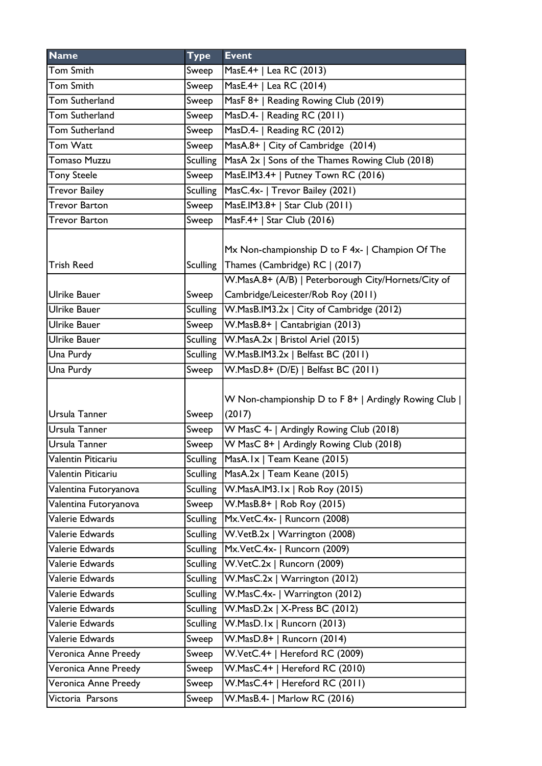| Name | Type | Event |
|---|---|---|
| Tom Smith | Sweep | MasE.4+ \| Lea RC (2013) |
| Tom Smith | Sweep | MasE.4+ \| Lea RC (2014) |
| Tom Sutherland | Sweep | MasF 8+ \| Reading Rowing Club (2019) |
| Tom Sutherland | Sweep | MasD.4- \| Reading RC (2011) |
| Tom Sutherland | Sweep | MasD.4- \| Reading RC (2012) |
| Tom Watt | Sweep | MasA.8+ \| City of Cambridge (2014) |
| Tomaso Muzzu | Sculling | MasA 2x \| Sons of the Thames Rowing Club (2018) |
| Tony Steele | Sweep | MasE.IM3.4+ \| Putney Town RC (2016) |
| Trevor Bailey | Sculling | MasC.4x- \| Trevor Bailey (2021) |
| Trevor Barton | Sweep | MasE.IM3.8+ \| Star Club (2011) |
| Trevor Barton | Sweep | MasF.4+ \| Star Club (2016) |
| Trish Reed | Sculling | Mx Non-championship D to F 4x- \| Champion Of The Thames (Cambridge) RC \| (2017) |
| Ulrike Bauer | Sweep | W.MasA.8+ (A/B) \| Peterborough City/Hornets/City of Cambridge/Leicester/Rob Roy (2011) |
| Ulrike Bauer | Sculling | W.MasB.IM3.2x \| City of Cambridge (2012) |
| Ulrike Bauer | Sweep | W.MasB.8+ \| Cantabrigian (2013) |
| Ulrike Bauer | Sculling | W.MasA.2x \| Bristol Ariel (2015) |
| Una Purdy | Sculling | W.MasB.IM3.2x \| Belfast BC (2011) |
| Una Purdy | Sweep | W.MasD.8+ (D/E) \| Belfast BC (2011) |
| Ursula Tanner | Sweep | W Non-championship D to F 8+ \| Ardingly Rowing Club \| (2017) |
| Ursula Tanner | Sweep | W MasC 4- \| Ardingly Rowing Club (2018) |
| Ursula Tanner | Sweep | W MasC 8+ \| Ardingly Rowing Club (2018) |
| Valentin Piticariu | Sculling | MasA.1x \| Team Keane (2015) |
| Valentin Piticariu | Sculling | MasA.2x \| Team Keane (2015) |
| Valentina Futoryanova | Sculling | W.MasA.IM3.1x \| Rob Roy (2015) |
| Valentina Futoryanova | Sweep | W.MasB.8+ \| Rob Roy (2015) |
| Valerie Edwards | Sculling | Mx.VetC.4x- \| Runcorn (2008) |
| Valerie Edwards | Sculling | W.VetB.2x \| Warrington (2008) |
| Valerie Edwards | Sculling | Mx.VetC.4x- \| Runcorn (2009) |
| Valerie Edwards | Sculling | W.VetC.2x \| Runcorn (2009) |
| Valerie Edwards | Sculling | W.MasC.2x \| Warrington (2012) |
| Valerie Edwards | Sculling | W.MasC.4x- \| Warrington (2012) |
| Valerie Edwards | Sculling | W.MasD.2x \| X-Press BC (2012) |
| Valerie Edwards | Sculling | W.MasD.1x \| Runcorn (2013) |
| Valerie Edwards | Sweep | W.MasD.8+ \| Runcorn (2014) |
| Veronica Anne Preedy | Sweep | W.VetC.4+ \| Hereford RC (2009) |
| Veronica Anne Preedy | Sweep | W.MasC.4+ \| Hereford RC (2010) |
| Veronica Anne Preedy | Sweep | W.MasC.4+ \| Hereford RC (2011) |
| Victoria Parsons | Sweep | W.MasB.4- \| Marlow RC (2016) |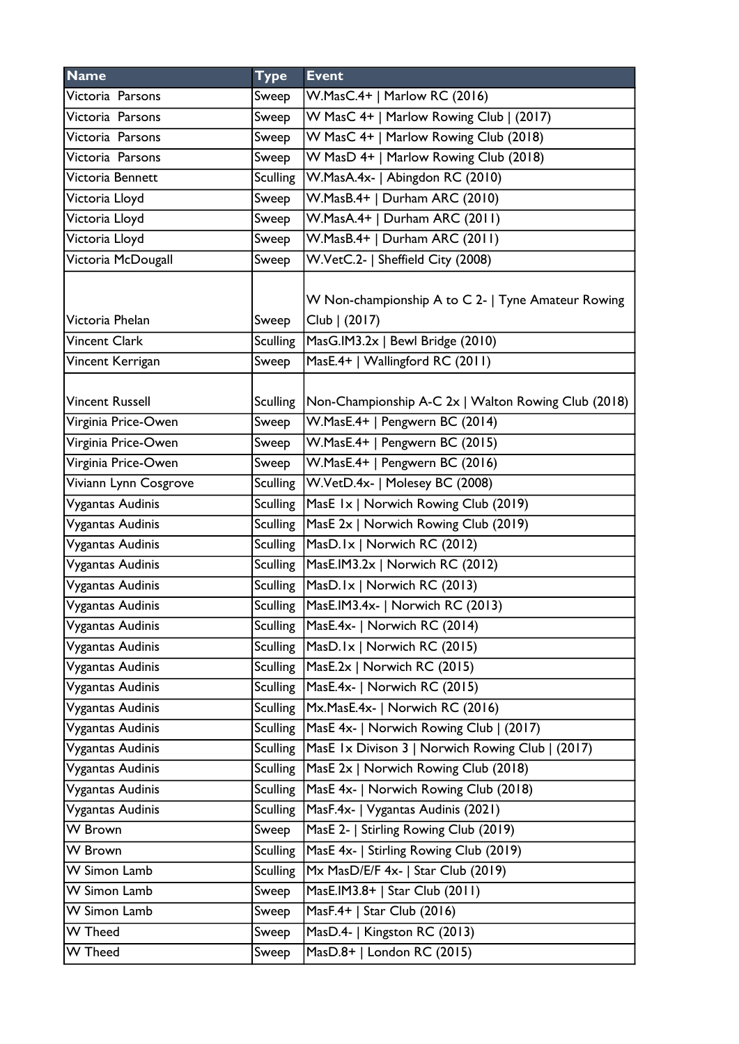| Name | Type | Event |
| --- | --- | --- |
| Victoria  Parsons | Sweep | W.MasC.4+ \| Marlow RC (2016) |
| Victoria  Parsons | Sweep | W MasC 4+ \| Marlow Rowing Club \| (2017) |
| Victoria  Parsons | Sweep | W MasC 4+ \| Marlow Rowing Club (2018) |
| Victoria  Parsons | Sweep | W MasD 4+ \| Marlow Rowing Club (2018) |
| Victoria Bennett | Sculling | W.MasA.4x- \| Abingdon RC (2010) |
| Victoria Lloyd | Sweep | W.MasB.4+ \| Durham ARC (2010) |
| Victoria Lloyd | Sweep | W.MasA.4+ \| Durham ARC (2011) |
| Victoria Lloyd | Sweep | W.MasB.4+ \| Durham ARC (2011) |
| Victoria McDougall | Sweep | W.VetC.2- \| Sheffield City (2008) |
| Victoria Phelan | Sweep | W Non-championship A to C 2- \| Tyne Amateur Rowing Club \| (2017) |
| Vincent Clark | Sculling | MasG.IM3.2x \| Bewl Bridge (2010) |
| Vincent Kerrigan | Sweep | MasE.4+ \| Wallingford RC (2011) |
| Vincent Russell | Sculling | Non-Championship A-C 2x \| Walton Rowing Club (2018) |
| Virginia Price-Owen | Sweep | W.MasE.4+ \| Pengwern BC (2014) |
| Virginia Price-Owen | Sweep | W.MasE.4+ \| Pengwern BC (2015) |
| Virginia Price-Owen | Sweep | W.MasE.4+ \| Pengwern BC (2016) |
| Viviann Lynn Cosgrove | Sculling | W.VetD.4x- \| Molesey BC (2008) |
| Vygantas Audinis | Sculling | MasE 1x \| Norwich Rowing Club (2019) |
| Vygantas Audinis | Sculling | MasE 2x \| Norwich Rowing Club (2019) |
| Vygantas Audinis | Sculling | MasD.1x \| Norwich RC (2012) |
| Vygantas Audinis | Sculling | MasE.IM3.2x \| Norwich RC (2012) |
| Vygantas Audinis | Sculling | MasD.1x \| Norwich RC (2013) |
| Vygantas Audinis | Sculling | MasE.IM3.4x- \| Norwich RC (2013) |
| Vygantas Audinis | Sculling | MasE.4x- \| Norwich RC (2014) |
| Vygantas Audinis | Sculling | MasD.1x \| Norwich RC (2015) |
| Vygantas Audinis | Sculling | MasE.2x \| Norwich RC (2015) |
| Vygantas Audinis | Sculling | MasE.4x- \| Norwich RC (2015) |
| Vygantas Audinis | Sculling | Mx.MasE.4x- \| Norwich RC (2016) |
| Vygantas Audinis | Sculling | MasE 4x- \| Norwich Rowing Club \| (2017) |
| Vygantas Audinis | Sculling | MasE 1x Divison 3 \| Norwich Rowing Club \| (2017) |
| Vygantas Audinis | Sculling | MasE 2x \| Norwich Rowing Club (2018) |
| Vygantas Audinis | Sculling | MasE 4x- \| Norwich Rowing Club (2018) |
| Vygantas Audinis | Sculling | MasF.4x- \| Vygantas Audinis (2021) |
| W Brown | Sweep | MasE 2- \| Stirling Rowing Club (2019) |
| W Brown | Sculling | MasE 4x- \| Stirling Rowing Club (2019) |
| W Simon Lamb | Sculling | Mx MasD/E/F 4x- \| Star Club (2019) |
| W Simon Lamb | Sweep | MasE.IM3.8+ \| Star Club (2011) |
| W Simon Lamb | Sweep | MasF.4+ \| Star Club (2016) |
| W Theed | Sweep | MasD.4- \| Kingston RC (2013) |
| W Theed | Sweep | MasD.8+ \| London RC (2015) |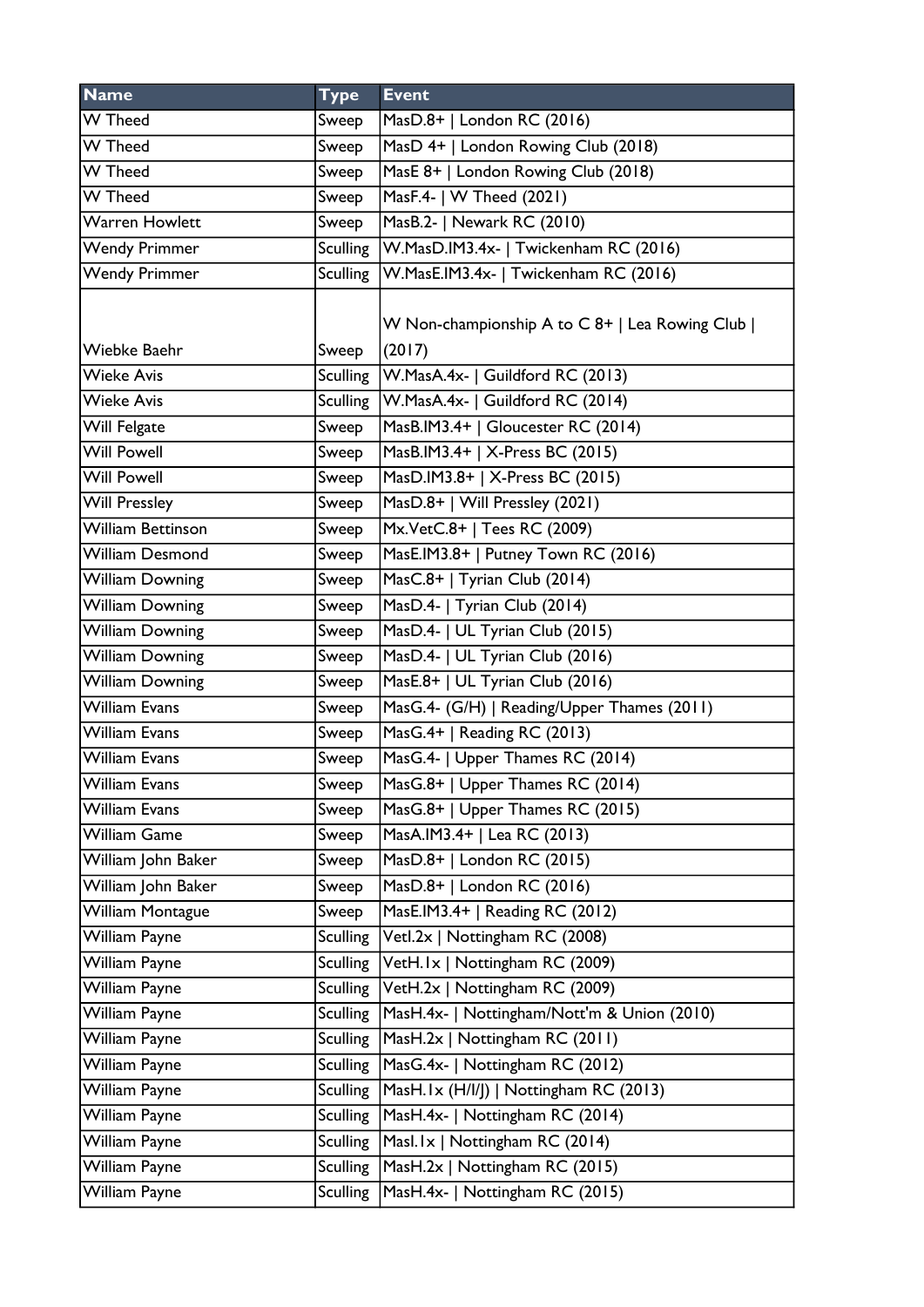| Name | Type | Event |
|---|---|---|
| W Theed | Sweep | MasD.8+ \| London RC (2016) |
| W Theed | Sweep | MasD 4+ \| London Rowing Club (2018) |
| W Theed | Sweep | MasE 8+ \| London Rowing Club (2018) |
| W Theed | Sweep | MasF.4- \| W Theed (2021) |
| Warren Howlett | Sweep | MasB.2- \| Newark RC (2010) |
| Wendy Primmer | Sculling | W.MasD.IM3.4x- \| Twickenham RC (2016) |
| Wendy Primmer | Sculling | W.MasE.IM3.4x- \| Twickenham RC (2016) |
| Wiebke Baehr | Sweep | W Non-championship A to C 8+ \| Lea Rowing Club \| (2017) |
| Wieke Avis | Sculling | W.MasA.4x- \| Guildford RC (2013) |
| Wieke Avis | Sculling | W.MasA.4x- \| Guildford RC (2014) |
| Will Felgate | Sweep | MasB.IM3.4+ \| Gloucester RC (2014) |
| Will Powell | Sweep | MasB.IM3.4+ \| X-Press BC (2015) |
| Will Powell | Sweep | MasD.IM3.8+ \| X-Press BC (2015) |
| Will Pressley | Sweep | MasD.8+ \| Will Pressley (2021) |
| William Bettinson | Sweep | Mx.VetC.8+ \| Tees RC (2009) |
| William Desmond | Sweep | MasE.IM3.8+ \| Putney Town RC (2016) |
| William Downing | Sweep | MasC.8+ \| Tyrian Club (2014) |
| William Downing | Sweep | MasD.4- \| Tyrian Club (2014) |
| William Downing | Sweep | MasD.4- \| UL Tyrian Club (2015) |
| William Downing | Sweep | MasD.4- \| UL Tyrian Club (2016) |
| William Downing | Sweep | MasE.8+ \| UL Tyrian Club (2016) |
| William Evans | Sweep | MasG.4- (G/H) \| Reading/Upper Thames (2011) |
| William Evans | Sweep | MasG.4+ \| Reading RC (2013) |
| William Evans | Sweep | MasG.4- \| Upper Thames RC (2014) |
| William Evans | Sweep | MasG.8+ \| Upper Thames RC (2014) |
| William Evans | Sweep | MasG.8+ \| Upper Thames RC (2015) |
| William Game | Sweep | MasA.IM3.4+ \| Lea RC (2013) |
| William John Baker | Sweep | MasD.8+ \| London RC (2015) |
| William John Baker | Sweep | MasD.8+ \| London RC (2016) |
| William Montague | Sweep | MasE.IM3.4+ \| Reading RC (2012) |
| William Payne | Sculling | VetI.2x \| Nottingham RC (2008) |
| William Payne | Sculling | VetH.1x \| Nottingham RC (2009) |
| William Payne | Sculling | VetH.2x \| Nottingham RC (2009) |
| William Payne | Sculling | MasH.4x- \| Nottingham/Nott'm & Union (2010) |
| William Payne | Sculling | MasH.2x \| Nottingham RC (2011) |
| William Payne | Sculling | MasG.4x- \| Nottingham RC (2012) |
| William Payne | Sculling | MasH.1x (H/I/J) \| Nottingham RC (2013) |
| William Payne | Sculling | MasH.4x- \| Nottingham RC (2014) |
| William Payne | Sculling | MasI.1x \| Nottingham RC (2014) |
| William Payne | Sculling | MasH.2x \| Nottingham RC (2015) |
| William Payne | Sculling | MasH.4x- \| Nottingham RC (2015) |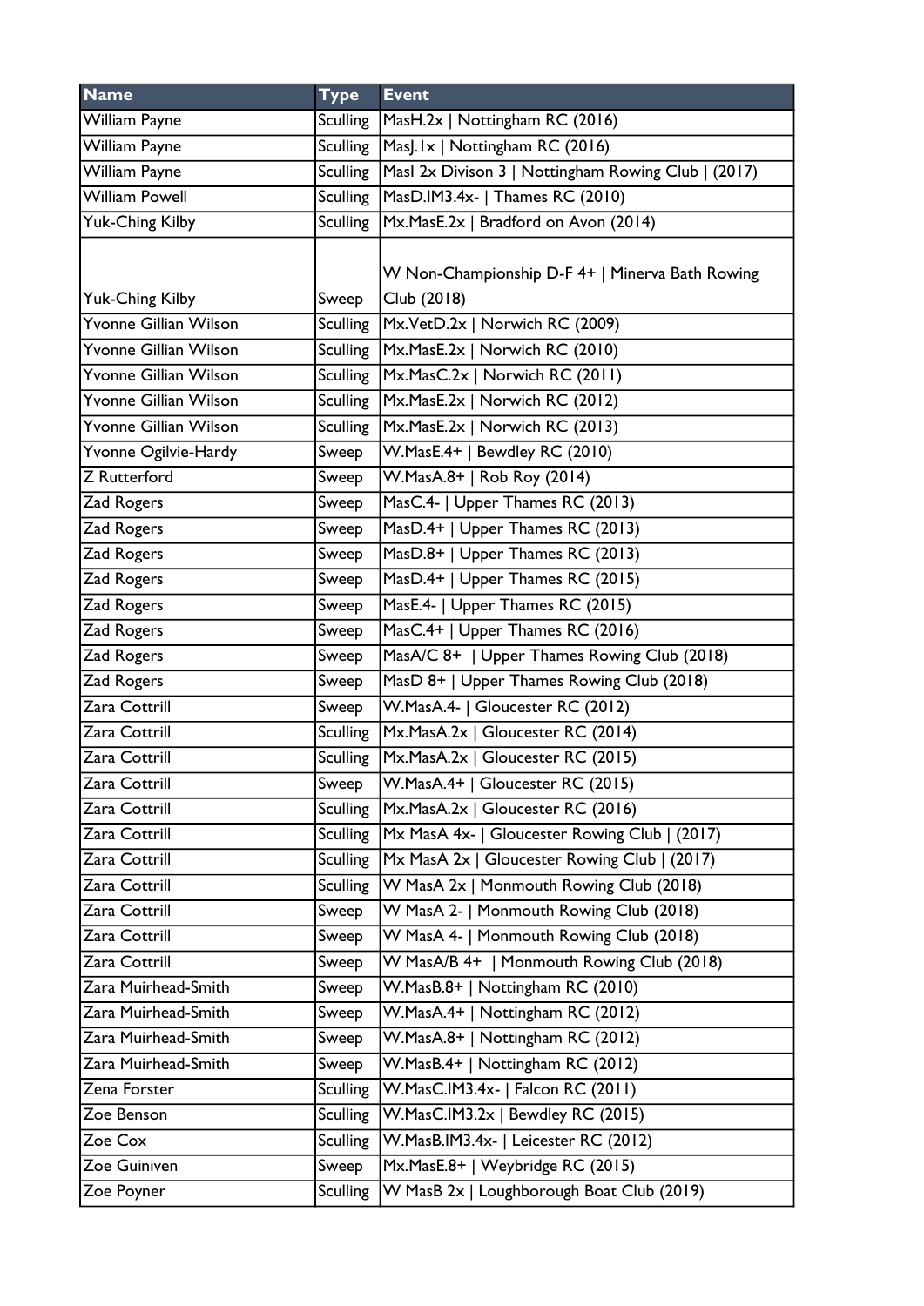| Name | Type | Event |
|---|---|---|
| William Payne | Sculling | MasH.2x \| Nottingham RC (2016) |
| William Payne | Sculling | MasJ.1x \| Nottingham RC (2016) |
| William Payne | Sculling | MasI 2x Divison 3 \| Nottingham Rowing Club \| (2017) |
| William Powell | Sculling | MasD.IM3.4x- \| Thames RC (2010) |
| Yuk-Ching Kilby | Sculling | Mx.MasE.2x \| Bradford on Avon (2014) |
| Yuk-Ching Kilby | Sweep | W Non-Championship D-F 4+ \| Minerva Bath Rowing Club (2018) |
| Yvonne Gillian Wilson | Sculling | Mx.VetD.2x \| Norwich RC (2009) |
| Yvonne Gillian Wilson | Sculling | Mx.MasE.2x \| Norwich RC (2010) |
| Yvonne Gillian Wilson | Sculling | Mx.MasC.2x \| Norwich RC (2011) |
| Yvonne Gillian Wilson | Sculling | Mx.MasE.2x \| Norwich RC (2012) |
| Yvonne Gillian Wilson | Sculling | Mx.MasE.2x \| Norwich RC (2013) |
| Yvonne Ogilvie-Hardy | Sweep | W.MasE.4+ \| Bewdley RC (2010) |
| Z Rutterford | Sweep | W.MasA.8+ \| Rob Roy (2014) |
| Zad Rogers | Sweep | MasC.4- \| Upper Thames RC (2013) |
| Zad Rogers | Sweep | MasD.4+ \| Upper Thames RC (2013) |
| Zad Rogers | Sweep | MasD.8+ \| Upper Thames RC (2013) |
| Zad Rogers | Sweep | MasD.4+ \| Upper Thames RC (2015) |
| Zad Rogers | Sweep | MasE.4- \| Upper Thames RC (2015) |
| Zad Rogers | Sweep | MasC.4+ \| Upper Thames RC (2016) |
| Zad Rogers | Sweep | MasA/C 8+ \| Upper Thames Rowing Club (2018) |
| Zad Rogers | Sweep | MasD 8+ \| Upper Thames Rowing Club (2018) |
| Zara Cottrill | Sweep | W.MasA.4- \| Gloucester RC (2012) |
| Zara Cottrill | Sculling | Mx.MasA.2x \| Gloucester RC (2014) |
| Zara Cottrill | Sculling | Mx.MasA.2x \| Gloucester RC (2015) |
| Zara Cottrill | Sweep | W.MasA.4+ \| Gloucester RC (2015) |
| Zara Cottrill | Sculling | Mx.MasA.2x \| Gloucester RC (2016) |
| Zara Cottrill | Sculling | Mx MasA 4x- \| Gloucester Rowing Club \| (2017) |
| Zara Cottrill | Sculling | Mx MasA 2x \| Gloucester Rowing Club \| (2017) |
| Zara Cottrill | Sculling | W MasA 2x \| Monmouth Rowing Club (2018) |
| Zara Cottrill | Sweep | W MasA 2- \| Monmouth Rowing Club (2018) |
| Zara Cottrill | Sweep | W MasA 4- \| Monmouth Rowing Club (2018) |
| Zara Cottrill | Sweep | W MasA/B 4+ \| Monmouth Rowing Club (2018) |
| Zara Muirhead-Smith | Sweep | W.MasB.8+ \| Nottingham RC (2010) |
| Zara Muirhead-Smith | Sweep | W.MasA.4+ \| Nottingham RC (2012) |
| Zara Muirhead-Smith | Sweep | W.MasA.8+ \| Nottingham RC (2012) |
| Zara Muirhead-Smith | Sweep | W.MasB.4+ \| Nottingham RC (2012) |
| Zena Forster | Sculling | W.MasC.IM3.4x- \| Falcon RC (2011) |
| Zoe Benson | Sculling | W.MasC.IM3.2x \| Bewdley RC (2015) |
| Zoe Cox | Sculling | W.MasB.IM3.4x- \| Leicester RC (2012) |
| Zoe Guiniven | Sweep | Mx.MasE.8+ \| Weybridge RC (2015) |
| Zoe Poyner | Sculling | W MasB 2x \| Loughborough Boat Club (2019) |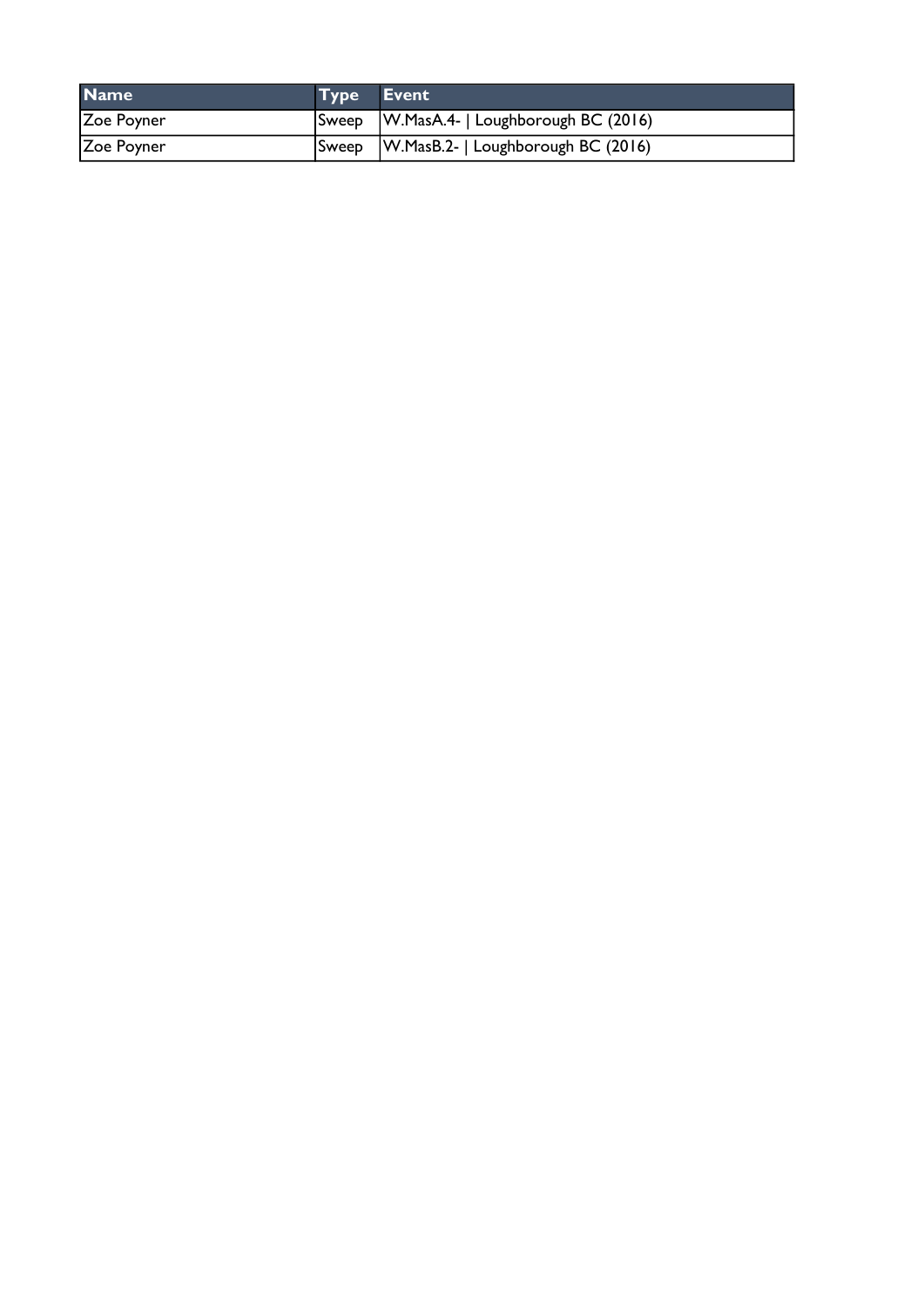| Name | Type | Event |
|---|---|---|
| Zoe Poyner | Sweep | W.MasA.4- \| Loughborough BC (2016) |
| Zoe Poyner | Sweep | W.MasB.2- \| Loughborough BC (2016) |